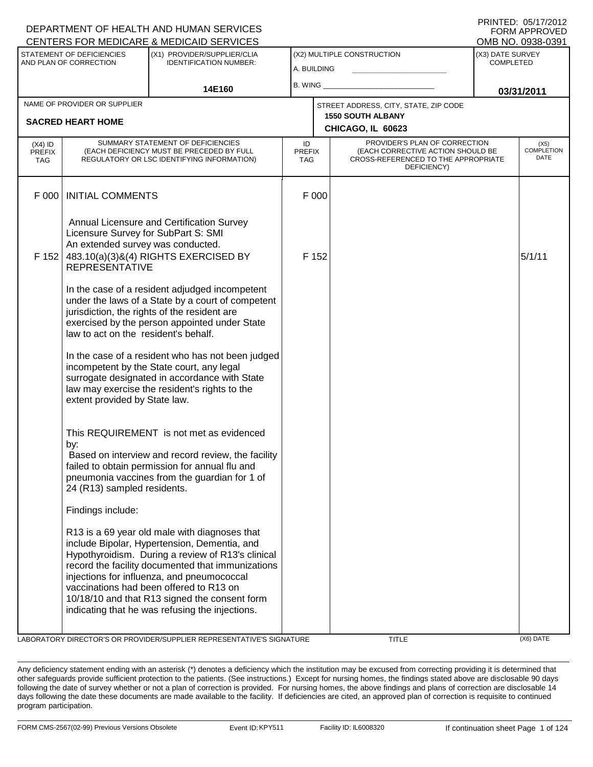DEPARTMENT OF HEALTH AND HUMAN SERVICES
CENTERS FOR MEDICARE & MEDICAID SERVICES

PRINTED: 05/17/2012
FORM APPROVED
OMB NO. 0938-0391

| STATEMENT OF DEFICIENCIES AND PLAN OF CORRECTION | (X1) PROVIDER/SUPPLIER/CLIA IDENTIFICATION NUMBER: | (X2) MULTIPLE CONSTRUCTION | (X3) DATE SURVEY COMPLETED |
|---|---|---|---|
| | 14E160 | A. BUILDING ______ B. WING ______ | 03/31/2011 |

| NAME OF PROVIDER OR SUPPLIER | STREET ADDRESS, CITY, STATE, ZIP CODE |
|---|---|
| SACRED HEART HOME | 1550 SOUTH ALBANY CHICAGO, IL 60623 |

| (X4) ID PREFIX TAG | SUMMARY STATEMENT OF DEFICIENCIES (EACH DEFICIENCY MUST BE PRECEDED BY FULL REGULATORY OR LSC IDENTIFYING INFORMATION) | ID PREFIX TAG | PROVIDER'S PLAN OF CORRECTION (EACH CORRECTIVE ACTION SHOULD BE CROSS-REFERENCED TO THE APPROPRIATE DEFICIENCY) | (X5) COMPLETION DATE |
|---|---|---|---|---|
| F 000 | INITIAL COMMENTS<br><br>Annual Licensure and Certification Survey<br>Licensure Survey for SubPart S: SMI<br>An extended survey was conducted. | F 000 | | |
| F 152 | 483.10(a)(3)&(4) RIGHTS EXERCISED BY REPRESENTATIVE<br><br>In the case of a resident adjudged incompetent under the laws of a State by a court of competent jurisdiction, the rights of the resident are exercised by the person appointed under State law to act on the resident's behalf.<br><br>In the case of a resident who has not been judged incompetent by the State court, any legal surrogate designated in accordance with State law may exercise the resident's rights to the extent provided by State law.<br><br>This REQUIREMENT is not met as evidenced by:<br>Based on interview and record review, the facility failed to obtain permission for annual flu and pneumonia vaccines from the guardian for 1 of 24 (R13) sampled residents.<br><br>Findings include:<br><br>R13 is a 69 year old male with diagnoses that include Bipolar, Hypertension, Dementia, and Hypothyroidism. During a review of R13's clinical record the facility documented that immunizations injections for influenza, and pneumococcal vaccinations had been offered to R13 on 10/18/10 and that R13 signed the consent form indicating that he was refusing the injections. | F 152 | | 5/1/11 |

LABORATORY DIRECTOR'S OR PROVIDER/SUPPLIER REPRESENTATIVE'S SIGNATURE | TITLE | (X6) DATE

Any deficiency statement ending with an asterisk (*) denotes a deficiency which the institution may be excused from correcting providing it is determined that other safeguards provide sufficient protection to the patients. (See instructions.) Except for nursing homes, the findings stated above are disclosable 90 days following the date of survey whether or not a plan of correction is provided. For nursing homes, the above findings and plans of correction are disclosable 14 days following the date these documents are made available to the facility. If deficiencies are cited, an approved plan of correction is requisite to continued program participation.

FORM CMS-2567(02-99) Previous Versions Obsolete | Event ID: KPY511 | Facility ID: IL6008320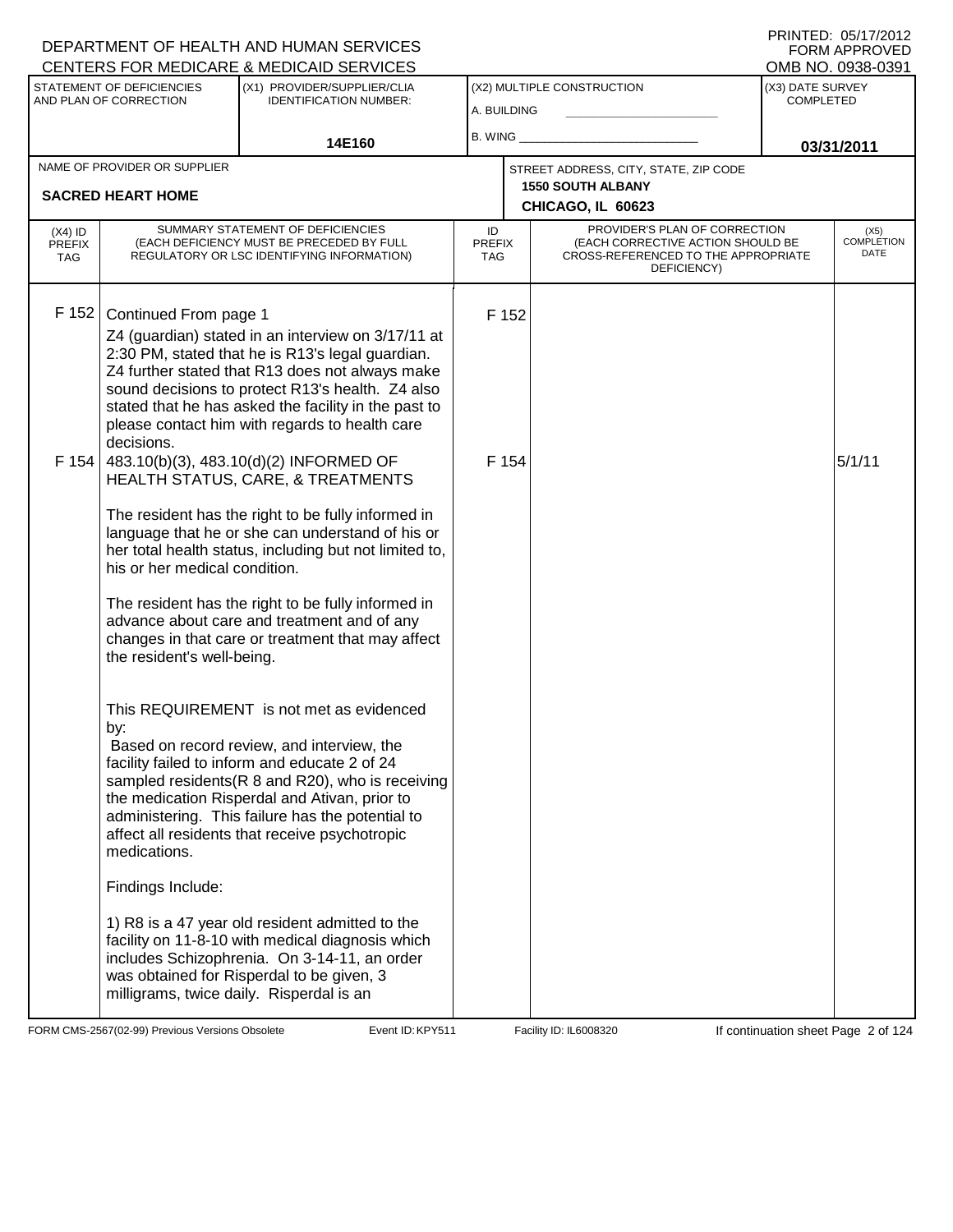DEPARTMENT OF HEALTH AND HUMAN SERVICES
CENTERS FOR MEDICARE & MEDICAID SERVICES

PRINTED: 05/17/2012
FORM APPROVED
OMB NO. 0938-0391

| STATEMENT OF DEFICIENCIES AND PLAN OF CORRECTION | (X1) PROVIDER/SUPPLIER/CLIA IDENTIFICATION NUMBER: | (X2) MULTIPLE CONSTRUCTION | (X3) DATE SURVEY COMPLETED |
|---|---|---|---|
| | 14E160 | A. BUILDING<br>B. WING | 03/31/2011 |

| NAME OF PROVIDER OR SUPPLIER | STREET ADDRESS, CITY, STATE, ZIP CODE |
|---|---|
| SACRED HEART HOME | 1550 SOUTH ALBANY<br>CHICAGO, IL 60623 |

| (X4) ID PREFIX TAG | SUMMARY STATEMENT OF DEFICIENCIES (EACH DEFICIENCY MUST BE PRECEDED BY FULL REGULATORY OR LSC IDENTIFYING INFORMATION) | ID PREFIX TAG | PROVIDER'S PLAN OF CORRECTION (EACH CORRECTIVE ACTION SHOULD BE CROSS-REFERENCED TO THE APPROPRIATE DEFICIENCY) | (X5) COMPLETION DATE |
|---|---|---|---|---|
| F 152 | Continued From page 1<br>Z4 (guardian) stated in an interview on 3/17/11 at 2:30 PM, stated that he is R13's legal guardian. Z4 further stated that R13 does not always make sound decisions to protect R13's health. Z4 also stated that he has asked the facility in the past to please contact him with regards to health care decisions. | F 152 | | |
| F 154 | 483.10(b)(3), 483.10(d)(2) INFORMED OF HEALTH STATUS, CARE, & TREATMENTS<br><br>The resident has the right to be fully informed in language that he or she can understand of his or her total health status, including but not limited to, his or her medical condition.<br><br>The resident has the right to be fully informed in advance about care and treatment and of any changes in that care or treatment that may affect the resident's well-being.<br><br>This REQUIREMENT is not met as evidenced by:<br>Based on record review, and interview, the facility failed to inform and educate 2 of 24 sampled residents(R 8 and R20), who is receiving the medication Risperdal and Ativan, prior to administering. This failure has the potential to affect all residents that receive psychotropic medications.<br><br>Findings Include:<br><br>1) R8 is a 47 year old resident admitted to the facility on 11-8-10 with medical diagnosis which includes Schizophrenia. On 3-14-11, an order was obtained for Risperdal to be given, 3 milligrams, twice daily. Risperdal is an | F 154 | | 5/1/11 |

FORM CMS-2567(02-99) Previous Versions Obsolete | Event ID: KPY511 | Facility ID: IL6008320 | If continuation sheet Page 2 of 124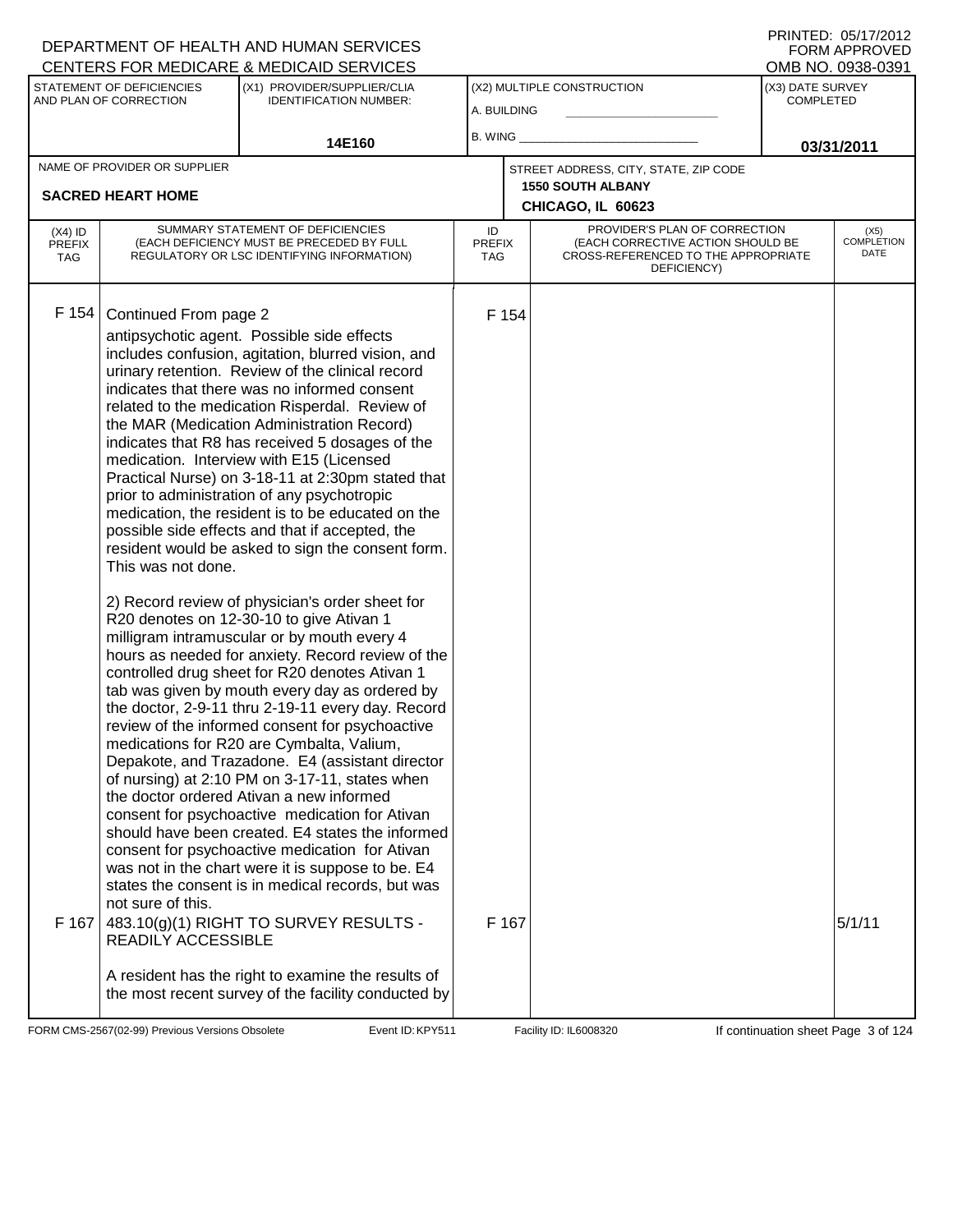DEPARTMENT OF HEALTH AND HUMAN SERVICES
CENTERS FOR MEDICARE & MEDICAID SERVICES

PRINTED: 05/17/2012
FORM APPROVED
OMB NO. 0938-0391

| STATEMENT OF DEFICIENCIES AND PLAN OF CORRECTION | (X1) PROVIDER/SUPPLIER/CLIA IDENTIFICATION NUMBER: | (X2) MULTIPLE CONSTRUCTION | (X3) DATE SURVEY COMPLETED |
|---|---|---|---|
| | 14E160 | A. BUILDING ___ B. WING ___ | 03/31/2011 |

| NAME OF PROVIDER OR SUPPLIER | STREET ADDRESS, CITY, STATE, ZIP CODE |
|---|---|
| SACRED HEART HOME | 1550 SOUTH ALBANY CHICAGO, IL 60623 |

| (X4) ID PREFIX TAG | SUMMARY STATEMENT OF DEFICIENCIES (EACH DEFICIENCY MUST BE PRECEDED BY FULL REGULATORY OR LSC IDENTIFYING INFORMATION) | ID PREFIX TAG | PROVIDER'S PLAN OF CORRECTION (EACH CORRECTIVE ACTION SHOULD BE CROSS-REFERENCED TO THE APPROPRIATE DEFICIENCY) | (X5) COMPLETION DATE |
|---|---|---|---|---|
| F 154 | Continued From page 2<br>antipsychotic agent. Possible side effects includes confusion, agitation, blurred vision, and urinary retention. Review of the clinical record indicates that there was no informed consent related to the medication Risperdal. Review of the MAR (Medication Administration Record) indicates that R8 has received 5 dosages of the medication. Interview with E15 (Licensed Practical Nurse) on 3-18-11 at 2:30pm stated that prior to administration of any psychotropic medication, the resident is to be educated on the possible side effects and that if accepted, the resident would be asked to sign the consent form. This was not done.<br><br>2) Record review of physician's order sheet for R20 denotes on 12-30-10 to give Ativan 1 milligram intramuscular or by mouth every 4 hours as needed for anxiety. Record review of the controlled drug sheet for R20 denotes Ativan 1 tab was given by mouth every day as ordered by the doctor, 2-9-11 thru 2-19-11 every day. Record review of the informed consent for psychoactive medications for R20 are Cymbalta, Valium, Depakote, and Trazadone. E4 (assistant director of nursing) at 2:10 PM on 3-17-11, states when the doctor ordered Ativan a new informed consent for psychoactive medication for Ativan should have been created. E4 states the informed consent for psychoactive medication for Ativan was not in the chart were it is suppose to be. E4 states the consent is in medical records, but was not sure of this. | F 154 | | |
| F 167 | 483.10(g)(1) RIGHT TO SURVEY RESULTS - READILY ACCESSIBLE<br><br>A resident has the right to examine the results of the most recent survey of the facility conducted by | F 167 | | 5/1/11 |

FORM CMS-2567(02-99) Previous Versions Obsolete Event ID: KPY511 Facility ID: IL6008320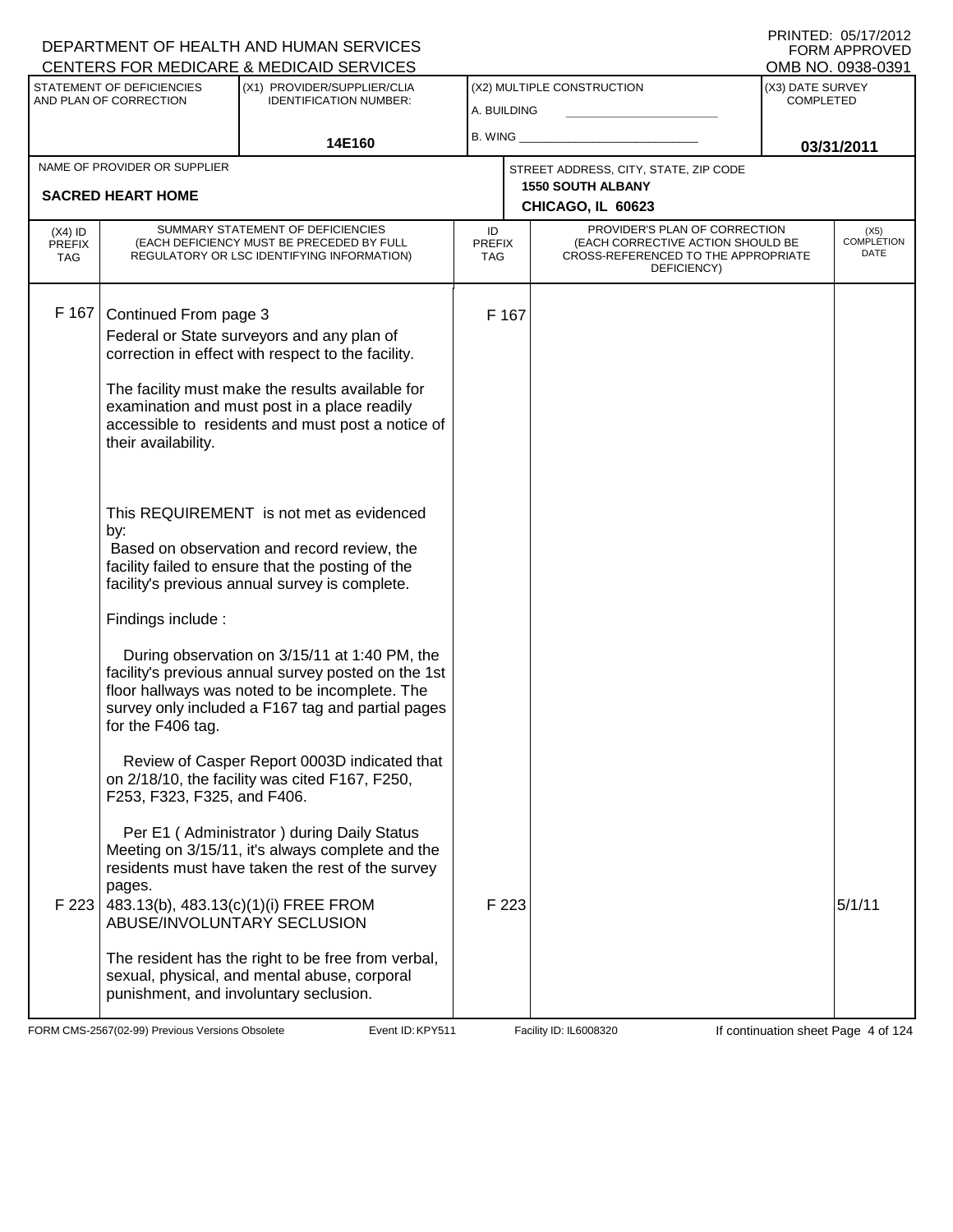DEPARTMENT OF HEALTH AND HUMAN SERVICES
CENTERS FOR MEDICARE & MEDICAID SERVICES

PRINTED: 05/17/2012
FORM APPROVED
OMB NO. 0938-0391

| STATEMENT OF DEFICIENCIES AND PLAN OF CORRECTION | (X1) PROVIDER/SUPPLIER/CLIA IDENTIFICATION NUMBER: | (X2) MULTIPLE CONSTRUCTION | (X3) DATE SURVEY COMPLETED |
|---|---|---|---|
| | 14E160 | A. BUILDING ___ B. WING ___ | 03/31/2011 |

| NAME OF PROVIDER OR SUPPLIER | STREET ADDRESS, CITY, STATE, ZIP CODE |
|---|---|
| SACRED HEART HOME | 1550 SOUTH ALBANY CHICAGO, IL 60623 |

| (X4) ID PREFIX TAG | SUMMARY STATEMENT OF DEFICIENCIES (EACH DEFICIENCY MUST BE PRECEDED BY FULL REGULATORY OR LSC IDENTIFYING INFORMATION) | ID PREFIX TAG | PROVIDER'S PLAN OF CORRECTION (EACH CORRECTIVE ACTION SHOULD BE CROSS-REFERENCED TO THE APPROPRIATE DEFICIENCY) | (X5) COMPLETION DATE |
|---|---|---|---|---|
| F 167 | Continued From page 3<br>Federal or State surveyors and any plan of correction in effect with respect to the facility.<br><br>The facility must make the results available for examination and must post in a place readily accessible to residents and must post a notice of their availability.<br><br>This REQUIREMENT is not met as evidenced by:<br>Based on observation and record review, the facility failed to ensure that the posting of the facility's previous annual survey is complete.<br><br>Findings include :<br><br>During observation on 3/15/11 at 1:40 PM, the facility's previous annual survey posted on the 1st floor hallways was noted to be incomplete. The survey only included a F167 tag and partial pages for the F406 tag.<br><br>Review of Casper Report 0003D indicated that on 2/18/10, the facility was cited F167, F250, F253, F323, F325, and F406.<br><br>Per E1 ( Administrator ) during Daily Status Meeting on 3/15/11, it's always complete and the residents must have taken the rest of the survey pages. | F 167 | | |
| F 223 | 483.13(b), 483.13(c)(1)(i) FREE FROM ABUSE/INVOLUNTARY SECLUSION<br><br>The resident has the right to be free from verbal, sexual, physical, and mental abuse, corporal punishment, and involuntary seclusion. | F 223 | | 5/1/11 |

FORM CMS-2567(02-99) Previous Versions Obsolete | Event ID: KPY511 | Facility ID: IL6008320 | If continuation sheet Page 4 of 124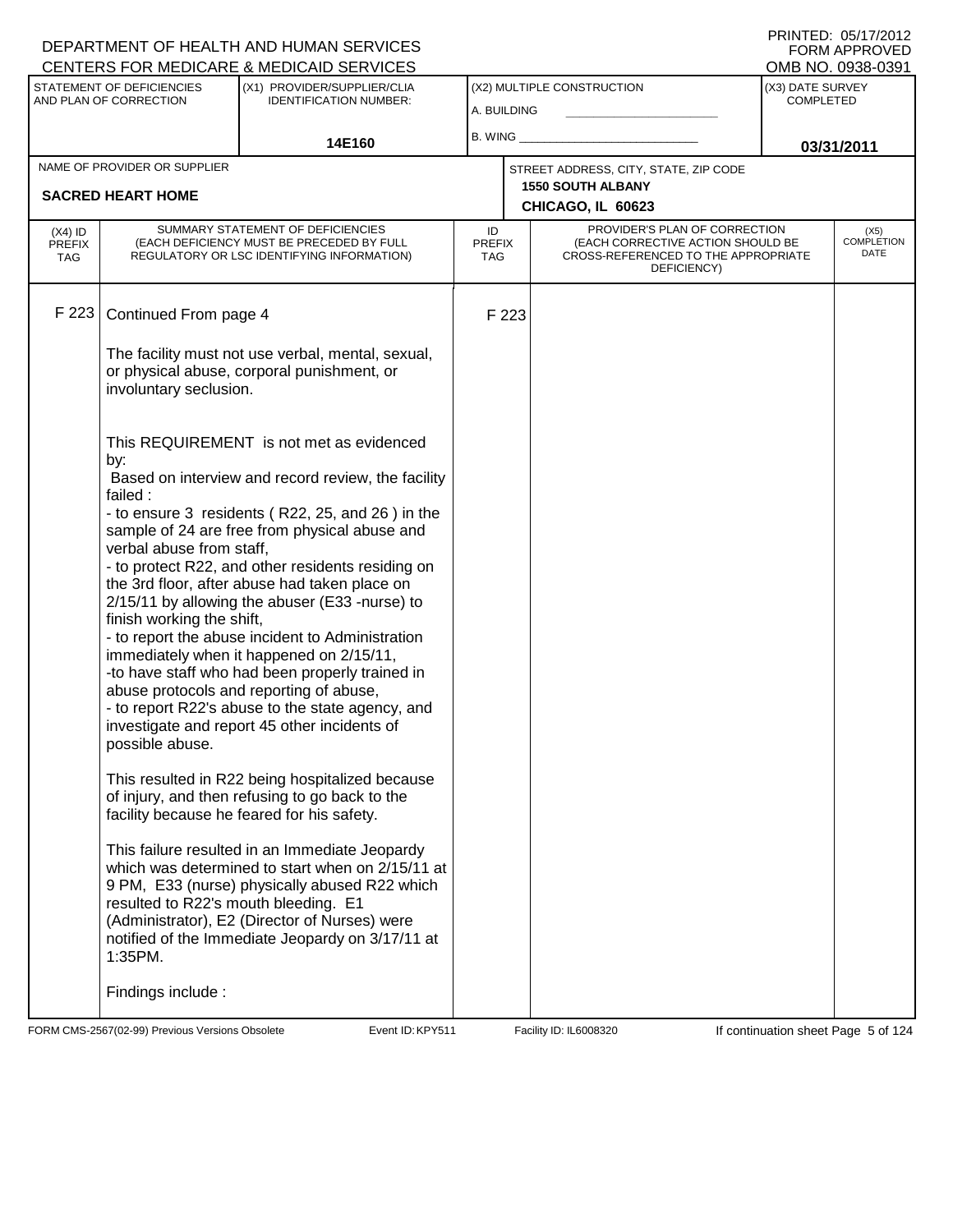DEPARTMENT OF HEALTH AND HUMAN SERVICES
CENTERS FOR MEDICARE & MEDICAID SERVICES

PRINTED: 05/17/2012
FORM APPROVED
OMB NO. 0938-0391

| STATEMENT OF DEFICIENCIES AND PLAN OF CORRECTION | (X1) PROVIDER/SUPPLIER/CLIA IDENTIFICATION NUMBER: | (X2) MULTIPLE CONSTRUCTION | (X3) DATE SURVEY COMPLETED |
|---|---|---|---|
| | 14E160 | A. BUILDING<br>B. WING | 03/31/2011 |

| NAME OF PROVIDER OR SUPPLIER | STREET ADDRESS, CITY, STATE, ZIP CODE |
|---|---|
| SACRED HEART HOME | 1550 SOUTH ALBANY<br>CHICAGO, IL 60623 |

| (X4) ID PREFIX TAG | SUMMARY STATEMENT OF DEFICIENCIES (EACH DEFICIENCY MUST BE PRECEDED BY FULL REGULATORY OR LSC IDENTIFYING INFORMATION) | ID PREFIX TAG | PROVIDER'S PLAN OF CORRECTION (EACH CORRECTIVE ACTION SHOULD BE CROSS-REFERENCED TO THE APPROPRIATE DEFICIENCY) | (X5) COMPLETION DATE |
|---|---|---|---|---|
| F 223 | Continued From page 4 | F 223 | | |

The facility must not use verbal, mental, sexual, or physical abuse, corporal punishment, or involuntary seclusion.

This REQUIREMENT is not met as evidenced by:
Based on interview and record review, the facility failed :
- to ensure 3 residents ( R22, 25, and 26 ) in the sample of 24 are free from physical abuse and verbal abuse from staff,
- to protect R22, and other residents residing on the 3rd floor, after abuse had taken place on 2/15/11 by allowing the abuser (E33 -nurse) to finish working the shift,
- to report the abuse incident to Administration immediately when it happened on 2/15/11,
-to have staff who had been properly trained in abuse protocols and reporting of abuse,
- to report R22's abuse to the state agency, and investigate and report 45 other incidents of possible abuse.

This resulted in R22 being hospitalized because of injury, and then refusing to go back to the facility because he feared for his safety.

This failure resulted in an Immediate Jeopardy which was determined to start when on 2/15/11 at 9 PM, E33 (nurse) physically abused R22 which resulted to R22's mouth bleeding. E1 (Administrator), E2 (Director of Nurses) were notified of the Immediate Jeopardy on 3/17/11 at 1:35PM.

Findings include :

FORM CMS-2567(02-99) Previous Versions Obsolete Event ID: KPY511 Facility ID: IL6008320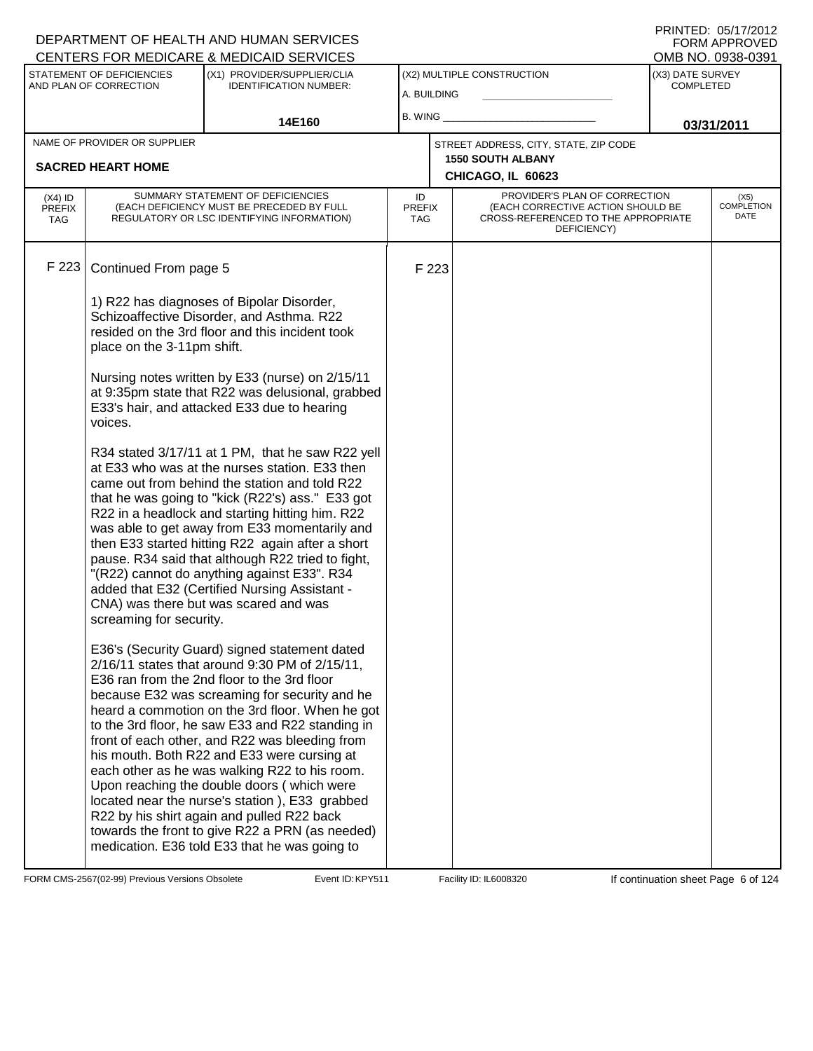DEPARTMENT OF HEALTH AND HUMAN SERVICES
CENTERS FOR MEDICARE & MEDICAID SERVICES

PRINTED: 05/17/2012
FORM APPROVED
OMB NO. 0938-0391

| STATEMENT OF DEFICIENCIES AND PLAN OF CORRECTION | (X1) PROVIDER/SUPPLIER/CLIA IDENTIFICATION NUMBER: | (X2) MULTIPLE CONSTRUCTION | (X3) DATE SURVEY COMPLETED |
|---|---|---|---|
| | 14E160 | A. BUILDING ___ B. WING ___ | 03/31/2011 |

| NAME OF PROVIDER OR SUPPLIER | STREET ADDRESS, CITY, STATE, ZIP CODE |
|---|---|
| SACRED HEART HOME | 1550 SOUTH ALBANY CHICAGO, IL 60623 |

| (X4) ID PREFIX TAG | SUMMARY STATEMENT OF DEFICIENCIES (EACH DEFICIENCY MUST BE PRECEDED BY FULL REGULATORY OR LSC IDENTIFYING INFORMATION) | ID PREFIX TAG | PROVIDER'S PLAN OF CORRECTION (EACH CORRECTIVE ACTION SHOULD BE CROSS-REFERENCED TO THE APPROPRIATE DEFICIENCY) | (X5) COMPLETION DATE |
|---|---|---|---|---|
| F 223 | Continued From page 5 | F 223 | | |

1) R22 has diagnoses of Bipolar Disorder, Schizoaffective Disorder, and Asthma. R22 resided on the 3rd floor and this incident took place on the 3-11pm shift.

Nursing notes written by E33 (nurse) on 2/15/11 at 9:35pm state that R22 was delusional, grabbed E33's hair, and attacked E33 due to hearing voices.

R34 stated 3/17/11 at 1 PM, that he saw R22 yell at E33 who was at the nurses station. E33 then came out from behind the station and told R22 that he was going to "kick (R22's) ass." E33 got R22 in a headlock and starting hitting him. R22 was able to get away from E33 momentarily and then E33 started hitting R22 again after a short pause. R34 said that although R22 tried to fight, "(R22) cannot do anything against E33". R34 added that E32 (Certified Nursing Assistant - CNA) was there but was scared and was screaming for security.

E36's (Security Guard) signed statement dated 2/16/11 states that around 9:30 PM of 2/15/11, E36 ran from the 2nd floor to the 3rd floor because E32 was screaming for security and he heard a commotion on the 3rd floor. When he got to the 3rd floor, he saw E33 and R22 standing in front of each other, and R22 was bleeding from his mouth. Both R22 and E33 were cursing at each other as he was walking R22 to his room. Upon reaching the double doors ( which were located near the nurse's station ), E33 grabbed R22 by his shirt again and pulled R22 back towards the front to give R22 a PRN (as needed) medication. E36 told E33 that he was going to

FORM CMS-2567(02-99) Previous Versions Obsolete Event ID: KPY511 Facility ID: IL6008320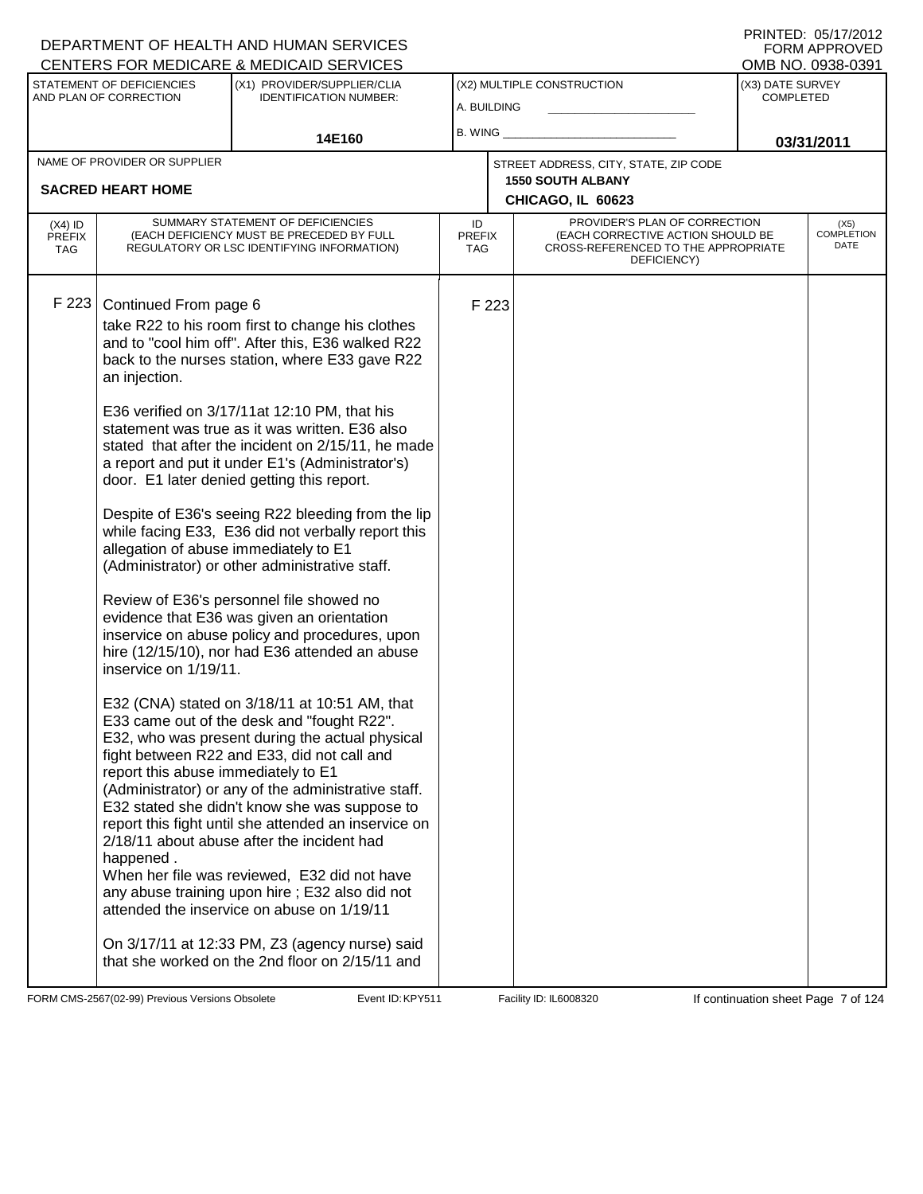DEPARTMENT OF HEALTH AND HUMAN SERVICES
CENTERS FOR MEDICARE & MEDICAID SERVICES

PRINTED: 05/17/2012
FORM APPROVED
OMB NO. 0938-0391

| STATEMENT OF DEFICIENCIES AND PLAN OF CORRECTION | (X1) PROVIDER/SUPPLIER/CLIA IDENTIFICATION NUMBER: | (X2) MULTIPLE CONSTRUCTION | (X3) DATE SURVEY COMPLETED |
|---|---|---|---|
| | 14E160 | A. BUILDING<br>B. WING | 03/31/2011 |

| NAME OF PROVIDER OR SUPPLIER | STREET ADDRESS, CITY, STATE, ZIP CODE |
|---|---|
| SACRED HEART HOME | 1550 SOUTH ALBANY<br>CHICAGO, IL 60623 |

| (X4) ID PREFIX TAG | SUMMARY STATEMENT OF DEFICIENCIES (EACH DEFICIENCY MUST BE PRECEDED BY FULL REGULATORY OR LSC IDENTIFYING INFORMATION) | ID PREFIX TAG | PROVIDER'S PLAN OF CORRECTION (EACH CORRECTIVE ACTION SHOULD BE CROSS-REFERENCED TO THE APPROPRIATE DEFICIENCY) | (X5) COMPLETION DATE |
|---|---|---|---|---|
| F 223 | Continued From page 6 | F 223 | | |

take R22 to his room first to change his clothes and to "cool him off". After this, E36 walked R22 back to the nurses station, where E33 gave R22 an injection.

E36 verified on 3/17/11at 12:10 PM, that his statement was true as it was written. E36 also stated that after the incident on 2/15/11, he made a report and put it under E1's (Administrator's) door. E1 later denied getting this report.

Despite of E36's seeing R22 bleeding from the lip while facing E33, E36 did not verbally report this allegation of abuse immediately to E1 (Administrator) or other administrative staff.

Review of E36's personnel file showed no evidence that E36 was given an orientation inservice on abuse policy and procedures, upon hire (12/15/10), nor had E36 attended an abuse inservice on 1/19/11.

E32 (CNA) stated on 3/18/11 at 10:51 AM, that E33 came out of the desk and "fought R22". E32, who was present during the actual physical fight between R22 and E33, did not call and report this abuse immediately to E1 (Administrator) or any of the administrative staff. E32 stated she didn't know she was suppose to report this fight until she attended an inservice on 2/18/11 about abuse after the incident had happened .
When her file was reviewed, E32 did not have any abuse training upon hire ; E32 also did not attended the inservice on abuse on 1/19/11

On 3/17/11 at 12:33 PM, Z3 (agency nurse) said that she worked on the 2nd floor on 2/15/11 and

FORM CMS-2567(02-99) Previous Versions Obsolete — Event ID: KPY511 — Facility ID: IL6008320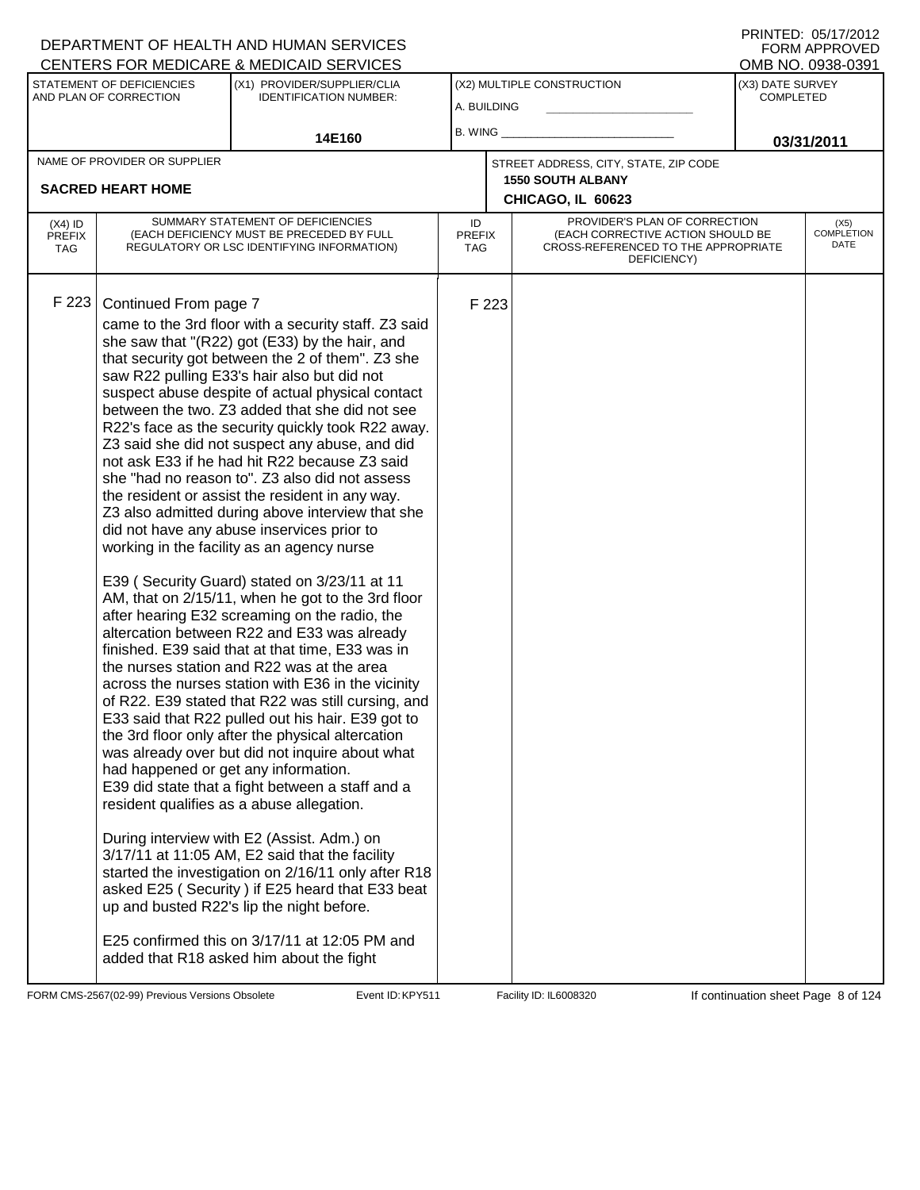| (X4) ID PREFIX TAG | SUMMARY STATEMENT OF DEFICIENCIES (EACH DEFICIENCY MUST BE PRECEDED BY FULL REGULATORY OR LSC IDENTIFYING INFORMATION) | ID PREFIX TAG | PROVIDER'S PLAN OF CORRECTION (EACH CORRECTIVE ACTION SHOULD BE CROSS-REFERENCED TO THE APPROPRIATE DEFICIENCY) | (X5) COMPLETION DATE |
|---|---|---|---|---|
| F 223 | Continued From page 7<br>came to the 3rd floor with a security staff. Z3 said she saw that "(R22) got (E33) by the hair, and that security got between the 2 of them". Z3 she saw R22 pulling E33's hair also but did not suspect abuse despite of actual physical contact between the two. Z3 added that she did not see R22's face as the security quickly took R22 away. Z3 said she did not suspect any abuse, and did not ask E33 if he had hit R22 because Z3 said she "had no reason to". Z3 also did not assess the resident or assist the resident in any way. Z3 also admitted during above interview that she did not have any abuse inservices prior to working in the facility as an agency nurse<br><br>E39 ( Security Guard) stated on 3/23/11 at 11 AM, that on 2/15/11, when he got to the 3rd floor after hearing E32 screaming on the radio, the altercation between R22 and E33 was already finished. E39 said that at that time, E33 was in the nurses station and R22 was at the area across the nurses station with E36 in the vicinity of R22. E39 stated that R22 was still cursing, and E33 said that R22 pulled out his hair. E39 got to the 3rd floor only after the physical altercation was already over but did not inquire about what had happened or get any information.<br>E39 did state that a fight between a staff and a resident qualifies as a abuse allegation.<br><br>During interview with E2 (Assist. Adm.) on 3/17/11 at 11:05 AM, E2 said that the facility started the investigation on 2/16/11 only after R18 asked E25 ( Security ) if E25 heard that E33 beat up and busted R22's lip the night before.<br><br>E25 confirmed this on 3/17/11 at 12:05 PM and added that R18 asked him about the fight | F 223 | | |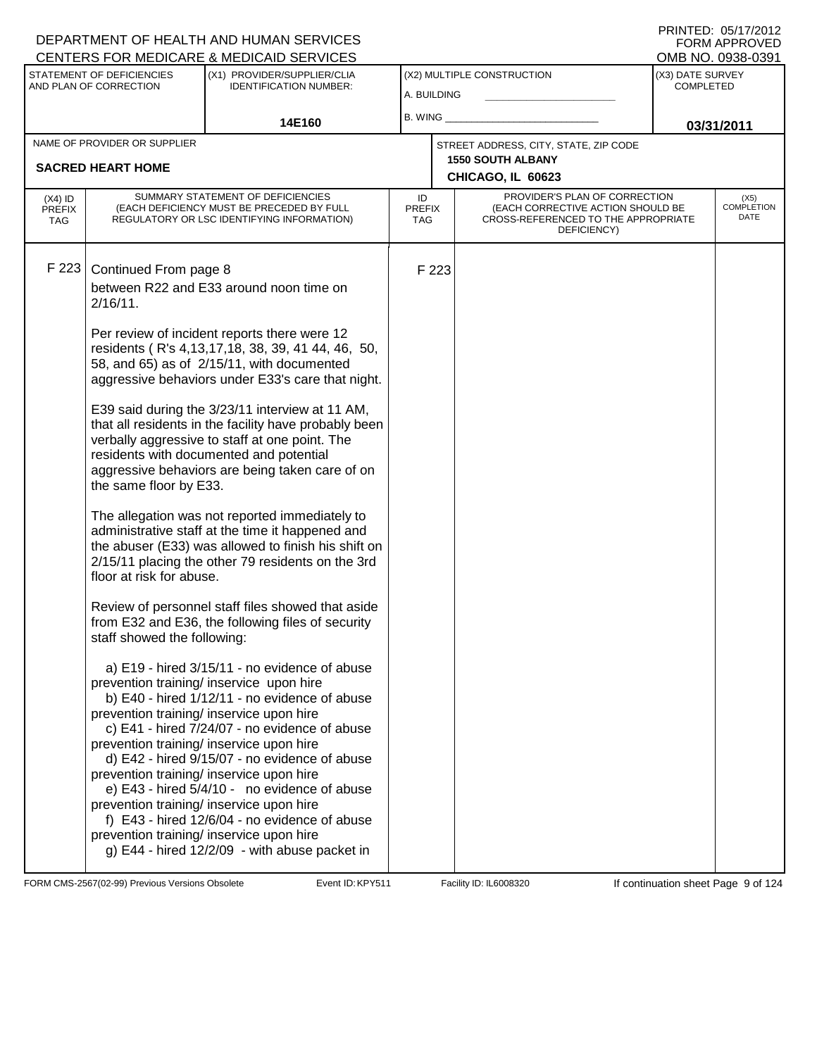DEPARTMENT OF HEALTH AND HUMAN SERVICES
CENTERS FOR MEDICARE & MEDICAID SERVICES

PRINTED: 05/17/2012
FORM APPROVED
OMB NO. 0938-0391

| STATEMENT OF DEFICIENCIES AND PLAN OF CORRECTION | (X1) PROVIDER/SUPPLIER/CLIA IDENTIFICATION NUMBER: | (X2) MULTIPLE CONSTRUCTION | (X3) DATE SURVEY COMPLETED |
|---|---|---|---|
| | 14E160 | A. BUILDING<br>B. WING | 03/31/2011 |

NAME OF PROVIDER OR SUPPLIER: **SACRED HEART HOME**

STREET ADDRESS, CITY, STATE, ZIP CODE: **1550 SOUTH ALBANY, CHICAGO, IL 60623**

| (X4) ID PREFIX TAG | SUMMARY STATEMENT OF DEFICIENCIES (EACH DEFICIENCY MUST BE PRECEDED BY FULL REGULATORY OR LSC IDENTIFYING INFORMATION) | ID PREFIX TAG | PROVIDER'S PLAN OF CORRECTION (EACH CORRECTIVE ACTION SHOULD BE CROSS-REFERENCED TO THE APPROPRIATE DEFICIENCY) | (X5) COMPLETION DATE |
|---|---|---|---|---|
| F 223 | Continued From page 8<br>between R22 and E33 around noon time on 2/16/11.<br><br>Per review of incident reports there were 12 residents ( R's 4,13,17,18, 38, 39, 41 44, 46, 50, 58, and 65) as of 2/15/11, with documented aggressive behaviors under E33's care that night.<br><br>E39 said during the 3/23/11 interview at 11 AM, that all residents in the facility have probably been verbally aggressive to staff at one point. The residents with documented and potential aggressive behaviors are being taken care of on the same floor by E33.<br><br>The allegation was not reported immediately to administrative staff at the time it happened and the abuser (E33) was allowed to finish his shift on 2/15/11 placing the other 79 residents on the 3rd floor at risk for abuse.<br><br>Review of personnel staff files showed that aside from E32 and E36, the following files of security staff showed the following:<br><br>a) E19 - hired 3/15/11 - no evidence of abuse prevention training/ inservice upon hire<br>b) E40 - hired 1/12/11 - no evidence of abuse prevention training/ inservice upon hire<br>c) E41 - hired 7/24/07 - no evidence of abuse prevention training/ inservice upon hire<br>d) E42 - hired 9/15/07 - no evidence of abuse prevention training/ inservice upon hire<br>e) E43 - hired 5/4/10 - no evidence of abuse prevention training/ inservice upon hire<br>f) E43 - hired 12/6/04 - no evidence of abuse prevention training/ inservice upon hire<br>g) E44 - hired 12/2/09 - with abuse packet in | F 223 | | |

FORM CMS-2567(02-99) Previous Versions Obsolete    Event ID: KPY511    Facility ID: IL6008320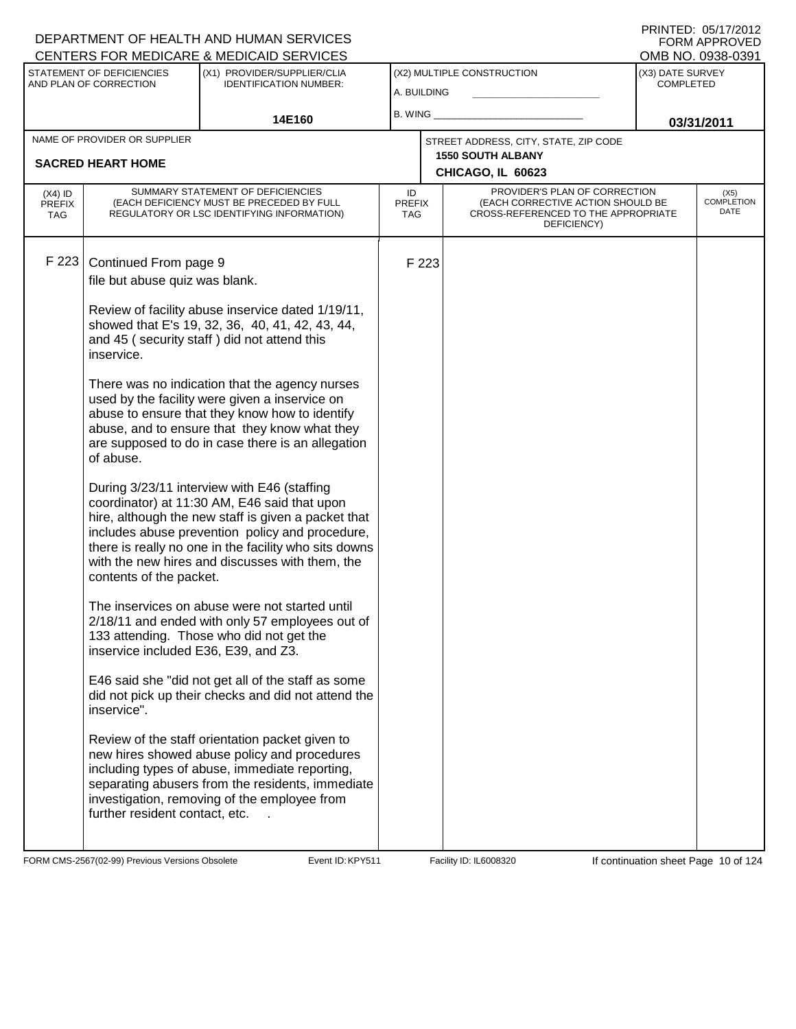DEPARTMENT OF HEALTH AND HUMAN SERVICES
CENTERS FOR MEDICARE & MEDICAID SERVICES

PRINTED: 05/17/2012
FORM APPROVED
OMB NO. 0938-0391

| STATEMENT OF DEFICIENCIES AND PLAN OF CORRECTION | (X1) PROVIDER/SUPPLIER/CLIA IDENTIFICATION NUMBER: | (X2) MULTIPLE CONSTRUCTION | (X3) DATE SURVEY COMPLETED |
|---|---|---|---|
| | 14E160 | A. BUILDING<br>B. WING | 03/31/2011 |

NAME OF PROVIDER OR SUPPLIER: **SACRED HEART HOME**

STREET ADDRESS, CITY, STATE, ZIP CODE: **1550 SOUTH ALBANY, CHICAGO, IL 60623**

| (X4) ID PREFIX TAG | SUMMARY STATEMENT OF DEFICIENCIES (EACH DEFICIENCY MUST BE PRECEDED BY FULL REGULATORY OR LSC IDENTIFYING INFORMATION) | ID PREFIX TAG | PROVIDER'S PLAN OF CORRECTION (EACH CORRECTIVE ACTION SHOULD BE CROSS-REFERENCED TO THE APPROPRIATE DEFICIENCY) | (X5) COMPLETION DATE |
|---|---|---|---|---|
| F 223 | Continued From page 9<br>file but abuse quiz was blank.<br><br>Review of facility abuse inservice dated 1/19/11, showed that E's 19, 32, 36, 40, 41, 42, 43, 44, and 45 ( security staff ) did not attend this inservice.<br><br>There was no indication that the agency nurses used by the facility were given a inservice on abuse to ensure that they know how to identify abuse, and to ensure that they know what they are supposed to do in case there is an allegation of abuse.<br><br>During 3/23/11 interview with E46 (staffing coordinator) at 11:30 AM, E46 said that upon hire, although the new staff is given a packet that includes abuse prevention policy and procedure, there is really no one in the facility who sits downs with the new hires and discusses with them, the contents of the packet.<br><br>The inservices on abuse were not started until 2/18/11 and ended with only 57 employees out of 133 attending. Those who did not get the inservice included E36, E39, and Z3.<br><br>E46 said she "did not get all of the staff as some did not pick up their checks and did not attend the inservice".<br><br>Review of the staff orientation packet given to new hires showed abuse policy and procedures including types of abuse, immediate reporting, separating abusers from the residents, immediate investigation, removing of the employee from further resident contact, etc. . | F 223 | | |

FORM CMS-2567(02-99) Previous Versions Obsolete | Event ID: KPY511 | Facility ID: IL6008320 | If continuation sheet Page 10 of 124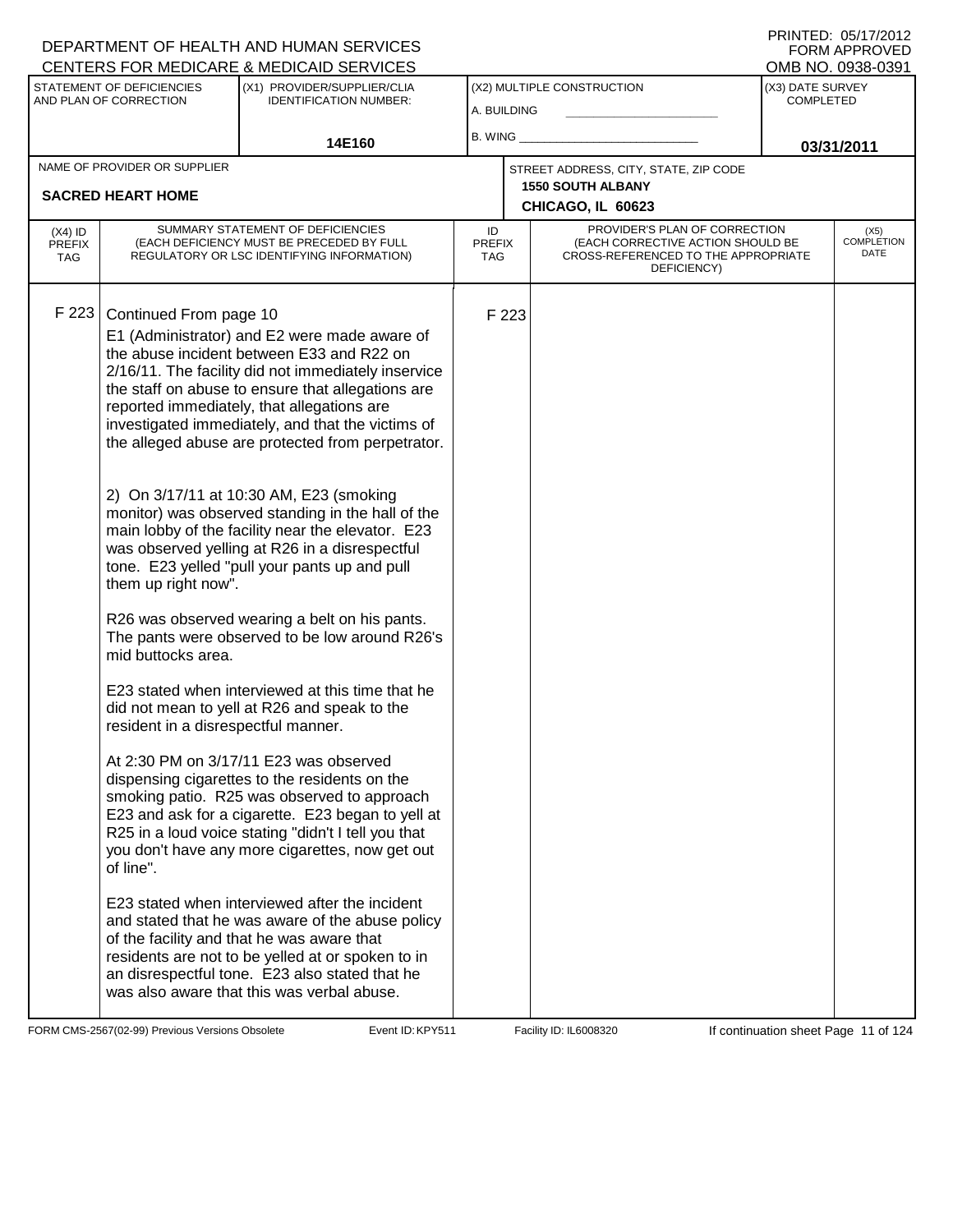DEPARTMENT OF HEALTH AND HUMAN SERVICES
CENTERS FOR MEDICARE & MEDICAID SERVICES

PRINTED: 05/17/2012
FORM APPROVED
OMB NO. 0938-0391

| STATEMENT OF DEFICIENCIES AND PLAN OF CORRECTION | (X1) PROVIDER/SUPPLIER/CLIA IDENTIFICATION NUMBER: | (X2) MULTIPLE CONSTRUCTION | (X3) DATE SURVEY COMPLETED |
|---|---|---|---|
| | 14E160 | A. BUILDING B. WING | 03/31/2011 |

| NAME OF PROVIDER OR SUPPLIER | STREET ADDRESS, CITY, STATE, ZIP CODE |
|---|---|
| SACRED HEART HOME | 1550 SOUTH ALBANY CHICAGO, IL 60623 |

| (X4) ID PREFIX TAG | SUMMARY STATEMENT OF DEFICIENCIES (EACH DEFICIENCY MUST BE PRECEDED BY FULL REGULATORY OR LSC IDENTIFYING INFORMATION) | ID PREFIX TAG | PROVIDER'S PLAN OF CORRECTION (EACH CORRECTIVE ACTION SHOULD BE CROSS-REFERENCED TO THE APPROPRIATE DEFICIENCY) | (X5) COMPLETION DATE |
|---|---|---|---|---|
| F 223 | Continued From page 10 | F 223 | | |

E1 (Administrator) and E2 were made aware of the abuse incident between E33 and R22 on 2/16/11. The facility did not immediately inservice the staff on abuse to ensure that allegations are reported immediately, that allegations are investigated immediately, and that the victims of the alleged abuse are protected from perpetrator.

2) On 3/17/11 at 10:30 AM, E23 (smoking monitor) was observed standing in the hall of the main lobby of the facility near the elevator. E23 was observed yelling at R26 in a disrespectful tone. E23 yelled "pull your pants up and pull them up right now".

R26 was observed wearing a belt on his pants. The pants were observed to be low around R26's mid buttocks area.

E23 stated when interviewed at this time that he did not mean to yell at R26 and speak to the resident in a disrespectful manner.

At 2:30 PM on 3/17/11 E23 was observed dispensing cigarettes to the residents on the smoking patio. R25 was observed to approach E23 and ask for a cigarette. E23 began to yell at R25 in a loud voice stating "didn't I tell you that you don't have any more cigarettes, now get out of line".

E23 stated when interviewed after the incident and stated that he was aware of the abuse policy of the facility and that he was aware that residents are not to be yelled at or spoken to in an disrespectful tone. E23 also stated that he was also aware that this was verbal abuse.

FORM CMS-2567(02-99) Previous Versions Obsolete Event ID: KPY511 Facility ID: IL6008320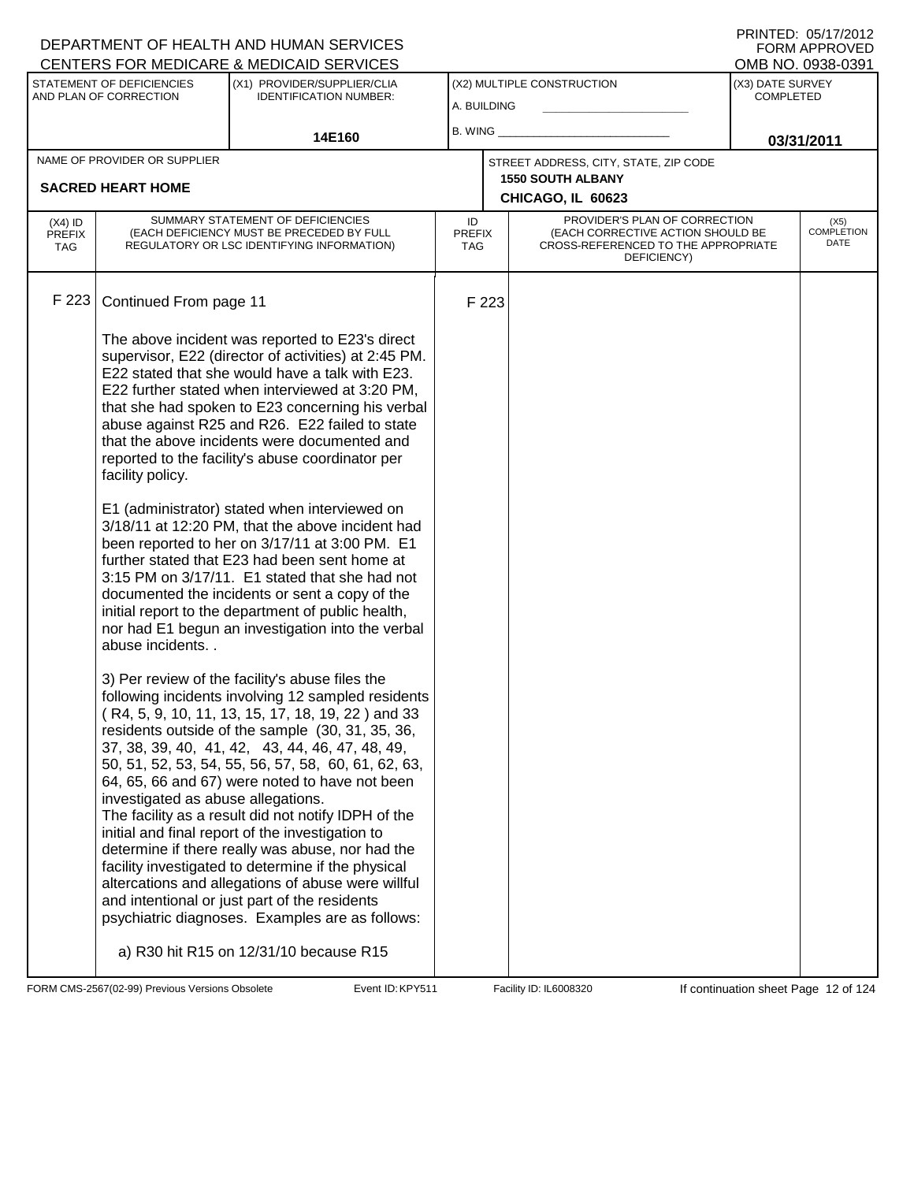DEPARTMENT OF HEALTH AND HUMAN SERVICES
CENTERS FOR MEDICARE & MEDICAID SERVICES

PRINTED: 05/17/2012
FORM APPROVED
OMB NO. 0938-0391

| STATEMENT OF DEFICIENCIES AND PLAN OF CORRECTION | (X1) PROVIDER/SUPPLIER/CLIA IDENTIFICATION NUMBER: | (X2) MULTIPLE CONSTRUCTION | (X3) DATE SURVEY COMPLETED |
|---|---|---|---|
| | 14E160 | A. BUILDING _______ B. WING _______ | 03/31/2011 |

| NAME OF PROVIDER OR SUPPLIER | STREET ADDRESS, CITY, STATE, ZIP CODE |
|---|---|
| SACRED HEART HOME | 1550 SOUTH ALBANY CHICAGO, IL 60623 |

| (X4) ID PREFIX TAG | SUMMARY STATEMENT OF DEFICIENCIES (EACH DEFICIENCY MUST BE PRECEDED BY FULL REGULATORY OR LSC IDENTIFYING INFORMATION) | ID PREFIX TAG | PROVIDER'S PLAN OF CORRECTION (EACH CORRECTIVE ACTION SHOULD BE CROSS-REFERENCED TO THE APPROPRIATE DEFICIENCY) | (X5) COMPLETION DATE |
|---|---|---|---|---|
| F 223 | Continued From page 11<br><br>The above incident was reported to E23's direct supervisor, E22 (director of activities) at 2:45 PM. E22 stated that she would have a talk with E23. E22 further stated when interviewed at 3:20 PM, that she had spoken to E23 concerning his verbal abuse against R25 and R26. E22 failed to state that the above incidents were documented and reported to the facility's abuse coordinator per facility policy.<br><br>E1 (administrator) stated when interviewed on 3/18/11 at 12:20 PM, that the above incident had been reported to her on 3/17/11 at 3:00 PM. E1 further stated that E23 had been sent home at 3:15 PM on 3/17/11. E1 stated that she had not documented the incidents or sent a copy of the initial report to the department of public health, nor had E1 begun an investigation into the verbal abuse incidents. .<br><br>3) Per review of the facility's abuse files the following incidents involving 12 sampled residents ( R4, 5, 9, 10, 11, 13, 15, 17, 18, 19, 22 ) and 33 residents outside of the sample (30, 31, 35, 36, 37, 38, 39, 40, 41, 42, 43, 44, 46, 47, 48, 49, 50, 51, 52, 53, 54, 55, 56, 57, 58, 60, 61, 62, 63, 64, 65, 66 and 67) were noted to have not been investigated as abuse allegations.<br>The facility as a result did not notify IDPH of the initial and final report of the investigation to determine if there really was abuse, nor had the facility investigated to determine if the physical altercations and allegations of abuse were willful and intentional or just part of the residents psychiatric diagnoses. Examples are as follows:<br><br>a) R30 hit R15 on 12/31/10 because R15 | F 223 | | |

FORM CMS-2567(02-99) Previous Versions Obsolete Event ID: KPY511 Facility ID: IL6008320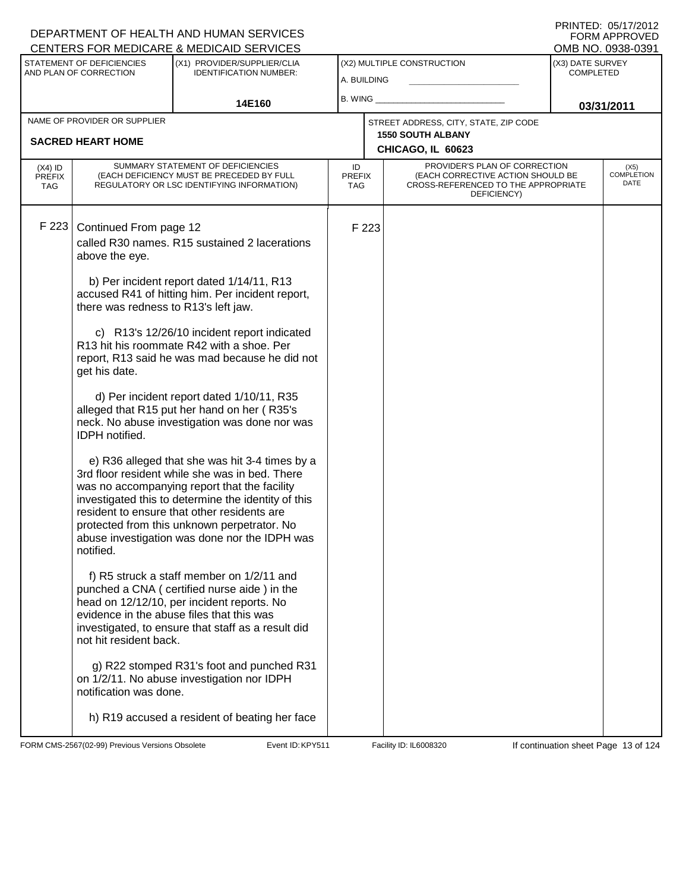DEPARTMENT OF HEALTH AND HUMAN SERVICES
CENTERS FOR MEDICARE & MEDICAID SERVICES

PRINTED: 05/17/2012
FORM APPROVED
OMB NO. 0938-0391

| STATEMENT OF DEFICIENCIES AND PLAN OF CORRECTION | (X1) PROVIDER/SUPPLIER/CLIA IDENTIFICATION NUMBER: | (X2) MULTIPLE CONSTRUCTION | (X3) DATE SURVEY COMPLETED |
|---|---|---|---|
| | 14E160 | A. BUILDING<br>B. WING | 03/31/2011 |

| NAME OF PROVIDER OR SUPPLIER | STREET ADDRESS, CITY, STATE, ZIP CODE |
|---|---|
| SACRED HEART HOME | 1550 SOUTH ALBANY<br>CHICAGO, IL 60623 |

| (X4) ID PREFIX TAG | SUMMARY STATEMENT OF DEFICIENCIES (EACH DEFICIENCY MUST BE PRECEDED BY FULL REGULATORY OR LSC IDENTIFYING INFORMATION) | ID PREFIX TAG | PROVIDER'S PLAN OF CORRECTION (EACH CORRECTIVE ACTION SHOULD BE CROSS-REFERENCED TO THE APPROPRIATE DEFICIENCY) | (X5) COMPLETION DATE |
|---|---|---|---|---|
| F 223 | Continued From page 12<br>called R30 names. R15 sustained 2 lacerations above the eye.<br><br>b) Per incident report dated 1/14/11, R13 accused R41 of hitting him. Per incident report, there was redness to R13's left jaw.<br><br>c) R13's 12/26/10 incident report indicated R13 hit his roommate R42 with a shoe. Per report, R13 said he was mad because he did not get his date.<br><br>d) Per incident report dated 1/10/11, R35 alleged that R15 put her hand on her ( R35's neck. No abuse investigation was done nor was IDPH notified.<br><br>e) R36 alleged that she was hit 3-4 times by a 3rd floor resident while she was in bed. There was no accompanying report that the facility investigated this to determine the identity of this resident to ensure that other residents are protected from this unknown perpetrator. No abuse investigation was done nor the IDPH was notified.<br><br>f) R5 struck a staff member on 1/2/11 and punched a CNA ( certified nurse aide ) in the head on 12/12/10, per incident reports. No evidence in the abuse files that this was investigated, to ensure that staff as a result did not hit resident back.<br><br>g) R22 stomped R31's foot and punched R31 on 1/2/11. No abuse investigation nor IDPH notification was done.<br><br>h) R19 accused a resident of beating her face | F 223 | | |

FORM CMS-2567(02-99) Previous Versions Obsolete — Event ID: KPY511 — Facility ID: IL6008320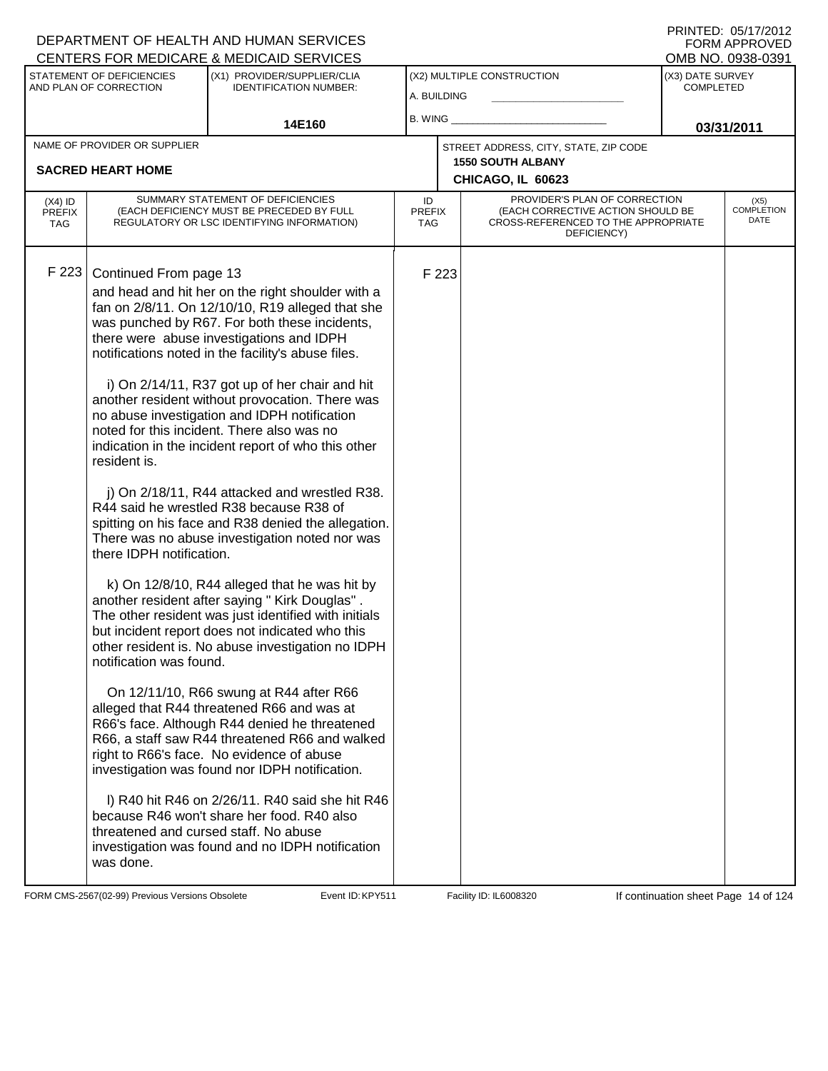DEPARTMENT OF HEALTH AND HUMAN SERVICES
CENTERS FOR MEDICARE & MEDICAID SERVICES

PRINTED: 05/17/2012
FORM APPROVED
OMB NO. 0938-0391

| STATEMENT OF DEFICIENCIES AND PLAN OF CORRECTION | (X1) PROVIDER/SUPPLIER/CLIA IDENTIFICATION NUMBER: | (X2) MULTIPLE CONSTRUCTION | (X3) DATE SURVEY COMPLETED |
|---|---|---|---|
| | 14E160 | A. BUILDING ______ B. WING ______ | 03/31/2011 |

| NAME OF PROVIDER OR SUPPLIER | STREET ADDRESS, CITY, STATE, ZIP CODE |
|---|---|
| SACRED HEART HOME | 1550 SOUTH ALBANY CHICAGO, IL 60623 |

| (X4) ID PREFIX TAG | SUMMARY STATEMENT OF DEFICIENCIES (EACH DEFICIENCY MUST BE PRECEDED BY FULL REGULATORY OR LSC IDENTIFYING INFORMATION) | ID PREFIX TAG | PROVIDER'S PLAN OF CORRECTION (EACH CORRECTIVE ACTION SHOULD BE CROSS-REFERENCED TO THE APPROPRIATE DEFICIENCY) | (X5) COMPLETION DATE |
|---|---|---|---|---|
| F 223 | Continued From page 13 | F 223 | | |

and head and hit her on the right shoulder with a fan on 2/8/11. On 12/10/10, R19 alleged that she was punched by R67. For both these incidents, there were abuse investigations and IDPH notifications noted in the facility's abuse files.

i) On 2/14/11, R37 got up of her chair and hit another resident without provocation. There was no abuse investigation and IDPH notification noted for this incident. There also was no indication in the incident report of who this other resident is.

j) On 2/18/11, R44 attacked and wrestled R38. R44 said he wrestled R38 because R38 of spitting on his face and R38 denied the allegation. There was no abuse investigation noted nor was there IDPH notification.

k) On 12/8/10, R44 alleged that he was hit by another resident after saying " Kirk Douglas" . The other resident was just identified with initials but incident report does not indicated who this other resident is. No abuse investigation no IDPH notification was found.

On 12/11/10, R66 swung at R44 after R66 alleged that R44 threatened R66 and was at R66's face. Although R44 denied he threatened R66, a staff saw R44 threatened R66 and walked right to R66's face. No evidence of abuse investigation was found nor IDPH notification.

l) R40 hit R46 on 2/26/11. R40 said she hit R46 because R46 won't share her food. R40 also threatened and cursed staff. No abuse investigation was found and no IDPH notification was done.

FORM CMS-2567(02-99) Previous Versions Obsolete    Event ID: KPY511    Facility ID: IL6008320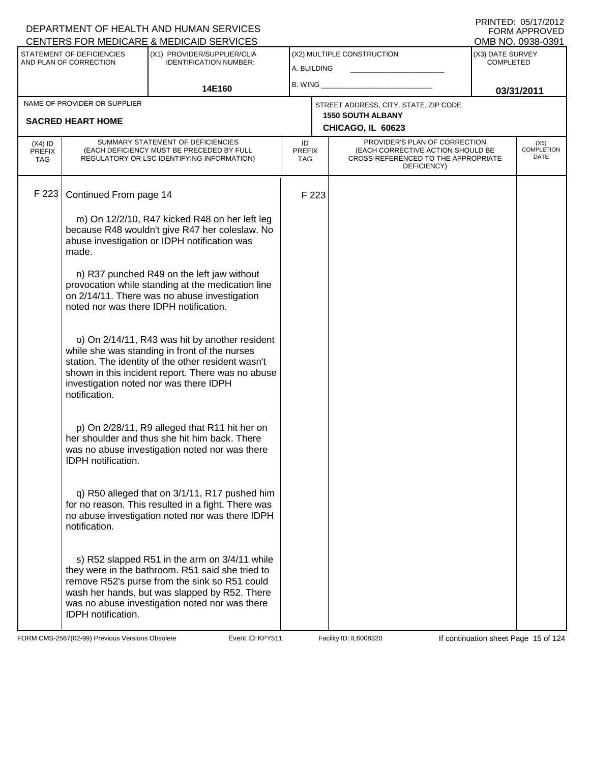DEPARTMENT OF HEALTH AND HUMAN SERVICES
CENTERS FOR MEDICARE & MEDICAID SERVICES

PRINTED: 05/17/2012
FORM APPROVED
OMB NO. 0938-0391

| STATEMENT OF DEFICIENCIES AND PLAN OF CORRECTION | (X1) PROVIDER/SUPPLIER/CLIA IDENTIFICATION NUMBER: | (X2) MULTIPLE CONSTRUCTION | (X3) DATE SURVEY COMPLETED |
|---|---|---|---|
| | 14E160 | A. BUILDING B. WING | 03/31/2011 |

| NAME OF PROVIDER OR SUPPLIER | STREET ADDRESS, CITY, STATE, ZIP CODE |
|---|---|
| SACRED HEART HOME | 1550 SOUTH ALBANY CHICAGO, IL 60623 |

| (X4) ID PREFIX TAG | SUMMARY STATEMENT OF DEFICIENCIES (EACH DEFICIENCY MUST BE PRECEDED BY FULL REGULATORY OR LSC IDENTIFYING INFORMATION) | ID PREFIX TAG | PROVIDER'S PLAN OF CORRECTION (EACH CORRECTIVE ACTION SHOULD BE CROSS-REFERENCED TO THE APPROPRIATE DEFICIENCY) | (X5) COMPLETION DATE |
|---|---|---|---|---|
| F 223 | Continued From page 14 | F 223 | | |

m) On 12/2/10, R47 kicked R48 on her left leg because R48 wouldn't give R47 her coleslaw. No abuse investigation or IDPH notification was made.

n) R37 punched R49 on the left jaw without provocation while standing at the medication line on 2/14/11. There was no abuse investigation noted nor was there IDPH notification.

o) On 2/14/11, R43 was hit by another resident while she was standing in front of the nurses station. The identity of the other resident wasn't shown in this incident report. There was no abuse investigation noted nor was there IDPH notification.

p) On 2/28/11, R9 alleged that R11 hit her on her shoulder and thus she hit him back. There was no abuse investigation noted nor was there IDPH notification.

q) R50 alleged that on 3/1/11, R17 pushed him for no reason. This resulted in a fight. There was no abuse investigation noted nor was there IDPH notification.

s) R52 slapped R51 in the arm on 3/4/11 while they were in the bathroom. R51 said she tried to remove R52's purse from the sink so R51 could wash her hands, but was slapped by R52. There was no abuse investigation noted nor was there IDPH notification.

FORM CMS-2567(02-99) Previous Versions Obsolete Event ID: KPY511 Facility ID: IL6008320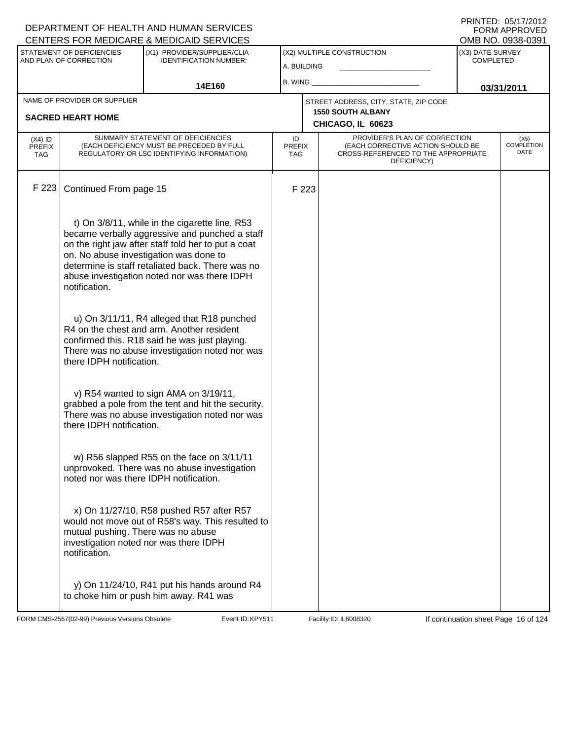DEPARTMENT OF HEALTH AND HUMAN SERVICES
CENTERS FOR MEDICARE & MEDICAID SERVICES

PRINTED: 05/17/2012
FORM APPROVED
OMB NO. 0938-0391

| STATEMENT OF DEFICIENCIES AND PLAN OF CORRECTION | (X1) PROVIDER/SUPPLIER/CLIA IDENTIFICATION NUMBER: | (X2) MULTIPLE CONSTRUCTION | (X3) DATE SURVEY COMPLETED |
|---|---|---|---|
| | 14E160 | A. BUILDING ___ B. WING ___ | 03/31/2011 |

| NAME OF PROVIDER OR SUPPLIER | STREET ADDRESS, CITY, STATE, ZIP CODE |
|---|---|
| SACRED HEART HOME | 1550 SOUTH ALBANY CHICAGO, IL 60623 |

| (X4) ID PREFIX TAG | SUMMARY STATEMENT OF DEFICIENCIES (EACH DEFICIENCY MUST BE PRECEDED BY FULL REGULATORY OR LSC IDENTIFYING INFORMATION) | ID PREFIX TAG | PROVIDER'S PLAN OF CORRECTION (EACH CORRECTIVE ACTION SHOULD BE CROSS-REFERENCED TO THE APPROPRIATE DEFICIENCY) | (X5) COMPLETION DATE |
|---|---|---|---|---|
| F 223 | Continued From page 15 | F 223 | | |

t) On 3/8/11, while in the cigarette line, R53 became verbally aggressive and punched a staff on the right jaw after staff told her to put a coat on. No abuse investigation was done to determine is staff retaliated back. There was no abuse investigation noted nor was there IDPH notification.

u) On 3/11/11, R4 alleged that R18 punched R4 on the chest and arm. Another resident confirmed this. R18 said he was just playing. There was no abuse investigation noted nor was there IDPH notification.

v) R54 wanted to sign AMA on 3/19/11, grabbed a pole from the tent and hit the security. There was no abuse investigation noted nor was there IDPH notification.

w) R56 slapped R55 on the face on 3/11/11 unprovoked. There was no abuse investigation noted nor was there IDPH notification.

x) On 11/27/10, R58 pushed R57 after R57 would not move out of R58's way. This resulted to mutual pushing. There was no abuse investigation noted nor was there IDPH notification.

y) On 11/24/10, R41 put his hands around R4 to choke him or push him away. R41 was

FORM CMS-2567(02-99) Previous Versions Obsolete Event ID: KPY511 Facility ID: IL6008320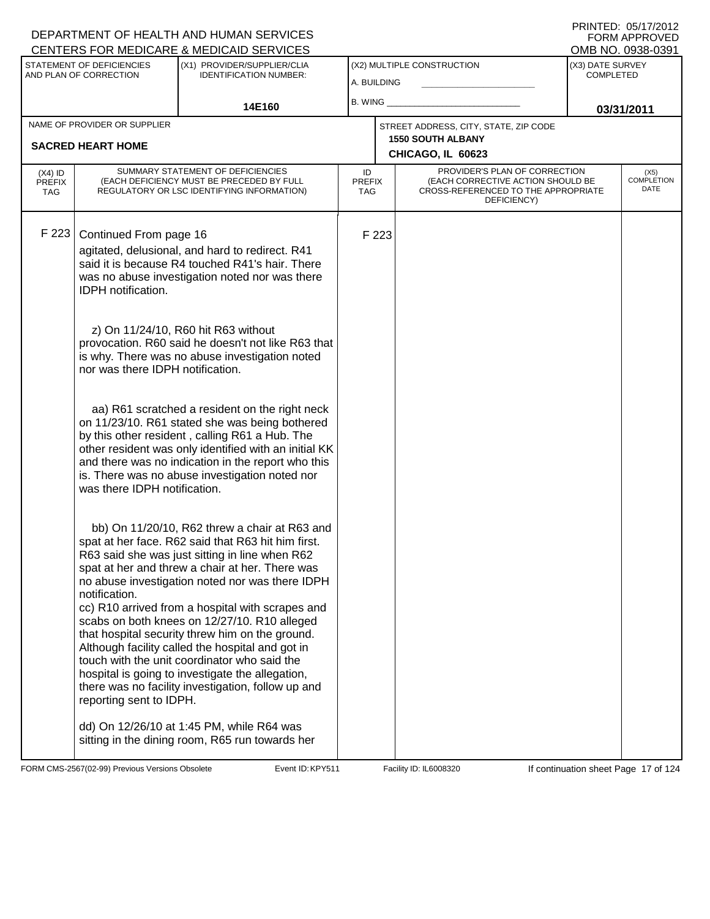DEPARTMENT OF HEALTH AND HUMAN SERVICES
CENTERS FOR MEDICARE & MEDICAID SERVICES

PRINTED: 05/17/2012
FORM APPROVED
OMB NO. 0938-0391

| STATEMENT OF DEFICIENCIES AND PLAN OF CORRECTION | (X1) PROVIDER/SUPPLIER/CLIA IDENTIFICATION NUMBER: | (X2) MULTIPLE CONSTRUCTION | (X3) DATE SURVEY COMPLETED |
|---|---|---|---|
| | 14E160 | A. BUILDING ___ B. WING ___ | 03/31/2011 |

| NAME OF PROVIDER OR SUPPLIER | STREET ADDRESS, CITY, STATE, ZIP CODE |
|---|---|
| SACRED HEART HOME | 1550 SOUTH ALBANY CHICAGO, IL 60623 |

| (X4) ID PREFIX TAG | SUMMARY STATEMENT OF DEFICIENCIES (EACH DEFICIENCY MUST BE PRECEDED BY FULL REGULATORY OR LSC IDENTIFYING INFORMATION) | ID PREFIX TAG | PROVIDER'S PLAN OF CORRECTION (EACH CORRECTIVE ACTION SHOULD BE CROSS-REFERENCED TO THE APPROPRIATE DEFICIENCY) | (X5) COMPLETION DATE |
|---|---|---|---|---|
| F 223 | Continued From page 16<br>agitated, delusional, and hard to redirect. R41 said it is because R4 touched R41's hair. There was no abuse investigation noted nor was there IDPH notification.<br><br>z) On 11/24/10, R60 hit R63 without provocation. R60 said he doesn't not like R63 that is why. There was no abuse investigation noted nor was there IDPH notification.<br><br>aa) R61 scratched a resident on the right neck on 11/23/10. R61 stated she was being bothered by this other resident , calling R61 a Hub. The other resident was only identified with an initial KK and there was no indication in the report who this is. There was no abuse investigation noted nor was there IDPH notification.<br><br>bb) On 11/20/10, R62 threw a chair at R63 and spat at her face. R62 said that R63 hit him first. R63 said she was just sitting in line when R62 spat at her and threw a chair at her. There was no abuse investigation noted nor was there IDPH notification.<br>cc) R10 arrived from a hospital with scrapes and scabs on both knees on 12/27/10. R10 alleged that hospital security threw him on the ground. Although facility called the hospital and got in touch with the unit coordinator who said the hospital is going to investigate the allegation, there was no facility investigation, follow up and reporting sent to IDPH.<br><br>dd) On 12/26/10 at 1:45 PM, while R64 was sitting in the dining room, R65 run towards her | F 223 | | |

FORM CMS-2567(02-99) Previous Versions Obsolete Event ID: KPY511 Facility ID: IL6008320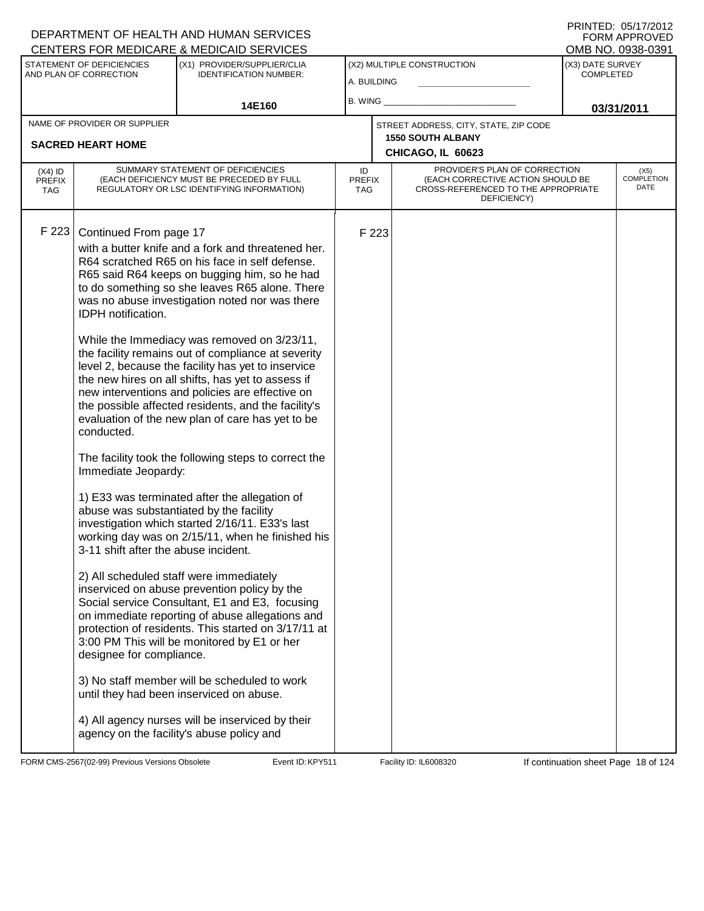DEPARTMENT OF HEALTH AND HUMAN SERVICES
CENTERS FOR MEDICARE & MEDICAID SERVICES

PRINTED: 05/17/2012
FORM APPROVED
OMB NO. 0938-0391

| STATEMENT OF DEFICIENCIES AND PLAN OF CORRECTION | (X1) PROVIDER/SUPPLIER/CLIA IDENTIFICATION NUMBER: | (X2) MULTIPLE CONSTRUCTION | (X3) DATE SURVEY COMPLETED |
|---|---|---|---|
| | 14E160 | A. BUILDING<br>B. WING | 03/31/2011 |

| NAME OF PROVIDER OR SUPPLIER | STREET ADDRESS, CITY, STATE, ZIP CODE |
|---|---|
| SACRED HEART HOME | 1550 SOUTH ALBANY<br>CHICAGO, IL 60623 |

| (X4) ID PREFIX TAG | SUMMARY STATEMENT OF DEFICIENCIES (EACH DEFICIENCY MUST BE PRECEDED BY FULL REGULATORY OR LSC IDENTIFYING INFORMATION) | ID PREFIX TAG | PROVIDER'S PLAN OF CORRECTION (EACH CORRECTIVE ACTION SHOULD BE CROSS-REFERENCED TO THE APPROPRIATE DEFICIENCY) | (X5) COMPLETION DATE |
|---|---|---|---|---|
| F 223 | Continued From page 17 | F 223 | | |

with a butter knife and a fork and threatened her. R64 scratched R65 on his face in self defense. R65 said R64 keeps on bugging him, so he had to do something so she leaves R65 alone. There was no abuse investigation noted nor was there IDPH notification.

While the Immediacy was removed on 3/23/11, the facility remains out of compliance at severity level 2, because the facility has yet to inservice the new hires on all shifts, has yet to assess if new interventions and policies are effective on the possible affected residents, and the facility's evaluation of the new plan of care has yet to be conducted.

The facility took the following steps to correct the Immediate Jeopardy:

1) E33 was terminated after the allegation of abuse was substantiated by the facility investigation which started 2/16/11. E33's last working day was on 2/15/11, when he finished his 3-11 shift after the abuse incident.

2) All scheduled staff were immediately inserviced on abuse prevention policy by the Social service Consultant, E1 and E3, focusing on immediate reporting of abuse allegations and protection of residents. This started on 3/17/11 at 3:00 PM This will be monitored by E1 or her designee for compliance.

3) No staff member will be scheduled to work until they had been inserviced on abuse.

4) All agency nurses will be inserviced by their agency on the facility's abuse policy and

FORM CMS-2567(02-99) Previous Versions Obsolete Event ID: KPY511 Facility ID: IL6008320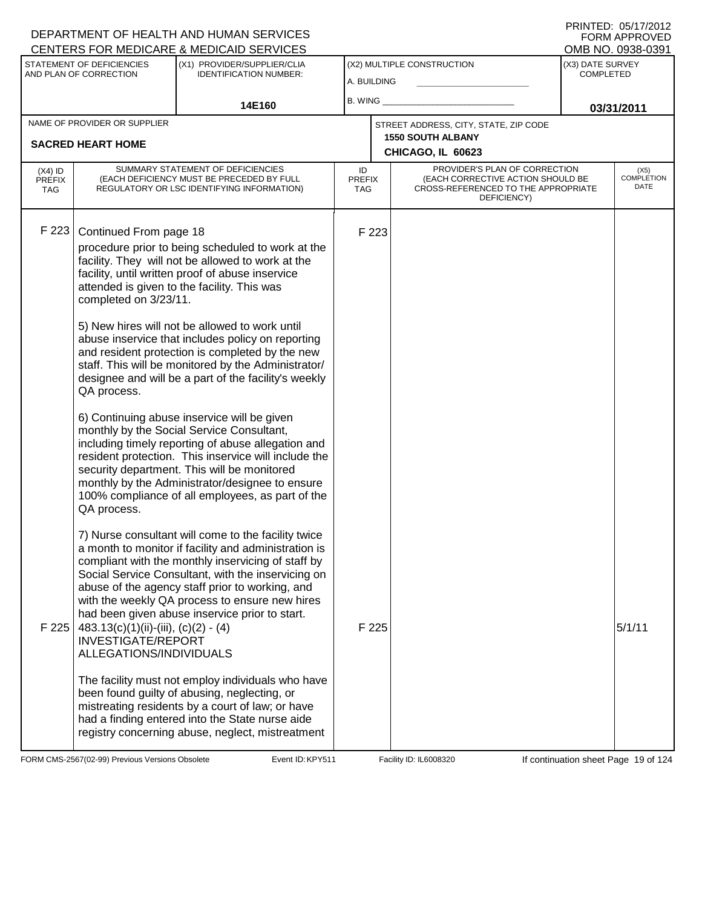DEPARTMENT OF HEALTH AND HUMAN SERVICES
CENTERS FOR MEDICARE & MEDICAID SERVICES

PRINTED: 05/17/2012
FORM APPROVED
OMB NO. 0938-0391

| STATEMENT OF DEFICIENCIES AND PLAN OF CORRECTION | (X1) PROVIDER/SUPPLIER/CLIA IDENTIFICATION NUMBER: | (X2) MULTIPLE CONSTRUCTION | (X3) DATE SURVEY COMPLETED |
|---|---|---|---|
| | 14E160 | A. BUILDING ___ B. WING ___ | 03/31/2011 |

| NAME OF PROVIDER OR SUPPLIER | STREET ADDRESS, CITY, STATE, ZIP CODE |
|---|---|
| SACRED HEART HOME | 1550 SOUTH ALBANY CHICAGO, IL 60623 |

| (X4) ID PREFIX TAG | SUMMARY STATEMENT OF DEFICIENCIES (EACH DEFICIENCY MUST BE PRECEDED BY FULL REGULATORY OR LSC IDENTIFYING INFORMATION) | ID PREFIX TAG | PROVIDER'S PLAN OF CORRECTION (EACH CORRECTIVE ACTION SHOULD BE CROSS-REFERENCED TO THE APPROPRIATE DEFICIENCY) | (X5) COMPLETION DATE |
|---|---|---|---|---|
| F 223 | Continued From page 18<br>procedure prior to being scheduled to work at the facility. They will not be allowed to work at the facility, until written proof of abuse inservice attended is given to the facility. This was completed on 3/23/11.<br><br>5) New hires will not be allowed to work until abuse inservice that includes policy on reporting and resident protection is completed by the new staff. This will be monitored by the Administrator/ designee and will be a part of the facility's weekly QA process.<br><br>6) Continuing abuse inservice will be given monthly by the Social Service Consultant, including timely reporting of abuse allegation and resident protection. This inservice will include the security department. This will be monitored monthly by the Administrator/designee to ensure 100% compliance of all employees, as part of the QA process.<br><br>7) Nurse consultant will come to the facility twice a month to monitor if facility and administration is compliant with the monthly inservicing of staff by Social Service Consultant, with the inservicing on abuse of the agency staff prior to working, and with the weekly QA process to ensure new hires had been given abuse inservice prior to start. | F 223 | | |
| F 225 | 483.13(c)(1)(ii)-(iii), (c)(2) - (4)<br>INVESTIGATE/REPORT ALLEGATIONS/INDIVIDUALS<br><br>The facility must not employ individuals who have been found guilty of abusing, neglecting, or mistreating residents by a court of law; or have had a finding entered into the State nurse aide registry concerning abuse, neglect, mistreatment | F 225 | | 5/1/11 |

FORM CMS-2567(02-99) Previous Versions Obsolete Event ID: KPY511 Facility ID: IL6008320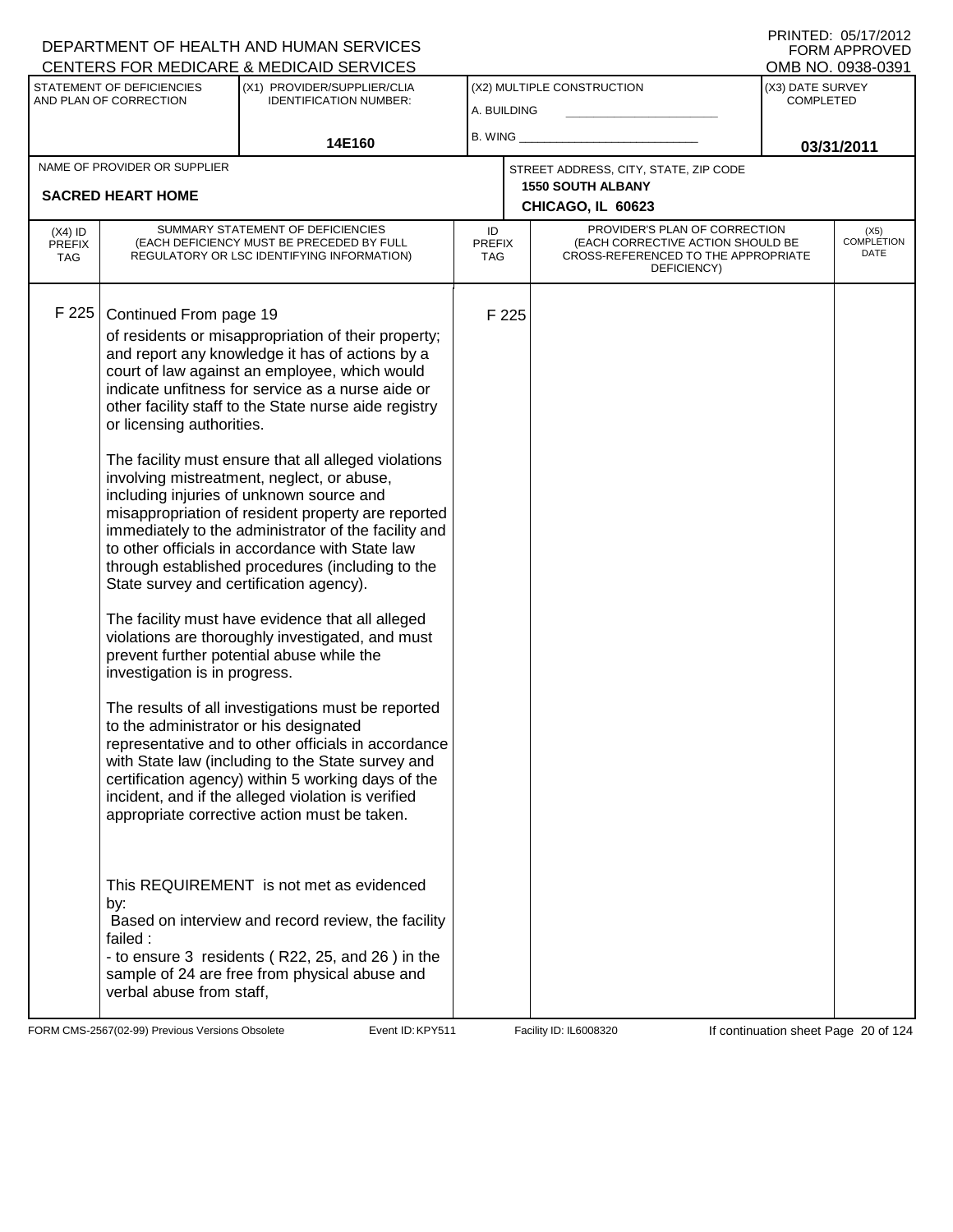DEPARTMENT OF HEALTH AND HUMAN SERVICES
CENTERS FOR MEDICARE & MEDICAID SERVICES

PRINTED: 05/17/2012
FORM APPROVED
OMB NO. 0938-0391

| STATEMENT OF DEFICIENCIES AND PLAN OF CORRECTION | (X1) PROVIDER/SUPPLIER/CLIA IDENTIFICATION NUMBER: | (X2) MULTIPLE CONSTRUCTION | (X3) DATE SURVEY COMPLETED |
|---|---|---|---|
| | 14E160 | A. BUILDING ______ B. WING ______ | 03/31/2011 |

| NAME OF PROVIDER OR SUPPLIER | STREET ADDRESS, CITY, STATE, ZIP CODE |
|---|---|
| SACRED HEART HOME | 1550 SOUTH ALBANY CHICAGO, IL 60623 |

| (X4) ID PREFIX TAG | SUMMARY STATEMENT OF DEFICIENCIES (EACH DEFICIENCY MUST BE PRECEDED BY FULL REGULATORY OR LSC IDENTIFYING INFORMATION) | ID PREFIX TAG | PROVIDER'S PLAN OF CORRECTION (EACH CORRECTIVE ACTION SHOULD BE CROSS-REFERENCED TO THE APPROPRIATE DEFICIENCY) | (X5) COMPLETION DATE |
|---|---|---|---|---|
| F 225 | Continued From page 19 | F 225 | | |

of residents or misappropriation of their property; and report any knowledge it has of actions by a court of law against an employee, which would indicate unfitness for service as a nurse aide or other facility staff to the State nurse aide registry or licensing authorities.

The facility must ensure that all alleged violations involving mistreatment, neglect, or abuse, including injuries of unknown source and misappropriation of resident property are reported immediately to the administrator of the facility and to other officials in accordance with State law through established procedures (including to the State survey and certification agency).

The facility must have evidence that all alleged violations are thoroughly investigated, and must prevent further potential abuse while the investigation is in progress.

The results of all investigations must be reported to the administrator or his designated representative and to other officials in accordance with State law (including to the State survey and certification agency) within 5 working days of the incident, and if the alleged violation is verified appropriate corrective action must be taken.

This REQUIREMENT is not met as evidenced by:
Based on interview and record review, the facility failed :
- to ensure 3 residents ( R22, 25, and 26 ) in the sample of 24 are free from physical abuse and verbal abuse from staff,

FORM CMS-2567(02-99) Previous Versions Obsolete Event ID: KPY511 Facility ID: IL6008320 If continuation sheet Page 20 of 124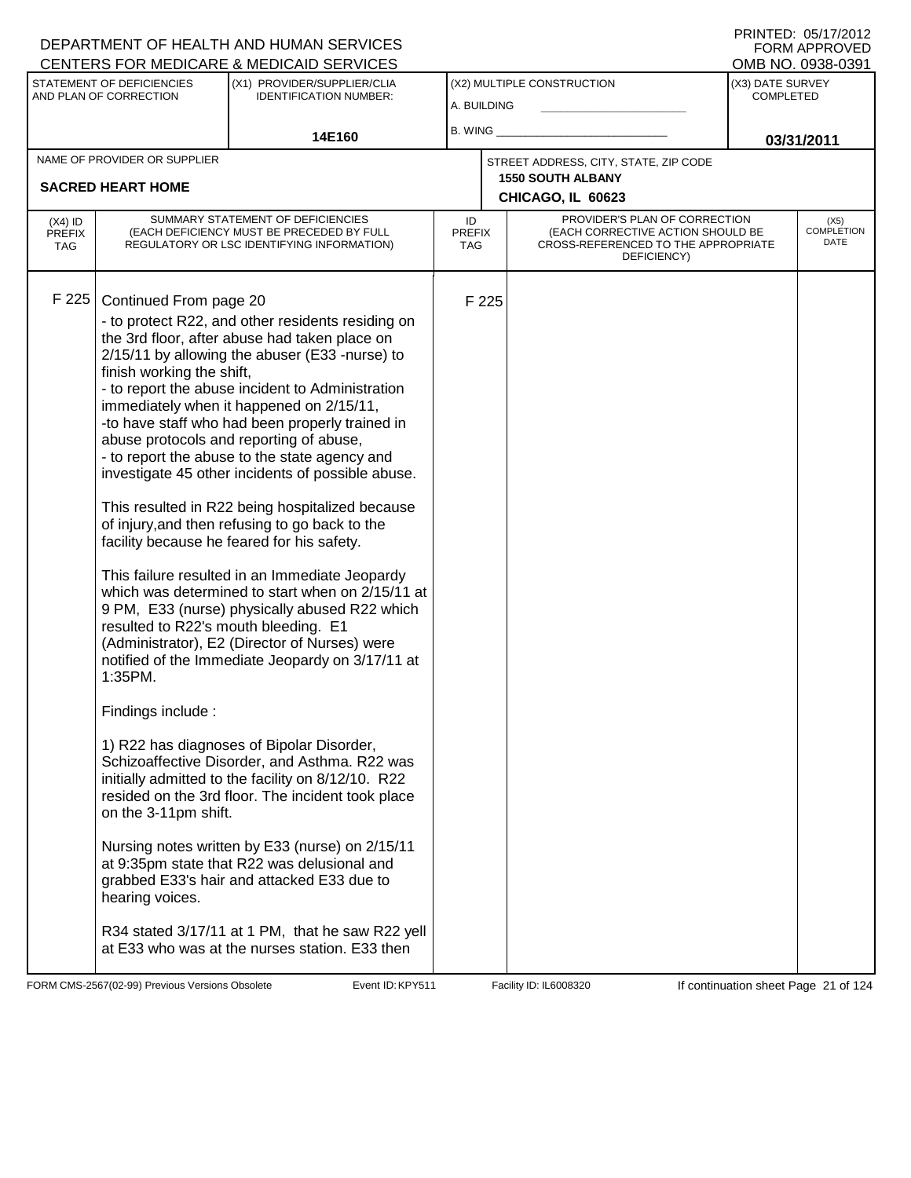DEPARTMENT OF HEALTH AND HUMAN SERVICES
CENTERS FOR MEDICARE & MEDICAID SERVICES

PRINTED: 05/17/2012
FORM APPROVED
OMB NO. 0938-0391

| STATEMENT OF DEFICIENCIES AND PLAN OF CORRECTION | (X1) PROVIDER/SUPPLIER/CLIA IDENTIFICATION NUMBER: | (X2) MULTIPLE CONSTRUCTION | (X3) DATE SURVEY COMPLETED |
|---|---|---|---|
| | 14E160 | A. BUILDING / B. WING | 03/31/2011 |

| NAME OF PROVIDER OR SUPPLIER | STREET ADDRESS, CITY, STATE, ZIP CODE |
|---|---|
| SACRED HEART HOME | 1550 SOUTH ALBANY, CHICAGO, IL 60623 |

| (X4) ID PREFIX TAG | SUMMARY STATEMENT OF DEFICIENCIES (EACH DEFICIENCY MUST BE PRECEDED BY FULL REGULATORY OR LSC IDENTIFYING INFORMATION) | ID PREFIX TAG | PROVIDER'S PLAN OF CORRECTION (EACH CORRECTIVE ACTION SHOULD BE CROSS-REFERENCED TO THE APPROPRIATE DEFICIENCY) | (X5) COMPLETION DATE |
|---|---|---|---|---|
| F 225 | Continued From page 20 | F 225 | | |

- to protect R22, and other residents residing on the 3rd floor, after abuse had taken place on 2/15/11 by allowing the abuser (E33 -nurse) to finish working the shift,
- to report the abuse incident to Administration immediately when it happened on 2/15/11,
-to have staff who had been properly trained in abuse protocols and reporting of abuse,
- to report the abuse to the state agency and investigate 45 other incidents of possible abuse.

This resulted in R22 being hospitalized because of injury,and then refusing to go back to the facility because he feared for his safety.

This failure resulted in an Immediate Jeopardy which was determined to start when on 2/15/11 at 9 PM, E33 (nurse) physically abused R22 which resulted to R22's mouth bleeding. E1 (Administrator), E2 (Director of Nurses) were notified of the Immediate Jeopardy on 3/17/11 at 1:35PM.

Findings include :

1) R22 has diagnoses of Bipolar Disorder, Schizoaffective Disorder, and Asthma. R22 was initially admitted to the facility on 8/12/10. R22 resided on the 3rd floor. The incident took place on the 3-11pm shift.

Nursing notes written by E33 (nurse) on 2/15/11 at 9:35pm state that R22 was delusional and grabbed E33's hair and attacked E33 due to hearing voices.

R34 stated 3/17/11 at 1 PM, that he saw R22 yell at E33 who was at the nurses station. E33 then

FORM CMS-2567(02-99) Previous Versions Obsolete    Event ID: KPY511    Facility ID: IL6008320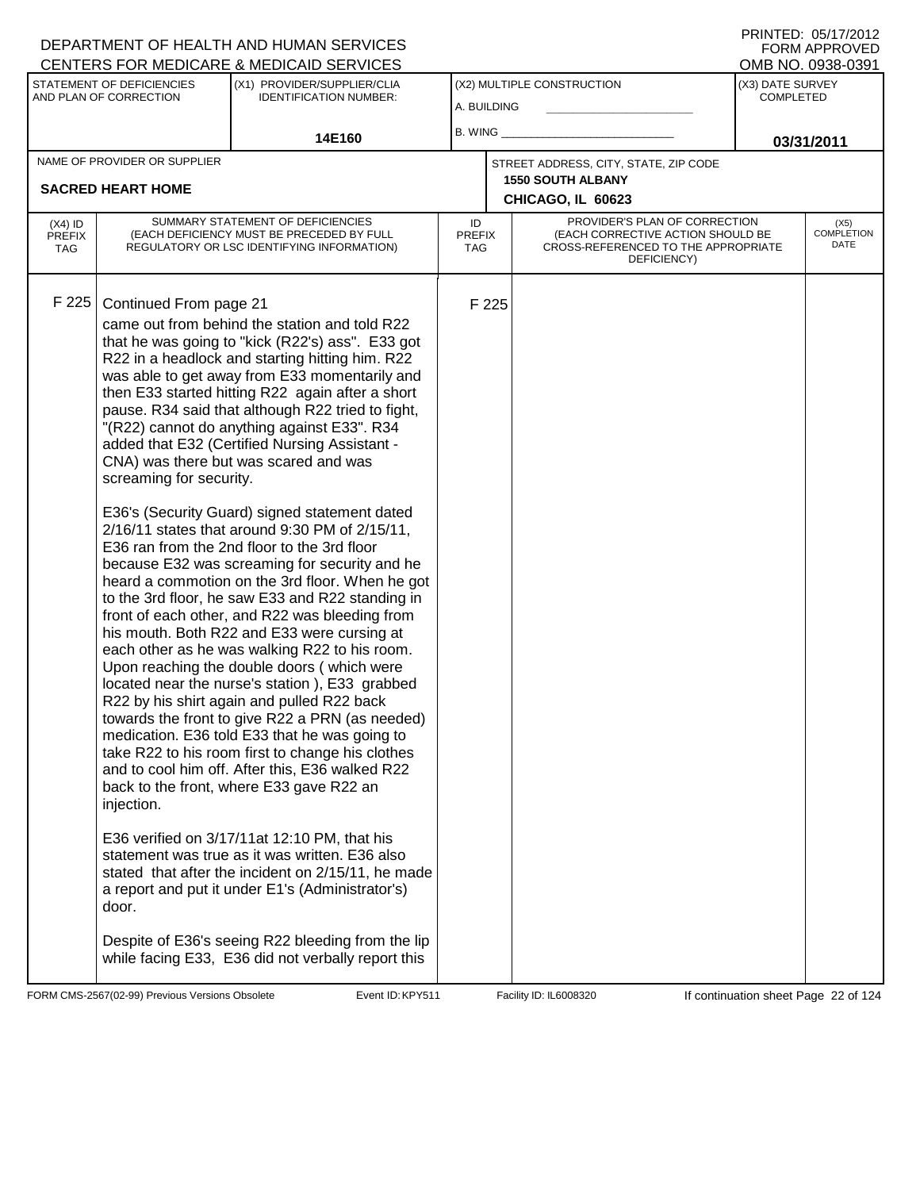DEPARTMENT OF HEALTH AND HUMAN SERVICES
CENTERS FOR MEDICARE & MEDICAID SERVICES

PRINTED: 05/17/2012
FORM APPROVED
OMB NO. 0938-0391

| STATEMENT OF DEFICIENCIES AND PLAN OF CORRECTION | (X1) PROVIDER/SUPPLIER/CLIA IDENTIFICATION NUMBER: | (X2) MULTIPLE CONSTRUCTION | (X3) DATE SURVEY COMPLETED |
|---|---|---|---|
| | 14E160 | A. BUILDING<br>B. WING | 03/31/2011 |

| NAME OF PROVIDER OR SUPPLIER | STREET ADDRESS, CITY, STATE, ZIP CODE |
|---|---|
| SACRED HEART HOME | 1550 SOUTH ALBANY<br>CHICAGO, IL 60623 |

| (X4) ID PREFIX TAG | SUMMARY STATEMENT OF DEFICIENCIES (EACH DEFICIENCY MUST BE PRECEDED BY FULL REGULATORY OR LSC IDENTIFYING INFORMATION) | ID PREFIX TAG | PROVIDER'S PLAN OF CORRECTION (EACH CORRECTIVE ACTION SHOULD BE CROSS-REFERENCED TO THE APPROPRIATE DEFICIENCY) | (X5) COMPLETION DATE |
|---|---|---|---|---|
| F 225 | Continued From page 21<br>came out from behind the station and told R22 that he was going to "kick (R22's) ass". E33 got R22 in a headlock and starting hitting him. R22 was able to get away from E33 momentarily and then E33 started hitting R22 again after a short pause. R34 said that although R22 tried to fight, "(R22) cannot do anything against E33". R34 added that E32 (Certified Nursing Assistant - CNA) was there but was scared and was screaming for security.<br><br>E36's (Security Guard) signed statement dated 2/16/11 states that around 9:30 PM of 2/15/11, E36 ran from the 2nd floor to the 3rd floor because E32 was screaming for security and he heard a commotion on the 3rd floor. When he got to the 3rd floor, he saw E33 and R22 standing in front of each other, and R22 was bleeding from his mouth. Both R22 and E33 were cursing at each other as he was walking R22 to his room. Upon reaching the double doors ( which were located near the nurse's station ), E33 grabbed R22 by his shirt again and pulled R22 back towards the front to give R22 a PRN (as needed) medication. E36 told E33 that he was going to take R22 to his room first to change his clothes and to cool him off. After this, E36 walked R22 back to the front, where E33 gave R22 an injection.<br><br>E36 verified on 3/17/11at 12:10 PM, that his statement was true as it was written. E36 also stated that after the incident on 2/15/11, he made a report and put it under E1's (Administrator's) door.<br><br>Despite of E36's seeing R22 bleeding from the lip while facing E33, E36 did not verbally report this | F 225 | | |

FORM CMS-2567(02-99) Previous Versions Obsolete Event ID: KPY511 Facility ID: IL6008320 If continuation sheet Page 22 of 124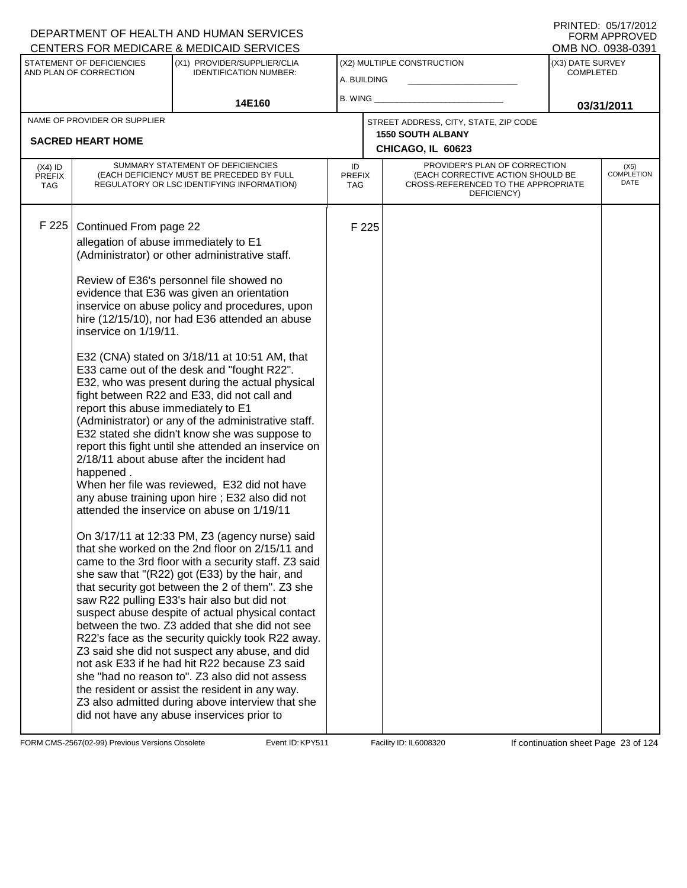DEPARTMENT OF HEALTH AND HUMAN SERVICES
CENTERS FOR MEDICARE & MEDICAID SERVICES

PRINTED: 05/17/2012
FORM APPROVED
OMB NO. 0938-0391

| STATEMENT OF DEFICIENCIES AND PLAN OF CORRECTION | (X1) PROVIDER/SUPPLIER/CLIA IDENTIFICATION NUMBER: | (X2) MULTIPLE CONSTRUCTION | (X3) DATE SURVEY COMPLETED |
|---|---|---|---|
| | 14E160 | A. BUILDING ______ B. WING ______ | 03/31/2011 |

| NAME OF PROVIDER OR SUPPLIER | STREET ADDRESS, CITY, STATE, ZIP CODE |
|---|---|
| SACRED HEART HOME | 1550 SOUTH ALBANY CHICAGO, IL 60623 |

| (X4) ID PREFIX TAG | SUMMARY STATEMENT OF DEFICIENCIES (EACH DEFICIENCY MUST BE PRECEDED BY FULL REGULATORY OR LSC IDENTIFYING INFORMATION) | ID PREFIX TAG | PROVIDER'S PLAN OF CORRECTION (EACH CORRECTIVE ACTION SHOULD BE CROSS-REFERENCED TO THE APPROPRIATE DEFICIENCY) | (X5) COMPLETION DATE |
|---|---|---|---|---|
| F 225 | Continued From page 22 | F 225 | | |

allegation of abuse immediately to E1 (Administrator) or other administrative staff.

Review of E36's personnel file showed no evidence that E36 was given an orientation inservice on abuse policy and procedures, upon hire (12/15/10), nor had E36 attended an abuse inservice on 1/19/11.

E32 (CNA) stated on 3/18/11 at 10:51 AM, that E33 came out of the desk and "fought R22". E32, who was present during the actual physical fight between R22 and E33, did not call and report this abuse immediately to E1 (Administrator) or any of the administrative staff. E32 stated she didn't know she was suppose to report this fight until she attended an inservice on 2/18/11 about abuse after the incident had happened .
When her file was reviewed, E32 did not have any abuse training upon hire ; E32 also did not attended the inservice on abuse on 1/19/11

On 3/17/11 at 12:33 PM, Z3 (agency nurse) said that she worked on the 2nd floor on 2/15/11 and came to the 3rd floor with a security staff. Z3 said she saw that "(R22) got (E33) by the hair, and that security got between the 2 of them". Z3 she saw R22 pulling E33's hair also but did not suspect abuse despite of actual physical contact between the two. Z3 added that she did not see R22's face as the security quickly took R22 away. Z3 said she did not suspect any abuse, and did not ask E33 if he had hit R22 because Z3 said she "had no reason to". Z3 also did not assess the resident or assist the resident in any way. Z3 also admitted during above interview that she did not have any abuse inservices prior to

FORM CMS-2567(02-99) Previous Versions Obsolete Event ID: KPY511 Facility ID: IL6008320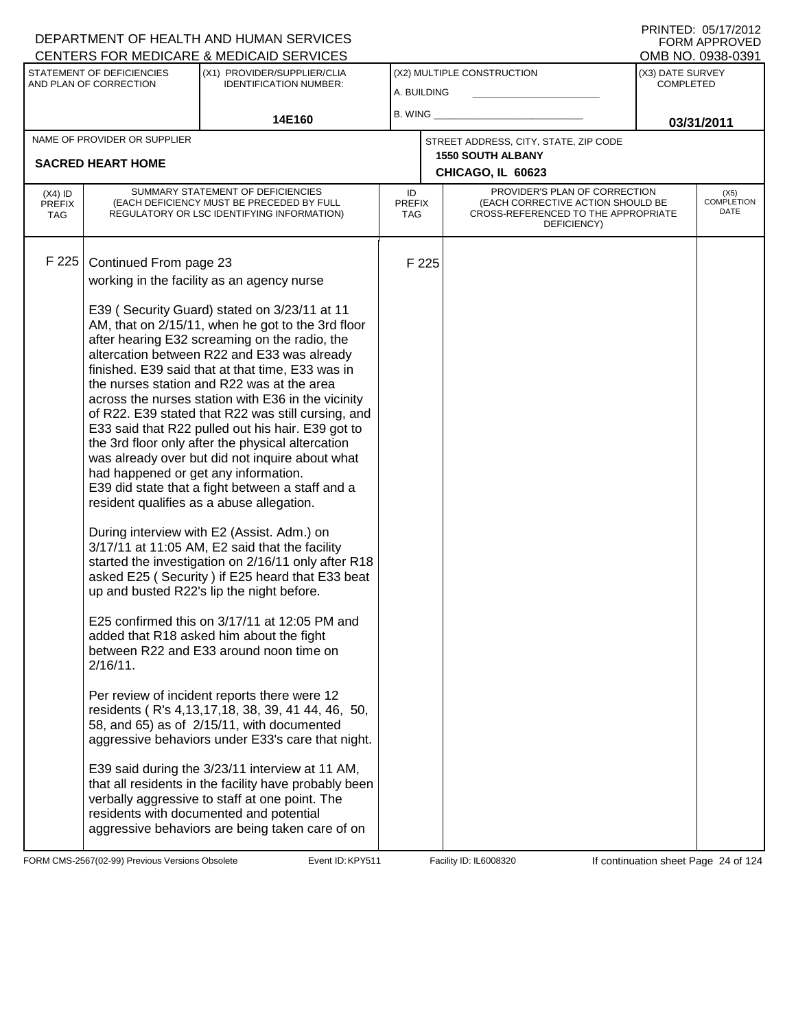DEPARTMENT OF HEALTH AND HUMAN SERVICES
CENTERS FOR MEDICARE & MEDICAID SERVICES

PRINTED: 05/17/2012
FORM APPROVED
OMB NO. 0938-0391

| STATEMENT OF DEFICIENCIES AND PLAN OF CORRECTION | (X1) PROVIDER/SUPPLIER/CLIA IDENTIFICATION NUMBER: | (X2) MULTIPLE CONSTRUCTION | (X3) DATE SURVEY COMPLETED |
|---|---|---|---|
| | 14E160 | A. BUILDING<br>B. WING | 03/31/2011 |

| NAME OF PROVIDER OR SUPPLIER | STREET ADDRESS, CITY, STATE, ZIP CODE |
|---|---|
| SACRED HEART HOME | 1550 SOUTH ALBANY<br>CHICAGO, IL 60623 |

| (X4) ID PREFIX TAG | SUMMARY STATEMENT OF DEFICIENCIES (EACH DEFICIENCY MUST BE PRECEDED BY FULL REGULATORY OR LSC IDENTIFYING INFORMATION) | ID PREFIX TAG | PROVIDER'S PLAN OF CORRECTION (EACH CORRECTIVE ACTION SHOULD BE CROSS-REFERENCED TO THE APPROPRIATE DEFICIENCY) | (X5) COMPLETION DATE |
|---|---|---|---|---|
| F 225 | Continued From page 23<br>working in the facility as an agency nurse<br><br>E39 ( Security Guard) stated on 3/23/11 at 11 AM, that on 2/15/11, when he got to the 3rd floor after hearing E32 screaming on the radio, the altercation between R22 and E33 was already finished. E39 said that at that time, E33 was in the nurses station and R22 was at the area across the nurses station with E36 in the vicinity of R22. E39 stated that R22 was still cursing, and E33 said that R22 pulled out his hair. E39 got to the 3rd floor only after the physical altercation was already over but did not inquire about what had happened or get any information.<br>E39 did state that a fight between a staff and a resident qualifies as a abuse allegation.<br><br>During interview with E2 (Assist. Adm.) on 3/17/11 at 11:05 AM, E2 said that the facility started the investigation on 2/16/11 only after R18 asked E25 ( Security ) if E25 heard that E33 beat up and busted R22's lip the night before.<br><br>E25 confirmed this on 3/17/11 at 12:05 PM and added that R18 asked him about the fight between R22 and E33 around noon time on 2/16/11.<br><br>Per review of incident reports there were 12 residents ( R's 4,13,17,18, 38, 39, 41 44, 46, 50, 58, and 65) as of 2/15/11, with documented aggressive behaviors under E33's care that night.<br><br>E39 said during the 3/23/11 interview at 11 AM, that all residents in the facility have probably been verbally aggressive to staff at one point. The residents with documented and potential aggressive behaviors are being taken care of on | F 225 | | |

FORM CMS-2567(02-99) Previous Versions Obsolete Event ID: KPY511 Facility ID: IL6008320 If continuation sheet Page 24 of 124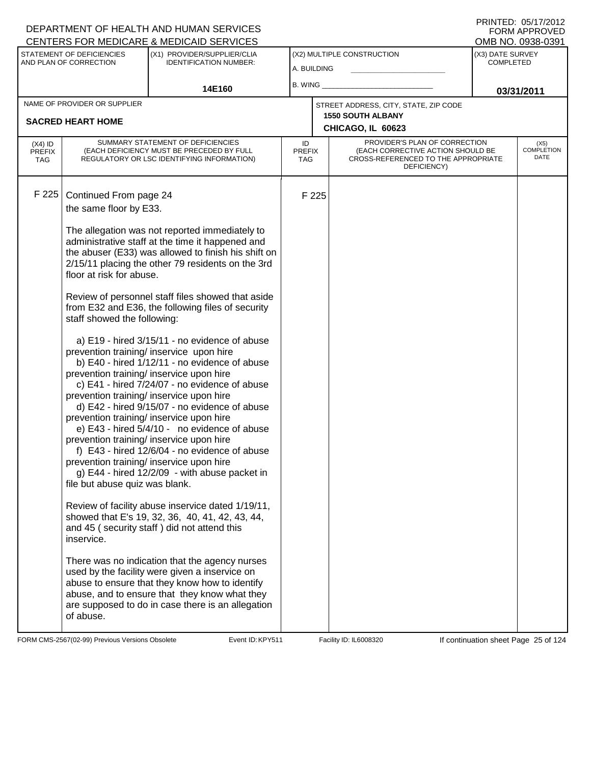DEPARTMENT OF HEALTH AND HUMAN SERVICES
CENTERS FOR MEDICARE & MEDICAID SERVICES

PRINTED: 05/17/2012
FORM APPROVED
OMB NO. 0938-0391

| STATEMENT OF DEFICIENCIES AND PLAN OF CORRECTION | (X1) PROVIDER/SUPPLIER/CLIA IDENTIFICATION NUMBER: | (X2) MULTIPLE CONSTRUCTION | (X3) DATE SURVEY COMPLETED |
|---|---|---|---|
| | 14E160 | A. BUILDING ___ B. WING ___ | 03/31/2011 |

| NAME OF PROVIDER OR SUPPLIER | STREET ADDRESS, CITY, STATE, ZIP CODE |
|---|---|
| SACRED HEART HOME | 1550 SOUTH ALBANY CHICAGO, IL 60623 |

| (X4) ID PREFIX TAG | SUMMARY STATEMENT OF DEFICIENCIES (EACH DEFICIENCY MUST BE PRECEDED BY FULL REGULATORY OR LSC IDENTIFYING INFORMATION) | ID PREFIX TAG | PROVIDER'S PLAN OF CORRECTION (EACH CORRECTIVE ACTION SHOULD BE CROSS-REFERENCED TO THE APPROPRIATE DEFICIENCY) | (X5) COMPLETION DATE |
|---|---|---|---|---|
| F 225 | Continued From page 24 | F 225 | | |

the same floor by E33.

The allegation was not reported immediately to administrative staff at the time it happened and the abuser (E33) was allowed to finish his shift on 2/15/11 placing the other 79 residents on the 3rd floor at risk for abuse.

Review of personnel staff files showed that aside from E32 and E36, the following files of security staff showed the following:

a) E19 - hired 3/15/11 - no evidence of abuse prevention training/ inservice upon hire
b) E40 - hired 1/12/11 - no evidence of abuse prevention training/ inservice upon hire
c) E41 - hired 7/24/07 - no evidence of abuse prevention training/ inservice upon hire
d) E42 - hired 9/15/07 - no evidence of abuse prevention training/ inservice upon hire
e) E43 - hired 5/4/10 - no evidence of abuse prevention training/ inservice upon hire
f) E43 - hired 12/6/04 - no evidence of abuse prevention training/ inservice upon hire
g) E44 - hired 12/2/09 - with abuse packet in file but abuse quiz was blank.

Review of facility abuse inservice dated 1/19/11, showed that E's 19, 32, 36, 40, 41, 42, 43, 44, and 45 ( security staff ) did not attend this inservice.

There was no indication that the agency nurses used by the facility were given a inservice on abuse to ensure that they know how to identify abuse, and to ensure that they know what they are supposed to do in case there is an allegation of abuse.

FORM CMS-2567(02-99) Previous Versions Obsolete Event ID: KPY511 Facility ID: IL6008320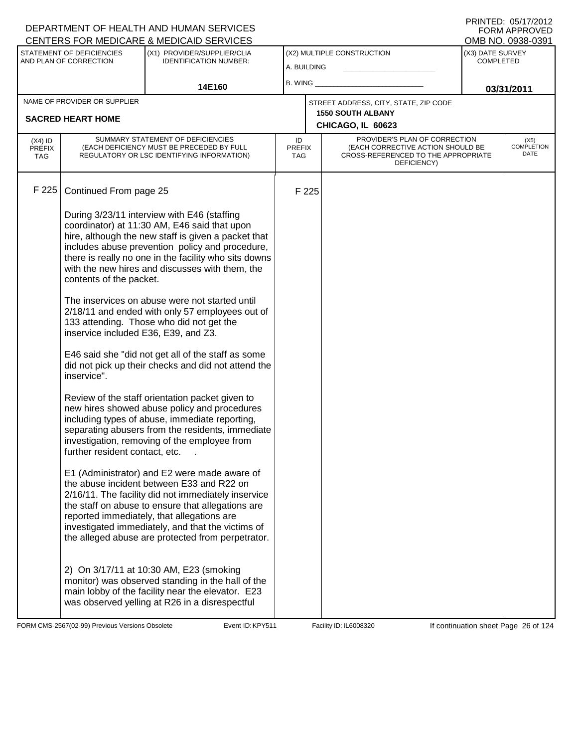DEPARTMENT OF HEALTH AND HUMAN SERVICES
CENTERS FOR MEDICARE & MEDICAID SERVICES

PRINTED: 05/17/2012
FORM APPROVED
OMB NO. 0938-0391

| STATEMENT OF DEFICIENCIES AND PLAN OF CORRECTION | (X1) PROVIDER/SUPPLIER/CLIA IDENTIFICATION NUMBER: | (X2) MULTIPLE CONSTRUCTION | (X3) DATE SURVEY COMPLETED |
|---|---|---|---|
| | 14E160 | A. BUILDING<br>B. WING | 03/31/2011 |

| NAME OF PROVIDER OR SUPPLIER | STREET ADDRESS, CITY, STATE, ZIP CODE |
|---|---|
| SACRED HEART HOME | 1550 SOUTH ALBANY<br>CHICAGO, IL 60623 |

| (X4) ID PREFIX TAG | SUMMARY STATEMENT OF DEFICIENCIES (EACH DEFICIENCY MUST BE PRECEDED BY FULL REGULATORY OR LSC IDENTIFYING INFORMATION) | ID PREFIX TAG | PROVIDER'S PLAN OF CORRECTION (EACH CORRECTIVE ACTION SHOULD BE CROSS-REFERENCED TO THE APPROPRIATE DEFICIENCY) | (X5) COMPLETION DATE |
|---|---|---|---|---|
| F 225 | Continued From page 25 | F 225 | | |

During 3/23/11 interview with E46 (staffing coordinator) at 11:30 AM, E46 said that upon hire, although the new staff is given a packet that includes abuse prevention policy and procedure, there is really no one in the facility who sits downs with the new hires and discusses with them, the contents of the packet.

The inservices on abuse were not started until 2/18/11 and ended with only 57 employees out of 133 attending. Those who did not get the inservice included E36, E39, and Z3.

E46 said she "did not get all of the staff as some did not pick up their checks and did not attend the inservice".

Review of the staff orientation packet given to new hires showed abuse policy and procedures including types of abuse, immediate reporting, separating abusers from the residents, immediate investigation, removing of the employee from further resident contact, etc. .

E1 (Administrator) and E2 were made aware of the abuse incident between E33 and R22 on 2/16/11. The facility did not immediately inservice the staff on abuse to ensure that allegations are reported immediately, that allegations are investigated immediately, and that the victims of the alleged abuse are protected from perpetrator.

2) On 3/17/11 at 10:30 AM, E23 (smoking monitor) was observed standing in the hall of the main lobby of the facility near the elevator. E23 was observed yelling at R26 in a disrespectful

FORM CMS-2567(02-99) Previous Versions Obsolete    Event ID: KPY511    Facility ID: IL6008320    If continuation sheet Page 26 of 124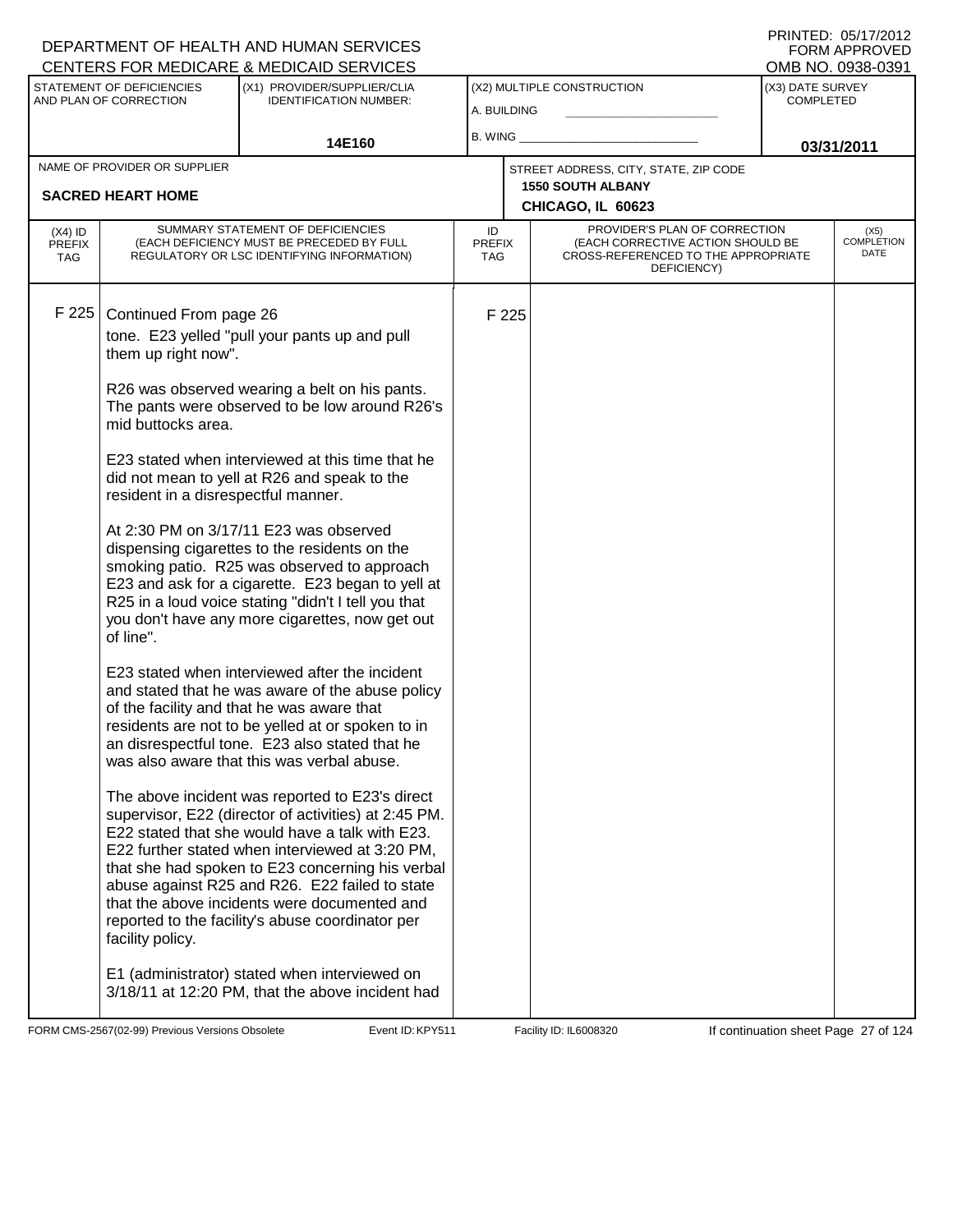DEPARTMENT OF HEALTH AND HUMAN SERVICES
CENTERS FOR MEDICARE & MEDICAID SERVICES

PRINTED: 05/17/2012
FORM APPROVED
OMB NO. 0938-0391

| STATEMENT OF DEFICIENCIES AND PLAN OF CORRECTION | (X1) PROVIDER/SUPPLIER/CLIA IDENTIFICATION NUMBER: | (X2) MULTIPLE CONSTRUCTION | (X3) DATE SURVEY COMPLETED |
|---|---|---|---|
| | 14E160 | A. BUILDING<br>B. WING | 03/31/2011 |

| NAME OF PROVIDER OR SUPPLIER | STREET ADDRESS, CITY, STATE, ZIP CODE |
|---|---|
| SACRED HEART HOME | 1550 SOUTH ALBANY<br>CHICAGO, IL 60623 |

| (X4) ID PREFIX TAG | SUMMARY STATEMENT OF DEFICIENCIES (EACH DEFICIENCY MUST BE PRECEDED BY FULL REGULATORY OR LSC IDENTIFYING INFORMATION) | ID PREFIX TAG | PROVIDER'S PLAN OF CORRECTION (EACH CORRECTIVE ACTION SHOULD BE CROSS-REFERENCED TO THE APPROPRIATE DEFICIENCY) | (X5) COMPLETION DATE |
|---|---|---|---|---|
| F 225 | Continued From page 26<br>tone. E23 yelled "pull your pants up and pull them up right now".<br><br>R26 was observed wearing a belt on his pants. The pants were observed to be low around R26's mid buttocks area.<br><br>E23 stated when interviewed at this time that he did not mean to yell at R26 and speak to the resident in a disrespectful manner.<br><br>At 2:30 PM on 3/17/11 E23 was observed dispensing cigarettes to the residents on the smoking patio. R25 was observed to approach E23 and ask for a cigarette. E23 began to yell at R25 in a loud voice stating "didn't I tell you that you don't have any more cigarettes, now get out of line".<br><br>E23 stated when interviewed after the incident and stated that he was aware of the abuse policy of the facility and that he was aware that residents are not to be yelled at or spoken to in an disrespectful tone. E23 also stated that he was also aware that this was verbal abuse.<br><br>The above incident was reported to E23's direct supervisor, E22 (director of activities) at 2:45 PM. E22 stated that she would have a talk with E23. E22 further stated when interviewed at 3:20 PM, that she had spoken to E23 concerning his verbal abuse against R25 and R26. E22 failed to state that the above incidents were documented and reported to the facility's abuse coordinator per facility policy.<br><br>E1 (administrator) stated when interviewed on 3/18/11 at 12:20 PM, that the above incident had | F 225 | | |

FORM CMS-2567(02-99) Previous Versions Obsolete Event ID: KPY511 Facility ID: IL6008320 If continuation sheet Page 27 of 124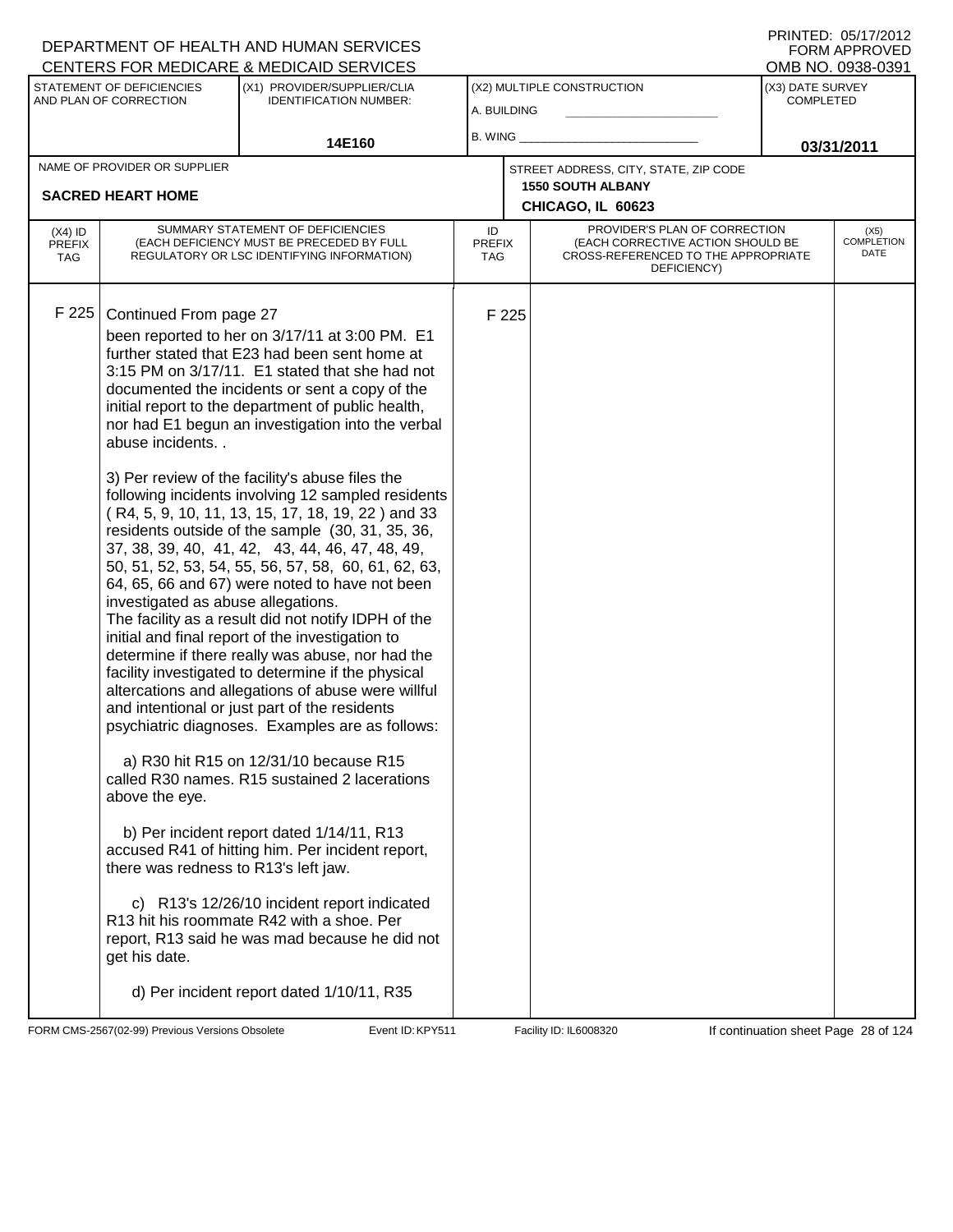DEPARTMENT OF HEALTH AND HUMAN SERVICES
CENTERS FOR MEDICARE & MEDICAID SERVICES

PRINTED: 05/17/2012
FORM APPROVED
OMB NO. 0938-0391

| STATEMENT OF DEFICIENCIES AND PLAN OF CORRECTION | (X1) PROVIDER/SUPPLIER/CLIA IDENTIFICATION NUMBER: | (X2) MULTIPLE CONSTRUCTION | (X3) DATE SURVEY COMPLETED |
|---|---|---|---|
| | 14E160 | A. BUILDING ______ B. WING ______ | 03/31/2011 |

| NAME OF PROVIDER OR SUPPLIER | STREET ADDRESS, CITY, STATE, ZIP CODE |
|---|---|
| SACRED HEART HOME | 1550 SOUTH ALBANY CHICAGO, IL 60623 |

| (X4) ID PREFIX TAG | SUMMARY STATEMENT OF DEFICIENCIES (EACH DEFICIENCY MUST BE PRECEDED BY FULL REGULATORY OR LSC IDENTIFYING INFORMATION) | ID PREFIX TAG | PROVIDER'S PLAN OF CORRECTION (EACH CORRECTIVE ACTION SHOULD BE CROSS-REFERENCED TO THE APPROPRIATE DEFICIENCY) | (X5) COMPLETION DATE |
|---|---|---|---|---|
| F 225 | Continued From page 27 | F 225 | | |

been reported to her on 3/17/11 at 3:00 PM. E1 further stated that E23 had been sent home at 3:15 PM on 3/17/11. E1 stated that she had not documented the incidents or sent a copy of the initial report to the department of public health, nor had E1 begun an investigation into the verbal abuse incidents. .

3) Per review of the facility's abuse files the following incidents involving 12 sampled residents ( R4, 5, 9, 10, 11, 13, 15, 17, 18, 19, 22 ) and 33 residents outside of the sample (30, 31, 35, 36, 37, 38, 39, 40, 41, 42, 43, 44, 46, 47, 48, 49, 50, 51, 52, 53, 54, 55, 56, 57, 58, 60, 61, 62, 63, 64, 65, 66 and 67) were noted to have not been investigated as abuse allegations.
The facility as a result did not notify IDPH of the initial and final report of the investigation to determine if there really was abuse, nor had the facility investigated to determine if the physical altercations and allegations of abuse were willful and intentional or just part of the residents psychiatric diagnoses. Examples are as follows:

a) R30 hit R15 on 12/31/10 because R15 called R30 names. R15 sustained 2 lacerations above the eye.

b) Per incident report dated 1/14/11, R13 accused R41 of hitting him. Per incident report, there was redness to R13's left jaw.

c) R13's 12/26/10 incident report indicated R13 hit his roommate R42 with a shoe. Per report, R13 said he was mad because he did not get his date.

d) Per incident report dated 1/10/11, R35

FORM CMS-2567(02-99) Previous Versions Obsolete Event ID: KPY511 Facility ID: IL6008320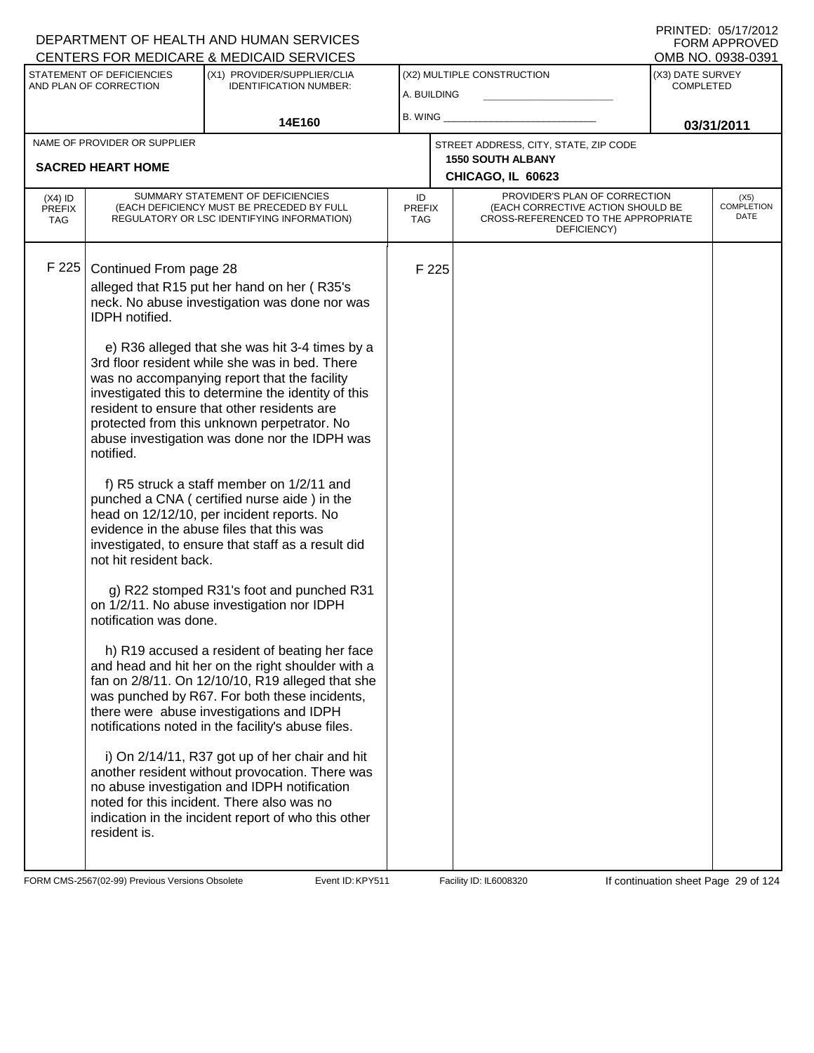DEPARTMENT OF HEALTH AND HUMAN SERVICES
CENTERS FOR MEDICARE & MEDICAID SERVICES

PRINTED: 05/17/2012
FORM APPROVED
OMB NO. 0938-0391

| STATEMENT OF DEFICIENCIES AND PLAN OF CORRECTION | (X1) PROVIDER/SUPPLIER/CLIA IDENTIFICATION NUMBER: | (X2) MULTIPLE CONSTRUCTION | (X3) DATE SURVEY COMPLETED |
|---|---|---|---|
| | 14E160 | A. BUILDING ____ B. WING ____ | 03/31/2011 |

| NAME OF PROVIDER OR SUPPLIER | STREET ADDRESS, CITY, STATE, ZIP CODE |
|---|---|
| SACRED HEART HOME | 1550 SOUTH ALBANY CHICAGO, IL 60623 |

| (X4) ID PREFIX TAG | SUMMARY STATEMENT OF DEFICIENCIES (EACH DEFICIENCY MUST BE PRECEDED BY FULL REGULATORY OR LSC IDENTIFYING INFORMATION) | ID PREFIX TAG | PROVIDER'S PLAN OF CORRECTION (EACH CORRECTIVE ACTION SHOULD BE CROSS-REFERENCED TO THE APPROPRIATE DEFICIENCY) | (X5) COMPLETION DATE |
|---|---|---|---|---|
| F 225 | Continued From page 28 | F 225 | | |

alleged that R15 put her hand on her ( R35's neck. No abuse investigation was done nor was IDPH notified.

e) R36 alleged that she was hit 3-4 times by a 3rd floor resident while she was in bed. There was no accompanying report that the facility investigated this to determine the identity of this resident to ensure that other residents are protected from this unknown perpetrator. No abuse investigation was done nor the IDPH was notified.

f) R5 struck a staff member on 1/2/11 and punched a CNA ( certified nurse aide ) in the head on 12/12/10, per incident reports. No evidence in the abuse files that this was investigated, to ensure that staff as a result did not hit resident back.

g) R22 stomped R31's foot and punched R31 on 1/2/11. No abuse investigation nor IDPH notification was done.

h) R19 accused a resident of beating her face and head and hit her on the right shoulder with a fan on 2/8/11. On 12/10/10, R19 alleged that she was punched by R67. For both these incidents, there were abuse investigations and IDPH notifications noted in the facility's abuse files.

i) On 2/14/11, R37 got up of her chair and hit another resident without provocation. There was no abuse investigation and IDPH notification noted for this incident. There also was no indication in the incident report of who this other resident is.

FORM CMS-2567(02-99) Previous Versions Obsolete Event ID: KPY511 Facility ID: IL6008320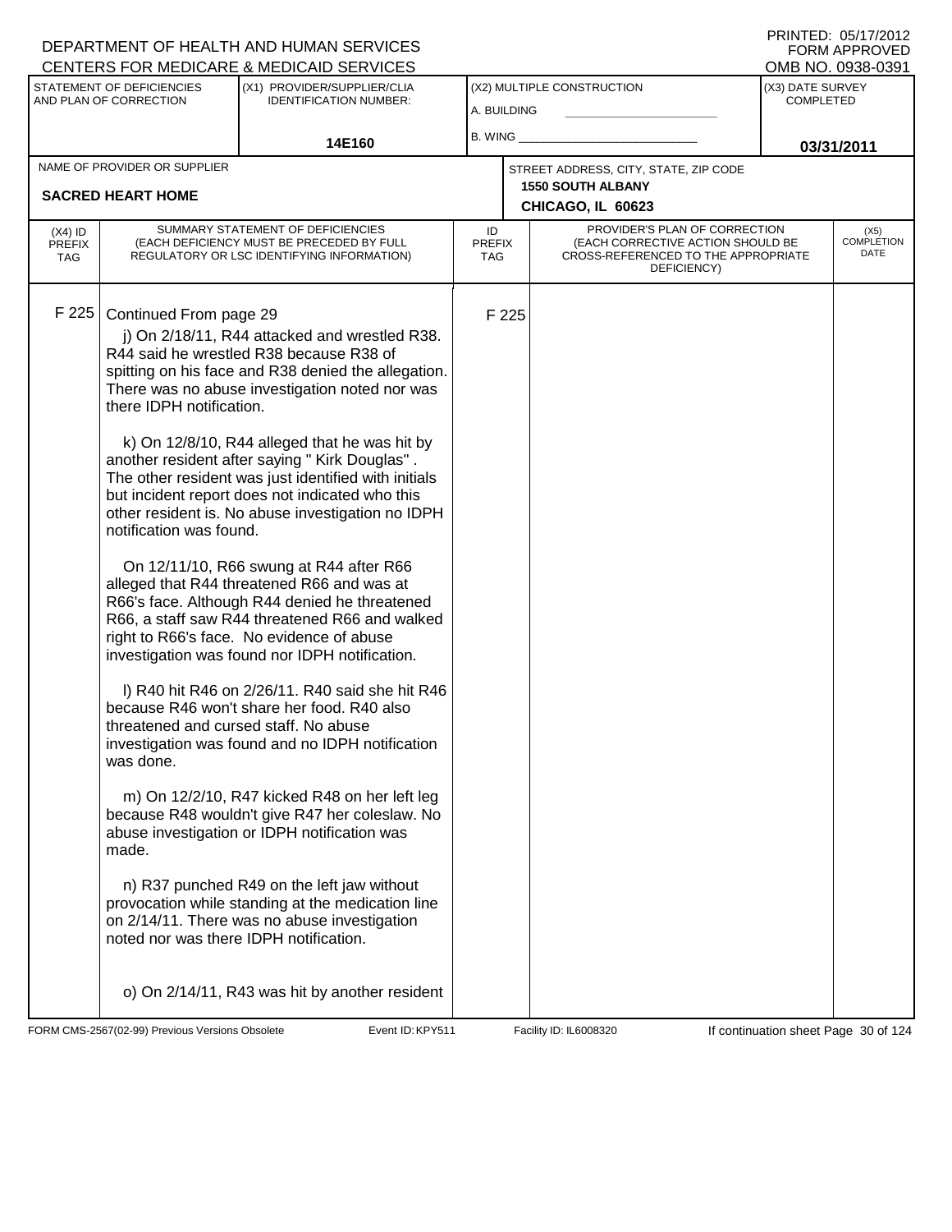DEPARTMENT OF HEALTH AND HUMAN SERVICES
CENTERS FOR MEDICARE & MEDICAID SERVICES

PRINTED: 05/17/2012
FORM APPROVED
OMB NO. 0938-0391

| STATEMENT OF DEFICIENCIES AND PLAN OF CORRECTION | (X1) PROVIDER/SUPPLIER/CLIA IDENTIFICATION NUMBER: | (X2) MULTIPLE CONSTRUCTION | (X3) DATE SURVEY COMPLETED |
|---|---|---|---|
| | 14E160 | A. BUILDING ___ B. WING ___ | 03/31/2011 |

NAME OF PROVIDER OR SUPPLIER: **SACRED HEART HOME**

STREET ADDRESS, CITY, STATE, ZIP CODE: **1550 SOUTH ALBANY, CHICAGO, IL 60623**

| (X4) ID PREFIX TAG | SUMMARY STATEMENT OF DEFICIENCIES (EACH DEFICIENCY MUST BE PRECEDED BY FULL REGULATORY OR LSC IDENTIFYING INFORMATION) | ID PREFIX TAG | PROVIDER'S PLAN OF CORRECTION (EACH CORRECTIVE ACTION SHOULD BE CROSS-REFERENCED TO THE APPROPRIATE DEFICIENCY) | (X5) COMPLETION DATE |
|---|---|---|---|---|
| F 225 | Continued From page 29 | F 225 | | |

j) On 2/18/11, R44 attacked and wrestled R38. R44 said he wrestled R38 because R38 of spitting on his face and R38 denied the allegation. There was no abuse investigation noted nor was there IDPH notification.

k) On 12/8/10, R44 alleged that he was hit by another resident after saying " Kirk Douglas" . The other resident was just identified with initials but incident report does not indicated who this other resident is. No abuse investigation no IDPH notification was found.

On 12/11/10, R66 swung at R44 after R66 alleged that R44 threatened R66 and was at R66's face. Although R44 denied he threatened R66, a staff saw R44 threatened R66 and walked right to R66's face. No evidence of abuse investigation was found nor IDPH notification.

l) R40 hit R46 on 2/26/11. R40 said she hit R46 because R46 won't share her food. R40 also threatened and cursed staff. No abuse investigation was found and no IDPH notification was done.

m) On 12/2/10, R47 kicked R48 on her left leg because R48 wouldn't give R47 her coleslaw. No abuse investigation or IDPH notification was made.

n) R37 punched R49 on the left jaw without provocation while standing at the medication line on 2/14/11. There was no abuse investigation noted nor was there IDPH notification.

o) On 2/14/11, R43 was hit by another resident

FORM CMS-2567(02-99) Previous Versions Obsolete Event ID: KPY511 Facility ID: IL6008320 If continuation sheet Page 30 of 124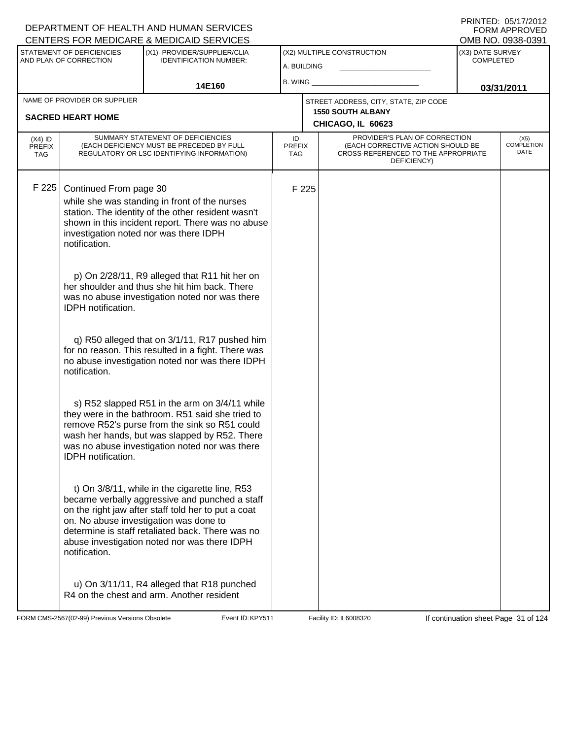DEPARTMENT OF HEALTH AND HUMAN SERVICES
CENTERS FOR MEDICARE & MEDICAID SERVICES

PRINTED: 05/17/2012
FORM APPROVED
OMB NO. 0938-0391

| STATEMENT OF DEFICIENCIES AND PLAN OF CORRECTION | (X1) PROVIDER/SUPPLIER/CLIA IDENTIFICATION NUMBER: | (X2) MULTIPLE CONSTRUCTION | (X3) DATE SURVEY COMPLETED |
|---|---|---|---|
| | 14E160 | A. BUILDING ___ B. WING ___ | 03/31/2011 |

| NAME OF PROVIDER OR SUPPLIER | STREET ADDRESS, CITY, STATE, ZIP CODE |
|---|---|
| SACRED HEART HOME | 1550 SOUTH ALBANY CHICAGO, IL 60623 |

| (X4) ID PREFIX TAG | SUMMARY STATEMENT OF DEFICIENCIES (EACH DEFICIENCY MUST BE PRECEDED BY FULL REGULATORY OR LSC IDENTIFYING INFORMATION) | ID PREFIX TAG | PROVIDER'S PLAN OF CORRECTION (EACH CORRECTIVE ACTION SHOULD BE CROSS-REFERENCED TO THE APPROPRIATE DEFICIENCY) | (X5) COMPLETION DATE |
|---|---|---|---|---|
| F 225 | Continued From page 30<br>while she was standing in front of the nurses station. The identity of the other resident wasn't shown in this incident report. There was no abuse investigation noted nor was there IDPH notification.<br><br>p) On 2/28/11, R9 alleged that R11 hit her on her shoulder and thus she hit him back. There was no abuse investigation noted nor was there IDPH notification.<br><br>q) R50 alleged that on 3/1/11, R17 pushed him for no reason. This resulted in a fight. There was no abuse investigation noted nor was there IDPH notification.<br><br>s) R52 slapped R51 in the arm on 3/4/11 while they were in the bathroom. R51 said she tried to remove R52's purse from the sink so R51 could wash her hands, but was slapped by R52. There was no abuse investigation noted nor was there IDPH notification.<br><br>t) On 3/8/11, while in the cigarette line, R53 became verbally aggressive and punched a staff on the right jaw after staff told her to put a coat on. No abuse investigation was done to determine is staff retaliated back. There was no abuse investigation noted nor was there IDPH notification.<br><br>u) On 3/11/11, R4 alleged that R18 punched R4 on the chest and arm. Another resident | F 225 | | |

FORM CMS-2567(02-99) Previous Versions Obsolete Event ID: KPY511 Facility ID: IL6008320 If continuation sheet Page 31 of 124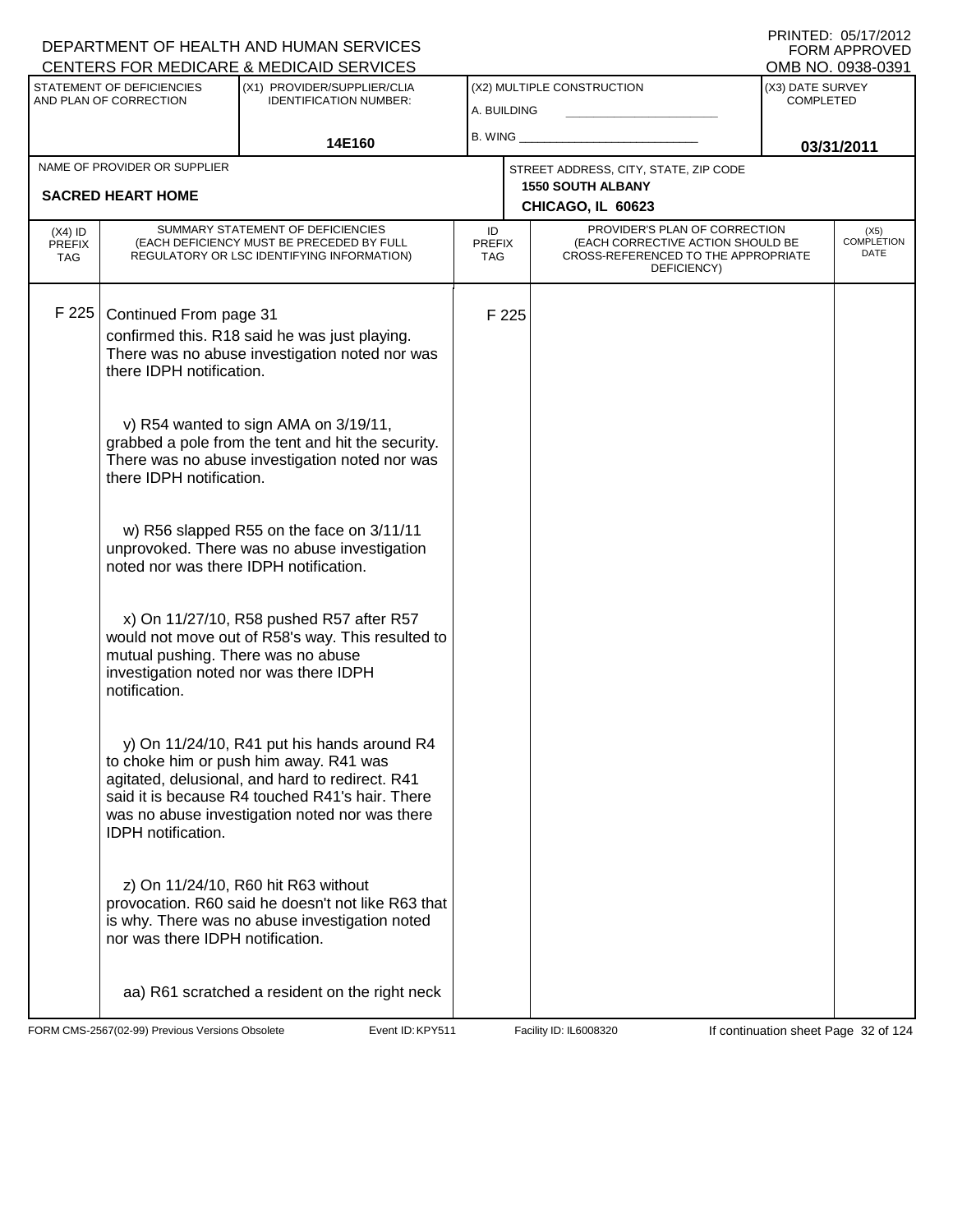DEPARTMENT OF HEALTH AND HUMAN SERVICES
CENTERS FOR MEDICARE & MEDICAID SERVICES

PRINTED: 05/17/2012
FORM APPROVED
OMB NO. 0938-0391

| STATEMENT OF DEFICIENCIES AND PLAN OF CORRECTION | (X1) PROVIDER/SUPPLIER/CLIA IDENTIFICATION NUMBER: | (X2) MULTIPLE CONSTRUCTION | (X3) DATE SURVEY COMPLETED |
|---|---|---|---|
| | 14E160 | A. BUILDING _______ B. WING _______ | 03/31/2011 |

| NAME OF PROVIDER OR SUPPLIER | STREET ADDRESS, CITY, STATE, ZIP CODE |
|---|---|
| SACRED HEART HOME | 1550 SOUTH ALBANY CHICAGO, IL 60623 |

| (X4) ID PREFIX TAG | SUMMARY STATEMENT OF DEFICIENCIES (EACH DEFICIENCY MUST BE PRECEDED BY FULL REGULATORY OR LSC IDENTIFYING INFORMATION) | ID PREFIX TAG | PROVIDER'S PLAN OF CORRECTION (EACH CORRECTIVE ACTION SHOULD BE CROSS-REFERENCED TO THE APPROPRIATE DEFICIENCY) | (X5) COMPLETION DATE |
|---|---|---|---|---|
| F 225 | Continued From page 31<br>confirmed this. R18 said he was just playing. There was no abuse investigation noted nor was there IDPH notification.<br><br>v) R54 wanted to sign AMA on 3/19/11, grabbed a pole from the tent and hit the security. There was no abuse investigation noted nor was there IDPH notification.<br><br>w) R56 slapped R55 on the face on 3/11/11 unprovoked. There was no abuse investigation noted nor was there IDPH notification.<br><br>x) On 11/27/10, R58 pushed R57 after R57 would not move out of R58's way. This resulted to mutual pushing. There was no abuse investigation noted nor was there IDPH notification.<br><br>y) On 11/24/10, R41 put his hands around R4 to choke him or push him away. R41 was agitated, delusional, and hard to redirect. R41 said it is because R4 touched R41's hair. There was no abuse investigation noted nor was there IDPH notification.<br><br>z) On 11/24/10, R60 hit R63 without provocation. R60 said he doesn't not like R63 that is why. There was no abuse investigation noted nor was there IDPH notification.<br><br>aa) R61 scratched a resident on the right neck | F 225 | | |

FORM CMS-2567(02-99) Previous Versions Obsolete    Event ID: KPY511    Facility ID: IL6008320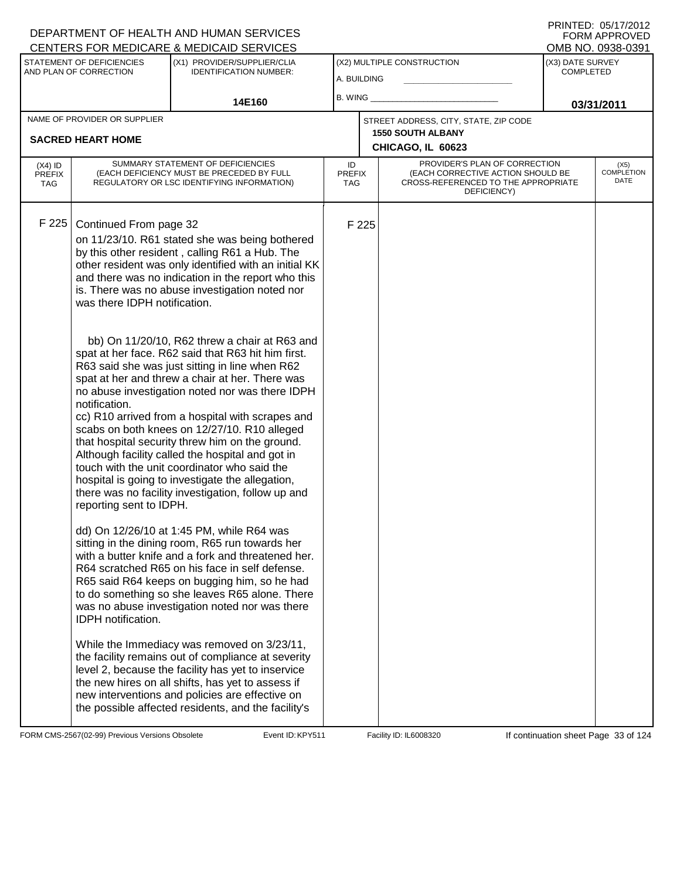DEPARTMENT OF HEALTH AND HUMAN SERVICES
CENTERS FOR MEDICARE & MEDICAID SERVICES

PRINTED: 05/17/2012
FORM APPROVED
OMB NO. 0938-0391

| STATEMENT OF DEFICIENCIES AND PLAN OF CORRECTION | (X1) PROVIDER/SUPPLIER/CLIA IDENTIFICATION NUMBER: | (X2) MULTIPLE CONSTRUCTION | (X3) DATE SURVEY COMPLETED |
|---|---|---|---|
| | 14E160 | A. BUILDING ______ B. WING ______ | 03/31/2011 |

| NAME OF PROVIDER OR SUPPLIER | STREET ADDRESS, CITY, STATE, ZIP CODE |
|---|---|
| SACRED HEART HOME | 1550 SOUTH ALBANY CHICAGO, IL 60623 |

| (X4) ID PREFIX TAG | SUMMARY STATEMENT OF DEFICIENCIES (EACH DEFICIENCY MUST BE PRECEDED BY FULL REGULATORY OR LSC IDENTIFYING INFORMATION) | ID PREFIX TAG | PROVIDER'S PLAN OF CORRECTION (EACH CORRECTIVE ACTION SHOULD BE CROSS-REFERENCED TO THE APPROPRIATE DEFICIENCY) | (X5) COMPLETION DATE |
|---|---|---|---|---|
| F 225 | Continued From page 32<br>on 11/23/10. R61 stated she was being bothered by this other resident , calling R61 a Hub. The other resident was only identified with an initial KK and there was no indication in the report who this is. There was no abuse investigation noted nor was there IDPH notification.<br><br>bb) On 11/20/10, R62 threw a chair at R63 and spat at her face. R62 said that R63 hit him first. R63 said she was just sitting in line when R62 spat at her and threw a chair at her. There was no abuse investigation noted nor was there IDPH notification.<br>cc) R10 arrived from a hospital with scrapes and scabs on both knees on 12/27/10. R10 alleged that hospital security threw him on the ground. Although facility called the hospital and got in touch with the unit coordinator who said the hospital is going to investigate the allegation, there was no facility investigation, follow up and reporting sent to IDPH.<br><br>dd) On 12/26/10 at 1:45 PM, while R64 was sitting in the dining room, R65 run towards her with a butter knife and a fork and threatened her. R64 scratched R65 on his face in self defense. R65 said R64 keeps on bugging him, so he had to do something so she leaves R65 alone. There was no abuse investigation noted nor was there IDPH notification.<br><br>While the Immediacy was removed on 3/23/11, the facility remains out of compliance at severity level 2, because the facility has yet to inservice the new hires on all shifts, has yet to assess if new interventions and policies are effective on the possible affected residents, and the facility's | F 225 | | |

FORM CMS-2567(02-99) Previous Versions Obsolete  Event ID: KPY511  Facility ID: IL6008320  If continuation sheet Page 33 of 124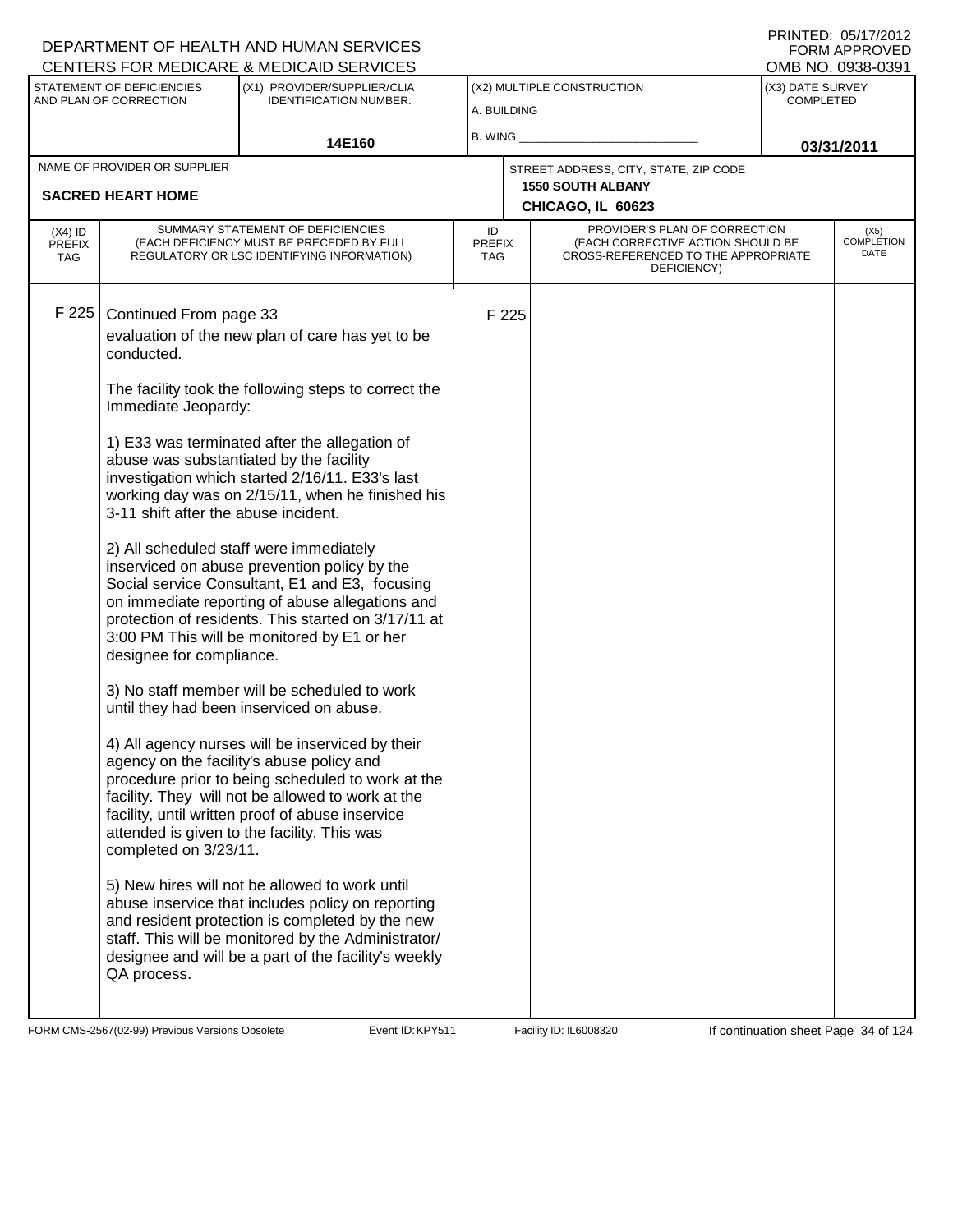DEPARTMENT OF HEALTH AND HUMAN SERVICES
CENTERS FOR MEDICARE & MEDICAID SERVICES

PRINTED: 05/17/2012
FORM APPROVED
OMB NO. 0938-0391

| STATEMENT OF DEFICIENCIES AND PLAN OF CORRECTION | (X1) PROVIDER/SUPPLIER/CLIA IDENTIFICATION NUMBER: | (X2) MULTIPLE CONSTRUCTION | (X3) DATE SURVEY COMPLETED |
|---|---|---|---|
| | 14E160 | A. BUILDING<br>B. WING | 03/31/2011 |

| NAME OF PROVIDER OR SUPPLIER | STREET ADDRESS, CITY, STATE, ZIP CODE |
|---|---|
| SACRED HEART HOME | 1550 SOUTH ALBANY<br>CHICAGO, IL 60623 |

| (X4) ID PREFIX TAG | SUMMARY STATEMENT OF DEFICIENCIES (EACH DEFICIENCY MUST BE PRECEDED BY FULL REGULATORY OR LSC IDENTIFYING INFORMATION) | ID PREFIX TAG | PROVIDER'S PLAN OF CORRECTION (EACH CORRECTIVE ACTION SHOULD BE CROSS-REFERENCED TO THE APPROPRIATE DEFICIENCY) | (X5) COMPLETION DATE |
|---|---|---|---|---|
| F 225 | Continued From page 33<br>evaluation of the new plan of care has yet to be conducted.<br><br>The facility took the following steps to correct the Immediate Jeopardy:<br><br>1) E33 was terminated after the allegation of abuse was substantiated by the facility investigation which started 2/16/11. E33's last working day was on 2/15/11, when he finished his 3-11 shift after the abuse incident.<br><br>2) All scheduled staff were immediately inserviced on abuse prevention policy by the Social service Consultant, E1 and E3, focusing on immediate reporting of abuse allegations and protection of residents. This started on 3/17/11 at 3:00 PM This will be monitored by E1 or her designee for compliance.<br><br>3) No staff member will be scheduled to work until they had been inserviced on abuse.<br><br>4) All agency nurses will be inserviced by their agency on the facility's abuse policy and procedure prior to being scheduled to work at the facility. They will not be allowed to work at the facility, until written proof of abuse inservice attended is given to the facility. This was completed on 3/23/11.<br><br>5) New hires will not be allowed to work until abuse inservice that includes policy on reporting and resident protection is completed by the new staff. This will be monitored by the Administrator/ designee and will be a part of the facility's weekly QA process. | F 225 | | |

FORM CMS-2567(02-99) Previous Versions Obsolete Event ID: KPY511 Facility ID: IL6008320 If continuation sheet Page 34 of 124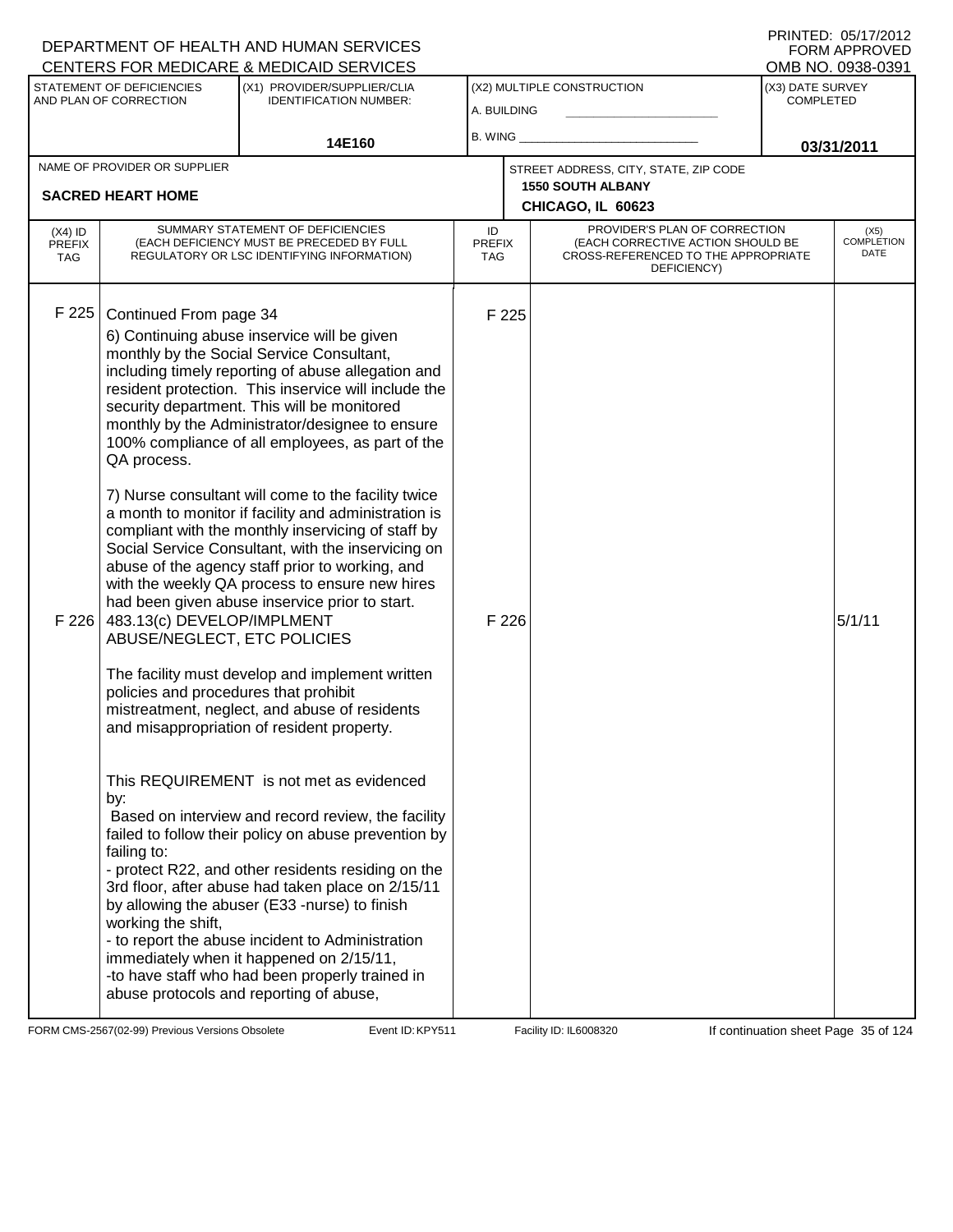DEPARTMENT OF HEALTH AND HUMAN SERVICES
CENTERS FOR MEDICARE & MEDICAID SERVICES

PRINTED: 05/17/2012
FORM APPROVED
OMB NO. 0938-0391

| STATEMENT OF DEFICIENCIES AND PLAN OF CORRECTION | (X1) PROVIDER/SUPPLIER/CLIA IDENTIFICATION NUMBER: | (X2) MULTIPLE CONSTRUCTION | (X3) DATE SURVEY COMPLETED |
|---|---|---|---|
| | 14E160 | A. BUILDING<br>B. WING | 03/31/2011 |

| NAME OF PROVIDER OR SUPPLIER | STREET ADDRESS, CITY, STATE, ZIP CODE |
|---|---|
| SACRED HEART HOME | 1550 SOUTH ALBANY<br>CHICAGO, IL 60623 |

| (X4) ID PREFIX TAG | SUMMARY STATEMENT OF DEFICIENCIES (EACH DEFICIENCY MUST BE PRECEDED BY FULL REGULATORY OR LSC IDENTIFYING INFORMATION) | ID PREFIX TAG | PROVIDER'S PLAN OF CORRECTION (EACH CORRECTIVE ACTION SHOULD BE CROSS-REFERENCED TO THE APPROPRIATE DEFICIENCY) | (X5) COMPLETION DATE |
|---|---|---|---|---|
| F 225 | Continued From page 34<br>6) Continuing abuse inservice will be given monthly by the Social Service Consultant, including timely reporting of abuse allegation and resident protection. This inservice will include the security department. This will be monitored monthly by the Administrator/designee to ensure 100% compliance of all employees, as part of the QA process.<br><br>7) Nurse consultant will come to the facility twice a month to monitor if facility and administration is compliant with the monthly inservicing of staff by Social Service Consultant, with the inservicing on abuse of the agency staff prior to working, and with the weekly QA process to ensure new hires had been given abuse inservice prior to start. | F 225 | | |
| F 226 | 483.13(c) DEVELOP/IMPLMENT ABUSE/NEGLECT, ETC POLICIES<br><br>The facility must develop and implement written policies and procedures that prohibit mistreatment, neglect, and abuse of residents and misappropriation of resident property.<br><br>This REQUIREMENT is not met as evidenced by:<br>Based on interview and record review, the facility failed to follow their policy on abuse prevention by failing to:<br>- protect R22, and other residents residing on the 3rd floor, after abuse had taken place on 2/15/11 by allowing the abuser (E33 -nurse) to finish working the shift,<br>- to report the abuse incident to Administration immediately when it happened on 2/15/11,<br>-to have staff who had been properly trained in abuse protocols and reporting of abuse, | F 226 | | 5/1/11 |

FORM CMS-2567(02-99) Previous Versions Obsolete | Event ID: KPY511 | Facility ID: IL6008320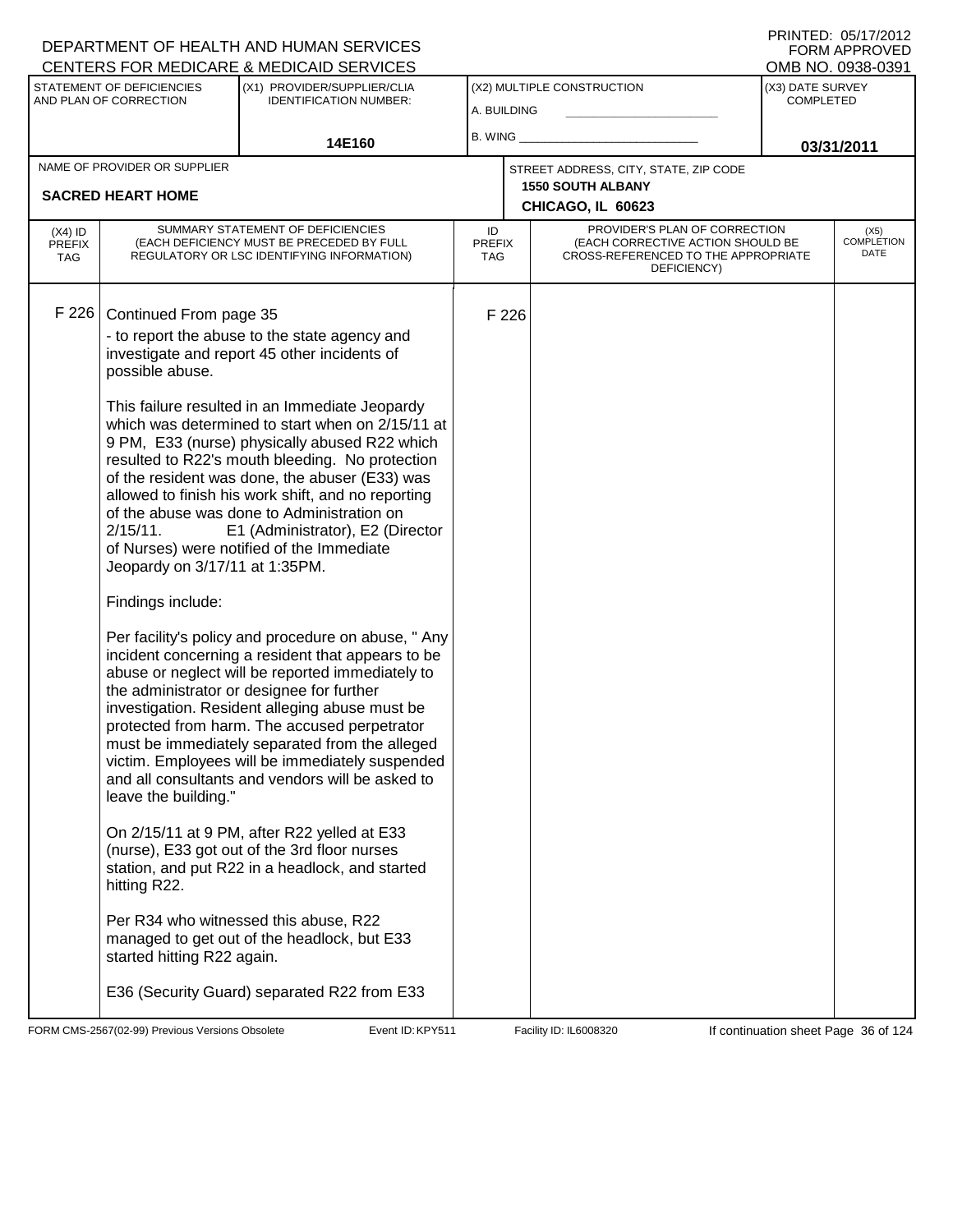DEPARTMENT OF HEALTH AND HUMAN SERVICES
CENTERS FOR MEDICARE & MEDICAID SERVICES

PRINTED: 05/17/2012
FORM APPROVED
OMB NO. 0938-0391

| STATEMENT OF DEFICIENCIES AND PLAN OF CORRECTION | (X1) PROVIDER/SUPPLIER/CLIA IDENTIFICATION NUMBER: | (X2) MULTIPLE CONSTRUCTION | (X3) DATE SURVEY COMPLETED |
|---|---|---|---|
| | 14E160 | A. BUILDING<br>B. WING | 03/31/2011 |

| NAME OF PROVIDER OR SUPPLIER | STREET ADDRESS, CITY, STATE, ZIP CODE |
|---|---|
| SACRED HEART HOME | 1550 SOUTH ALBANY<br>CHICAGO, IL 60623 |

| (X4) ID PREFIX TAG | SUMMARY STATEMENT OF DEFICIENCIES (EACH DEFICIENCY MUST BE PRECEDED BY FULL REGULATORY OR LSC IDENTIFYING INFORMATION) | ID PREFIX TAG | PROVIDER'S PLAN OF CORRECTION (EACH CORRECTIVE ACTION SHOULD BE CROSS-REFERENCED TO THE APPROPRIATE DEFICIENCY) | (X5) COMPLETION DATE |
|---|---|---|---|---|
| F 226 | Continued From page 35<br>- to report the abuse to the state agency and investigate and report 45 other incidents of possible abuse.<br><br>This failure resulted in an Immediate Jeopardy which was determined to start when on 2/15/11 at 9 PM, E33 (nurse) physically abused R22 which resulted to R22's mouth bleeding. No protection of the resident was done, the abuser (E33) was allowed to finish his work shift, and no reporting of the abuse was done to Administration on 2/15/11. E1 (Administrator), E2 (Director of Nurses) were notified of the Immediate Jeopardy on 3/17/11 at 1:35PM.<br><br>Findings include:<br><br>Per facility's policy and procedure on abuse, " Any incident concerning a resident that appears to be abuse or neglect will be reported immediately to the administrator or designee for further investigation. Resident alleging abuse must be protected from harm. The accused perpetrator must be immediately separated from the alleged victim. Employees will be immediately suspended and all consultants and vendors will be asked to leave the building."<br><br>On 2/15/11 at 9 PM, after R22 yelled at E33 (nurse), E33 got out of the 3rd floor nurses station, and put R22 in a headlock, and started hitting R22.<br><br>Per R34 who witnessed this abuse, R22 managed to get out of the headlock, but E33 started hitting R22 again.<br><br>E36 (Security Guard) separated R22 from E33 | F 226 | | |

FORM CMS-2567(02-99) Previous Versions Obsolete Event ID: KPY511 Facility ID: IL6008320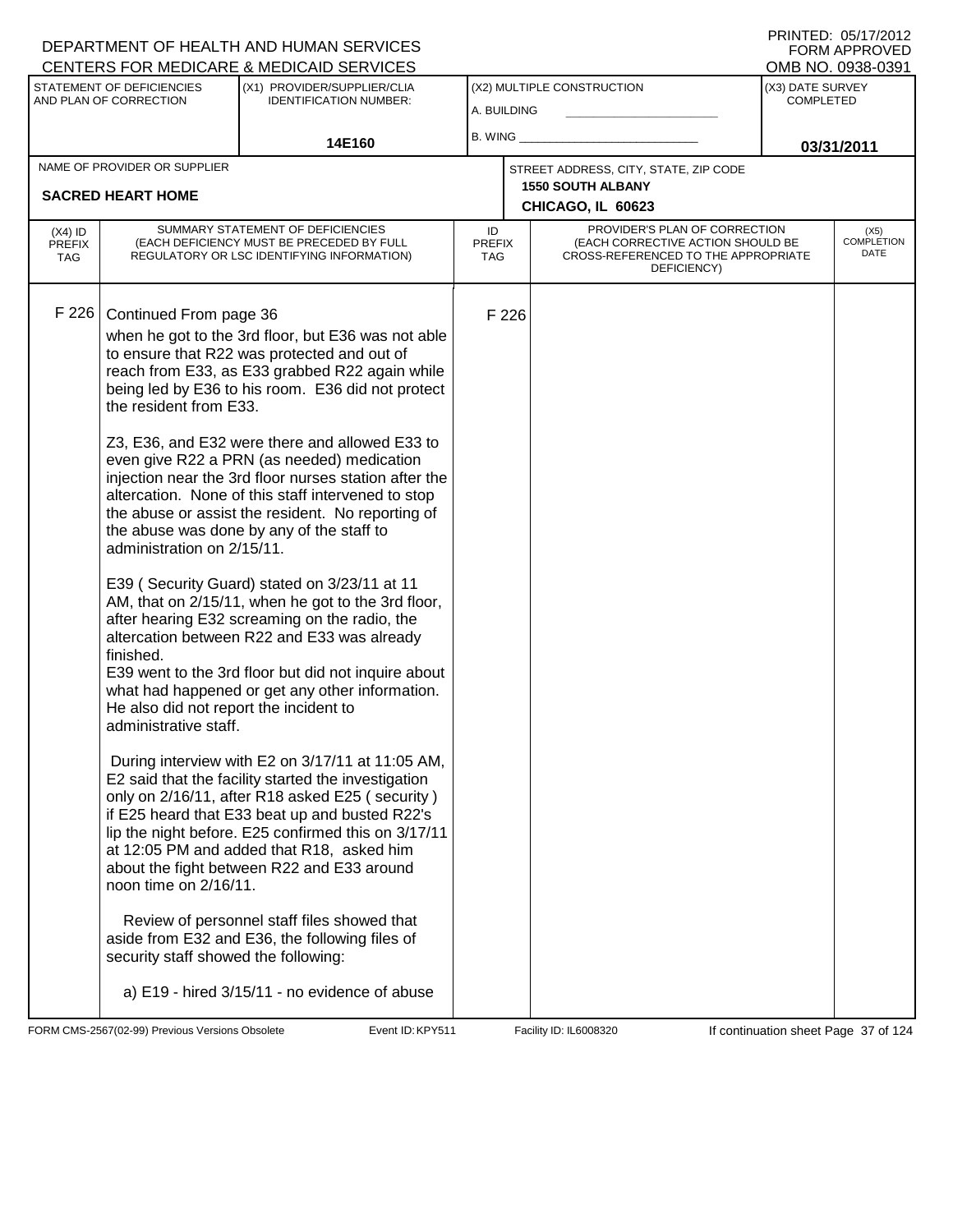DEPARTMENT OF HEALTH AND HUMAN SERVICES
CENTERS FOR MEDICARE & MEDICAID SERVICES

PRINTED: 05/17/2012
FORM APPROVED
OMB NO. 0938-0391

| STATEMENT OF DEFICIENCIES AND PLAN OF CORRECTION | (X1) PROVIDER/SUPPLIER/CLIA IDENTIFICATION NUMBER: | (X2) MULTIPLE CONSTRUCTION | (X3) DATE SURVEY COMPLETED |
|---|---|---|---|
| | 14E160 | A. BUILDING<br>B. WING | 03/31/2011 |

| NAME OF PROVIDER OR SUPPLIER | STREET ADDRESS, CITY, STATE, ZIP CODE |
|---|---|
| SACRED HEART HOME | 1550 SOUTH ALBANY<br>CHICAGO, IL 60623 |

| (X4) ID PREFIX TAG | SUMMARY STATEMENT OF DEFICIENCIES (EACH DEFICIENCY MUST BE PRECEDED BY FULL REGULATORY OR LSC IDENTIFYING INFORMATION) | ID PREFIX TAG | PROVIDER'S PLAN OF CORRECTION (EACH CORRECTIVE ACTION SHOULD BE CROSS-REFERENCED TO THE APPROPRIATE DEFICIENCY) | (X5) COMPLETION DATE |
|---|---|---|---|---|
| F 226 | Continued From page 36 | F 226 | | |

when he got to the 3rd floor, but E36 was not able to ensure that R22 was protected and out of reach from E33, as E33 grabbed R22 again while being led by E36 to his room. E36 did not protect the resident from E33.

Z3, E36, and E32 were there and allowed E33 to even give R22 a PRN (as needed) medication injection near the 3rd floor nurses station after the altercation. None of this staff intervened to stop the abuse or assist the resident. No reporting of the abuse was done by any of the staff to administration on 2/15/11.

E39 ( Security Guard) stated on 3/23/11 at 11 AM, that on 2/15/11, when he got to the 3rd floor, after hearing E32 screaming on the radio, the altercation between R22 and E33 was already finished.
E39 went to the 3rd floor but did not inquire about what had happened or get any other information. He also did not report the incident to administrative staff.

During interview with E2 on 3/17/11 at 11:05 AM, E2 said that the facility started the investigation only on 2/16/11, after R18 asked E25 ( security ) if E25 heard that E33 beat up and busted R22's lip the night before. E25 confirmed this on 3/17/11 at 12:05 PM and added that R18, asked him about the fight between R22 and E33 around noon time on 2/16/11.

Review of personnel staff files showed that aside from E32 and E36, the following files of security staff showed the following:

a) E19 - hired 3/15/11 - no evidence of abuse

FORM CMS-2567(02-99) Previous Versions Obsolete | Event ID: KPY511 | Facility ID: IL6008320 | If continuation sheet Page 37 of 124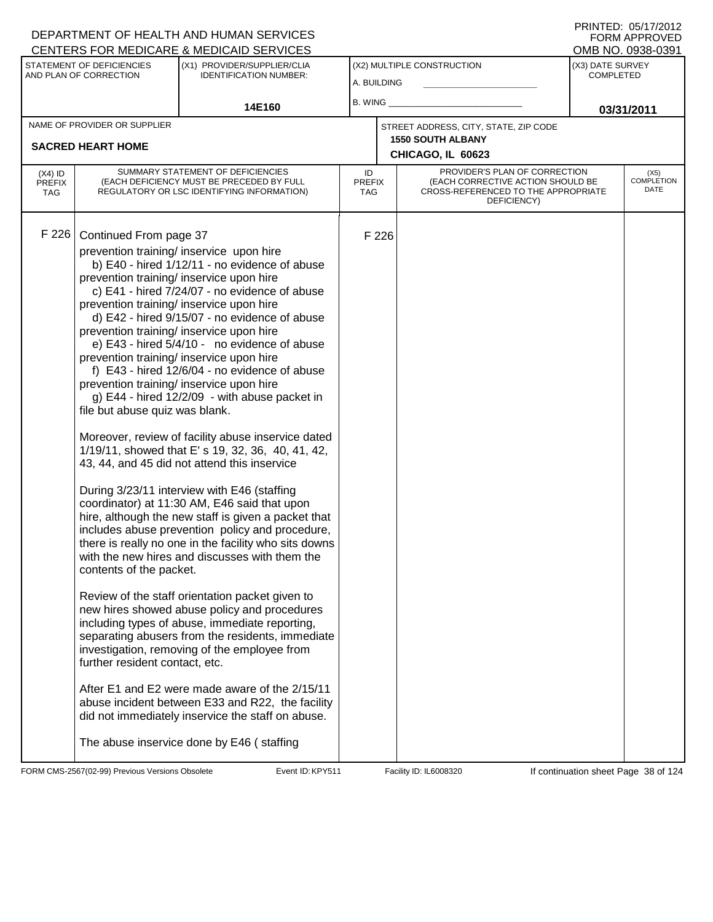DEPARTMENT OF HEALTH AND HUMAN SERVICES
CENTERS FOR MEDICARE & MEDICAID SERVICES

PRINTED: 05/17/2012
FORM APPROVED
OMB NO. 0938-0391

| STATEMENT OF DEFICIENCIES AND PLAN OF CORRECTION | (X1) PROVIDER/SUPPLIER/CLIA IDENTIFICATION NUMBER: | (X2) MULTIPLE CONSTRUCTION | (X3) DATE SURVEY COMPLETED |
|---|---|---|---|
| | 14E160 | A. BUILDING<br>B. WING | 03/31/2011 |

NAME OF PROVIDER OR SUPPLIER: **SACRED HEART HOME**

STREET ADDRESS, CITY, STATE, ZIP CODE: **1550 SOUTH ALBANY, CHICAGO, IL 60623**

| (X4) ID PREFIX TAG | SUMMARY STATEMENT OF DEFICIENCIES (EACH DEFICIENCY MUST BE PRECEDED BY FULL REGULATORY OR LSC IDENTIFYING INFORMATION) | ID PREFIX TAG | PROVIDER'S PLAN OF CORRECTION (EACH CORRECTIVE ACTION SHOULD BE CROSS-REFERENCED TO THE APPROPRIATE DEFICIENCY) | (X5) COMPLETION DATE |
|---|---|---|---|---|
| F 226 | Continued From page 37<br>prevention training/ inservice upon hire<br>b) E40 - hired 1/12/11 - no evidence of abuse prevention training/ inservice upon hire<br>c) E41 - hired 7/24/07 - no evidence of abuse prevention training/ inservice upon hire<br>d) E42 - hired 9/15/07 - no evidence of abuse prevention training/ inservice upon hire<br>e) E43 - hired 5/4/10 - no evidence of abuse prevention training/ inservice upon hire<br>f) E43 - hired 12/6/04 - no evidence of abuse prevention training/ inservice upon hire<br>g) E44 - hired 12/2/09 - with abuse packet in file but abuse quiz was blank.<br><br>Moreover, review of facility abuse inservice dated 1/19/11, showed that E' s 19, 32, 36, 40, 41, 42, 43, 44, and 45 did not attend this inservice<br><br>During 3/23/11 interview with E46 (staffing coordinator) at 11:30 AM, E46 said that upon hire, although the new staff is given a packet that includes abuse prevention policy and procedure, there is really no one in the facility who sits downs with the new hires and discusses with them the contents of the packet.<br><br>Review of the staff orientation packet given to new hires showed abuse policy and procedures including types of abuse, immediate reporting, separating abusers from the residents, immediate investigation, removing of the employee from further resident contact, etc.<br><br>After E1 and E2 were made aware of the 2/15/11 abuse incident between E33 and R22, the facility did not immediately inservice the staff on abuse.<br><br>The abuse inservice done by E46 ( staffing | F 226 | | |

FORM CMS-2567(02-99) Previous Versions Obsolete | Event ID: KPY511 | Facility ID: IL6008320 | If continuation sheet Page 38 of 124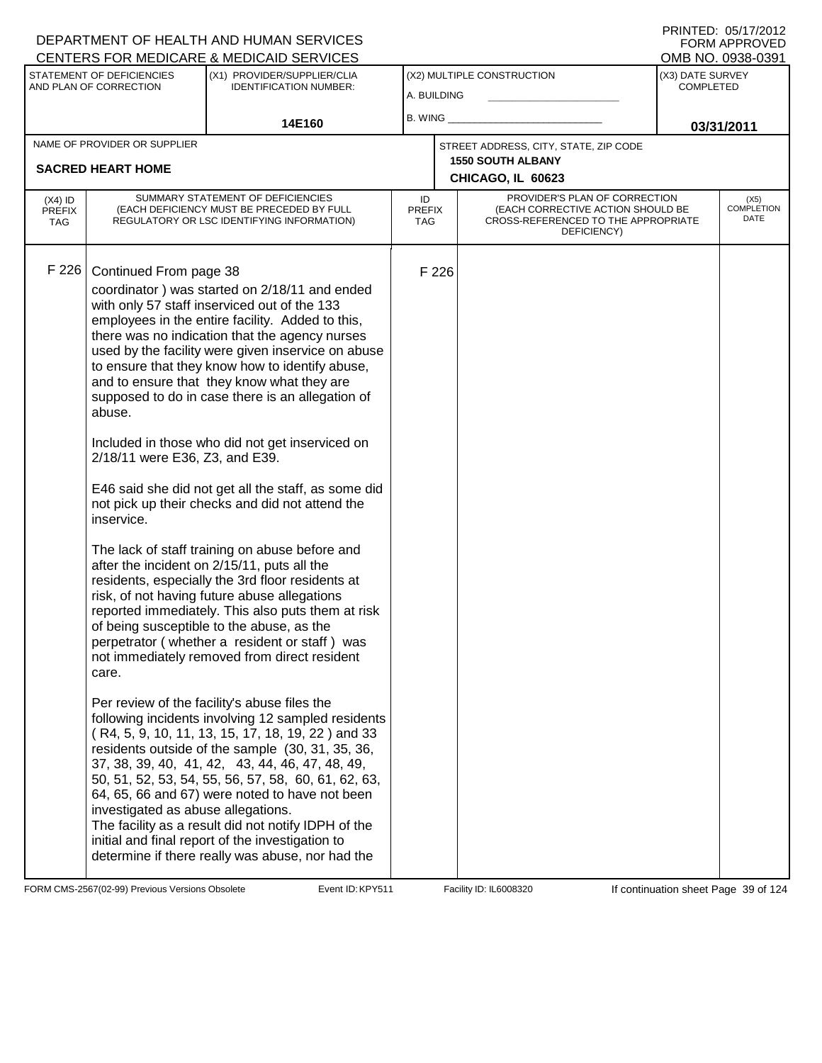DEPARTMENT OF HEALTH AND HUMAN SERVICES
CENTERS FOR MEDICARE & MEDICAID SERVICES

PRINTED: 05/17/2012
FORM APPROVED
OMB NO. 0938-0391

| STATEMENT OF DEFICIENCIES AND PLAN OF CORRECTION | (X1) PROVIDER/SUPPLIER/CLIA IDENTIFICATION NUMBER: | (X2) MULTIPLE CONSTRUCTION | (X3) DATE SURVEY COMPLETED |
|---|---|---|---|
| | 14E160 | A. BUILDING<br>B. WING | 03/31/2011 |

| NAME OF PROVIDER OR SUPPLIER | STREET ADDRESS, CITY, STATE, ZIP CODE |
|---|---|
| SACRED HEART HOME | 1550 SOUTH ALBANY<br>CHICAGO, IL 60623 |

| (X4) ID PREFIX TAG | SUMMARY STATEMENT OF DEFICIENCIES (EACH DEFICIENCY MUST BE PRECEDED BY FULL REGULATORY OR LSC IDENTIFYING INFORMATION) | ID PREFIX TAG | PROVIDER'S PLAN OF CORRECTION (EACH CORRECTIVE ACTION SHOULD BE CROSS-REFERENCED TO THE APPROPRIATE DEFICIENCY) | (X5) COMPLETION DATE |
|---|---|---|---|---|
| F 226 | Continued From page 38<br>coordinator ) was started on 2/18/11 and ended with only 57 staff inserviced out of the 133 employees in the entire facility. Added to this, there was no indication that the agency nurses used by the facility were given inservice on abuse to ensure that they know how to identify abuse, and to ensure that they know what they are supposed to do in case there is an allegation of abuse.<br><br>Included in those who did not get inserviced on 2/18/11 were E36, Z3, and E39.<br><br>E46 said she did not get all the staff, as some did not pick up their checks and did not attend the inservice.<br><br>The lack of staff training on abuse before and after the incident on 2/15/11, puts all the residents, especially the 3rd floor residents at risk, of not having future abuse allegations reported immediately. This also puts them at risk of being susceptible to the abuse, as the perpetrator ( whether a resident or staff ) was not immediately removed from direct resident care.<br><br>Per review of the facility's abuse files the following incidents involving 12 sampled residents ( R4, 5, 9, 10, 11, 13, 15, 17, 18, 19, 22 ) and 33 residents outside of the sample (30, 31, 35, 36, 37, 38, 39, 40, 41, 42, 43, 44, 46, 47, 48, 49, 50, 51, 52, 53, 54, 55, 56, 57, 58, 60, 61, 62, 63, 64, 65, 66 and 67) were noted to have not been investigated as abuse allegations.<br>The facility as a result did not notify IDPH of the initial and final report of the investigation to determine if there really was abuse, nor had the | F 226 | | |

FORM CMS-2567(02-99) Previous Versions Obsolete    Event ID: KPY511    Facility ID: IL6008320    If continuation sheet Page 39 of 124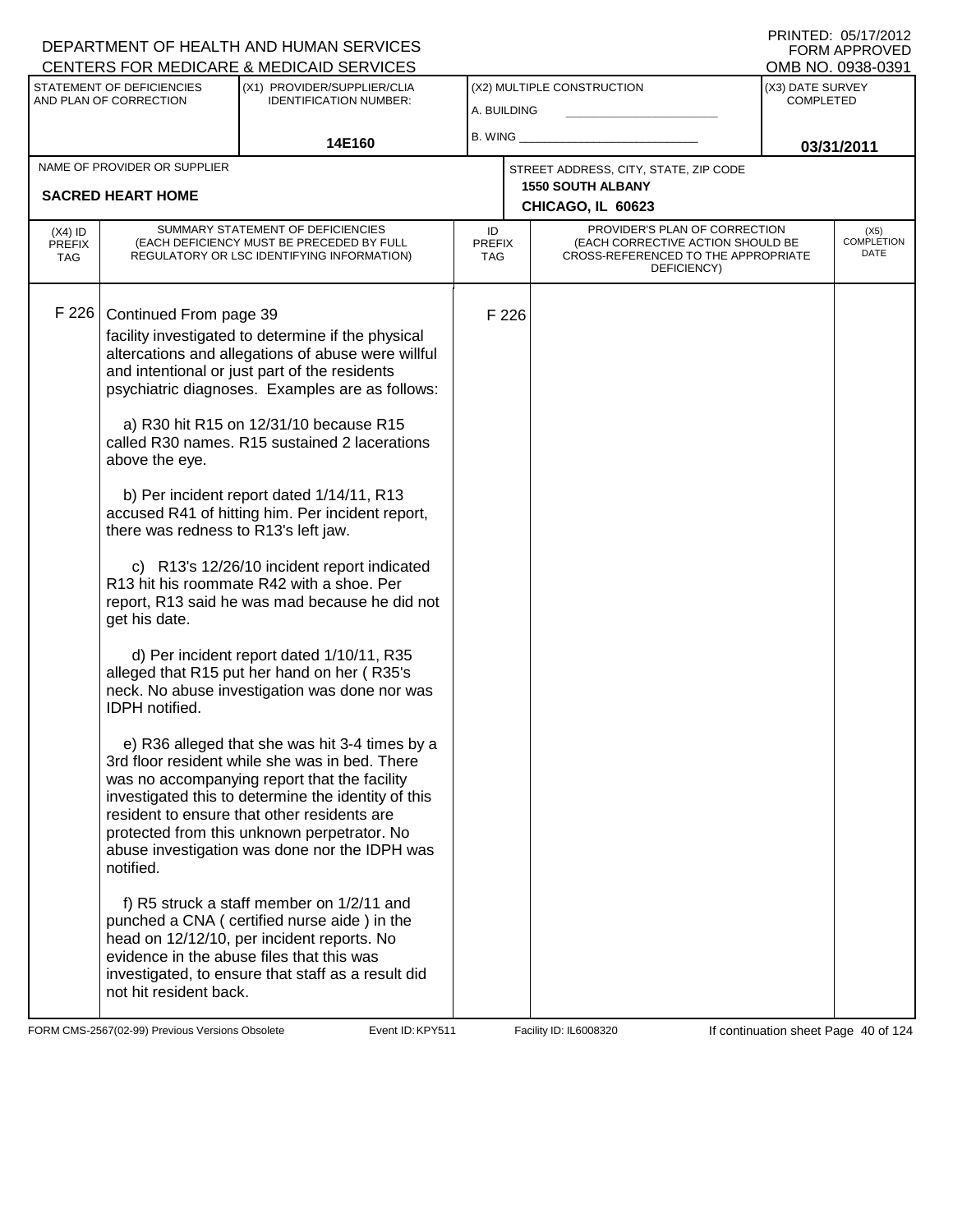DEPARTMENT OF HEALTH AND HUMAN SERVICES
CENTERS FOR MEDICARE & MEDICAID SERVICES

PRINTED: 05/17/2012
FORM APPROVED
OMB NO. 0938-0391

| STATEMENT OF DEFICIENCIES AND PLAN OF CORRECTION | (X1) PROVIDER/SUPPLIER/CLIA IDENTIFICATION NUMBER: | (X2) MULTIPLE CONSTRUCTION | (X3) DATE SURVEY COMPLETED |
|---|---|---|---|
| | 14E160 | A. BUILDING ___ B. WING ___ | 03/31/2011 |

| NAME OF PROVIDER OR SUPPLIER | STREET ADDRESS, CITY, STATE, ZIP CODE |
|---|---|
| SACRED HEART HOME | 1550 SOUTH ALBANY CHICAGO, IL 60623 |

| (X4) ID PREFIX TAG | SUMMARY STATEMENT OF DEFICIENCIES (EACH DEFICIENCY MUST BE PRECEDED BY FULL REGULATORY OR LSC IDENTIFYING INFORMATION) | ID PREFIX TAG | PROVIDER'S PLAN OF CORRECTION (EACH CORRECTIVE ACTION SHOULD BE CROSS-REFERENCED TO THE APPROPRIATE DEFICIENCY) | (X5) COMPLETION DATE |
|---|---|---|---|---|
| F 226 | Continued From page 39 | F 226 | | |

facility investigated to determine if the physical altercations and allegations of abuse were willful and intentional or just part of the residents psychiatric diagnoses. Examples are as follows:

a) R30 hit R15 on 12/31/10 because R15 called R30 names. R15 sustained 2 lacerations above the eye.

b) Per incident report dated 1/14/11, R13 accused R41 of hitting him. Per incident report, there was redness to R13's left jaw.

c) R13's 12/26/10 incident report indicated R13 hit his roommate R42 with a shoe. Per report, R13 said he was mad because he did not get his date.

d) Per incident report dated 1/10/11, R35 alleged that R15 put her hand on her ( R35's neck. No abuse investigation was done nor was IDPH notified.

e) R36 alleged that she was hit 3-4 times by a 3rd floor resident while she was in bed. There was no accompanying report that the facility investigated this to determine the identity of this resident to ensure that other residents are protected from this unknown perpetrator. No abuse investigation was done nor the IDPH was notified.

f) R5 struck a staff member on 1/2/11 and punched a CNA ( certified nurse aide ) in the head on 12/12/10, per incident reports. No evidence in the abuse files that this was investigated, to ensure that staff as a result did not hit resident back.

FORM CMS-2567(02-99) Previous Versions Obsolete Event ID: KPY511 Facility ID: IL6008320 If continuation sheet Page 40 of 124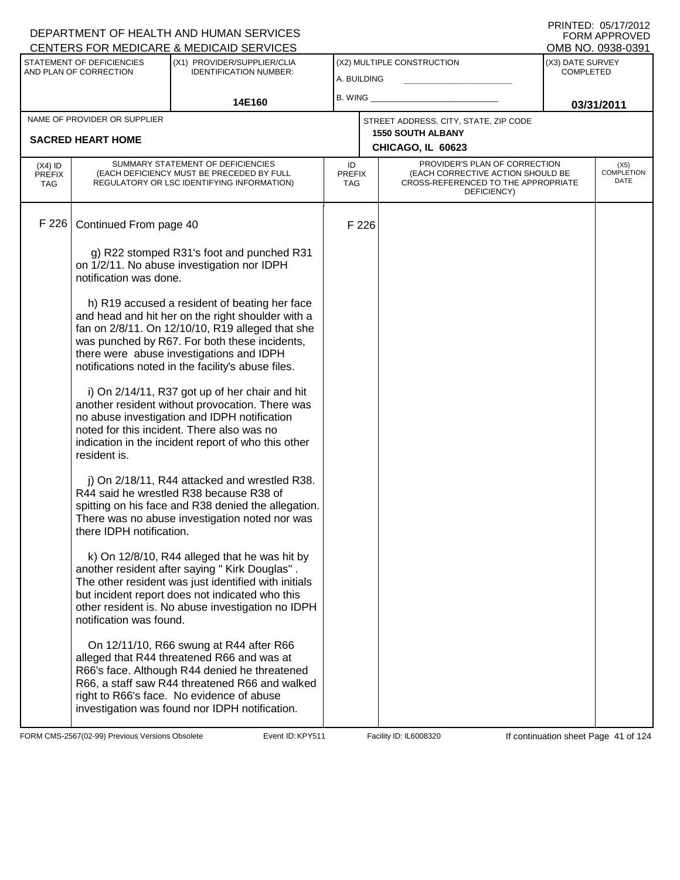DEPARTMENT OF HEALTH AND HUMAN SERVICES
CENTERS FOR MEDICARE & MEDICAID SERVICES

PRINTED: 05/17/2012
FORM APPROVED
OMB NO. 0938-0391

| STATEMENT OF DEFICIENCIES AND PLAN OF CORRECTION | (X1) PROVIDER/SUPPLIER/CLIA IDENTIFICATION NUMBER: | (X2) MULTIPLE CONSTRUCTION | (X3) DATE SURVEY COMPLETED |
|---|---|---|---|
| | 14E160 | A. BUILDING ______ B. WING ______ | 03/31/2011 |

| NAME OF PROVIDER OR SUPPLIER | STREET ADDRESS, CITY, STATE, ZIP CODE |
|---|---|
| SACRED HEART HOME | 1550 SOUTH ALBANY CHICAGO, IL 60623 |

| (X4) ID PREFIX TAG | SUMMARY STATEMENT OF DEFICIENCIES (EACH DEFICIENCY MUST BE PRECEDED BY FULL REGULATORY OR LSC IDENTIFYING INFORMATION) | ID PREFIX TAG | PROVIDER'S PLAN OF CORRECTION (EACH CORRECTIVE ACTION SHOULD BE CROSS-REFERENCED TO THE APPROPRIATE DEFICIENCY) | (X5) COMPLETION DATE |
|---|---|---|---|---|
| F 226 | Continued From page 40 | F 226 | | |

g) R22 stomped R31's foot and punched R31 on 1/2/11. No abuse investigation nor IDPH notification was done.

h) R19 accused a resident of beating her face and head and hit her on the right shoulder with a fan on 2/8/11. On 12/10/10, R19 alleged that she was punched by R67. For both these incidents, there were abuse investigations and IDPH notifications noted in the facility's abuse files.

i) On 2/14/11, R37 got up of her chair and hit another resident without provocation. There was no abuse investigation and IDPH notification noted for this incident. There also was no indication in the incident report of who this other resident is.

j) On 2/18/11, R44 attacked and wrestled R38. R44 said he wrestled R38 because R38 of spitting on his face and R38 denied the allegation. There was no abuse investigation noted nor was there IDPH notification.

k) On 12/8/10, R44 alleged that he was hit by another resident after saying " Kirk Douglas" . The other resident was just identified with initials but incident report does not indicated who this other resident is. No abuse investigation no IDPH notification was found.

On 12/11/10, R66 swung at R44 after R66 alleged that R44 threatened R66 and was at R66's face. Although R44 denied he threatened R66, a staff saw R44 threatened R66 and walked right to R66's face. No evidence of abuse investigation was found nor IDPH notification.

FORM CMS-2567(02-99) Previous Versions Obsolete | Event ID: KPY511 | Facility ID: IL6008320 | If continuation sheet Page 41 of 124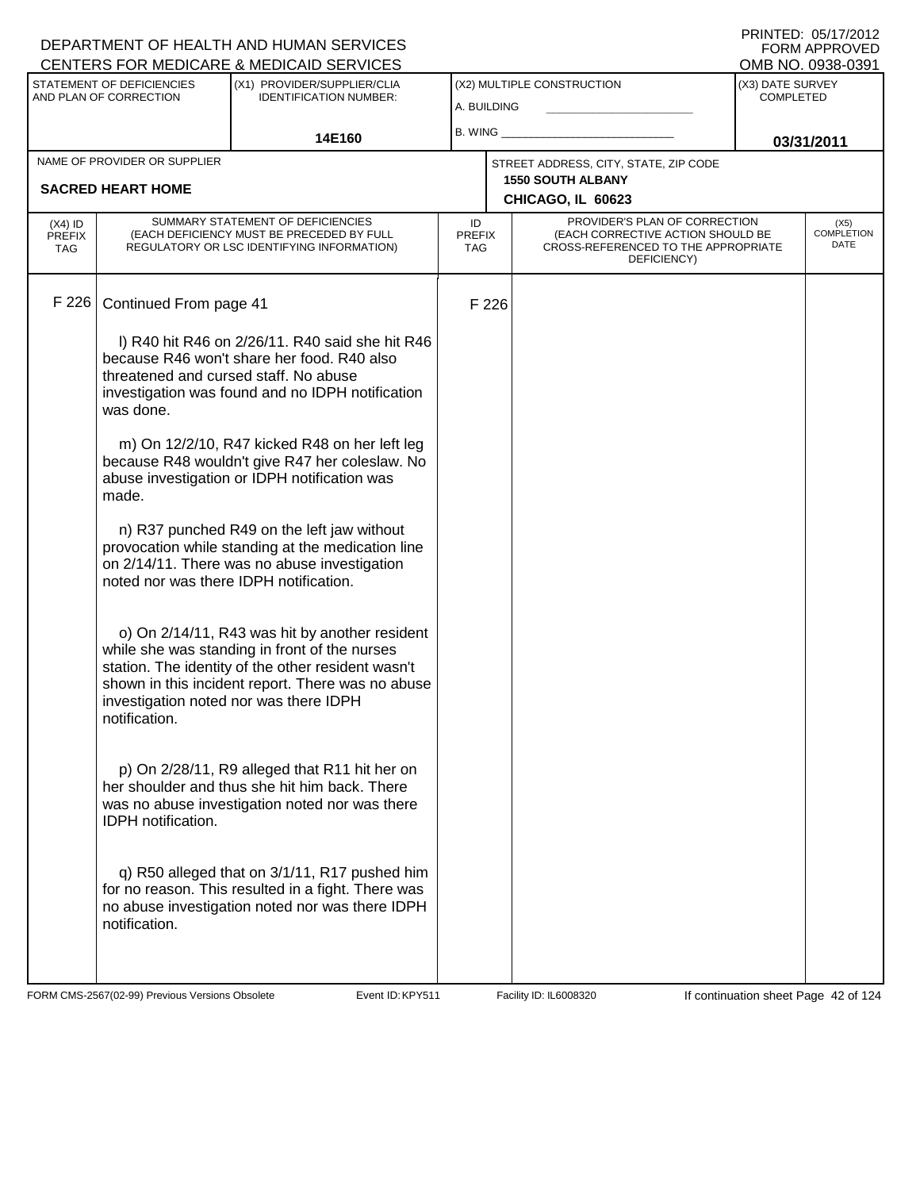DEPARTMENT OF HEALTH AND HUMAN SERVICES
CENTERS FOR MEDICARE & MEDICAID SERVICES

PRINTED: 05/17/2012
FORM APPROVED
OMB NO. 0938-0391

| STATEMENT OF DEFICIENCIES AND PLAN OF CORRECTION | (X1) PROVIDER/SUPPLIER/CLIA IDENTIFICATION NUMBER: | (X2) MULTIPLE CONSTRUCTION | (X3) DATE SURVEY COMPLETED |
|---|---|---|---|
| | 14E160 | A. BUILDING<br>B. WING | 03/31/2011 |

| NAME OF PROVIDER OR SUPPLIER | STREET ADDRESS, CITY, STATE, ZIP CODE |
|---|---|
| SACRED HEART HOME | 1550 SOUTH ALBANY<br>CHICAGO, IL 60623 |

| (X4) ID PREFIX TAG | SUMMARY STATEMENT OF DEFICIENCIES (EACH DEFICIENCY MUST BE PRECEDED BY FULL REGULATORY OR LSC IDENTIFYING INFORMATION) | ID PREFIX TAG | PROVIDER'S PLAN OF CORRECTION (EACH CORRECTIVE ACTION SHOULD BE CROSS-REFERENCED TO THE APPROPRIATE DEFICIENCY) | (X5) COMPLETION DATE |
|---|---|---|---|---|
| F 226 | Continued From page 41<br><br>l) R40 hit R46 on 2/26/11. R40 said she hit R46 because R46 won't share her food. R40 also threatened and cursed staff. No abuse investigation was found and no IDPH notification was done.<br><br>m) On 12/2/10, R47 kicked R48 on her left leg because R48 wouldn't give R47 her coleslaw. No abuse investigation or IDPH notification was made.<br><br>n) R37 punched R49 on the left jaw without provocation while standing at the medication line on 2/14/11. There was no abuse investigation noted nor was there IDPH notification.<br><br>o) On 2/14/11, R43 was hit by another resident while she was standing in front of the nurses station. The identity of the other resident wasn't shown in this incident report. There was no abuse investigation noted nor was there IDPH notification.<br><br>p) On 2/28/11, R9 alleged that R11 hit her on her shoulder and thus she hit him back. There was no abuse investigation noted nor was there IDPH notification.<br><br>q) R50 alleged that on 3/1/11, R17 pushed him for no reason. This resulted in a fight. There was no abuse investigation noted nor was there IDPH notification. | F 226 | | |

FORM CMS-2567(02-99) Previous Versions Obsolete — Event ID: KPY511 — Facility ID: IL6008320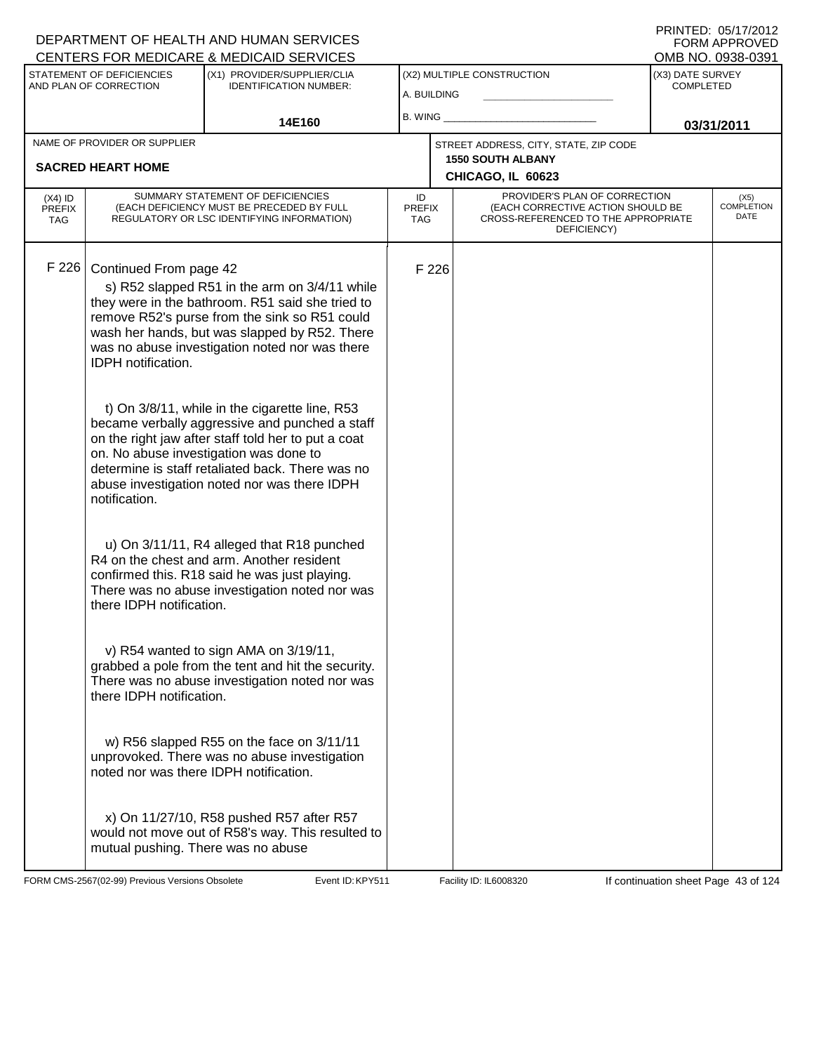DEPARTMENT OF HEALTH AND HUMAN SERVICES
CENTERS FOR MEDICARE & MEDICAID SERVICES

PRINTED: 05/17/2012
FORM APPROVED
OMB NO. 0938-0391

| STATEMENT OF DEFICIENCIES AND PLAN OF CORRECTION | (X1) PROVIDER/SUPPLIER/CLIA IDENTIFICATION NUMBER: | (X2) MULTIPLE CONSTRUCTION | (X3) DATE SURVEY COMPLETED |
|---|---|---|---|
| | 14E160 | A. BUILDING ___ B. WING ___ | 03/31/2011 |

| NAME OF PROVIDER OR SUPPLIER | STREET ADDRESS, CITY, STATE, ZIP CODE |
|---|---|
| SACRED HEART HOME | 1550 SOUTH ALBANY CHICAGO, IL 60623 |

| (X4) ID PREFIX TAG | SUMMARY STATEMENT OF DEFICIENCIES (EACH DEFICIENCY MUST BE PRECEDED BY FULL REGULATORY OR LSC IDENTIFYING INFORMATION) | ID PREFIX TAG | PROVIDER'S PLAN OF CORRECTION (EACH CORRECTIVE ACTION SHOULD BE CROSS-REFERENCED TO THE APPROPRIATE DEFICIENCY) | (X5) COMPLETION DATE |
|---|---|---|---|---|
| F 226 | Continued From page 42<br><br>s) R52 slapped R51 in the arm on 3/4/11 while they were in the bathroom. R51 said she tried to remove R52's purse from the sink so R51 could wash her hands, but was slapped by R52. There was no abuse investigation noted nor was there IDPH notification.<br><br>t) On 3/8/11, while in the cigarette line, R53 became verbally aggressive and punched a staff on the right jaw after staff told her to put a coat on. No abuse investigation was done to determine is staff retaliated back. There was no abuse investigation noted nor was there IDPH notification.<br><br>u) On 3/11/11, R4 alleged that R18 punched R4 on the chest and arm. Another resident confirmed this. R18 said he was just playing. There was no abuse investigation noted nor was there IDPH notification.<br><br>v) R54 wanted to sign AMA on 3/19/11, grabbed a pole from the tent and hit the security. There was no abuse investigation noted nor was there IDPH notification.<br><br>w) R56 slapped R55 on the face on 3/11/11 unprovoked. There was no abuse investigation noted nor was there IDPH notification.<br><br>x) On 11/27/10, R58 pushed R57 after R57 would not move out of R58's way. This resulted to mutual pushing. There was no abuse | F 226 | | |

FORM CMS-2567(02-99) Previous Versions Obsolete    Event ID: KPY511    Facility ID: IL6008320    If continuation sheet Page 43 of 124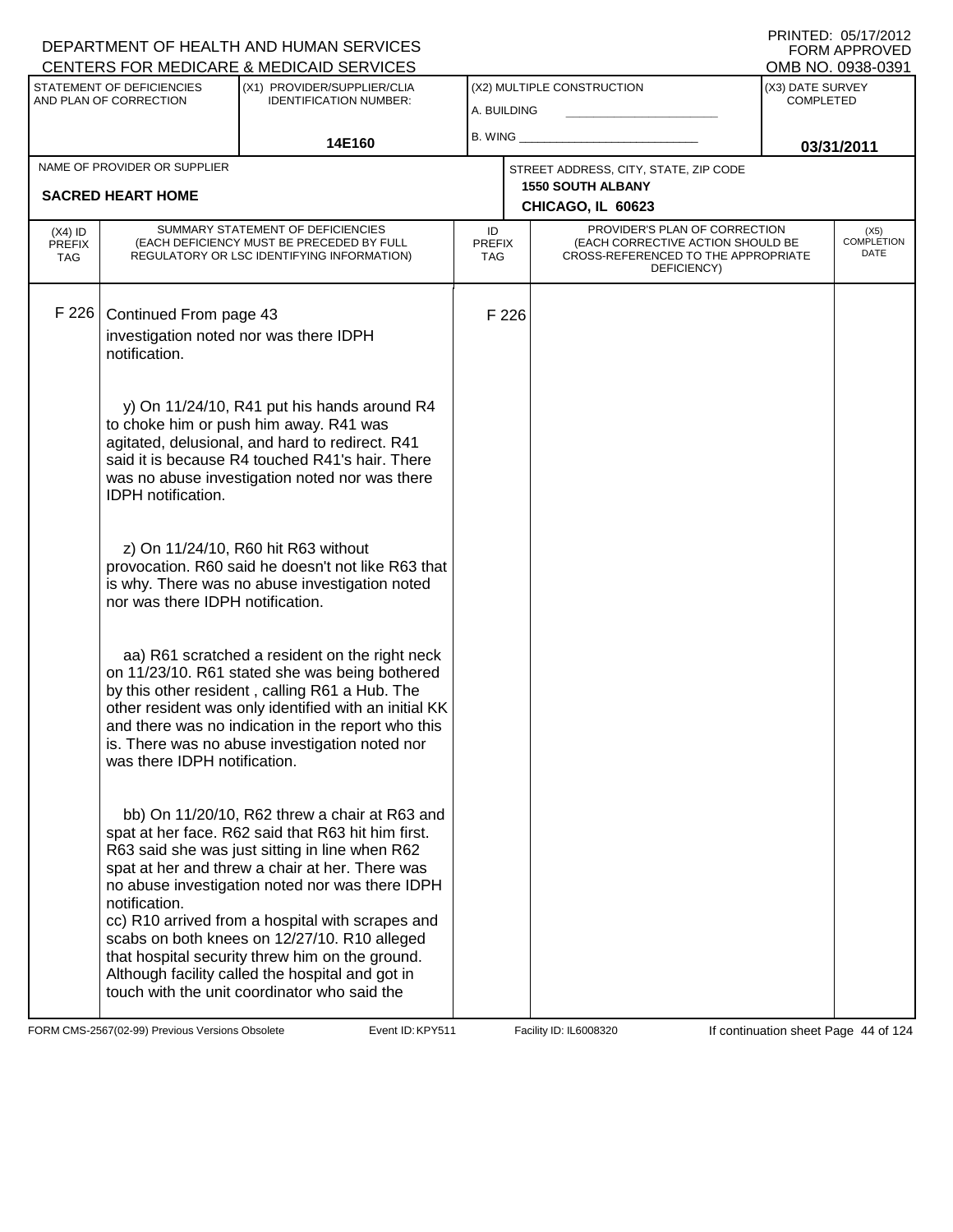DEPARTMENT OF HEALTH AND HUMAN SERVICES
CENTERS FOR MEDICARE & MEDICAID SERVICES

PRINTED: 05/17/2012
FORM APPROVED
OMB NO. 0938-0391

| STATEMENT OF DEFICIENCIES AND PLAN OF CORRECTION | (X1) PROVIDER/SUPPLIER/CLIA IDENTIFICATION NUMBER: | (X2) MULTIPLE CONSTRUCTION | (X3) DATE SURVEY COMPLETED |
|---|---|---|---|
| | 14E160 | A. BUILDING ___ B. WING ___ | 03/31/2011 |

| NAME OF PROVIDER OR SUPPLIER | STREET ADDRESS, CITY, STATE, ZIP CODE |
|---|---|
| SACRED HEART HOME | 1550 SOUTH ALBANY CHICAGO, IL 60623 |

| (X4) ID PREFIX TAG | SUMMARY STATEMENT OF DEFICIENCIES (EACH DEFICIENCY MUST BE PRECEDED BY FULL REGULATORY OR LSC IDENTIFYING INFORMATION) | ID PREFIX TAG | PROVIDER'S PLAN OF CORRECTION (EACH CORRECTIVE ACTION SHOULD BE CROSS-REFERENCED TO THE APPROPRIATE DEFICIENCY) | (X5) COMPLETION DATE |
|---|---|---|---|---|
| F 226 | Continued From page 43 | F 226 | | |

investigation noted nor was there IDPH notification.

y) On 11/24/10, R41 put his hands around R4 to choke him or push him away. R41 was agitated, delusional, and hard to redirect. R41 said it is because R4 touched R41's hair. There was no abuse investigation noted nor was there IDPH notification.

z) On 11/24/10, R60 hit R63 without provocation. R60 said he doesn't not like R63 that is why. There was no abuse investigation noted nor was there IDPH notification.

aa) R61 scratched a resident on the right neck on 11/23/10. R61 stated she was being bothered by this other resident , calling R61 a Hub. The other resident was only identified with an initial KK and there was no indication in the report who this is. There was no abuse investigation noted nor was there IDPH notification.

bb) On 11/20/10, R62 threw a chair at R63 and spat at her face. R62 said that R63 hit him first. R63 said she was just sitting in line when R62 spat at her and threw a chair at her. There was no abuse investigation noted nor was there IDPH notification.
cc) R10 arrived from a hospital with scrapes and scabs on both knees on 12/27/10. R10 alleged that hospital security threw him on the ground. Although facility called the hospital and got in touch with the unit coordinator who said the

FORM CMS-2567(02-99) Previous Versions Obsolete    Event ID: KPY511    Facility ID: IL6008320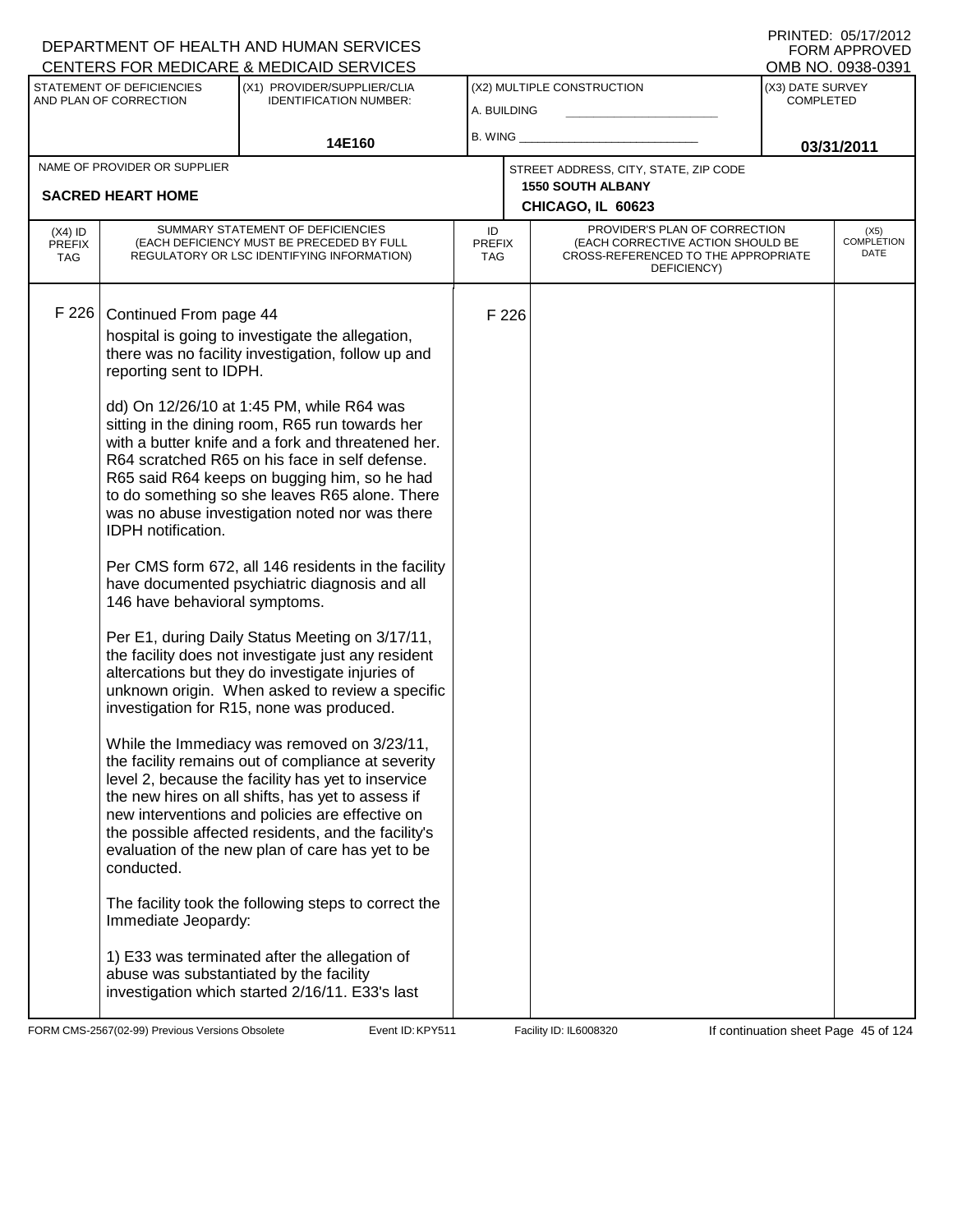DEPARTMENT OF HEALTH AND HUMAN SERVICES
CENTERS FOR MEDICARE & MEDICAID SERVICES

PRINTED: 05/17/2012
FORM APPROVED
OMB NO. 0938-0391

| STATEMENT OF DEFICIENCIES AND PLAN OF CORRECTION | (X1) PROVIDER/SUPPLIER/CLIA IDENTIFICATION NUMBER: | (X2) MULTIPLE CONSTRUCTION | (X3) DATE SURVEY COMPLETED |
|---|---|---|---|
| | 14E160 | A. BUILDING<br>B. WING | 03/31/2011 |

| NAME OF PROVIDER OR SUPPLIER | STREET ADDRESS, CITY, STATE, ZIP CODE |
|---|---|
| SACRED HEART HOME | 1550 SOUTH ALBANY<br>CHICAGO, IL 60623 |

| (X4) ID PREFIX TAG | SUMMARY STATEMENT OF DEFICIENCIES (EACH DEFICIENCY MUST BE PRECEDED BY FULL REGULATORY OR LSC IDENTIFYING INFORMATION) | ID PREFIX TAG | PROVIDER'S PLAN OF CORRECTION (EACH CORRECTIVE ACTION SHOULD BE CROSS-REFERENCED TO THE APPROPRIATE DEFICIENCY) | (X5) COMPLETION DATE |
|---|---|---|---|---|
| F 226 | Continued From page 44<br>hospital is going to investigate the allegation, there was no facility investigation, follow up and reporting sent to IDPH.<br><br>dd) On 12/26/10 at 1:45 PM, while R64 was sitting in the dining room, R65 run towards her with a butter knife and a fork and threatened her. R64 scratched R65 on his face in self defense. R65 said R64 keeps on bugging him, so he had to do something so she leaves R65 alone. There was no abuse investigation noted nor was there IDPH notification.<br><br>Per CMS form 672, all 146 residents in the facility have documented psychiatric diagnosis and all 146 have behavioral symptoms.<br><br>Per E1, during Daily Status Meeting on 3/17/11, the facility does not investigate just any resident altercations but they do investigate injuries of unknown origin. When asked to review a specific investigation for R15, none was produced.<br><br>While the Immediacy was removed on 3/23/11, the facility remains out of compliance at severity level 2, because the facility has yet to inservice the new hires on all shifts, has yet to assess if new interventions and policies are effective on the possible affected residents, and the facility's evaluation of the new plan of care has yet to be conducted.<br><br>The facility took the following steps to correct the Immediate Jeopardy:<br><br>1) E33 was terminated after the allegation of abuse was substantiated by the facility investigation which started 2/16/11. E33's last | F 226 | | |

FORM CMS-2567(02-99) Previous Versions Obsolete Event ID: KPY511 Facility ID: IL6008320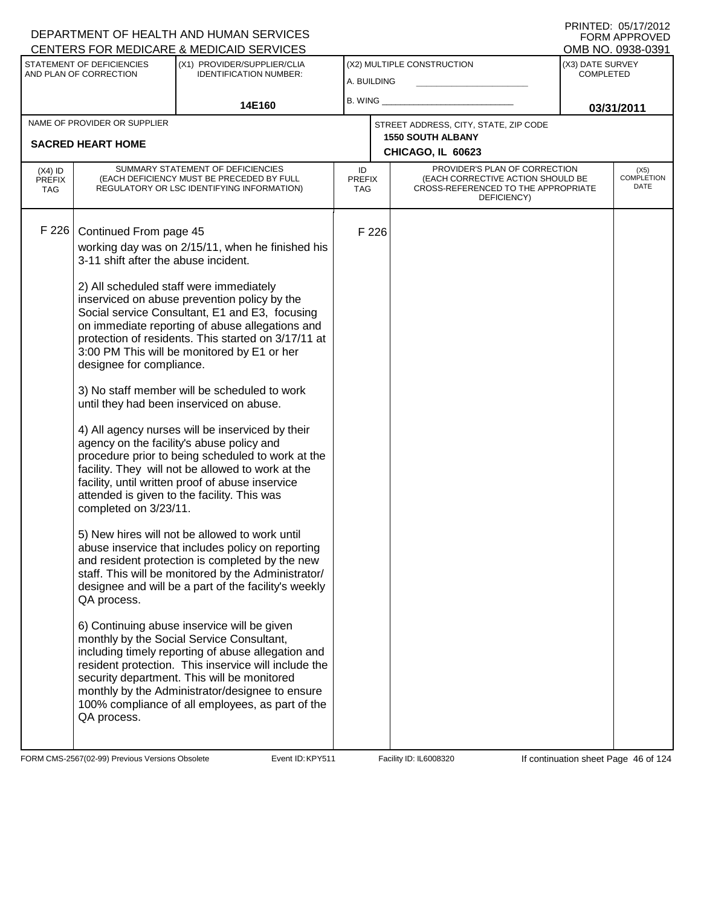DEPARTMENT OF HEALTH AND HUMAN SERVICES
CENTERS FOR MEDICARE & MEDICAID SERVICES

PRINTED: 05/17/2012
FORM APPROVED
OMB NO. 0938-0391

| STATEMENT OF DEFICIENCIES AND PLAN OF CORRECTION | (X1) PROVIDER/SUPPLIER/CLIA IDENTIFICATION NUMBER: | (X2) MULTIPLE CONSTRUCTION | (X3) DATE SURVEY COMPLETED |
|---|---|---|---|
| | 14E160 | A. BUILDING<br>B. WING | 03/31/2011 |

| NAME OF PROVIDER OR SUPPLIER | STREET ADDRESS, CITY, STATE, ZIP CODE |
|---|---|
| SACRED HEART HOME | 1550 SOUTH ALBANY<br>CHICAGO, IL 60623 |

| (X4) ID PREFIX TAG | SUMMARY STATEMENT OF DEFICIENCIES (EACH DEFICIENCY MUST BE PRECEDED BY FULL REGULATORY OR LSC IDENTIFYING INFORMATION) | ID PREFIX TAG | PROVIDER'S PLAN OF CORRECTION (EACH CORRECTIVE ACTION SHOULD BE CROSS-REFERENCED TO THE APPROPRIATE DEFICIENCY) | (X5) COMPLETION DATE |
|---|---|---|---|---|
| F 226 | Continued From page 45<br>working day was on 2/15/11, when he finished his 3-11 shift after the abuse incident.<br><br>2) All scheduled staff were immediately inserviced on abuse prevention policy by the Social service Consultant, E1 and E3, focusing on immediate reporting of abuse allegations and protection of residents. This started on 3/17/11 at 3:00 PM This will be monitored by E1 or her designee for compliance.<br><br>3) No staff member will be scheduled to work until they had been inserviced on abuse.<br><br>4) All agency nurses will be inserviced by their agency on the facility's abuse policy and procedure prior to being scheduled to work at the facility. They will not be allowed to work at the facility, until written proof of abuse inservice attended is given to the facility. This was completed on 3/23/11.<br><br>5) New hires will not be allowed to work until abuse inservice that includes policy on reporting and resident protection is completed by the new staff. This will be monitored by the Administrator/ designee and will be a part of the facility's weekly QA process.<br><br>6) Continuing abuse inservice will be given monthly by the Social Service Consultant, including timely reporting of abuse allegation and resident protection. This inservice will include the security department. This will be monitored monthly by the Administrator/designee to ensure 100% compliance of all employees, as part of the QA process. | F 226 | | |

FORM CMS-2567(02-99) Previous Versions Obsolete Event ID: KPY511 Facility ID: IL6008320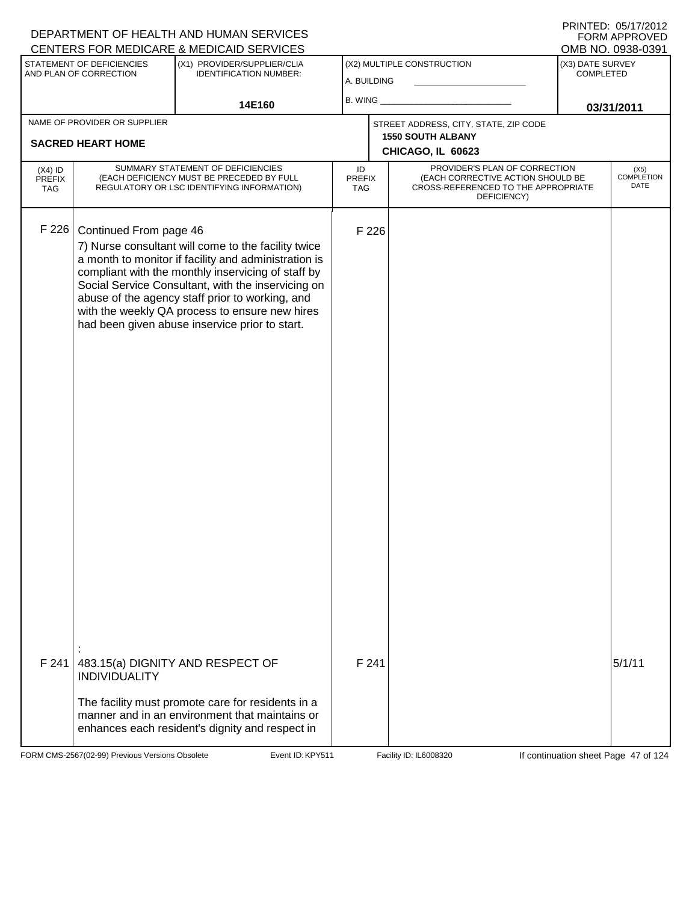DEPARTMENT OF HEALTH AND HUMAN SERVICES
CENTERS FOR MEDICARE & MEDICAID SERVICES

PRINTED: 05/17/2012
FORM APPROVED
OMB NO. 0938-0391

| STATEMENT OF DEFICIENCIES AND PLAN OF CORRECTION | (X1) PROVIDER/SUPPLIER/CLIA IDENTIFICATION NUMBER: | (X2) MULTIPLE CONSTRUCTION | (X3) DATE SURVEY COMPLETED |
|---|---|---|---|
| | 14E160 | A. BUILDING ______ B. WING ______ | 03/31/2011 |

| NAME OF PROVIDER OR SUPPLIER | STREET ADDRESS, CITY, STATE, ZIP CODE |
|---|---|
| SACRED HEART HOME | 1550 SOUTH ALBANY CHICAGO, IL 60623 |

| (X4) ID PREFIX TAG | SUMMARY STATEMENT OF DEFICIENCIES (EACH DEFICIENCY MUST BE PRECEDED BY FULL REGULATORY OR LSC IDENTIFYING INFORMATION) | ID PREFIX TAG | PROVIDER'S PLAN OF CORRECTION (EACH CORRECTIVE ACTION SHOULD BE CROSS-REFERENCED TO THE APPROPRIATE DEFICIENCY) | (X5) COMPLETION DATE |
|---|---|---|---|---|
| F 226 | Continued From page 46<br>7) Nurse consultant will come to the facility twice a month to monitor if facility and administration is compliant with the monthly inservicing of staff by Social Service Consultant, with the inservicing on abuse of the agency staff prior to working, and with the weekly QA process to ensure new hires had been given abuse inservice prior to start. | F 226 | | |
| F 241 | :<br>483.15(a) DIGNITY AND RESPECT OF INDIVIDUALITY<br><br>The facility must promote care for residents in a manner and in an environment that maintains or enhances each resident's dignity and respect in | F 241 | | 5/1/11 |

FORM CMS-2567(02-99) Previous Versions Obsolete    Event ID: KPY511    Facility ID: IL6008320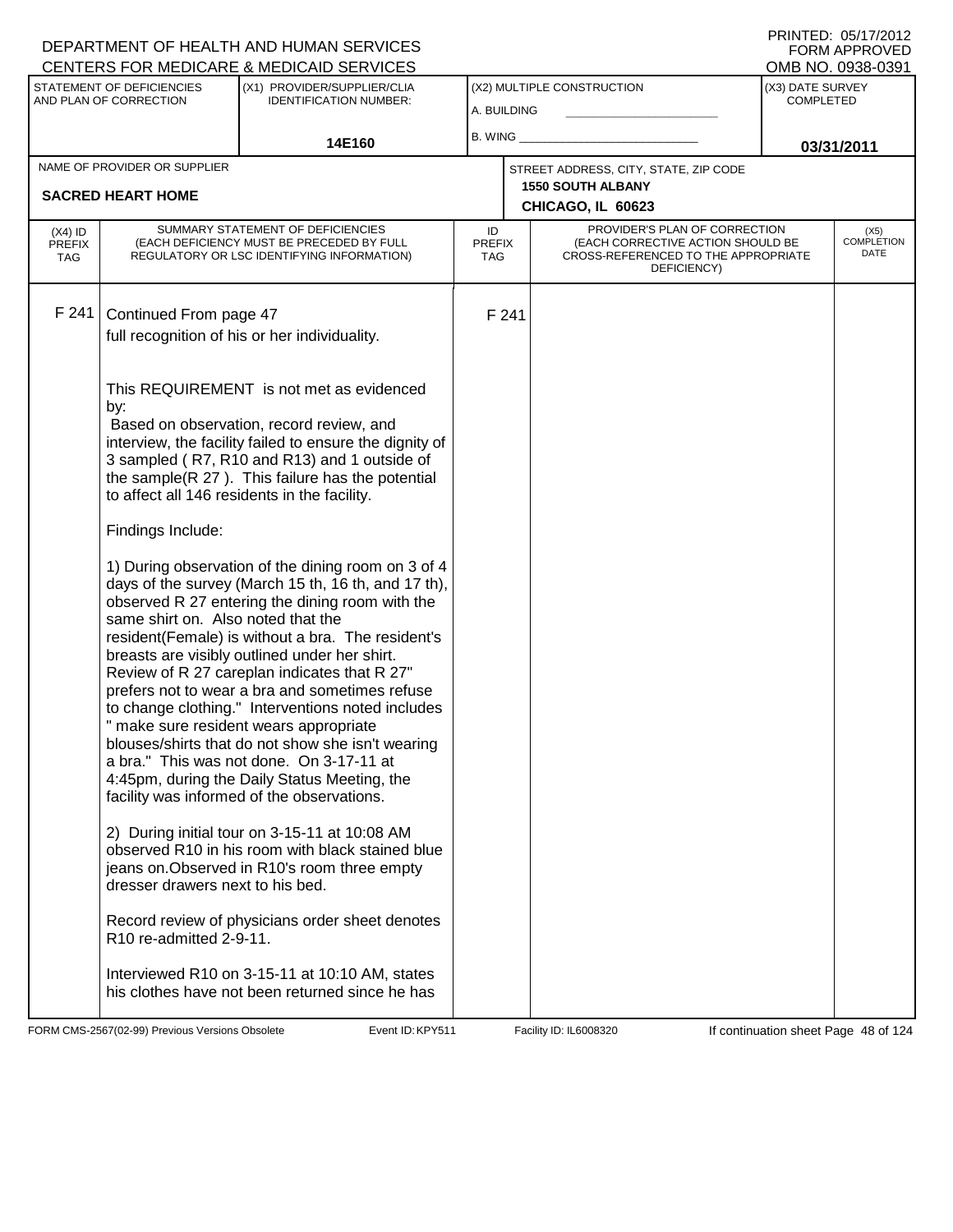DEPARTMENT OF HEALTH AND HUMAN SERVICES
CENTERS FOR MEDICARE & MEDICAID SERVICES

PRINTED: 05/17/2012
FORM APPROVED
OMB NO. 0938-0391

| STATEMENT OF DEFICIENCIES AND PLAN OF CORRECTION | (X1) PROVIDER/SUPPLIER/CLIA IDENTIFICATION NUMBER: | (X2) MULTIPLE CONSTRUCTION | (X3) DATE SURVEY COMPLETED |
|---|---|---|---|
| | 14E160 | A. BUILDING ___ B. WING ___ | 03/31/2011 |

| NAME OF PROVIDER OR SUPPLIER | STREET ADDRESS, CITY, STATE, ZIP CODE |
|---|---|
| SACRED HEART HOME | 1550 SOUTH ALBANY CHICAGO, IL 60623 |

| (X4) ID PREFIX TAG | SUMMARY STATEMENT OF DEFICIENCIES (EACH DEFICIENCY MUST BE PRECEDED BY FULL REGULATORY OR LSC IDENTIFYING INFORMATION) | ID PREFIX TAG | PROVIDER'S PLAN OF CORRECTION (EACH CORRECTIVE ACTION SHOULD BE CROSS-REFERENCED TO THE APPROPRIATE DEFICIENCY) | (X5) COMPLETION DATE |
|---|---|---|---|---|
| F 241 | Continued From page 47 | F 241 | | |

full recognition of his or her individuality.

This REQUIREMENT is not met as evidenced by:
Based on observation, record review, and interview, the facility failed to ensure the dignity of 3 sampled ( R7, R10 and R13) and 1 outside of the sample(R 27 ). This failure has the potential to affect all 146 residents in the facility.

Findings Include:

1) During observation of the dining room on 3 of 4 days of the survey (March 15 th, 16 th, and 17 th), observed R 27 entering the dining room with the same shirt on. Also noted that the resident(Female) is without a bra. The resident's breasts are visibly outlined under her shirt. Review of R 27 careplan indicates that R 27" prefers not to wear a bra and sometimes refuse to change clothing." Interventions noted includes " make sure resident wears appropriate blouses/shirts that do not show she isn't wearing a bra." This was not done. On 3-17-11 at 4:45pm, during the Daily Status Meeting, the facility was informed of the observations.

2) During initial tour on 3-15-11 at 10:08 AM observed R10 in his room with black stained blue jeans on.Observed in R10's room three empty dresser drawers next to his bed.

Record review of physicians order sheet denotes R10 re-admitted 2-9-11.

Interviewed R10 on 3-15-11 at 10:10 AM, states his clothes have not been returned since he has

FORM CMS-2567(02-99) Previous Versions Obsolete Event ID: KPY511 Facility ID: IL6008320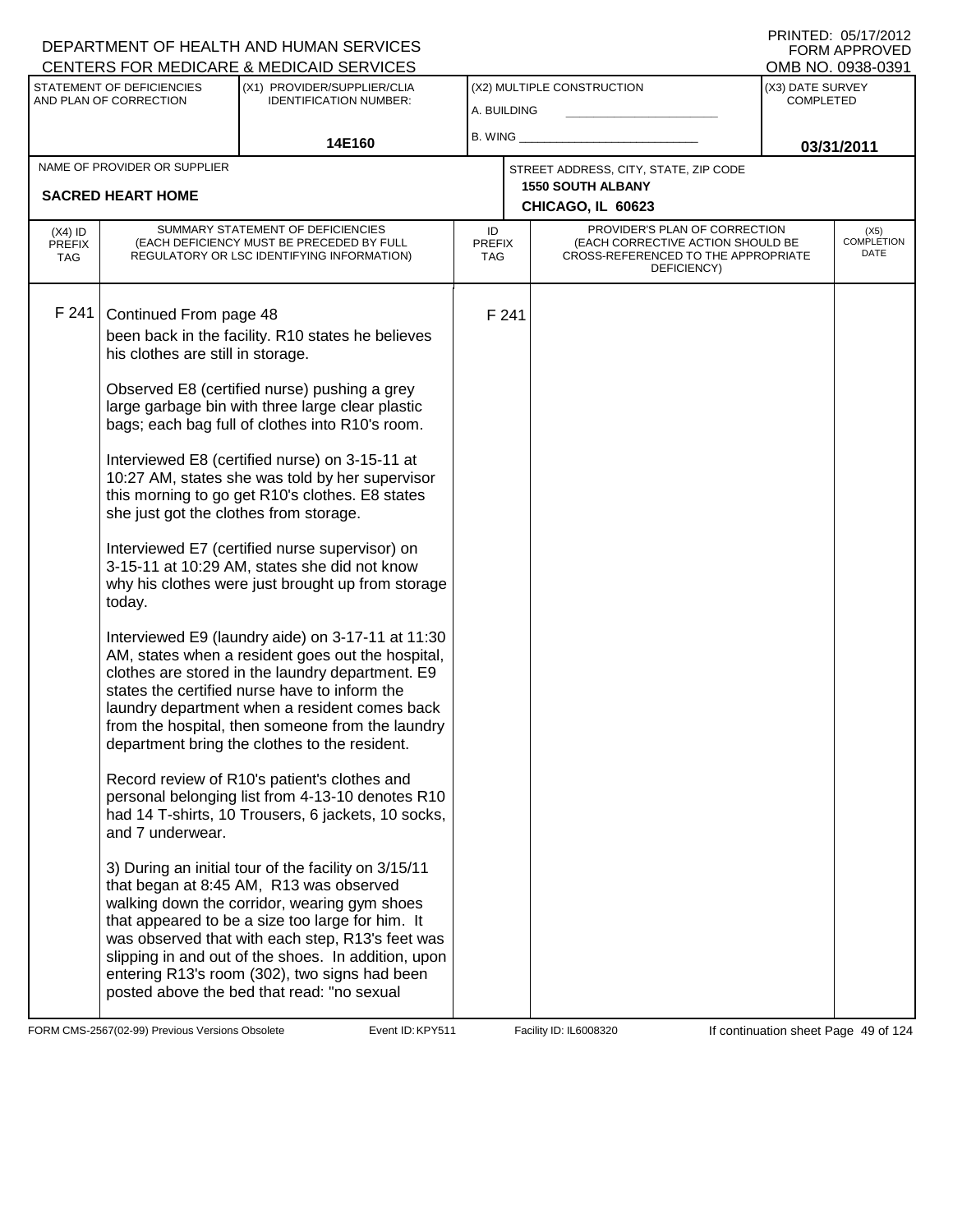DEPARTMENT OF HEALTH AND HUMAN SERVICES
CENTERS FOR MEDICARE & MEDICAID SERVICES

PRINTED: 05/17/2012
FORM APPROVED
OMB NO. 0938-0391

| STATEMENT OF DEFICIENCIES AND PLAN OF CORRECTION | (X1) PROVIDER/SUPPLIER/CLIA IDENTIFICATION NUMBER: | (X2) MULTIPLE CONSTRUCTION | (X3) DATE SURVEY COMPLETED |
|---|---|---|---|
| | 14E160 | A. BUILDING<br>B. WING | 03/31/2011 |

| NAME OF PROVIDER OR SUPPLIER | STREET ADDRESS, CITY, STATE, ZIP CODE |
|---|---|
| SACRED HEART HOME | 1550 SOUTH ALBANY<br>CHICAGO, IL 60623 |

| (X4) ID PREFIX TAG | SUMMARY STATEMENT OF DEFICIENCIES (EACH DEFICIENCY MUST BE PRECEDED BY FULL REGULATORY OR LSC IDENTIFYING INFORMATION) | ID PREFIX TAG | PROVIDER'S PLAN OF CORRECTION (EACH CORRECTIVE ACTION SHOULD BE CROSS-REFERENCED TO THE APPROPRIATE DEFICIENCY) | (X5) COMPLETION DATE |
|---|---|---|---|---|
| F 241 | Continued From page 48 | F 241 | | |

been back in the facility. R10 states he believes his clothes are still in storage.

Observed E8 (certified nurse) pushing a grey large garbage bin with three large clear plastic bags; each bag full of clothes into R10's room.

Interviewed E8 (certified nurse) on 3-15-11 at 10:27 AM, states she was told by her supervisor this morning to go get R10's clothes. E8 states she just got the clothes from storage.

Interviewed E7 (certified nurse supervisor) on 3-15-11 at 10:29 AM, states she did not know why his clothes were just brought up from storage today.

Interviewed E9 (laundry aide) on 3-17-11 at 11:30 AM, states when a resident goes out the hospital, clothes are stored in the laundry department. E9 states the certified nurse have to inform the laundry department when a resident comes back from the hospital, then someone from the laundry department bring the clothes to the resident.

Record review of R10's patient's clothes and personal belonging list from 4-13-10 denotes R10 had 14 T-shirts, 10 Trousers, 6 jackets, 10 socks, and 7 underwear.

3) During an initial tour of the facility on 3/15/11 that began at 8:45 AM, R13 was observed walking down the corridor, wearing gym shoes that appeared to be a size too large for him. It was observed that with each step, R13's feet was slipping in and out of the shoes. In addition, upon entering R13's room (302), two signs had been posted above the bed that read: "no sexual

FORM CMS-2567(02-99) Previous Versions Obsolete | Event ID: KPY511 | Facility ID: IL6008320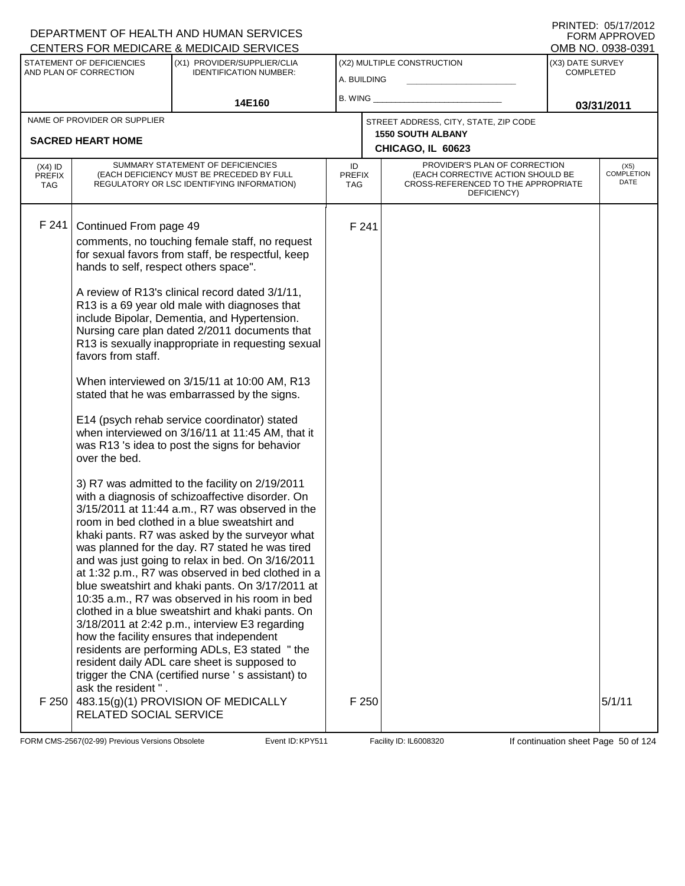DEPARTMENT OF HEALTH AND HUMAN SERVICES
CENTERS FOR MEDICARE & MEDICAID SERVICES

PRINTED: 05/17/2012
FORM APPROVED
OMB NO. 0938-0391

| STATEMENT OF DEFICIENCIES AND PLAN OF CORRECTION | (X1) PROVIDER/SUPPLIER/CLIA IDENTIFICATION NUMBER: | (X2) MULTIPLE CONSTRUCTION | (X3) DATE SURVEY COMPLETED |
|---|---|---|---|
| | 14E160 | A. BUILDING B. WING | 03/31/2011 |

NAME OF PROVIDER OR SUPPLIER: **SACRED HEART HOME**

STREET ADDRESS, CITY, STATE, ZIP CODE: **1550 SOUTH ALBANY, CHICAGO, IL 60623**

| (X4) ID PREFIX TAG | SUMMARY STATEMENT OF DEFICIENCIES (EACH DEFICIENCY MUST BE PRECEDED BY FULL REGULATORY OR LSC IDENTIFYING INFORMATION) | ID PREFIX TAG | PROVIDER'S PLAN OF CORRECTION (EACH CORRECTIVE ACTION SHOULD BE CROSS-REFERENCED TO THE APPROPRIATE DEFICIENCY) | (X5) COMPLETION DATE |
|---|---|---|---|---|
| F 241 | Continued From page 49<br>comments, no touching female staff, no request for sexual favors from staff, be respectful, keep hands to self, respect others space".<br><br>A review of R13's clinical record dated 3/1/11, R13 is a 69 year old male with diagnoses that include Bipolar, Dementia, and Hypertension. Nursing care plan dated 2/2011 documents that R13 is sexually inappropriate in requesting sexual favors from staff.<br><br>When interviewed on 3/15/11 at 10:00 AM, R13 stated that he was embarrassed by the signs.<br><br>E14 (psych rehab service coordinator) stated when interviewed on 3/16/11 at 11:45 AM, that it was R13 's idea to post the signs for behavior over the bed.<br><br>3) R7 was admitted to the facility on 2/19/2011 with a diagnosis of schizoaffective disorder. On 3/15/2011 at 11:44 a.m., R7 was observed in the room in bed clothed in a blue sweatshirt and khaki pants. R7 was asked by the surveyor what was planned for the day. R7 stated he was tired and was just going to relax in bed. On 3/16/2011 at 1:32 p.m., R7 was observed in bed clothed in a blue sweatshirt and khaki pants. On 3/17/2011 at 10:35 a.m., R7 was observed in his room in bed clothed in a blue sweatshirt and khaki pants. On 3/18/2011 at 2:42 p.m., interview E3 regarding how the facility ensures that independent residents are performing ADLs, E3 stated " the resident daily ADL care sheet is supposed to trigger the CNA (certified nurse ' s assistant) to ask the resident " . | F 241 | | |
| F 250 | 483.15(g)(1) PROVISION OF MEDICALLY RELATED SOCIAL SERVICE | F 250 | | 5/1/11 |

FORM CMS-2567(02-99) Previous Versions Obsolete    Event ID: KPY511    Facility ID: IL6008320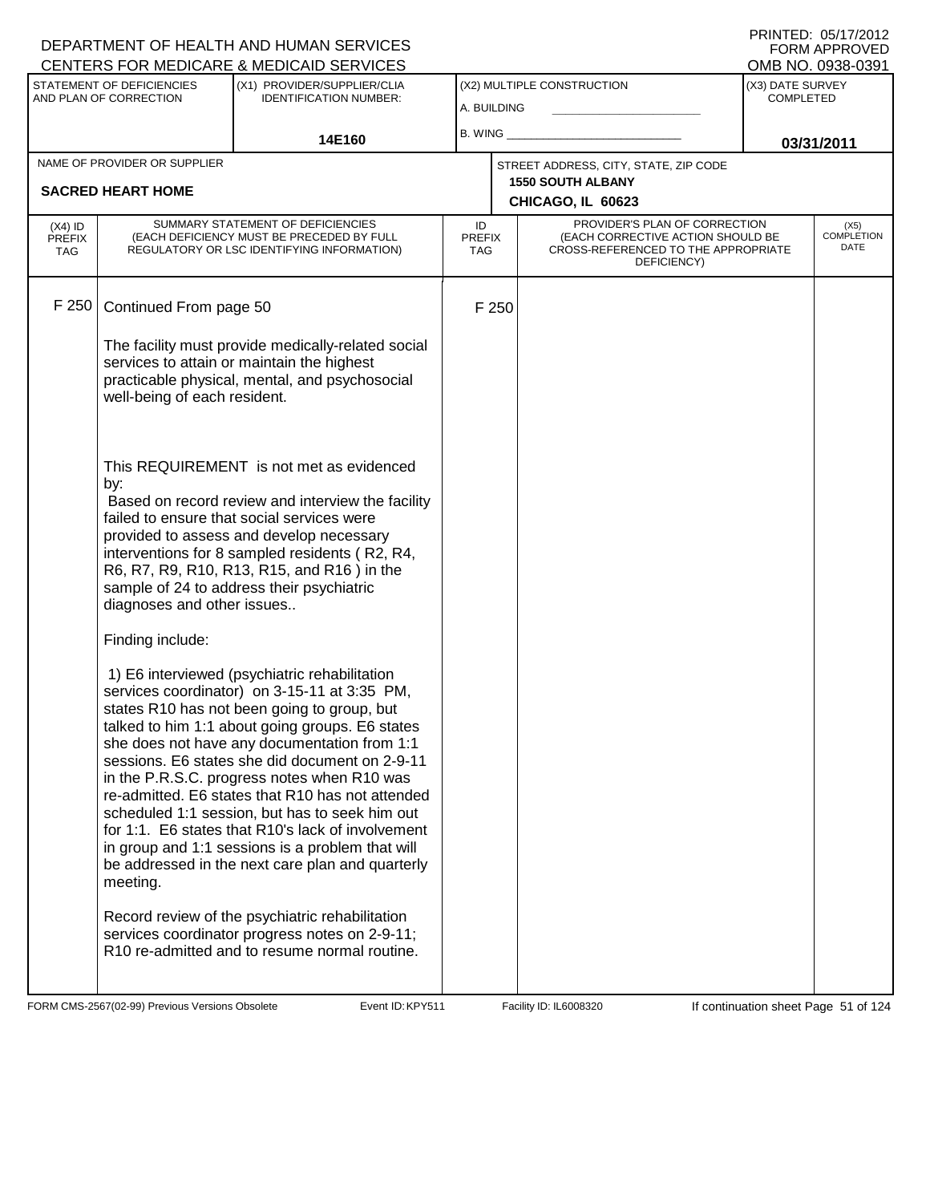DEPARTMENT OF HEALTH AND HUMAN SERVICES
CENTERS FOR MEDICARE & MEDICAID SERVICES

PRINTED: 05/17/2012
FORM APPROVED
OMB NO. 0938-0391

| STATEMENT OF DEFICIENCIES AND PLAN OF CORRECTION | (X1) PROVIDER/SUPPLIER/CLIA IDENTIFICATION NUMBER: | (X2) MULTIPLE CONSTRUCTION | (X3) DATE SURVEY COMPLETED |
|---|---|---|---|
| | 14E160 | A. BUILDING ___ B. WING ___ | 03/31/2011 |

| NAME OF PROVIDER OR SUPPLIER | STREET ADDRESS, CITY, STATE, ZIP CODE |
|---|---|
| SACRED HEART HOME | 1550 SOUTH ALBANY CHICAGO, IL 60623 |

| (X4) ID PREFIX TAG | SUMMARY STATEMENT OF DEFICIENCIES (EACH DEFICIENCY MUST BE PRECEDED BY FULL REGULATORY OR LSC IDENTIFYING INFORMATION) | ID PREFIX TAG | PROVIDER'S PLAN OF CORRECTION (EACH CORRECTIVE ACTION SHOULD BE CROSS-REFERENCED TO THE APPROPRIATE DEFICIENCY) | (X5) COMPLETION DATE |
|---|---|---|---|---|
| F 250 | Continued From page 50 | F 250 | | |

The facility must provide medically-related social services to attain or maintain the highest practicable physical, mental, and psychosocial well-being of each resident.

This REQUIREMENT is not met as evidenced by:
Based on record review and interview the facility failed to ensure that social services were provided to assess and develop necessary interventions for 8 sampled residents ( R2, R4, R6, R7, R9, R10, R13, R15, and R16 ) in the sample of 24 to address their psychiatric diagnoses and other issues..

Finding include:

1) E6 interviewed (psychiatric rehabilitation services coordinator) on 3-15-11 at 3:35 PM, states R10 has not been going to group, but talked to him 1:1 about going groups. E6 states she does not have any documentation from 1:1 sessions. E6 states she did document on 2-9-11 in the P.R.S.C. progress notes when R10 was re-admitted. E6 states that R10 has not attended scheduled 1:1 session, but has to seek him out for 1:1. E6 states that R10's lack of involvement in group and 1:1 sessions is a problem that will be addressed in the next care plan and quarterly meeting.

Record review of the psychiatric rehabilitation services coordinator progress notes on 2-9-11; R10 re-admitted and to resume normal routine.

FORM CMS-2567(02-99) Previous Versions Obsolete Event ID: KPY511 Facility ID: IL6008320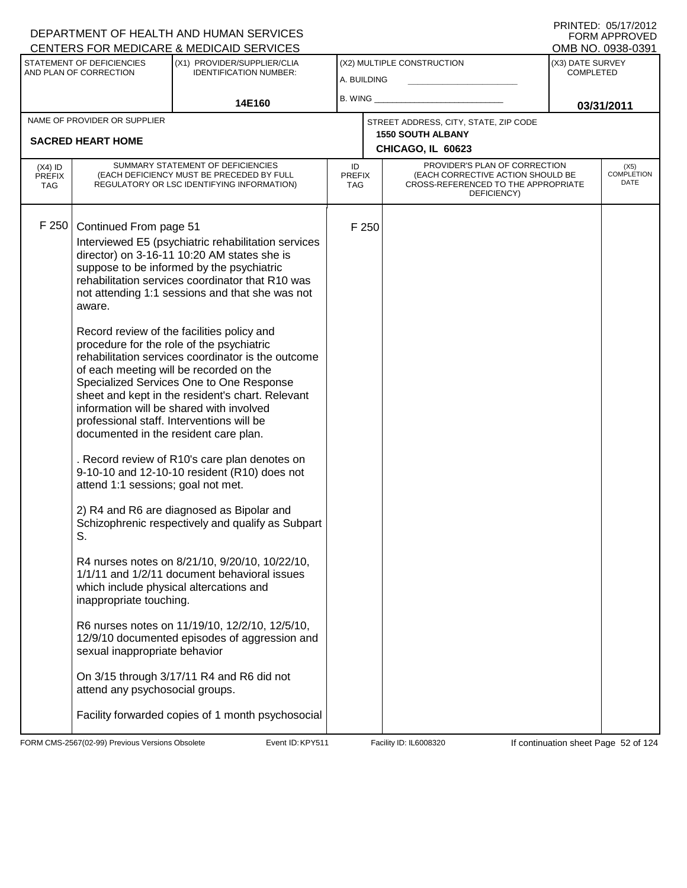DEPARTMENT OF HEALTH AND HUMAN SERVICES
CENTERS FOR MEDICARE & MEDICAID SERVICES

PRINTED: 05/17/2012
FORM APPROVED
OMB NO. 0938-0391

| STATEMENT OF DEFICIENCIES AND PLAN OF CORRECTION | (X1) PROVIDER/SUPPLIER/CLIA IDENTIFICATION NUMBER: | (X2) MULTIPLE CONSTRUCTION | (X3) DATE SURVEY COMPLETED |
|---|---|---|---|
| | 14E160 | A. BUILDING ___ B. WING ___ | 03/31/2011 |

| NAME OF PROVIDER OR SUPPLIER | STREET ADDRESS, CITY, STATE, ZIP CODE |
|---|---|
| SACRED HEART HOME | 1550 SOUTH ALBANY CHICAGO, IL 60623 |

| (X4) ID PREFIX TAG | SUMMARY STATEMENT OF DEFICIENCIES (EACH DEFICIENCY MUST BE PRECEDED BY FULL REGULATORY OR LSC IDENTIFYING INFORMATION) | ID PREFIX TAG | PROVIDER'S PLAN OF CORRECTION (EACH CORRECTIVE ACTION SHOULD BE CROSS-REFERENCED TO THE APPROPRIATE DEFICIENCY) | (X5) COMPLETION DATE |
|---|---|---|---|---|
| F 250 | Continued From page 51 | F 250 | | |

Interviewed E5 (psychiatric rehabilitation services director) on 3-16-11 10:20 AM states she is suppose to be informed by the psychiatric rehabilitation services coordinator that R10 was not attending 1:1 sessions and that she was not aware.

Record review of the facilities policy and procedure for the role of the psychiatric rehabilitation services coordinator is the outcome of each meeting will be recorded on the Specialized Services One to One Response sheet and kept in the resident's chart. Relevant information will be shared with involved professional staff. Interventions will be documented in the resident care plan.

. Record review of R10's care plan denotes on 9-10-10 and 12-10-10 resident (R10) does not attend 1:1 sessions; goal not met.

2) R4 and R6 are diagnosed as Bipolar and Schizophrenic respectively and qualify as Subpart S.

R4 nurses notes on 8/21/10, 9/20/10, 10/22/10, 1/1/11 and 1/2/11 document behavioral issues which include physical altercations and inappropriate touching.

R6 nurses notes on 11/19/10, 12/2/10, 12/5/10, 12/9/10 documented episodes of aggression and sexual inappropriate behavior

On 3/15 through 3/17/11 R4 and R6 did not attend any psychosocial groups.

Facility forwarded copies of 1 month psychosocial

FORM CMS-2567(02-99) Previous Versions Obsolete Event ID: KPY511 Facility ID: IL6008320 If continuation sheet Page 52 of 124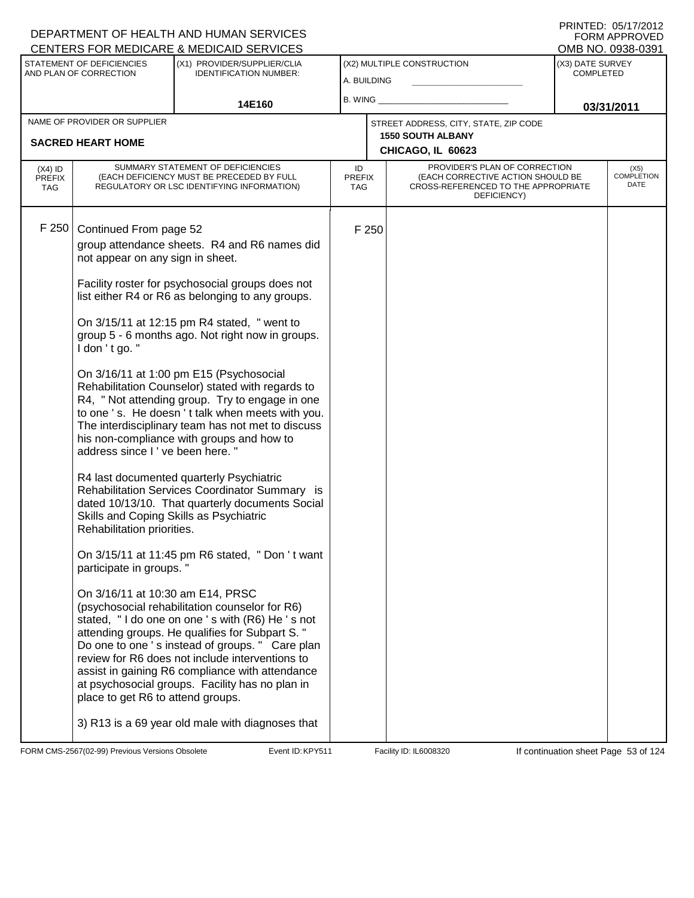DEPARTMENT OF HEALTH AND HUMAN SERVICES
CENTERS FOR MEDICARE & MEDICAID SERVICES

PRINTED: 05/17/2012
FORM APPROVED
OMB NO. 0938-0391

| STATEMENT OF DEFICIENCIES AND PLAN OF CORRECTION | (X1) PROVIDER/SUPPLIER/CLIA IDENTIFICATION NUMBER: | (X2) MULTIPLE CONSTRUCTION | (X3) DATE SURVEY COMPLETED |
|---|---|---|---|
| | 14E160 | A. BUILDING<br>B. WING | 03/31/2011 |

| NAME OF PROVIDER OR SUPPLIER | STREET ADDRESS, CITY, STATE, ZIP CODE |
|---|---|
| SACRED HEART HOME | 1550 SOUTH ALBANY<br>CHICAGO, IL 60623 |

| (X4) ID PREFIX TAG | SUMMARY STATEMENT OF DEFICIENCIES (EACH DEFICIENCY MUST BE PRECEDED BY FULL REGULATORY OR LSC IDENTIFYING INFORMATION) | ID PREFIX TAG | PROVIDER'S PLAN OF CORRECTION (EACH CORRECTIVE ACTION SHOULD BE CROSS-REFERENCED TO THE APPROPRIATE DEFICIENCY) | (X5) COMPLETION DATE |
|---|---|---|---|---|
| F 250 | Continued From page 52<br>group attendance sheets. R4 and R6 names did not appear on any sign in sheet.<br><br>Facility roster for psychosocial groups does not list either R4 or R6 as belonging to any groups.<br><br>On 3/15/11 at 12:15 pm R4 stated, " went to group 5 - 6 months ago. Not right now in groups. I don ' t go. "<br><br>On 3/16/11 at 1:00 pm E15 (Psychosocial Rehabilitation Counselor) stated with regards to R4, " Not attending group. Try to engage in one to one ' s. He doesn ' t talk when meets with you. The interdisciplinary team has not met to discuss his non-compliance with groups and how to address since I ' ve been here. "<br><br>R4 last documented quarterly Psychiatric Rehabilitation Services Coordinator Summary is dated 10/13/10. That quarterly documents Social Skills and Coping Skills as Psychiatric Rehabilitation priorities.<br><br>On 3/15/11 at 11:45 pm R6 stated, " Don ' t want participate in groups. "<br><br>On 3/16/11 at 10:30 am E14, PRSC (psychosocial rehabilitation counselor for R6) stated, " I do one on one ' s with (R6) He ' s not attending groups. He qualifies for Subpart S. " Do one to one ' s instead of groups. " Care plan review for R6 does not include interventions to assist in gaining R6 compliance with attendance at psychosocial groups. Facility has no plan in place to get R6 to attend groups.<br><br>3) R13 is a 69 year old male with diagnoses that | F 250 | | |

FORM CMS-2567(02-99) Previous Versions Obsolete    Event ID: KPY511    Facility ID: IL6008320    If continuation sheet Page 53 of 124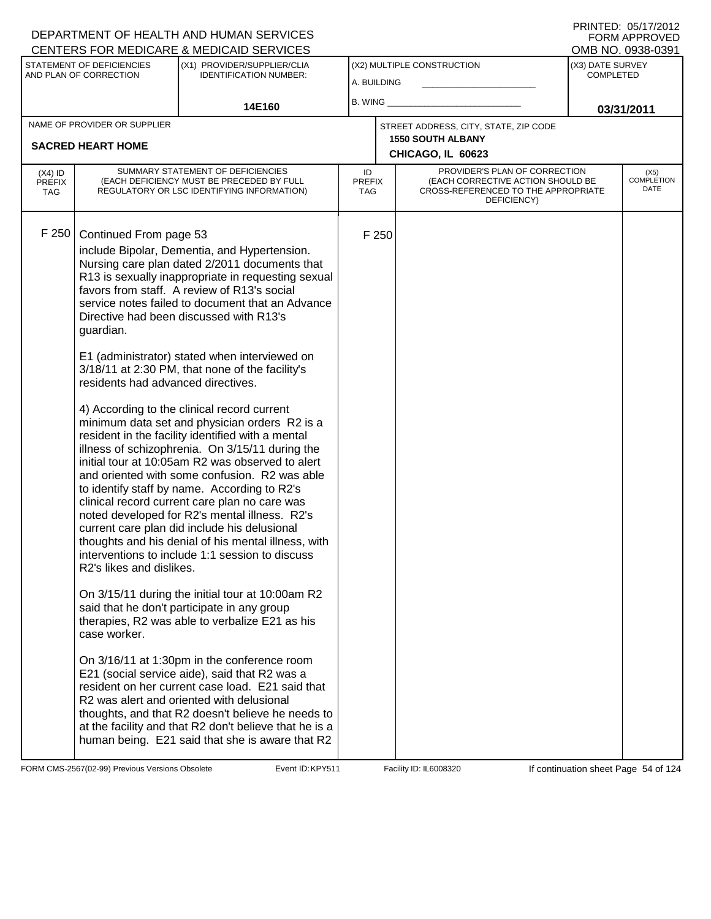DEPARTMENT OF HEALTH AND HUMAN SERVICES
CENTERS FOR MEDICARE & MEDICAID SERVICES

PRINTED: 05/17/2012
FORM APPROVED
OMB NO. 0938-0391

| STATEMENT OF DEFICIENCIES AND PLAN OF CORRECTION | (X1) PROVIDER/SUPPLIER/CLIA IDENTIFICATION NUMBER: | (X2) MULTIPLE CONSTRUCTION | (X3) DATE SURVEY COMPLETED |
|---|---|---|---|
| | 14E160 | A. BUILDING ___ B. WING ___ | 03/31/2011 |

| NAME OF PROVIDER OR SUPPLIER | STREET ADDRESS, CITY, STATE, ZIP CODE |
|---|---|
| SACRED HEART HOME | 1550 SOUTH ALBANY CHICAGO, IL 60623 |

| (X4) ID PREFIX TAG | SUMMARY STATEMENT OF DEFICIENCIES (EACH DEFICIENCY MUST BE PRECEDED BY FULL REGULATORY OR LSC IDENTIFYING INFORMATION) | ID PREFIX TAG | PROVIDER'S PLAN OF CORRECTION (EACH CORRECTIVE ACTION SHOULD BE CROSS-REFERENCED TO THE APPROPRIATE DEFICIENCY) | (X5) COMPLETION DATE |
|---|---|---|---|---|
| F 250 | Continued From page 53 | F 250 | | |

include Bipolar, Dementia, and Hypertension. Nursing care plan dated 2/2011 documents that R13 is sexually inappropriate in requesting sexual favors from staff. A review of R13's social service notes failed to document that an Advance Directive had been discussed with R13's guardian.

E1 (administrator) stated when interviewed on 3/18/11 at 2:30 PM, that none of the facility's residents had advanced directives.

4) According to the clinical record current minimum data set and physician orders R2 is a resident in the facility identified with a mental illness of schizophrenia. On 3/15/11 during the initial tour at 10:05am R2 was observed to alert and oriented with some confusion. R2 was able to identify staff by name. According to R2's clinical record current care plan no care was noted developed for R2's mental illness. R2's current care plan did include his delusional thoughts and his denial of his mental illness, with interventions to include 1:1 session to discuss R2's likes and dislikes.

On 3/15/11 during the initial tour at 10:00am R2 said that he don't participate in any group therapies, R2 was able to verbalize E21 as his case worker.

On 3/16/11 at 1:30pm in the conference room E21 (social service aide), said that R2 was a resident on her current case load. E21 said that R2 was alert and oriented with delusional thoughts, and that R2 doesn't believe he needs to at the facility and that R2 don't believe that he is a human being. E21 said that she is aware that R2

FORM CMS-2567(02-99) Previous Versions Obsolete Event ID: KPY511 Facility ID: IL6008320 If continuation sheet Page 54 of 124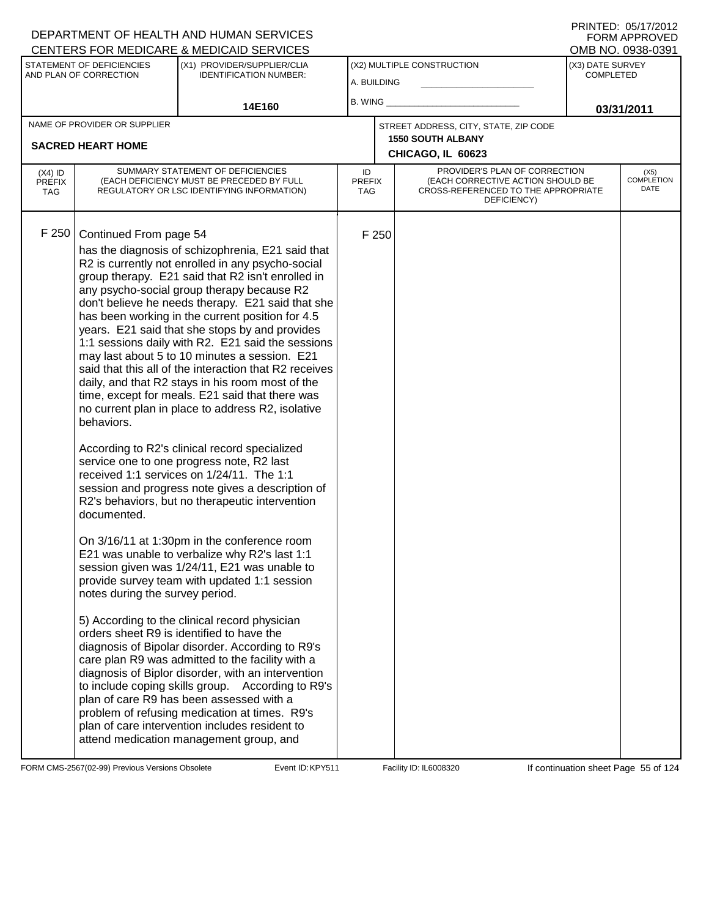DEPARTMENT OF HEALTH AND HUMAN SERVICES
CENTERS FOR MEDICARE & MEDICAID SERVICES

PRINTED: 05/17/2012
FORM APPROVED
OMB NO. 0938-0391

| STATEMENT OF DEFICIENCIES AND PLAN OF CORRECTION | (X1) PROVIDER/SUPPLIER/CLIA IDENTIFICATION NUMBER: | (X2) MULTIPLE CONSTRUCTION | (X3) DATE SURVEY COMPLETED |
|---|---|---|---|
| | 14E160 | A. BUILDING ___ B. WING ___ | 03/31/2011 |

| NAME OF PROVIDER OR SUPPLIER | STREET ADDRESS, CITY, STATE, ZIP CODE |
|---|---|
| SACRED HEART HOME | 1550 SOUTH ALBANY CHICAGO, IL 60623 |

| (X4) ID PREFIX TAG | SUMMARY STATEMENT OF DEFICIENCIES (EACH DEFICIENCY MUST BE PRECEDED BY FULL REGULATORY OR LSC IDENTIFYING INFORMATION) | ID PREFIX TAG | PROVIDER'S PLAN OF CORRECTION (EACH CORRECTIVE ACTION SHOULD BE CROSS-REFERENCED TO THE APPROPRIATE DEFICIENCY) | (X5) COMPLETION DATE |
|---|---|---|---|---|
| F 250 | Continued From page 54 | F 250 | | |

has the diagnosis of schizophrenia, E21 said that R2 is currently not enrolled in any psycho-social group therapy. E21 said that R2 isn't enrolled in any psycho-social group therapy because R2 don't believe he needs therapy. E21 said that she has been working in the current position for 4.5 years. E21 said that she stops by and provides 1:1 sessions daily with R2. E21 said the sessions may last about 5 to 10 minutes a session. E21 said that this all of the interaction that R2 receives daily, and that R2 stays in his room most of the time, except for meals. E21 said that there was no current plan in place to address R2, isolative behaviors.

According to R2's clinical record specialized service one to one progress note, R2 last received 1:1 services on 1/24/11. The 1:1 session and progress note gives a description of R2's behaviors, but no therapeutic intervention documented.

On 3/16/11 at 1:30pm in the conference room E21 was unable to verbalize why R2's last 1:1 session given was 1/24/11, E21 was unable to provide survey team with updated 1:1 session notes during the survey period.

5) According to the clinical record physician orders sheet R9 is identified to have the diagnosis of Bipolar disorder. According to R9's care plan R9 was admitted to the facility with a diagnosis of Biplor disorder, with an intervention to include coping skills group. According to R9's plan of care R9 has been assessed with a problem of refusing medication at times. R9's plan of care intervention includes resident to attend medication management group, and

FORM CMS-2567(02-99) Previous Versions Obsolete — Event ID: KPY511 — Facility ID: IL6008320 — If continuation sheet Page 55 of 124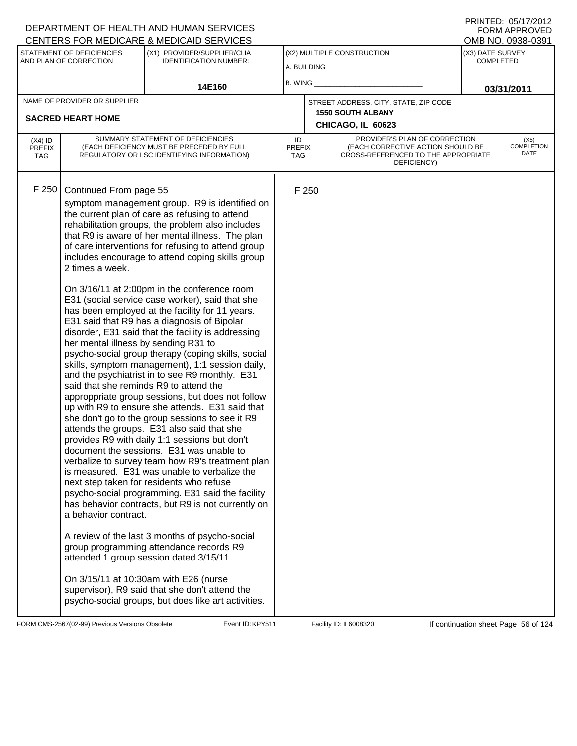DEPARTMENT OF HEALTH AND HUMAN SERVICES
CENTERS FOR MEDICARE & MEDICAID SERVICES

PRINTED: 05/17/2012
FORM APPROVED
OMB NO. 0938-0391

| STATEMENT OF DEFICIENCIES AND PLAN OF CORRECTION | (X1) PROVIDER/SUPPLIER/CLIA IDENTIFICATION NUMBER: | (X2) MULTIPLE CONSTRUCTION | (X3) DATE SURVEY COMPLETED |
|---|---|---|---|
| | 14E160 | A. BUILDING<br>B. WING | 03/31/2011 |

| NAME OF PROVIDER OR SUPPLIER | STREET ADDRESS, CITY, STATE, ZIP CODE |
|---|---|
| SACRED HEART HOME | 1550 SOUTH ALBANY<br>CHICAGO, IL 60623 |

| (X4) ID PREFIX TAG | SUMMARY STATEMENT OF DEFICIENCIES (EACH DEFICIENCY MUST BE PRECEDED BY FULL REGULATORY OR LSC IDENTIFYING INFORMATION) | ID PREFIX TAG | PROVIDER'S PLAN OF CORRECTION (EACH CORRECTIVE ACTION SHOULD BE CROSS-REFERENCED TO THE APPROPRIATE DEFICIENCY) | (X5) COMPLETION DATE |
|---|---|---|---|---|
| F 250 | Continued From page 55<br>symptom management group. R9 is identified on the current plan of care as refusing to attend rehabilitation groups, the problem also includes that R9 is aware of her mental illness. The plan of care interventions for refusing to attend group includes encourage to attend coping skills group 2 times a week.<br><br>On 3/16/11 at 2:00pm in the conference room E31 (social service case worker), said that she has been employed at the facility for 11 years. E31 said that R9 has a diagnosis of Bipolar disorder, E31 said that the facility is addressing her mental illness by sending R31 to psycho-social group therapy (coping skills, social skills, symptom management), 1:1 session daily, and the psychiatrist in to see R9 monthly. E31 said that she reminds R9 to attend the appropppriate group sessions, but does not follow up with R9 to ensure she attends. E31 said that she don't go to the group sessions to see it R9 attends the groups. E31 also said that she provides R9 with daily 1:1 sessions but don't document the sessions. E31 was unable to verbalize to survey team how R9's treatment plan is measured. E31 was unable to verbalize the next step taken for residents who refuse psycho-social programming. E31 said the facility has behavior contracts, but R9 is not currently on a behavior contract.<br><br>A review of the last 3 months of psycho-social group programming attendance records R9 attended 1 group session dated 3/15/11.<br><br>On 3/15/11 at 10:30am with E26 (nurse supervisor), R9 said that she don't attend the psycho-social groups, but does like art activities. | F 250 | | |

FORM CMS-2567(02-99) Previous Versions Obsolete Event ID: KPY511 Facility ID: IL6008320 If continuation sheet Page 56 of 124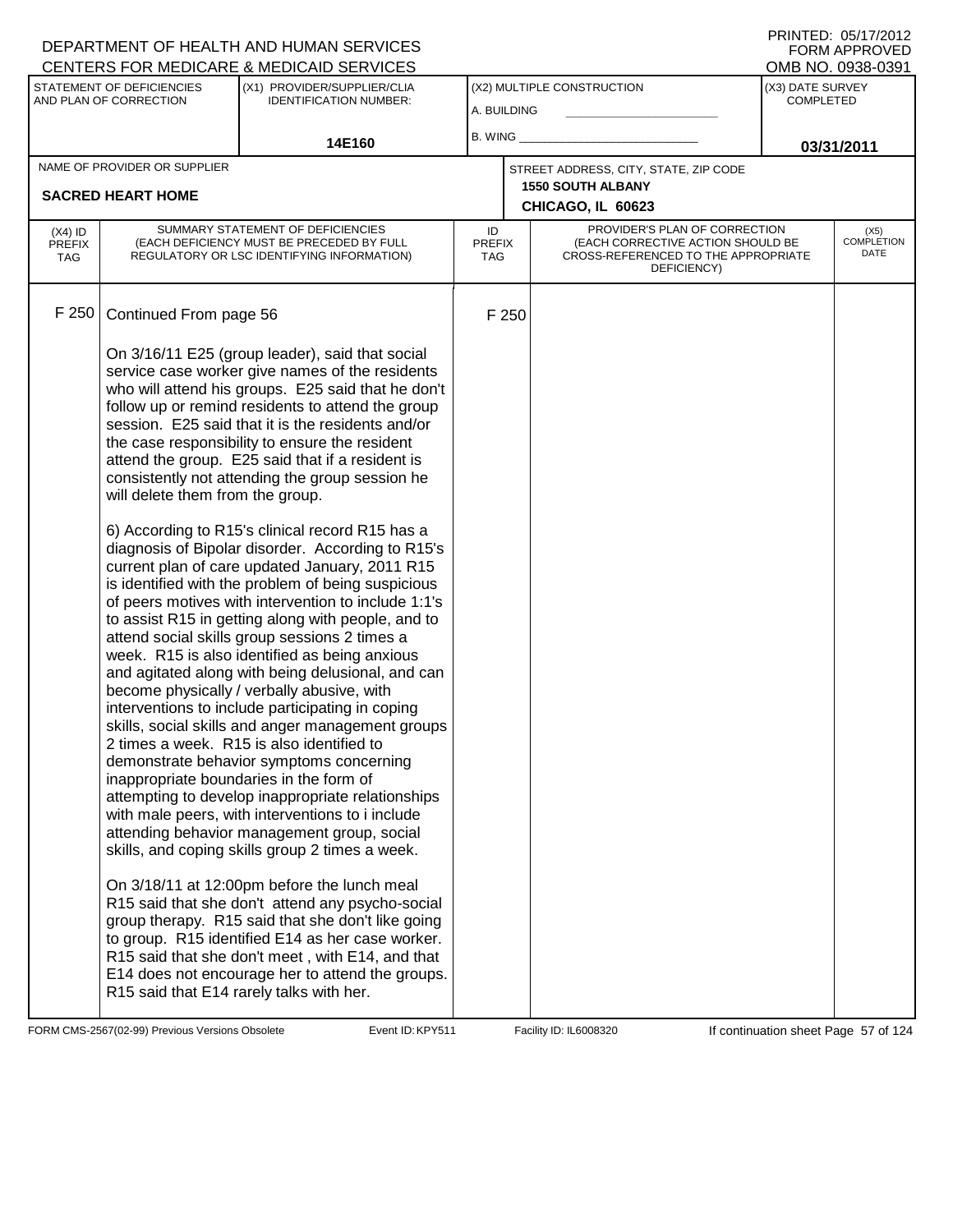DEPARTMENT OF HEALTH AND HUMAN SERVICES
CENTERS FOR MEDICARE & MEDICAID SERVICES

PRINTED: 05/17/2012
FORM APPROVED
OMB NO. 0938-0391

| STATEMENT OF DEFICIENCIES AND PLAN OF CORRECTION | (X1) PROVIDER/SUPPLIER/CLIA IDENTIFICATION NUMBER: | (X2) MULTIPLE CONSTRUCTION | (X3) DATE SURVEY COMPLETED |
|---|---|---|---|
| | 14E160 | A. BUILDING<br>B. WING | 03/31/2011 |

| NAME OF PROVIDER OR SUPPLIER | STREET ADDRESS, CITY, STATE, ZIP CODE |
|---|---|
| SACRED HEART HOME | 1550 SOUTH ALBANY<br>CHICAGO, IL 60623 |

| (X4) ID PREFIX TAG | SUMMARY STATEMENT OF DEFICIENCIES (EACH DEFICIENCY MUST BE PRECEDED BY FULL REGULATORY OR LSC IDENTIFYING INFORMATION) | ID PREFIX TAG | PROVIDER'S PLAN OF CORRECTION (EACH CORRECTIVE ACTION SHOULD BE CROSS-REFERENCED TO THE APPROPRIATE DEFICIENCY) | (X5) COMPLETION DATE |
|---|---|---|---|---|
| F 250 | Continued From page 56 | F 250 | | |

On 3/16/11 E25 (group leader), said that social service case worker give names of the residents who will attend his groups. E25 said that he don't follow up or remind residents to attend the group session. E25 said that it is the residents and/or the case responsibility to ensure the resident attend the group. E25 said that if a resident is consistently not attending the group session he will delete them from the group.

6) According to R15's clinical record R15 has a diagnosis of Bipolar disorder. According to R15's current plan of care updated January, 2011 R15 is identified with the problem of being suspicious of peers motives with intervention to include 1:1's to assist R15 in getting along with people, and to attend social skills group sessions 2 times a week. R15 is also identified as being anxious and agitated along with being delusional, and can become physically / verbally abusive, with interventions to include participating in coping skills, social skills and anger management groups 2 times a week. R15 is also identified to demonstrate behavior symptoms concerning inappropriate boundaries in the form of attempting to develop inappropriate relationships with male peers, with interventions to i include attending behavior management group, social skills, and coping skills group 2 times a week.

On 3/18/11 at 12:00pm before the lunch meal R15 said that she don't attend any psycho-social group therapy. R15 said that she don't like going to group. R15 identified E14 as her case worker. R15 said that she don't meet , with E14, and that E14 does not encourage her to attend the groups. R15 said that E14 rarely talks with her.

FORM CMS-2567(02-99) Previous Versions Obsolete Event ID: KPY511 Facility ID: IL6008320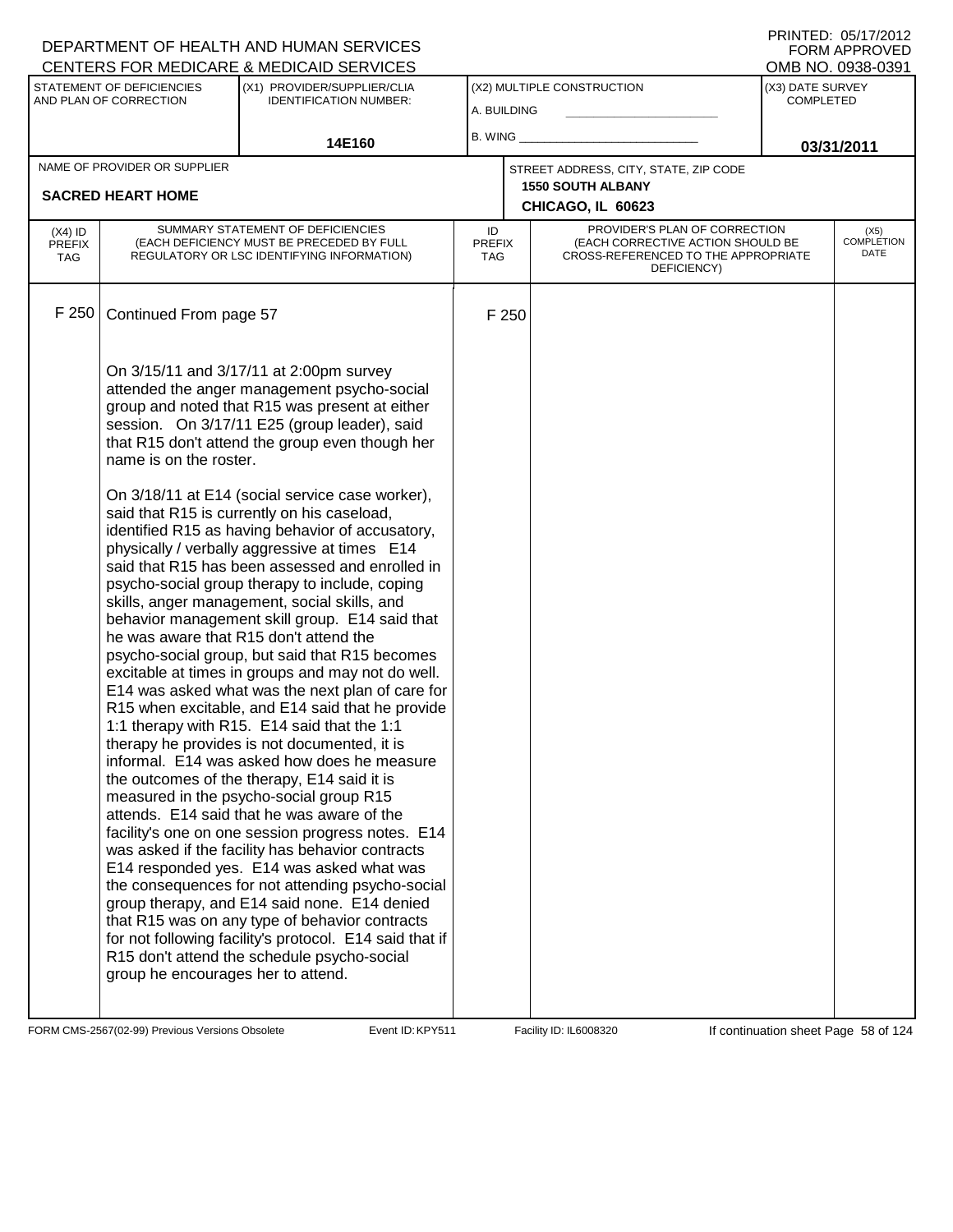DEPARTMENT OF HEALTH AND HUMAN SERVICES
CENTERS FOR MEDICARE & MEDICAID SERVICES

PRINTED: 05/17/2012
FORM APPROVED
OMB NO. 0938-0391

| STATEMENT OF DEFICIENCIES AND PLAN OF CORRECTION | (X1) PROVIDER/SUPPLIER/CLIA IDENTIFICATION NUMBER: | (X2) MULTIPLE CONSTRUCTION | (X3) DATE SURVEY COMPLETED |
|---|---|---|---|
| | 14E160 | A. BUILDING ______ B. WING ______ | 03/31/2011 |

| NAME OF PROVIDER OR SUPPLIER | STREET ADDRESS, CITY, STATE, ZIP CODE |
|---|---|
| SACRED HEART HOME | 1550 SOUTH ALBANY CHICAGO, IL 60623 |

| (X4) ID PREFIX TAG | SUMMARY STATEMENT OF DEFICIENCIES (EACH DEFICIENCY MUST BE PRECEDED BY FULL REGULATORY OR LSC IDENTIFYING INFORMATION) | ID PREFIX TAG | PROVIDER'S PLAN OF CORRECTION (EACH CORRECTIVE ACTION SHOULD BE CROSS-REFERENCED TO THE APPROPRIATE DEFICIENCY) | (X5) COMPLETION DATE |
|---|---|---|---|---|
| F 250 | Continued From page 57 | F 250 | | |

On 3/15/11 and 3/17/11 at 2:00pm survey attended the anger management psycho-social group and noted that R15 was present at either session. On 3/17/11 E25 (group leader), said that R15 don't attend the group even though her name is on the roster.

On 3/18/11 at E14 (social service case worker), said that R15 is currently on his caseload, identified R15 as having behavior of accusatory, physically / verbally aggressive at times E14 said that R15 has been assessed and enrolled in psycho-social group therapy to include, coping skills, anger management, social skills, and behavior management skill group. E14 said that he was aware that R15 don't attend the psycho-social group, but said that R15 becomes excitable at times in groups and may not do well. E14 was asked what was the next plan of care for R15 when excitable, and E14 said that he provide 1:1 therapy with R15. E14 said that the 1:1 therapy he provides is not documented, it is informal. E14 was asked how does he measure the outcomes of the therapy, E14 said it is measured in the psycho-social group R15 attends. E14 said that he was aware of the facility's one on one session progress notes. E14 was asked if the facility has behavior contracts E14 responded yes. E14 was asked what was the consequences for not attending psycho-social group therapy, and E14 said none. E14 denied that R15 was on any type of behavior contracts for not following facility's protocol. E14 said that if R15 don't attend the schedule psycho-social group he encourages her to attend.

FORM CMS-2567(02-99) Previous Versions Obsolete Event ID: KPY511 Facility ID: IL6008320 If continuation sheet Page 58 of 124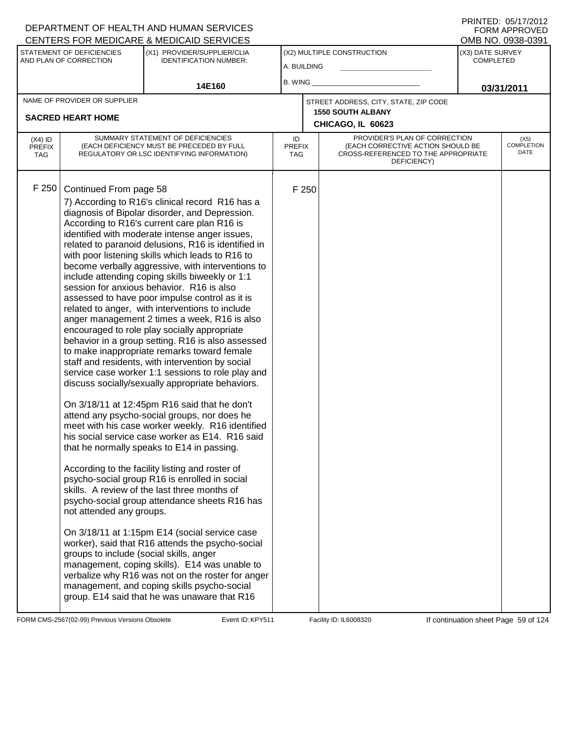DEPARTMENT OF HEALTH AND HUMAN SERVICES
CENTERS FOR MEDICARE & MEDICAID SERVICES

PRINTED: 05/17/2012
FORM APPROVED
OMB NO. 0938-0391

| STATEMENT OF DEFICIENCIES AND PLAN OF CORRECTION | (X1) PROVIDER/SUPPLIER/CLIA IDENTIFICATION NUMBER: | (X2) MULTIPLE CONSTRUCTION | (X3) DATE SURVEY COMPLETED |
|---|---|---|---|
| | 14E160 | A. BUILDING ___ B. WING ___ | 03/31/2011 |

| NAME OF PROVIDER OR SUPPLIER | STREET ADDRESS, CITY, STATE, ZIP CODE |
|---|---|
| SACRED HEART HOME | 1550 SOUTH ALBANY CHICAGO, IL 60623 |

| (X4) ID PREFIX TAG | SUMMARY STATEMENT OF DEFICIENCIES (EACH DEFICIENCY MUST BE PRECEDED BY FULL REGULATORY OR LSC IDENTIFYING INFORMATION) | ID PREFIX TAG | PROVIDER'S PLAN OF CORRECTION (EACH CORRECTIVE ACTION SHOULD BE CROSS-REFERENCED TO THE APPROPRIATE DEFICIENCY) | (X5) COMPLETION DATE |
|---|---|---|---|---|
| F 250 | Continued From page 58 | F 250 | | |

7) According to R16's clinical record R16 has a diagnosis of Bipolar disorder, and Depression. According to R16's current care plan R16 is identified with moderate intense anger issues, related to paranoid delusions, R16 is identified in with poor listening skills which leads to R16 to become verbally aggressive, with interventions to include attending coping skills biweekly or 1:1 session for anxious behavior. R16 is also assessed to have poor impulse control as it is related to anger, with interventions to include anger management 2 times a week, R16 is also encouraged to role play socially appropriate behavior in a group setting. R16 is also assessed to make inappropriate remarks toward female staff and residents, with intervention by social service case worker 1:1 sessions to role play and discuss socially/sexually appropriate behaviors.

On 3/18/11 at 12:45pm R16 said that he don't attend any psycho-social groups, nor does he meet with his case worker weekly. R16 identified his social service case worker as E14. R16 said that he normally speaks to E14 in passing.

According to the facility listing and roster of psycho-social group R16 is enrolled in social skills. A review of the last three months of psycho-social group attendance sheets R16 has not attended any groups.

On 3/18/11 at 1:15pm E14 (social service case worker), said that R16 attends the psycho-social groups to include (social skills, anger management, coping skills). E14 was unable to verbalize why R16 was not on the roster for anger management, and coping skills psycho-social group. E14 said that he was unaware that R16

FORM CMS-2567(02-99) Previous Versions Obsolete Event ID: KPY511 Facility ID: IL6008320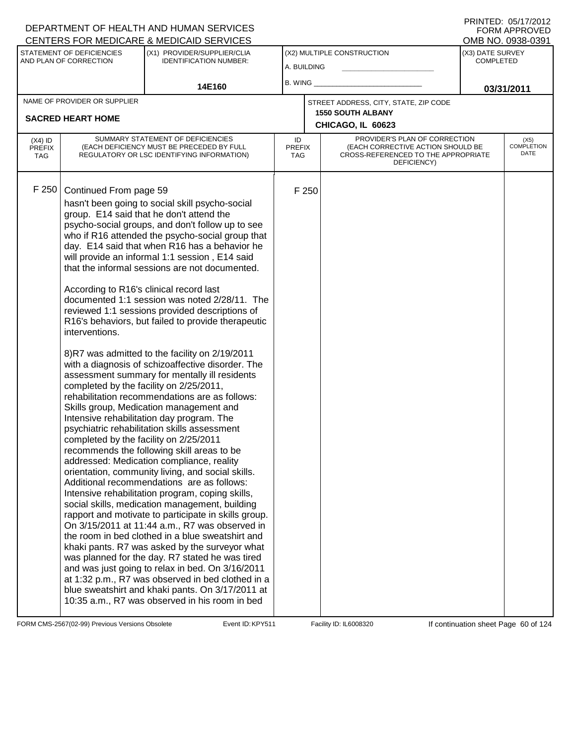DEPARTMENT OF HEALTH AND HUMAN SERVICES
CENTERS FOR MEDICARE & MEDICAID SERVICES

PRINTED: 05/17/2012
FORM APPROVED
OMB NO. 0938-0391

| STATEMENT OF DEFICIENCIES AND PLAN OF CORRECTION | (X1) PROVIDER/SUPPLIER/CLIA IDENTIFICATION NUMBER: | (X2) MULTIPLE CONSTRUCTION | (X3) DATE SURVEY COMPLETED |
|---|---|---|---|
| | 14E160 | A. BUILDING<br>B. WING | 03/31/2011 |

| NAME OF PROVIDER OR SUPPLIER | STREET ADDRESS, CITY, STATE, ZIP CODE |
|---|---|
| SACRED HEART HOME | 1550 SOUTH ALBANY<br>CHICAGO, IL 60623 |

| (X4) ID PREFIX TAG | SUMMARY STATEMENT OF DEFICIENCIES (EACH DEFICIENCY MUST BE PRECEDED BY FULL REGULATORY OR LSC IDENTIFYING INFORMATION) | ID PREFIX TAG | PROVIDER'S PLAN OF CORRECTION (EACH CORRECTIVE ACTION SHOULD BE CROSS-REFERENCED TO THE APPROPRIATE DEFICIENCY) | (X5) COMPLETION DATE |
|---|---|---|---|---|
| F 250 | Continued From page 59<br>hasn't been going to social skill psycho-social group. E14 said that he don't attend the psycho-social groups, and don't follow up to see who if R16 attended the psycho-social group that day. E14 said that when R16 has a behavior he will provide an informal 1:1 session , E14 said that the informal sessions are not documented.<br><br>According to R16's clinical record last documented 1:1 session was noted 2/28/11. The reviewed 1:1 sessions provided descriptions of R16's behaviors, but failed to provide therapeutic interventions.<br><br>8)R7 was admitted to the facility on 2/19/2011 with a diagnosis of schizoaffective disorder. The assessment summary for mentally ill residents completed by the facility on 2/25/2011, rehabilitation recommendations are as follows: Skills group, Medication management and Intensive rehabilitation day program. The psychiatric rehabilitation skills assessment completed by the facility on 2/25/2011 recommends the following skill areas to be addressed: Medication compliance, reality orientation, community living, and social skills. Additional recommendations are as follows: Intensive rehabilitation program, coping skills, social skills, medication management, building rapport and motivate to participate in skills group. On 3/15/2011 at 11:44 a.m., R7 was observed in the room in bed clothed in a blue sweatshirt and khaki pants. R7 was asked by the surveyor what was planned for the day. R7 stated he was tired and was just going to relax in bed. On 3/16/2011 at 1:32 p.m., R7 was observed in bed clothed in a blue sweatshirt and khaki pants. On 3/17/2011 at 10:35 a.m., R7 was observed in his room in bed | F 250 | | |

FORM CMS-2567(02-99) Previous Versions Obsolete Event ID: KPY511 Facility ID: IL6008320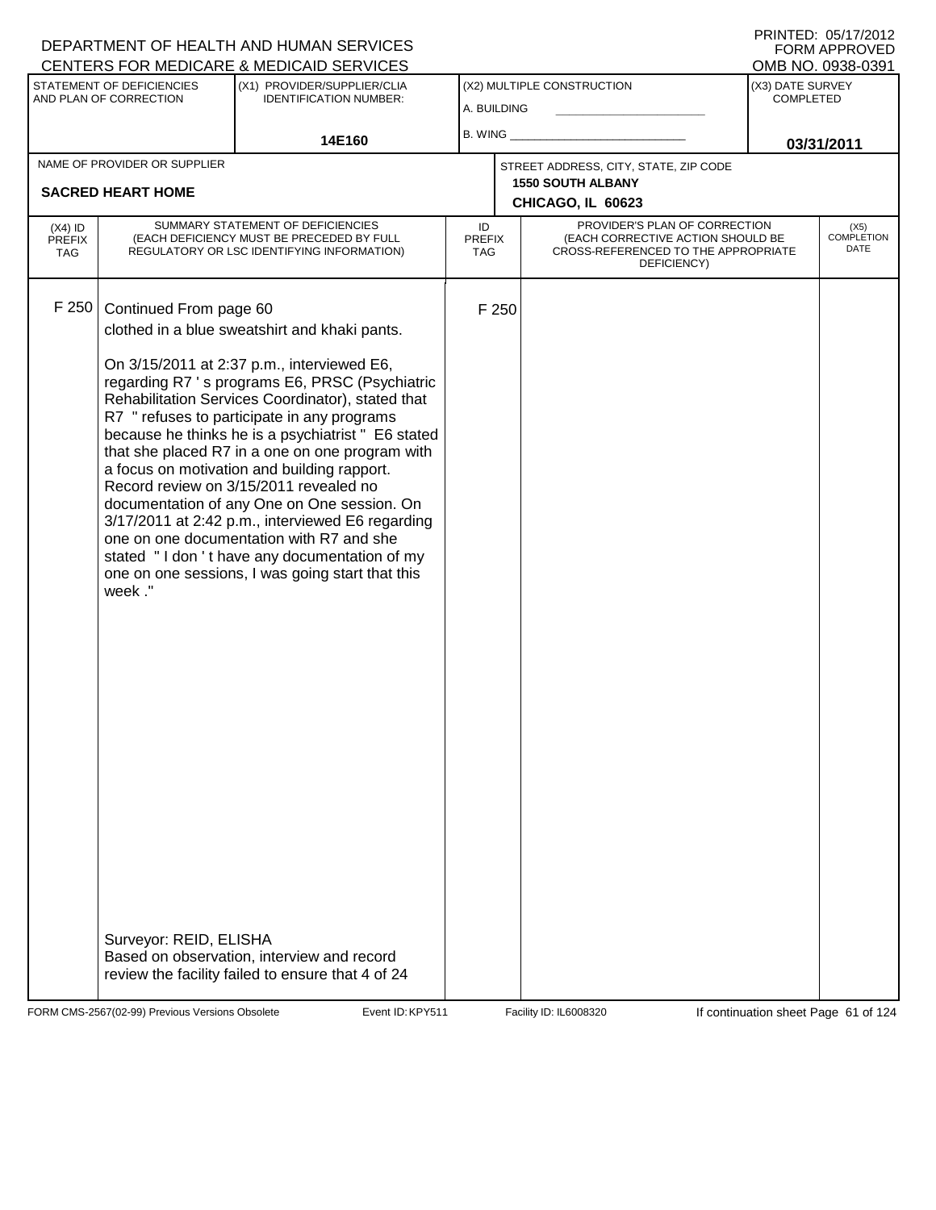DEPARTMENT OF HEALTH AND HUMAN SERVICES
CENTERS FOR MEDICARE & MEDICAID SERVICES

PRINTED: 05/17/2012
FORM APPROVED
OMB NO. 0938-0391

| STATEMENT OF DEFICIENCIES AND PLAN OF CORRECTION | (X1) PROVIDER/SUPPLIER/CLIA IDENTIFICATION NUMBER: | (X2) MULTIPLE CONSTRUCTION | (X3) DATE SURVEY COMPLETED |
|---|---|---|---|
| | 14E160 | A. BUILDING ___ B. WING ___ | 03/31/2011 |

| NAME OF PROVIDER OR SUPPLIER | STREET ADDRESS, CITY, STATE, ZIP CODE |
|---|---|
| SACRED HEART HOME | 1550 SOUTH ALBANY CHICAGO, IL 60623 |

| (X4) ID PREFIX TAG | SUMMARY STATEMENT OF DEFICIENCIES (EACH DEFICIENCY MUST BE PRECEDED BY FULL REGULATORY OR LSC IDENTIFYING INFORMATION) | ID PREFIX TAG | PROVIDER'S PLAN OF CORRECTION (EACH CORRECTIVE ACTION SHOULD BE CROSS-REFERENCED TO THE APPROPRIATE DEFICIENCY) | (X5) COMPLETION DATE |
|---|---|---|---|---|
| F 250 | Continued From page 60<br>clothed in a blue sweatshirt and khaki pants.<br><br>On 3/15/2011 at 2:37 p.m., interviewed E6, regarding R7 ' s programs E6, PRSC (Psychiatric Rehabilitation Services Coordinator), stated that R7 " refuses to participate in any programs because he thinks he is a psychiatrist " E6 stated that she placed R7 in a one on one program with a focus on motivation and building rapport. Record review on 3/15/2011 revealed no documentation of any One on One session. On 3/17/2011 at 2:42 p.m., interviewed E6 regarding one on one documentation with R7 and she stated " I don ' t have any documentation of my one on one sessions, I was going start that this week ."<br><br>Surveyor: REID, ELISHA<br>Based on observation, interview and record review the facility failed to ensure that 4 of 24 | F 250 | | |

FORM CMS-2567(02-99) Previous Versions Obsolete | Event ID: KPY511 | Facility ID: IL6008320 | If continuation sheet Page 61 of 124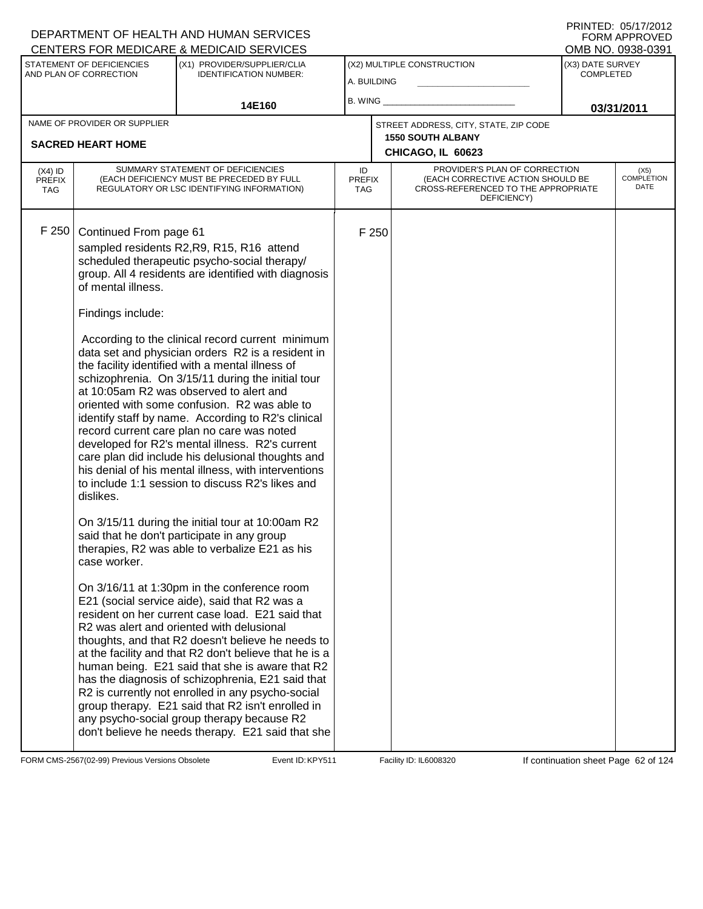DEPARTMENT OF HEALTH AND HUMAN SERVICES
CENTERS FOR MEDICARE & MEDICAID SERVICES

PRINTED: 05/17/2012
FORM APPROVED
OMB NO. 0938-0391

| STATEMENT OF DEFICIENCIES AND PLAN OF CORRECTION | (X1) PROVIDER/SUPPLIER/CLIA IDENTIFICATION NUMBER: | (X2) MULTIPLE CONSTRUCTION | (X3) DATE SURVEY COMPLETED |
|---|---|---|---|
| | 14E160 | A. BUILDING ___ B. WING ___ | 03/31/2011 |

| NAME OF PROVIDER OR SUPPLIER | STREET ADDRESS, CITY, STATE, ZIP CODE |
|---|---|
| SACRED HEART HOME | 1550 SOUTH ALBANY CHICAGO, IL 60623 |

| (X4) ID PREFIX TAG | SUMMARY STATEMENT OF DEFICIENCIES (EACH DEFICIENCY MUST BE PRECEDED BY FULL REGULATORY OR LSC IDENTIFYING INFORMATION) | ID PREFIX TAG | PROVIDER'S PLAN OF CORRECTION (EACH CORRECTIVE ACTION SHOULD BE CROSS-REFERENCED TO THE APPROPRIATE DEFICIENCY) | (X5) COMPLETION DATE |
|---|---|---|---|---|
| F 250 | Continued From page 61 | F 250 | | |

sampled residents R2,R9, R15, R16 attend scheduled therapeutic psycho-social therapy/ group. All 4 residents are identified with diagnosis of mental illness.

Findings include:

According to the clinical record current minimum data set and physician orders R2 is a resident in the facility identified with a mental illness of schizophrenia. On 3/15/11 during the initial tour at 10:05am R2 was observed to alert and oriented with some confusion. R2 was able to identify staff by name. According to R2's clinical record current care plan no care was noted developed for R2's mental illness. R2's current care plan did include his delusional thoughts and his denial of his mental illness, with interventions to include 1:1 session to discuss R2's likes and dislikes.

On 3/15/11 during the initial tour at 10:00am R2 said that he don't participate in any group therapies, R2 was able to verbalize E21 as his case worker.

On 3/16/11 at 1:30pm in the conference room E21 (social service aide), said that R2 was a resident on her current case load. E21 said that R2 was alert and oriented with delusional thoughts, and that R2 doesn't believe he needs to at the facility and that R2 don't believe that he is a human being. E21 said that she is aware that R2 has the diagnosis of schizophrenia, E21 said that R2 is currently not enrolled in any psycho-social group therapy. E21 said that R2 isn't enrolled in any psycho-social group therapy because R2 don't believe he needs therapy. E21 said that she

FORM CMS-2567(02-99) Previous Versions Obsolete Event ID: KPY511 Facility ID: IL6008320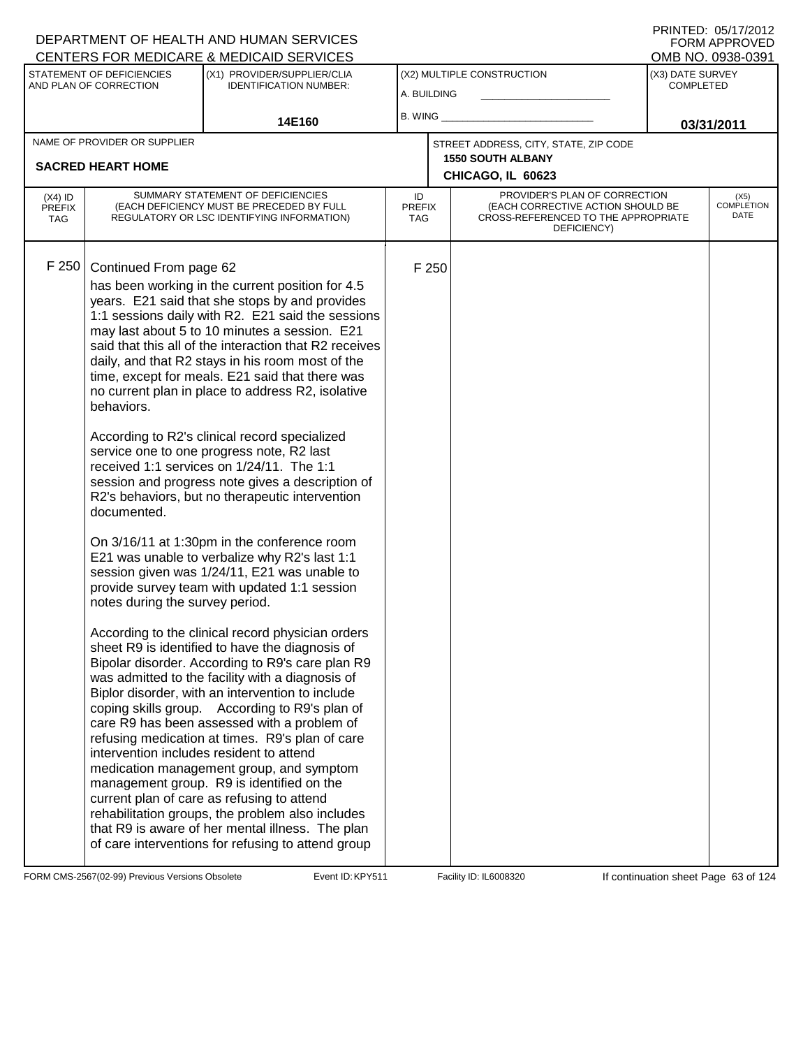DEPARTMENT OF HEALTH AND HUMAN SERVICES
CENTERS FOR MEDICARE & MEDICAID SERVICES

PRINTED: 05/17/2012
FORM APPROVED
OMB NO. 0938-0391

| STATEMENT OF DEFICIENCIES AND PLAN OF CORRECTION | (X1) PROVIDER/SUPPLIER/CLIA IDENTIFICATION NUMBER: | (X2) MULTIPLE CONSTRUCTION | (X3) DATE SURVEY COMPLETED |
|---|---|---|---|
| | 14E160 | A. BUILDING ___ B. WING ___ | 03/31/2011 |

| NAME OF PROVIDER OR SUPPLIER | STREET ADDRESS, CITY, STATE, ZIP CODE |
|---|---|
| SACRED HEART HOME | 1550 SOUTH ALBANY CHICAGO, IL 60623 |

| (X4) ID PREFIX TAG | SUMMARY STATEMENT OF DEFICIENCIES (EACH DEFICIENCY MUST BE PRECEDED BY FULL REGULATORY OR LSC IDENTIFYING INFORMATION) | ID PREFIX TAG | PROVIDER'S PLAN OF CORRECTION (EACH CORRECTIVE ACTION SHOULD BE CROSS-REFERENCED TO THE APPROPRIATE DEFICIENCY) | (X5) COMPLETION DATE |
|---|---|---|---|---|
| F 250 | Continued From page 62 | F 250 | | |

has been working in the current position for 4.5 years. E21 said that she stops by and provides 1:1 sessions daily with R2. E21 said the sessions may last about 5 to 10 minutes a session. E21 said that this all of the interaction that R2 receives daily, and that R2 stays in his room most of the time, except for meals. E21 said that there was no current plan in place to address R2, isolative behaviors.

According to R2's clinical record specialized service one to one progress note, R2 last received 1:1 services on 1/24/11. The 1:1 session and progress note gives a description of R2's behaviors, but no therapeutic intervention documented.

On 3/16/11 at 1:30pm in the conference room E21 was unable to verbalize why R2's last 1:1 session given was 1/24/11, E21 was unable to provide survey team with updated 1:1 session notes during the survey period.

According to the clinical record physician orders sheet R9 is identified to have the diagnosis of Bipolar disorder. According to R9's care plan R9 was admitted to the facility with a diagnosis of Biplor disorder, with an intervention to include coping skills group. According to R9's plan of care R9 has been assessed with a problem of refusing medication at times. R9's plan of care intervention includes resident to attend medication management group, and symptom management group. R9 is identified on the current plan of care as refusing to attend rehabilitation groups, the problem also includes that R9 is aware of her mental illness. The plan of care interventions for refusing to attend group

FORM CMS-2567(02-99) Previous Versions Obsolete Event ID: KPY511 Facility ID: IL6008320 If continuation sheet Page 63 of 124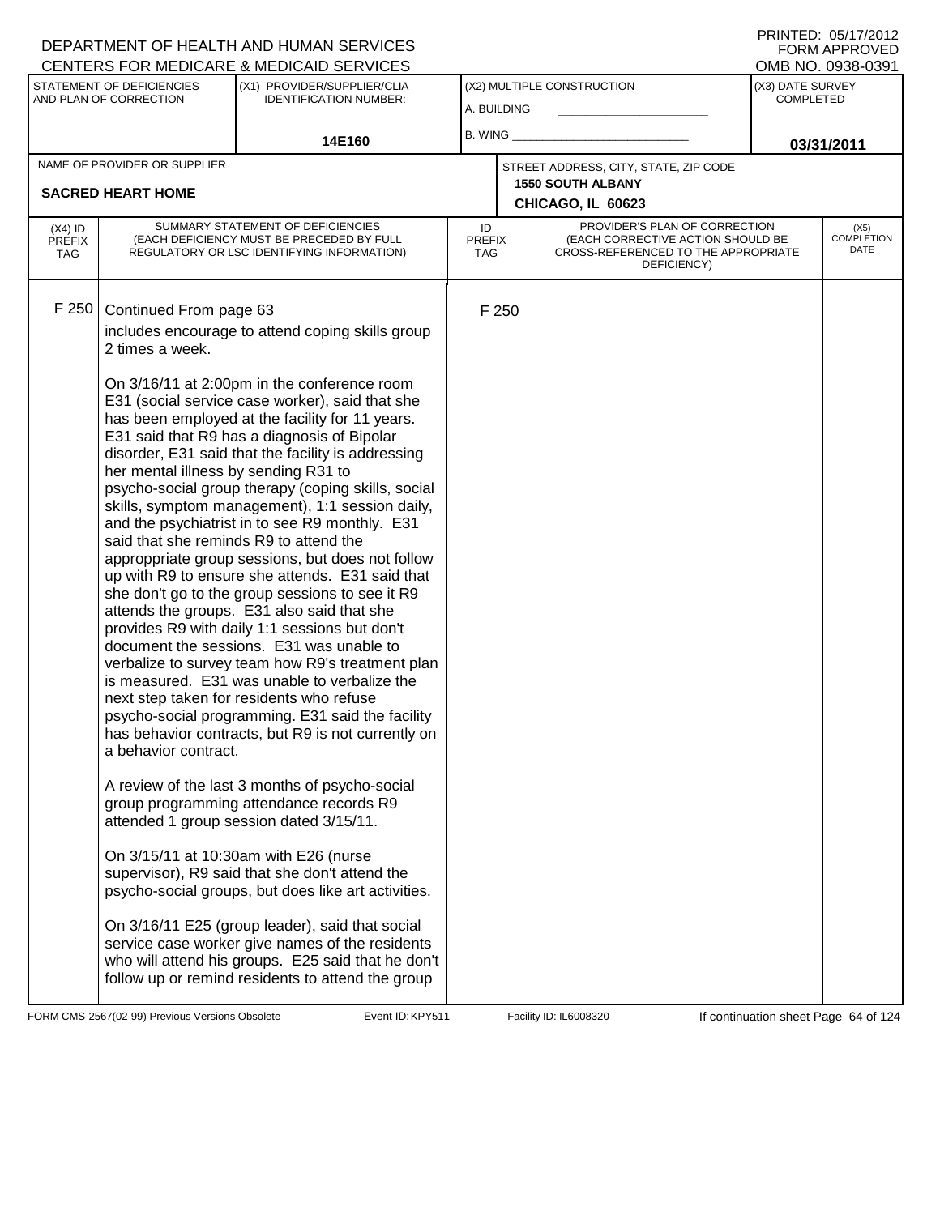DEPARTMENT OF HEALTH AND HUMAN SERVICES
CENTERS FOR MEDICARE & MEDICAID SERVICES

PRINTED: 05/17/2012
FORM APPROVED
OMB NO. 0938-0391

| STATEMENT OF DEFICIENCIES AND PLAN OF CORRECTION | (X1) PROVIDER/SUPPLIER/CLIA IDENTIFICATION NUMBER: | (X2) MULTIPLE CONSTRUCTION | (X3) DATE SURVEY COMPLETED |
|---|---|---|---|
| | 14E160 | A. BUILDING<br>B. WING | 03/31/2011 |

| NAME OF PROVIDER OR SUPPLIER | STREET ADDRESS, CITY, STATE, ZIP CODE |
|---|---|
| SACRED HEART HOME | 1550 SOUTH ALBANY<br>CHICAGO, IL 60623 |

| (X4) ID PREFIX TAG | SUMMARY STATEMENT OF DEFICIENCIES (EACH DEFICIENCY MUST BE PRECEDED BY FULL REGULATORY OR LSC IDENTIFYING INFORMATION) | ID PREFIX TAG | PROVIDER'S PLAN OF CORRECTION (EACH CORRECTIVE ACTION SHOULD BE CROSS-REFERENCED TO THE APPROPRIATE DEFICIENCY) | (X5) COMPLETION DATE |
|---|---|---|---|---|
| F 250 | Continued From page 63<br>includes encourage to attend coping skills group 2 times a week.<br><br>On 3/16/11 at 2:00pm in the conference room E31 (social service case worker), said that she has been employed at the facility for 11 years. E31 said that R9 has a diagnosis of Bipolar disorder, E31 said that the facility is addressing her mental illness by sending R31 to psycho-social group therapy (coping skills, social skills, symptom management), 1:1 session daily, and the psychiatrist in to see R9 monthly. E31 said that she reminds R9 to attend the appropppriate group sessions, but does not follow up with R9 to ensure she attends. E31 said that she don't go to the group sessions to see it R9 attends the groups. E31 also said that she provides R9 with daily 1:1 sessions but don't document the sessions. E31 was unable to verbalize to survey team how R9's treatment plan is measured. E31 was unable to verbalize the next step taken for residents who refuse psycho-social programming. E31 said the facility has behavior contracts, but R9 is not currently on a behavior contract.<br><br>A review of the last 3 months of psycho-social group programming attendance records R9 attended 1 group session dated 3/15/11.<br><br>On 3/15/11 at 10:30am with E26 (nurse supervisor), R9 said that she don't attend the psycho-social groups, but does like art activities.<br><br>On 3/16/11 E25 (group leader), said that social service case worker give names of the residents who will attend his groups. E25 said that he don't follow up or remind residents to attend the group | F 250 | | |

FORM CMS-2567(02-99) Previous Versions Obsolete    Event ID: KPY511    Facility ID: IL6008320    If continuation sheet Page 64 of 124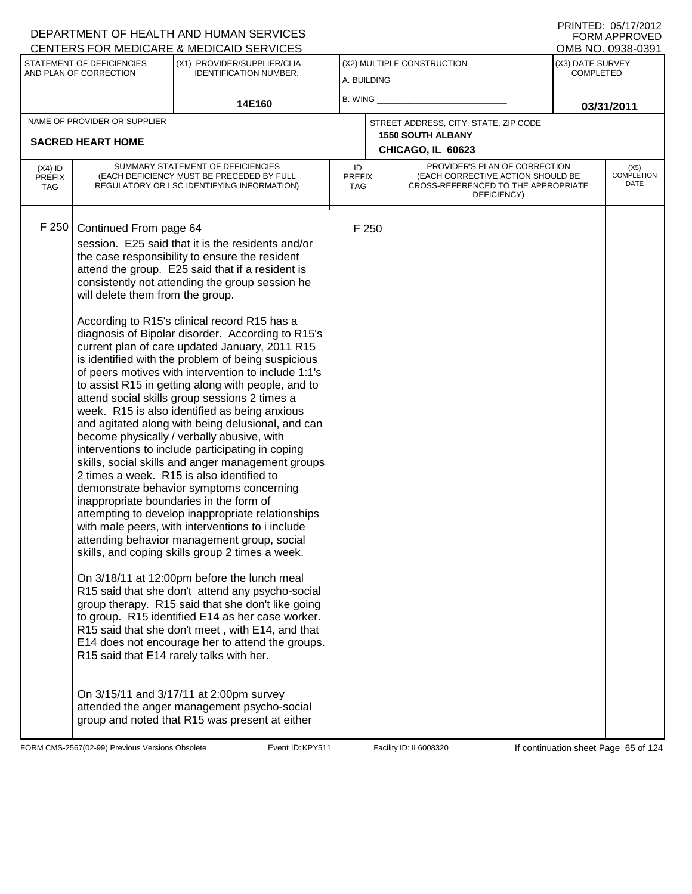DEPARTMENT OF HEALTH AND HUMAN SERVICES
CENTERS FOR MEDICARE & MEDICAID SERVICES

PRINTED: 05/17/2012
FORM APPROVED
OMB NO. 0938-0391

| STATEMENT OF DEFICIENCIES AND PLAN OF CORRECTION | (X1) PROVIDER/SUPPLIER/CLIA IDENTIFICATION NUMBER: | (X2) MULTIPLE CONSTRUCTION | (X3) DATE SURVEY COMPLETED |
|---|---|---|---|
| | 14E160 | A. BUILDING<br>B. WING | 03/31/2011 |

| NAME OF PROVIDER OR SUPPLIER | STREET ADDRESS, CITY, STATE, ZIP CODE |
|---|---|
| SACRED HEART HOME | 1550 SOUTH ALBANY<br>CHICAGO, IL 60623 |

| (X4) ID PREFIX TAG | SUMMARY STATEMENT OF DEFICIENCIES (EACH DEFICIENCY MUST BE PRECEDED BY FULL REGULATORY OR LSC IDENTIFYING INFORMATION) | ID PREFIX TAG | PROVIDER'S PLAN OF CORRECTION (EACH CORRECTIVE ACTION SHOULD BE CROSS-REFERENCED TO THE APPROPRIATE DEFICIENCY) | (X5) COMPLETION DATE |
|---|---|---|---|---|
| F 250 | Continued From page 64 | F 250 | | |

session. E25 said that it is the residents and/or the case responsibility to ensure the resident attend the group. E25 said that if a resident is consistently not attending the group session he will delete them from the group.

According to R15's clinical record R15 has a diagnosis of Bipolar disorder. According to R15's current plan of care updated January, 2011 R15 is identified with the problem of being suspicious of peers motives with intervention to include 1:1's to assist R15 in getting along with people, and to attend social skills group sessions 2 times a week. R15 is also identified as being anxious and agitated along with being delusional, and can become physically / verbally abusive, with interventions to include participating in coping skills, social skills and anger management groups 2 times a week. R15 is also identified to demonstrate behavior symptoms concerning inappropriate boundaries in the form of attempting to develop inappropriate relationships with male peers, with interventions to i include attending behavior management group, social skills, and coping skills group 2 times a week.

On 3/18/11 at 12:00pm before the lunch meal R15 said that she don't attend any psycho-social group therapy. R15 said that she don't like going to group. R15 identified E14 as her case worker. R15 said that she don't meet , with E14, and that E14 does not encourage her to attend the groups. R15 said that E14 rarely talks with her.

On 3/15/11 and 3/17/11 at 2:00pm survey attended the anger management psycho-social group and noted that R15 was present at either

FORM CMS-2567(02-99) Previous Versions Obsolete | Event ID: KPY511 | Facility ID: IL6008320 | If continuation sheet Page 65 of 124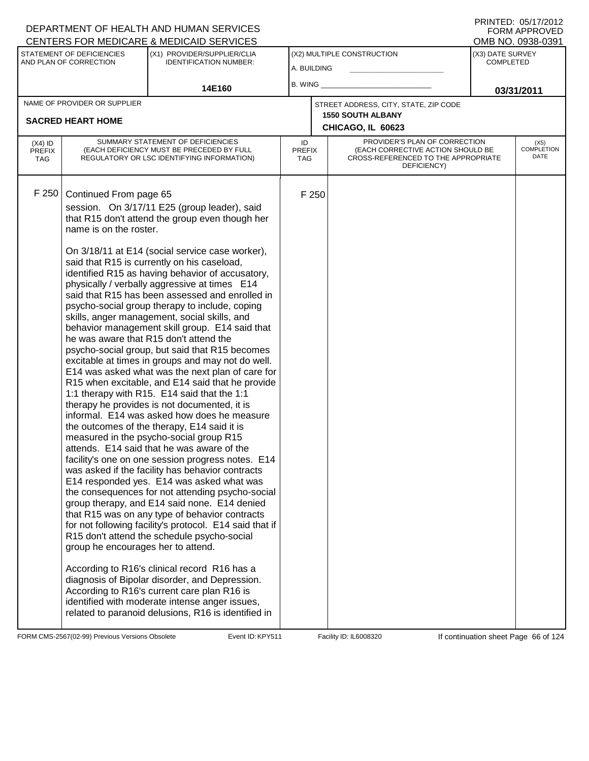DEPARTMENT OF HEALTH AND HUMAN SERVICES
CENTERS FOR MEDICARE & MEDICAID SERVICES

PRINTED: 05/17/2012
FORM APPROVED
OMB NO. 0938-0391

| STATEMENT OF DEFICIENCIES AND PLAN OF CORRECTION | (X1) PROVIDER/SUPPLIER/CLIA IDENTIFICATION NUMBER: | (X2) MULTIPLE CONSTRUCTION | (X3) DATE SURVEY COMPLETED |
|---|---|---|---|
| | 14E160 | A. BUILDING _____ B. WING _____ | 03/31/2011 |

NAME OF PROVIDER OR SUPPLIER: **SACRED HEART HOME**

STREET ADDRESS, CITY, STATE, ZIP CODE: **1550 SOUTH ALBANY, CHICAGO, IL 60623**

| (X4) ID PREFIX TAG | SUMMARY STATEMENT OF DEFICIENCIES (EACH DEFICIENCY MUST BE PRECEDED BY FULL REGULATORY OR LSC IDENTIFYING INFORMATION) | ID PREFIX TAG | PROVIDER'S PLAN OF CORRECTION (EACH CORRECTIVE ACTION SHOULD BE CROSS-REFERENCED TO THE APPROPRIATE DEFICIENCY) | (X5) COMPLETION DATE |
|---|---|---|---|---|
| F 250 | Continued From page 65<br>session. On 3/17/11 E25 (group leader), said that R15 don't attend the group even though her name is on the roster.<br><br>On 3/18/11 at E14 (social service case worker), said that R15 is currently on his caseload, identified R15 as having behavior of accusatory, physically / verbally aggressive at times E14 said that R15 has been assessed and enrolled in psycho-social group therapy to include, coping skills, anger management, social skills, and behavior management skill group. E14 said that he was aware that R15 don't attend the psycho-social group, but said that R15 becomes excitable at times in groups and may not do well. E14 was asked what was the next plan of care for R15 when excitable, and E14 said that he provide 1:1 therapy with R15. E14 said that the 1:1 therapy he provides is not documented, it is informal. E14 was asked how does he measure the outcomes of the therapy, E14 said it is measured in the psycho-social group R15 attends. E14 said that he was aware of the facility's one on one session progress notes. E14 was asked if the facility has behavior contracts E14 responded yes. E14 was asked what was the consequences for not attending psycho-social group therapy, and E14 said none. E14 denied that R15 was on any type of behavior contracts for not following facility's protocol. E14 said that if R15 don't attend the schedule psycho-social group he encourages her to attend.<br><br>According to R16's clinical record R16 has a diagnosis of Bipolar disorder, and Depression. According to R16's current care plan R16 is identified with moderate intense anger issues, related to paranoid delusions, R16 is identified in | F 250 | | |

FORM CMS-2567(02-99) Previous Versions Obsolete | Event ID: KPY511 | Facility ID: IL6008320 | If continuation sheet Page 66 of 124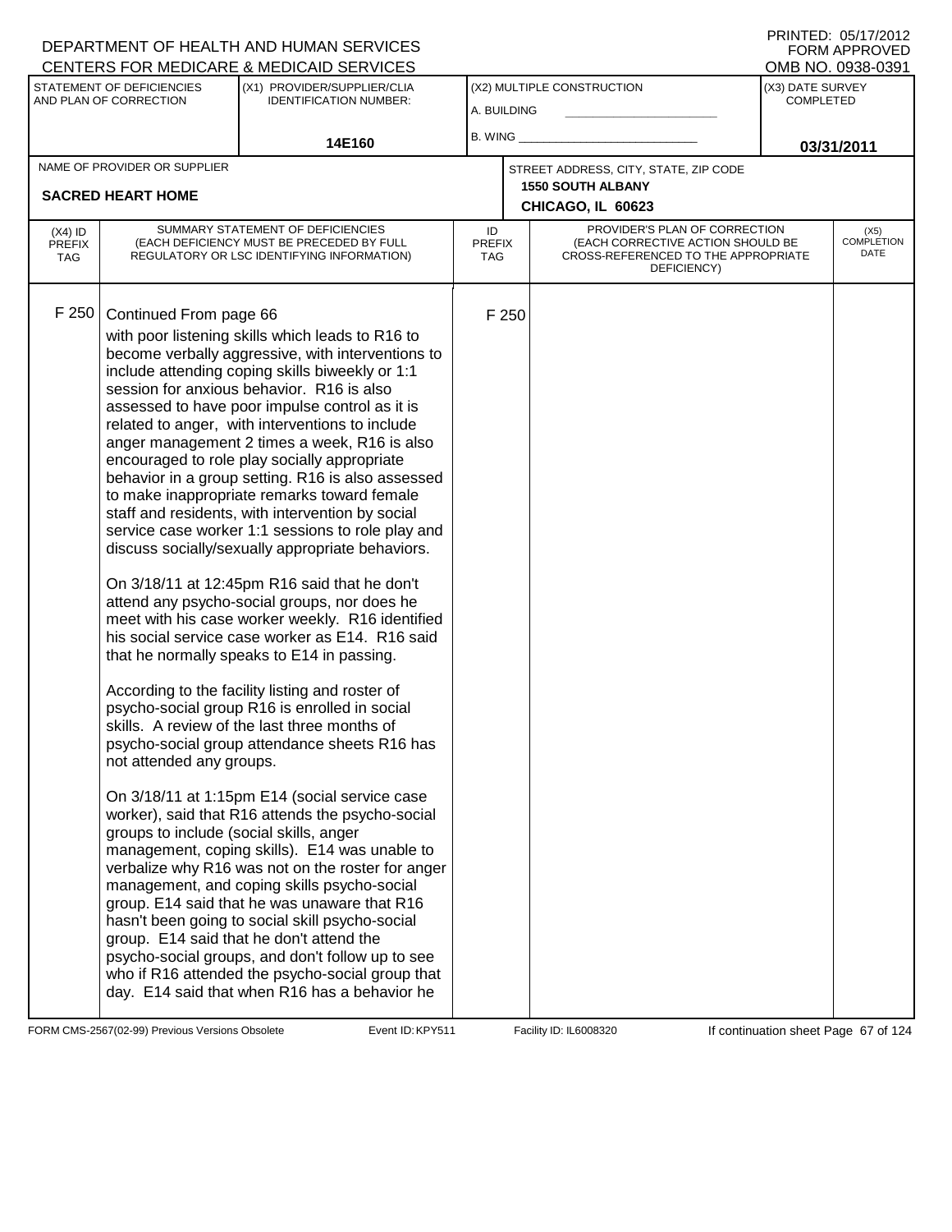DEPARTMENT OF HEALTH AND HUMAN SERVICES
CENTERS FOR MEDICARE & MEDICAID SERVICES

PRINTED: 05/17/2012
FORM APPROVED
OMB NO. 0938-0391

| STATEMENT OF DEFICIENCIES AND PLAN OF CORRECTION | (X1) PROVIDER/SUPPLIER/CLIA IDENTIFICATION NUMBER: | (X2) MULTIPLE CONSTRUCTION | (X3) DATE SURVEY COMPLETED |
|---|---|---|---|
| | 14E160 | A. BUILDING<br>B. WING | 03/31/2011 |

| NAME OF PROVIDER OR SUPPLIER | STREET ADDRESS, CITY, STATE, ZIP CODE |
|---|---|
| SACRED HEART HOME | 1550 SOUTH ALBANY<br>CHICAGO, IL 60623 |

| (X4) ID PREFIX TAG | SUMMARY STATEMENT OF DEFICIENCIES (EACH DEFICIENCY MUST BE PRECEDED BY FULL REGULATORY OR LSC IDENTIFYING INFORMATION) | ID PREFIX TAG | PROVIDER'S PLAN OF CORRECTION (EACH CORRECTIVE ACTION SHOULD BE CROSS-REFERENCED TO THE APPROPRIATE DEFICIENCY) | (X5) COMPLETION DATE |
|---|---|---|---|---|
| F 250 | Continued From page 66<br>with poor listening skills which leads to R16 to become verbally aggressive, with interventions to include attending coping skills biweekly or 1:1 session for anxious behavior. R16 is also assessed to have poor impulse control as it is related to anger, with interventions to include anger management 2 times a week, R16 is also encouraged to role play socially appropriate behavior in a group setting. R16 is also assessed to make inappropriate remarks toward female staff and residents, with intervention by social service case worker 1:1 sessions to role play and discuss socially/sexually appropriate behaviors.<br><br>On 3/18/11 at 12:45pm R16 said that he don't attend any psycho-social groups, nor does he meet with his case worker weekly. R16 identified his social service case worker as E14. R16 said that he normally speaks to E14 in passing.<br><br>According to the facility listing and roster of psycho-social group R16 is enrolled in social skills. A review of the last three months of psycho-social group attendance sheets R16 has not attended any groups.<br><br>On 3/18/11 at 1:15pm E14 (social service case worker), said that R16 attends the psycho-social groups to include (social skills, anger management, coping skills). E14 was unable to verbalize why R16 was not on the roster for anger management, and coping skills psycho-social group. E14 said that he was unaware that R16 hasn't been going to social skill psycho-social group. E14 said that he don't attend the psycho-social groups, and don't follow up to see who if R16 attended the psycho-social group that day. E14 said that when R16 has a behavior he | F 250 | | |

FORM CMS-2567(02-99) Previous Versions Obsolete    Event ID: KPY511    Facility ID: IL6008320    If continuation sheet Page 67 of 124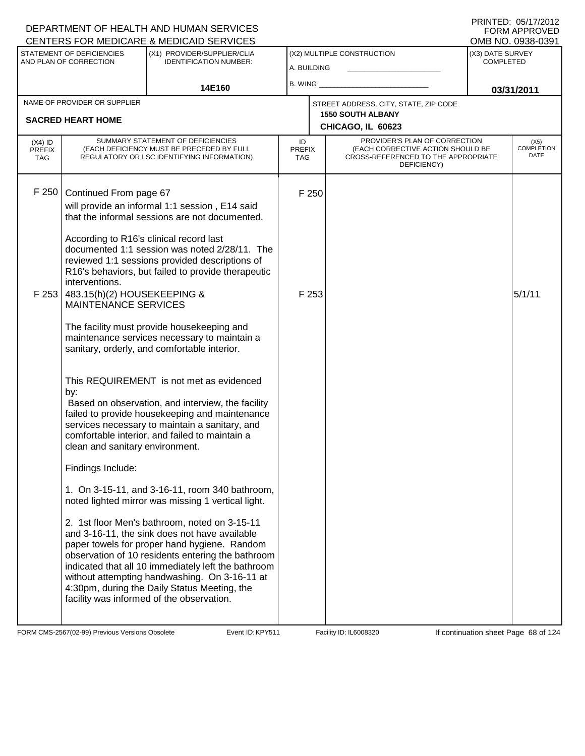DEPARTMENT OF HEALTH AND HUMAN SERVICES
CENTERS FOR MEDICARE & MEDICAID SERVICES

PRINTED: 05/17/2012
FORM APPROVED
OMB NO. 0938-0391

| STATEMENT OF DEFICIENCIES AND PLAN OF CORRECTION | (X1) PROVIDER/SUPPLIER/CLIA IDENTIFICATION NUMBER: | (X2) MULTIPLE CONSTRUCTION | (X3) DATE SURVEY COMPLETED |
|---|---|---|---|
| | 14E160 | A. BUILDING<br>B. WING | 03/31/2011 |

| NAME OF PROVIDER OR SUPPLIER | STREET ADDRESS, CITY, STATE, ZIP CODE |
|---|---|
| SACRED HEART HOME | 1550 SOUTH ALBANY<br>CHICAGO, IL 60623 |

| (X4) ID PREFIX TAG | SUMMARY STATEMENT OF DEFICIENCIES (EACH DEFICIENCY MUST BE PRECEDED BY FULL REGULATORY OR LSC IDENTIFYING INFORMATION) | ID PREFIX TAG | PROVIDER'S PLAN OF CORRECTION (EACH CORRECTIVE ACTION SHOULD BE CROSS-REFERENCED TO THE APPROPRIATE DEFICIENCY) | (X5) COMPLETION DATE |
|---|---|---|---|---|
| F 250 | Continued From page 67<br>will provide an informal 1:1 session , E14 said that the informal sessions are not documented.<br><br>According to R16's clinical record last documented 1:1 session was noted 2/28/11. The reviewed 1:1 sessions provided descriptions of R16's behaviors, but failed to provide therapeutic interventions. | F 250 | | |
| F 253 | 483.15(h)(2) HOUSEKEEPING & MAINTENANCE SERVICES<br><br>The facility must provide housekeeping and maintenance services necessary to maintain a sanitary, orderly, and comfortable interior.<br><br>This REQUIREMENT is not met as evidenced by:<br>Based on observation, and interview, the facility failed to provide housekeeping and maintenance services necessary to maintain a sanitary, and comfortable interior, and failed to maintain a clean and sanitary environment.<br><br>Findings Include:<br><br>1. On 3-15-11, and 3-16-11, room 340 bathroom, noted lighted mirror was missing 1 vertical light.<br><br>2. 1st floor Men's bathroom, noted on 3-15-11 and 3-16-11, the sink does not have available paper towels for proper hand hygiene. Random observation of 10 residents entering the bathroom indicated that all 10 immediately left the bathroom without attempting handwashing. On 3-16-11 at 4:30pm, during the Daily Status Meeting, the facility was informed of the observation. | F 253 | | 5/1/11 |

FORM CMS-2567(02-99) Previous Versions Obsolete | Event ID: KPY511 | Facility ID: IL6008320 | If continuation sheet Page 68 of 124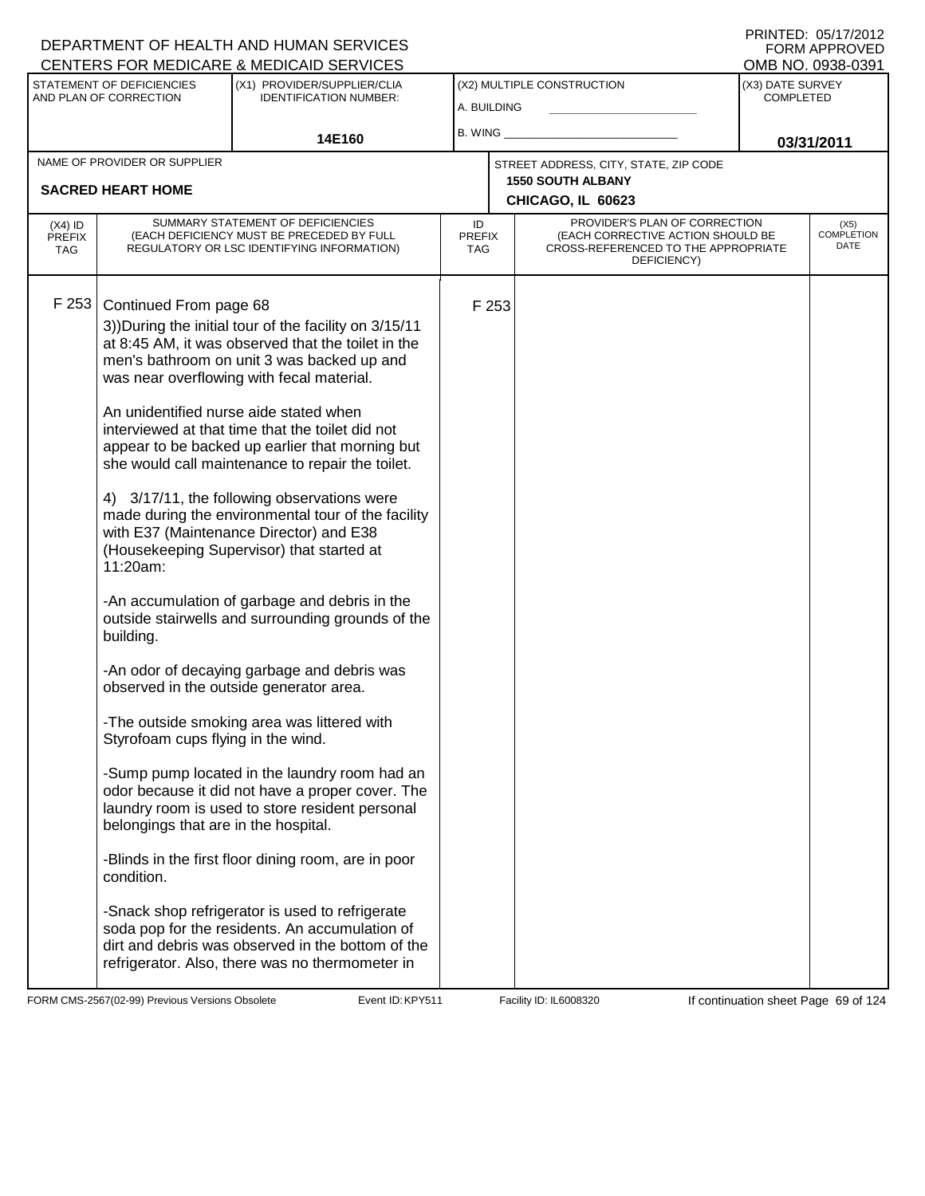DEPARTMENT OF HEALTH AND HUMAN SERVICES
CENTERS FOR MEDICARE & MEDICAID SERVICES

PRINTED: 05/17/2012
FORM APPROVED
OMB NO. 0938-0391

| STATEMENT OF DEFICIENCIES AND PLAN OF CORRECTION | (X1) PROVIDER/SUPPLIER/CLIA IDENTIFICATION NUMBER: | (X2) MULTIPLE CONSTRUCTION | (X3) DATE SURVEY COMPLETED |
|---|---|---|---|
| | 14E160 | A. BUILDING<br>B. WING | 03/31/2011 |

| NAME OF PROVIDER OR SUPPLIER | STREET ADDRESS, CITY, STATE, ZIP CODE |
|---|---|
| SACRED HEART HOME | 1550 SOUTH ALBANY<br>CHICAGO, IL 60623 |

| (X4) ID PREFIX TAG | SUMMARY STATEMENT OF DEFICIENCIES (EACH DEFICIENCY MUST BE PRECEDED BY FULL REGULATORY OR LSC IDENTIFYING INFORMATION) | ID PREFIX TAG | PROVIDER'S PLAN OF CORRECTION (EACH CORRECTIVE ACTION SHOULD BE CROSS-REFERENCED TO THE APPROPRIATE DEFICIENCY) | (X5) COMPLETION DATE |
|---|---|---|---|---|
| F 253 | Continued From page 68<br>3))During the initial tour of the facility on 3/15/11 at 8:45 AM, it was observed that the toilet in the men's bathroom on unit 3 was backed up and was near overflowing with fecal material.<br><br>An unidentified nurse aide stated when interviewed at that time that the toilet did not appear to be backed up earlier that morning but she would call maintenance to repair the toilet.<br><br>4) 3/17/11, the following observations were made during the environmental tour of the facility with E37 (Maintenance Director) and E38 (Housekeeping Supervisor) that started at 11:20am:<br><br>-An accumulation of garbage and debris in the outside stairwells and surrounding grounds of the building.<br><br>-An odor of decaying garbage and debris was observed in the outside generator area.<br><br>-The outside smoking area was littered with Styrofoam cups flying in the wind.<br><br>-Sump pump located in the laundry room had an odor because it did not have a proper cover. The laundry room is used to store resident personal belongings that are in the hospital.<br><br>-Blinds in the first floor dining room, are in poor condition.<br><br>-Snack shop refrigerator is used to refrigerate soda pop for the residents. An accumulation of dirt and debris was observed in the bottom of the refrigerator. Also, there was no thermometer in | F 253 | | |

FORM CMS-2567(02-99) Previous Versions Obsolete | Event ID: KPY511 | Facility ID: IL6008320 | If continuation sheet Page 69 of 124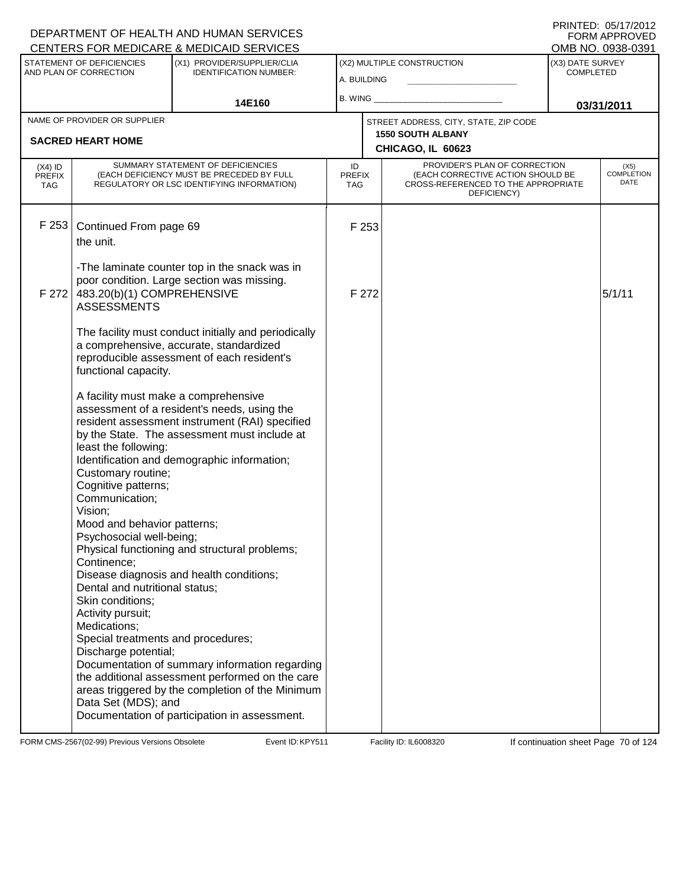DEPARTMENT OF HEALTH AND HUMAN SERVICES
CENTERS FOR MEDICARE & MEDICAID SERVICES

PRINTED: 05/17/2012
FORM APPROVED
OMB NO. 0938-0391

| STATEMENT OF DEFICIENCIES AND PLAN OF CORRECTION | (X1) PROVIDER/SUPPLIER/CLIA IDENTIFICATION NUMBER: | (X2) MULTIPLE CONSTRUCTION | (X3) DATE SURVEY COMPLETED |
|---|---|---|---|
| | 14E160 | A. BUILDING<br>B. WING | 03/31/2011 |

| NAME OF PROVIDER OR SUPPLIER | STREET ADDRESS, CITY, STATE, ZIP CODE |
|---|---|
| SACRED HEART HOME | 1550 SOUTH ALBANY<br>CHICAGO, IL 60623 |

| (X4) ID PREFIX TAG | SUMMARY STATEMENT OF DEFICIENCIES (EACH DEFICIENCY MUST BE PRECEDED BY FULL REGULATORY OR LSC IDENTIFYING INFORMATION) | ID PREFIX TAG | PROVIDER'S PLAN OF CORRECTION (EACH CORRECTIVE ACTION SHOULD BE CROSS-REFERENCED TO THE APPROPRIATE DEFICIENCY) | (X5) COMPLETION DATE |
|---|---|---|---|---|
| F 253 | Continued From page 69<br>the unit.<br><br>-The laminate counter top in the snack was in poor condition. Large section was missing. | F 253 | | |
| F 272 | 483.20(b)(1) COMPREHENSIVE ASSESSMENTS<br><br>The facility must conduct initially and periodically a comprehensive, accurate, standardized reproducible assessment of each resident's functional capacity.<br><br>A facility must make a comprehensive assessment of a resident's needs, using the resident assessment instrument (RAI) specified by the State. The assessment must include at least the following:<br>Identification and demographic information;<br>Customary routine;<br>Cognitive patterns;<br>Communication;<br>Vision;<br>Mood and behavior patterns;<br>Psychosocial well-being;<br>Physical functioning and structural problems;<br>Continence;<br>Disease diagnosis and health conditions;<br>Dental and nutritional status;<br>Skin conditions;<br>Activity pursuit;<br>Medications;<br>Special treatments and procedures;<br>Discharge potential;<br>Documentation of summary information regarding the additional assessment performed on the care areas triggered by the completion of the Minimum Data Set (MDS); and<br>Documentation of participation in assessment. | F 272 | | 5/1/11 |

FORM CMS-2567(02-99) Previous Versions Obsolete Event ID: KPY511 Facility ID: IL6008320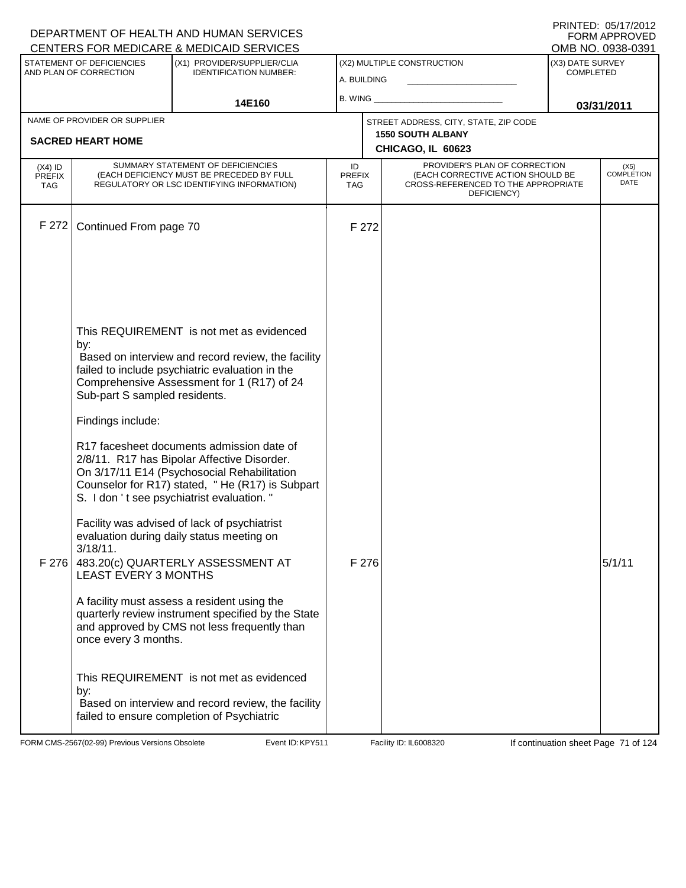DEPARTMENT OF HEALTH AND HUMAN SERVICES
CENTERS FOR MEDICARE & MEDICAID SERVICES

PRINTED: 05/17/2012
FORM APPROVED
OMB NO. 0938-0391

| STATEMENT OF DEFICIENCIES AND PLAN OF CORRECTION | (X1) PROVIDER/SUPPLIER/CLIA IDENTIFICATION NUMBER: | (X2) MULTIPLE CONSTRUCTION | (X3) DATE SURVEY COMPLETED |
|---|---|---|---|
| | 14E160 | A. BUILDING ____ B. WING ____ | 03/31/2011 |

| NAME OF PROVIDER OR SUPPLIER | STREET ADDRESS, CITY, STATE, ZIP CODE |
|---|---|
| SACRED HEART HOME | 1550 SOUTH ALBANY CHICAGO, IL 60623 |

| (X4) ID PREFIX TAG | SUMMARY STATEMENT OF DEFICIENCIES (EACH DEFICIENCY MUST BE PRECEDED BY FULL REGULATORY OR LSC IDENTIFYING INFORMATION) | ID PREFIX TAG | PROVIDER'S PLAN OF CORRECTION (EACH CORRECTIVE ACTION SHOULD BE CROSS-REFERENCED TO THE APPROPRIATE DEFICIENCY) | (X5) COMPLETION DATE |
|---|---|---|---|---|
| F 272 | Continued From page 70<br><br>This REQUIREMENT is not met as evidenced by:<br>Based on interview and record review, the facility failed to include psychiatric evaluation in the Comprehensive Assessment for 1 (R17) of 24 Sub-part S sampled residents.<br><br>Findings include:<br><br>R17 facesheet documents admission date of 2/8/11. R17 has Bipolar Affective Disorder. On 3/17/11 E14 (Psychosocial Rehabilitation Counselor for R17) stated, " He (R17) is Subpart S. I don ' t see psychiatrist evaluation. "<br><br>Facility was advised of lack of psychiatrist evaluation during daily status meeting on 3/18/11. | F 272 | | |
| F 276 | 483.20(c) QUARTERLY ASSESSMENT AT LEAST EVERY 3 MONTHS<br><br>A facility must assess a resident using the quarterly review instrument specified by the State and approved by CMS not less frequently than once every 3 months.<br><br>This REQUIREMENT is not met as evidenced by:<br>Based on interview and record review, the facility failed to ensure completion of Psychiatric | F 276 | | 5/1/11 |

FORM CMS-2567(02-99) Previous Versions Obsolete Event ID: KPY511 Facility ID: IL6008320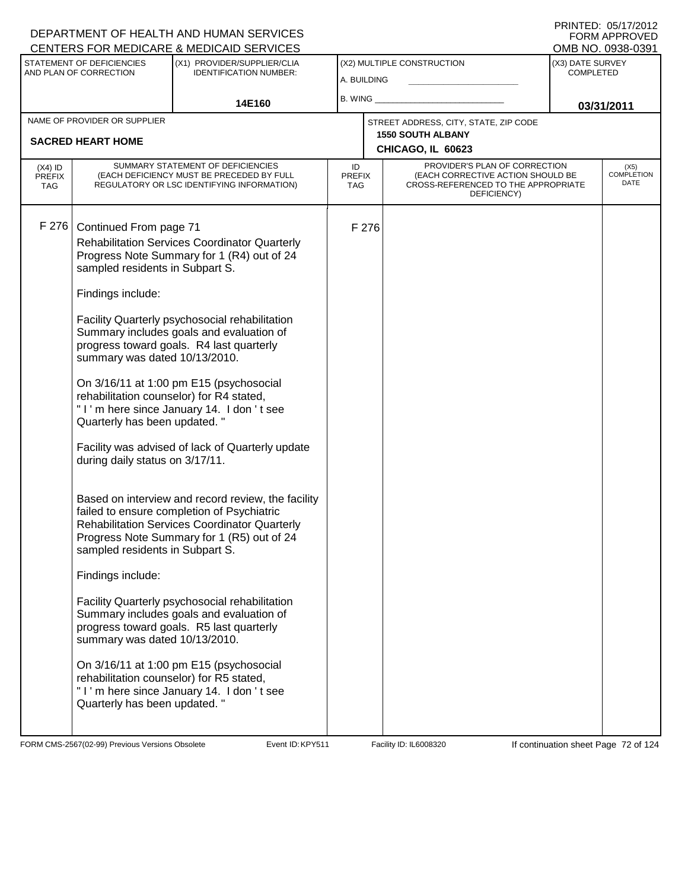DEPARTMENT OF HEALTH AND HUMAN SERVICES
CENTERS FOR MEDICARE & MEDICAID SERVICES

PRINTED: 05/17/2012
FORM APPROVED
OMB NO. 0938-0391

| STATEMENT OF DEFICIENCIES AND PLAN OF CORRECTION | (X1) PROVIDER/SUPPLIER/CLIA IDENTIFICATION NUMBER: | (X2) MULTIPLE CONSTRUCTION | (X3) DATE SURVEY COMPLETED |
|---|---|---|---|
| | 14E160 | A. BUILDING<br>B. WING | 03/31/2011 |

| NAME OF PROVIDER OR SUPPLIER | STREET ADDRESS, CITY, STATE, ZIP CODE |
|---|---|
| SACRED HEART HOME | 1550 SOUTH ALBANY<br>CHICAGO, IL 60623 |

| (X4) ID PREFIX TAG | SUMMARY STATEMENT OF DEFICIENCIES (EACH DEFICIENCY MUST BE PRECEDED BY FULL REGULATORY OR LSC IDENTIFYING INFORMATION) | ID PREFIX TAG | PROVIDER'S PLAN OF CORRECTION (EACH CORRECTIVE ACTION SHOULD BE CROSS-REFERENCED TO THE APPROPRIATE DEFICIENCY) | (X5) COMPLETION DATE |
|---|---|---|---|---|
| F 276 | Continued From page 71<br>Rehabilitation Services Coordinator Quarterly Progress Note Summary for 1 (R4) out of 24 sampled residents in Subpart S.<br><br>Findings include:<br><br>Facility Quarterly psychosocial rehabilitation Summary includes goals and evaluation of progress toward goals. R4 last quarterly summary was dated 10/13/2010.<br><br>On 3/16/11 at 1:00 pm E15 (psychosocial rehabilitation counselor) for R4 stated, " I ' m here since January 14. I don ' t see Quarterly has been updated. "<br><br>Facility was advised of lack of Quarterly update during daily status on 3/17/11.<br><br>Based on interview and record review, the facility failed to ensure completion of Psychiatric Rehabilitation Services Coordinator Quarterly Progress Note Summary for 1 (R5) out of 24 sampled residents in Subpart S.<br><br>Findings include:<br><br>Facility Quarterly psychosocial rehabilitation Summary includes goals and evaluation of progress toward goals. R5 last quarterly summary was dated 10/13/2010.<br><br>On 3/16/11 at 1:00 pm E15 (psychosocial rehabilitation counselor) for R5 stated, " I ' m here since January 14. I don ' t see Quarterly has been updated. " | F 276 | | |

FORM CMS-2567(02-99) Previous Versions Obsolete Event ID: KPY511 Facility ID: IL6008320 If continuation sheet Page 72 of 124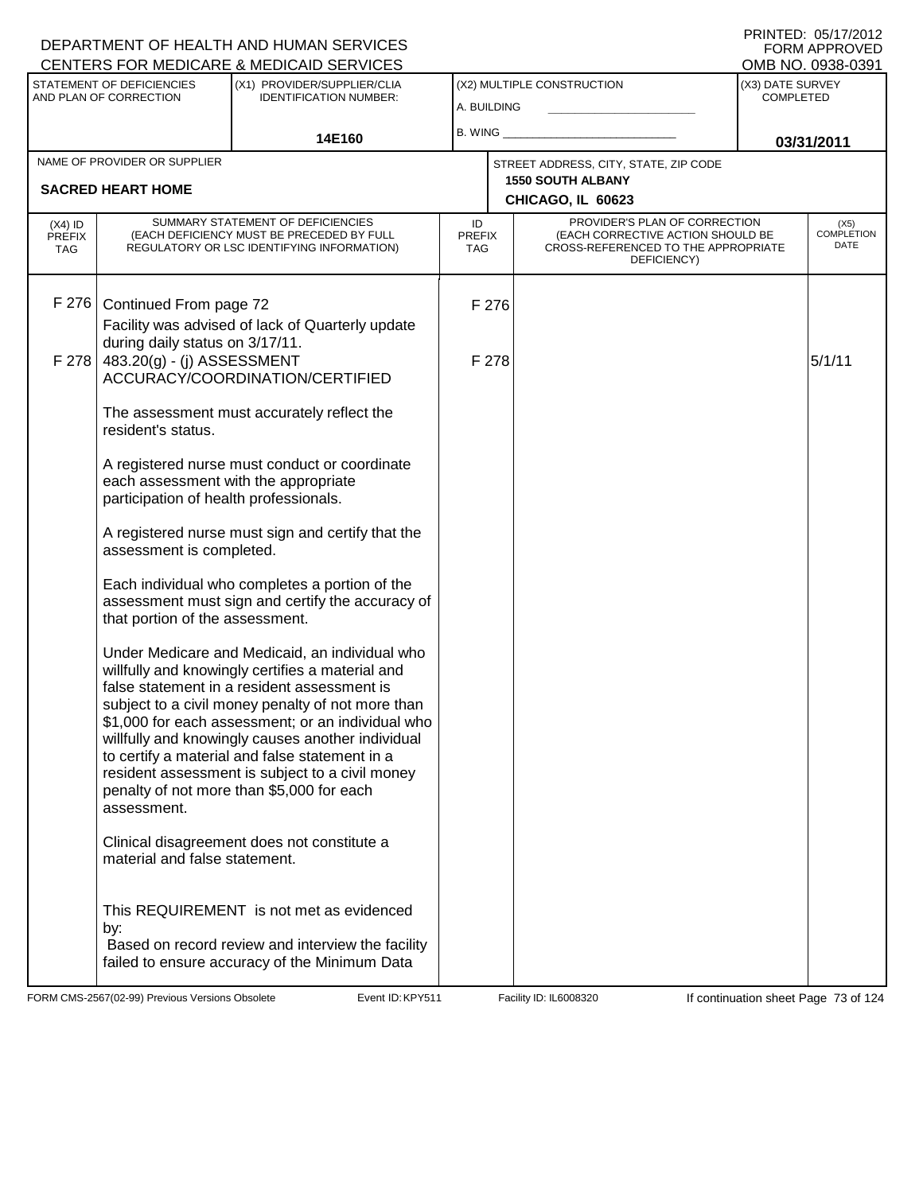DEPARTMENT OF HEALTH AND HUMAN SERVICES
CENTERS FOR MEDICARE & MEDICAID SERVICES

PRINTED: 05/17/2012
FORM APPROVED
OMB NO. 0938-0391

| STATEMENT OF DEFICIENCIES AND PLAN OF CORRECTION | (X1) PROVIDER/SUPPLIER/CLIA IDENTIFICATION NUMBER: | (X2) MULTIPLE CONSTRUCTION | (X3) DATE SURVEY COMPLETED |
|---|---|---|---|
| | 14E160 | A. BUILDING ______ B. WING ______ | 03/31/2011 |

NAME OF PROVIDER OR SUPPLIER: **SACRED HEART HOME**

STREET ADDRESS, CITY, STATE, ZIP CODE: **1550 SOUTH ALBANY, CHICAGO, IL 60623**

| (X4) ID PREFIX TAG | SUMMARY STATEMENT OF DEFICIENCIES (EACH DEFICIENCY MUST BE PRECEDED BY FULL REGULATORY OR LSC IDENTIFYING INFORMATION) | ID PREFIX TAG | PROVIDER'S PLAN OF CORRECTION (EACH CORRECTIVE ACTION SHOULD BE CROSS-REFERENCED TO THE APPROPRIATE DEFICIENCY) | (X5) COMPLETION DATE |
|---|---|---|---|---|
| F 276 | Continued From page 72<br>Facility was advised of lack of Quarterly update during daily status on 3/17/11. | F 276 | | |
| F 278 | 483.20(g) - (j) ASSESSMENT ACCURACY/COORDINATION/CERTIFIED<br><br>The assessment must accurately reflect the resident's status.<br><br>A registered nurse must conduct or coordinate each assessment with the appropriate participation of health professionals.<br><br>A registered nurse must sign and certify that the assessment is completed.<br><br>Each individual who completes a portion of the assessment must sign and certify the accuracy of that portion of the assessment.<br><br>Under Medicare and Medicaid, an individual who willfully and knowingly certifies a material and false statement in a resident assessment is subject to a civil money penalty of not more than $1,000 for each assessment; or an individual who willfully and knowingly causes another individual to certify a material and false statement in a resident assessment is subject to a civil money penalty of not more than $5,000 for each assessment.<br><br>Clinical disagreement does not constitute a material and false statement.<br><br>This REQUIREMENT is not met as evidenced by:<br>Based on record review and interview the facility failed to ensure accuracy of the Minimum Data | F 278 | | 5/1/11 |

FORM CMS-2567(02-99) Previous Versions Obsolete Event ID: KPY511 Facility ID: IL6008320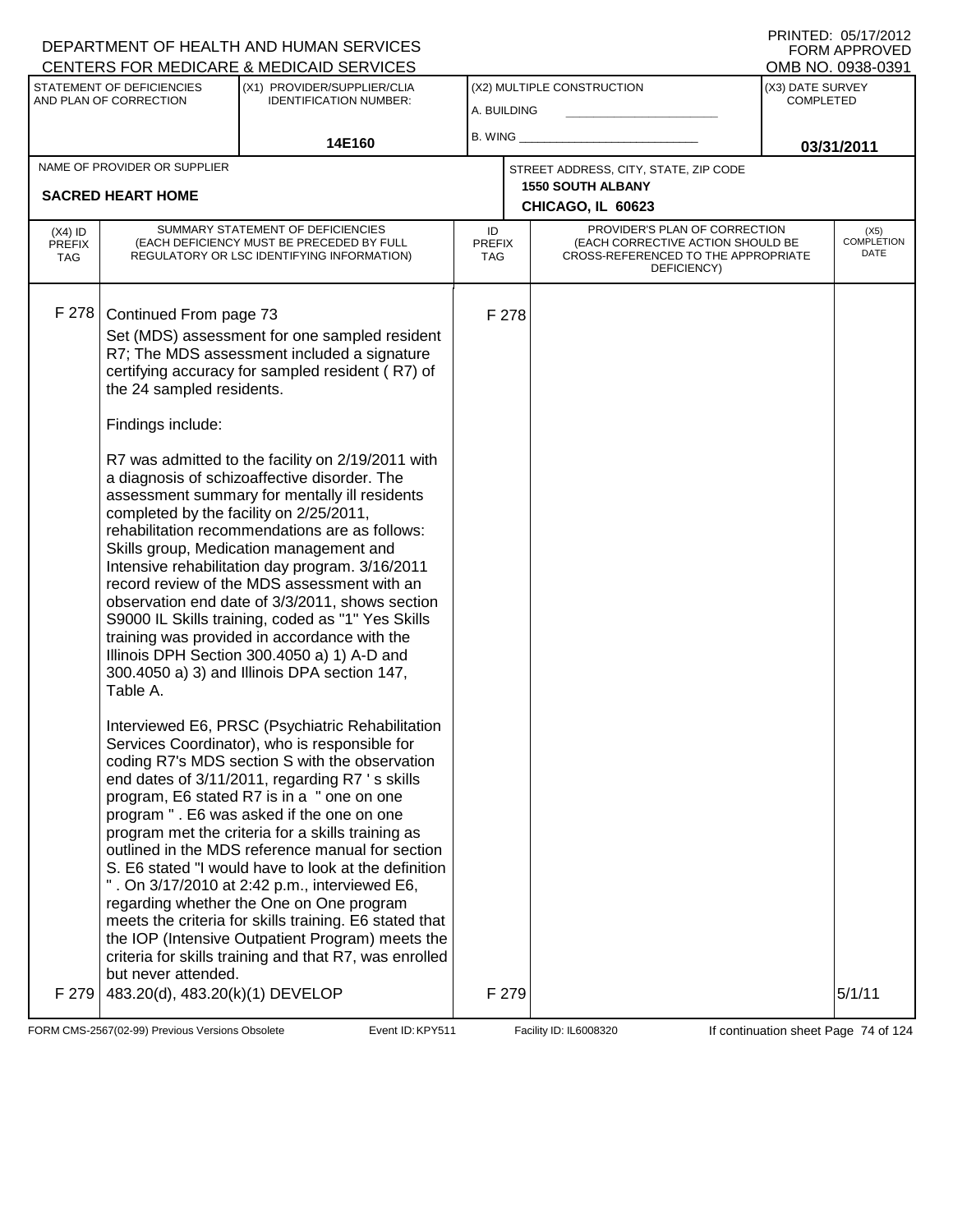DEPARTMENT OF HEALTH AND HUMAN SERVICES
CENTERS FOR MEDICARE & MEDICAID SERVICES

PRINTED: 05/17/2012
FORM APPROVED
OMB NO. 0938-0391

| STATEMENT OF DEFICIENCIES AND PLAN OF CORRECTION | (X1) PROVIDER/SUPPLIER/CLIA IDENTIFICATION NUMBER: | (X2) MULTIPLE CONSTRUCTION | (X3) DATE SURVEY COMPLETED |
|---|---|---|---|
| | 14E160 | A. BUILDING ___ B. WING ___ | 03/31/2011 |

| NAME OF PROVIDER OR SUPPLIER | STREET ADDRESS, CITY, STATE, ZIP CODE |
|---|---|
| SACRED HEART HOME | 1550 SOUTH ALBANY CHICAGO, IL 60623 |

| (X4) ID PREFIX TAG | SUMMARY STATEMENT OF DEFICIENCIES (EACH DEFICIENCY MUST BE PRECEDED BY FULL REGULATORY OR LSC IDENTIFYING INFORMATION) | ID PREFIX TAG | PROVIDER'S PLAN OF CORRECTION (EACH CORRECTIVE ACTION SHOULD BE CROSS-REFERENCED TO THE APPROPRIATE DEFICIENCY) | (X5) COMPLETION DATE |
|---|---|---|---|---|
| F 278 | Continued From page 73<br>Set (MDS) assessment for one sampled resident R7; The MDS assessment included a signature certifying accuracy for sampled resident ( R7) of the 24 sampled residents.<br><br>Findings include:<br><br>R7 was admitted to the facility on 2/19/2011 with a diagnosis of schizoaffective disorder. The assessment summary for mentally ill residents completed by the facility on 2/25/2011, rehabilitation recommendations are as follows: Skills group, Medication management and Intensive rehabilitation day program. 3/16/2011 record review of the MDS assessment with an observation end date of 3/3/2011, shows section S9000 IL Skills training, coded as "1" Yes Skills training was provided in accordance with the Illinois DPH Section 300.4050 a) 1) A-D and 300.4050 a) 3) and Illinois DPA section 147, Table A.<br><br>Interviewed E6, PRSC (Psychiatric Rehabilitation Services Coordinator), who is responsible for coding R7's MDS section S with the observation end dates of 3/11/2011, regarding R7 ' s skills program, E6 stated R7 is in a " one on one program " . E6 was asked if the one on one program met the criteria for a skills training as outlined in the MDS reference manual for section S. E6 stated "I would have to look at the definition " . On 3/17/2010 at 2:42 p.m., interviewed E6, regarding whether the One on One program meets the criteria for skills training. E6 stated that the IOP (Intensive Outpatient Program) meets the criteria for skills training and that R7, was enrolled but never attended. | F 278 | | |
| F 279 | 483.20(d), 483.20(k)(1) DEVELOP | F 279 | | 5/1/11 |

FORM CMS-2567(02-99) Previous Versions Obsolete Event ID: KPY511 Facility ID: IL6008320 If continuation sheet Page 74 of 124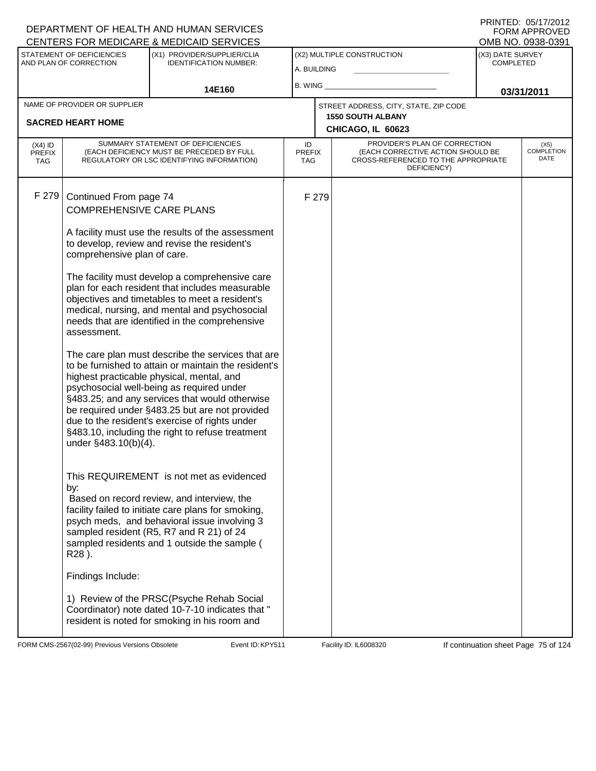DEPARTMENT OF HEALTH AND HUMAN SERVICES
CENTERS FOR MEDICARE & MEDICAID SERVICES

PRINTED: 05/17/2012
FORM APPROVED
OMB NO. 0938-0391

| STATEMENT OF DEFICIENCIES AND PLAN OF CORRECTION | (X1) PROVIDER/SUPPLIER/CLIA IDENTIFICATION NUMBER: | (X2) MULTIPLE CONSTRUCTION | (X3) DATE SURVEY COMPLETED |
|---|---|---|---|
| | 14E160 | A. BUILDING ___ B. WING ___ | 03/31/2011 |

| NAME OF PROVIDER OR SUPPLIER | STREET ADDRESS, CITY, STATE, ZIP CODE |
|---|---|
| SACRED HEART HOME | 1550 SOUTH ALBANY CHICAGO, IL 60623 |

| (X4) ID PREFIX TAG | SUMMARY STATEMENT OF DEFICIENCIES (EACH DEFICIENCY MUST BE PRECEDED BY FULL REGULATORY OR LSC IDENTIFYING INFORMATION) | ID PREFIX TAG | PROVIDER'S PLAN OF CORRECTION (EACH CORRECTIVE ACTION SHOULD BE CROSS-REFERENCED TO THE APPROPRIATE DEFICIENCY) | (X5) COMPLETION DATE |
|---|---|---|---|---|
| F 279 | Continued From page 74 | F 279 | | |

COMPREHENSIVE CARE PLANS

A facility must use the results of the assessment to develop, review and revise the resident's comprehensive plan of care.

The facility must develop a comprehensive care plan for each resident that includes measurable objectives and timetables to meet a resident's medical, nursing, and mental and psychosocial needs that are identified in the comprehensive assessment.

The care plan must describe the services that are to be furnished to attain or maintain the resident's highest practicable physical, mental, and psychosocial well-being as required under §483.25; and any services that would otherwise be required under §483.25 but are not provided due to the resident's exercise of rights under §483.10, including the right to refuse treatment under §483.10(b)(4).

This REQUIREMENT is not met as evidenced by:

Based on record review, and interview, the facility failed to initiate care plans for smoking, psych meds, and behavioral issue involving 3 sampled resident (R5, R7 and R 21) of 24 sampled residents and 1 outside the sample ( R28 ).

Findings Include:

1) Review of the PRSC(Psyche Rehab Social Coordinator) note dated 10-7-10 indicates that " resident is noted for smoking in his room and

FORM CMS-2567(02-99) Previous Versions Obsolete | Event ID: KPY511 | Facility ID: IL6008320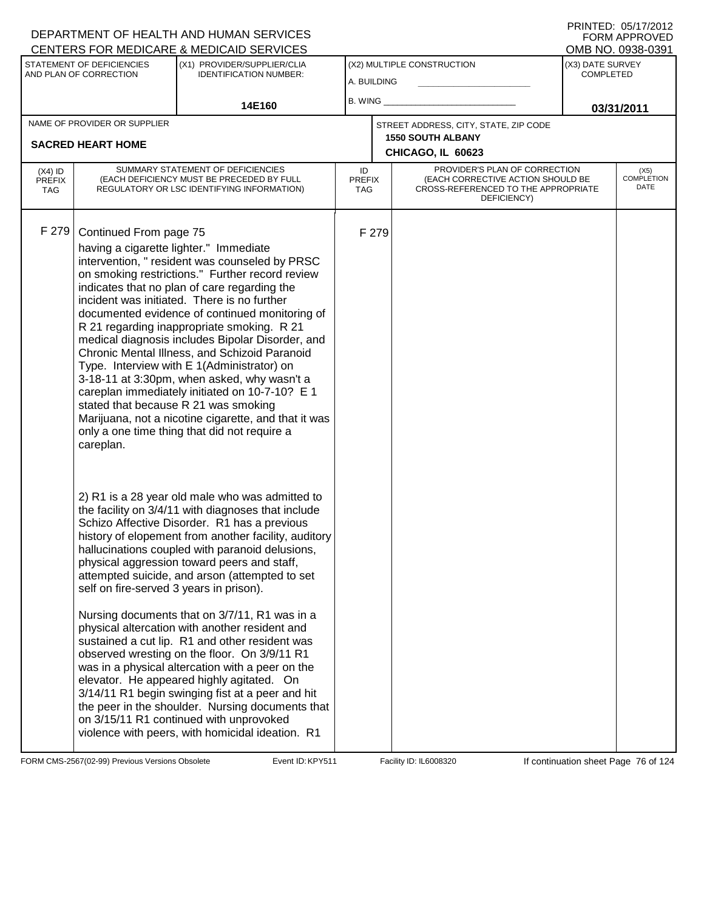DEPARTMENT OF HEALTH AND HUMAN SERVICES
CENTERS FOR MEDICARE & MEDICAID SERVICES

PRINTED: 05/17/2012
FORM APPROVED
OMB NO. 0938-0391

| STATEMENT OF DEFICIENCIES AND PLAN OF CORRECTION | (X1) PROVIDER/SUPPLIER/CLIA IDENTIFICATION NUMBER: | (X2) MULTIPLE CONSTRUCTION | (X3) DATE SURVEY COMPLETED |
|---|---|---|---|
| | 14E160 | A. BUILDING ______ B. WING ______ | 03/31/2011 |

| NAME OF PROVIDER OR SUPPLIER | STREET ADDRESS, CITY, STATE, ZIP CODE |
|---|---|
| SACRED HEART HOME | 1550 SOUTH ALBANY CHICAGO, IL 60623 |

| (X4) ID PREFIX TAG | SUMMARY STATEMENT OF DEFICIENCIES (EACH DEFICIENCY MUST BE PRECEDED BY FULL REGULATORY OR LSC IDENTIFYING INFORMATION) | ID PREFIX TAG | PROVIDER'S PLAN OF CORRECTION (EACH CORRECTIVE ACTION SHOULD BE CROSS-REFERENCED TO THE APPROPRIATE DEFICIENCY) | (X5) COMPLETION DATE |
|---|---|---|---|---|
| F 279 | Continued From page 75 | F 279 | | |

having a cigarette lighter." Immediate intervention, " resident was counseled by PRSC on smoking restrictions." Further record review indicates that no plan of care regarding the incident was initiated. There is no further documented evidence of continued monitoring of R 21 regarding inappropriate smoking. R 21 medical diagnosis includes Bipolar Disorder, and Chronic Mental Illness, and Schizoid Paranoid Type. Interview with E 1(Administrator) on 3-18-11 at 3:30pm, when asked, why wasn't a careplan immediately initiated on 10-7-10? E 1 stated that because R 21 was smoking Marijuana, not a nicotine cigarette, and that it was only a one time thing that did not require a careplan.

2) R1 is a 28 year old male who was admitted to the facility on 3/4/11 with diagnoses that include Schizo Affective Disorder. R1 has a previous history of elopement from another facility, auditory hallucinations coupled with paranoid delusions, physical aggression toward peers and staff, attempted suicide, and arson (attempted to set self on fire-served 3 years in prison).

Nursing documents that on 3/7/11, R1 was in a physical altercation with another resident and sustained a cut lip. R1 and other resident was observed wresting on the floor. On 3/9/11 R1 was in a physical altercation with a peer on the elevator. He appeared highly agitated. On 3/14/11 R1 begin swinging fist at a peer and hit the peer in the shoulder. Nursing documents that on 3/15/11 R1 continued with unprovoked violence with peers, with homicidal ideation. R1

FORM CMS-2567(02-99) Previous Versions Obsolete Event ID: KPY511 Facility ID: IL6008320 If continuation sheet Page 76 of 124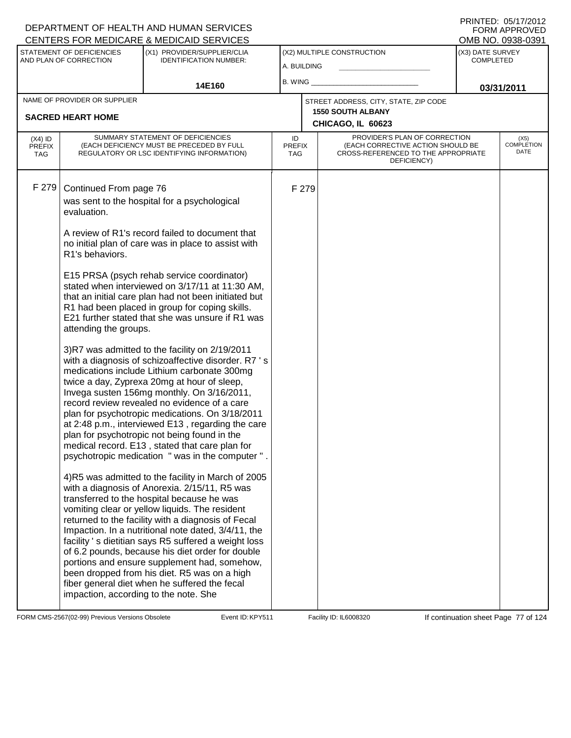DEPARTMENT OF HEALTH AND HUMAN SERVICES
CENTERS FOR MEDICARE & MEDICAID SERVICES

PRINTED: 05/17/2012
FORM APPROVED
OMB NO. 0938-0391

| STATEMENT OF DEFICIENCIES AND PLAN OF CORRECTION | (X1) PROVIDER/SUPPLIER/CLIA IDENTIFICATION NUMBER: | (X2) MULTIPLE CONSTRUCTION | (X3) DATE SURVEY COMPLETED |
|---|---|---|---|
| | 14E160 | A. BUILDING / B. WING | 03/31/2011 |

NAME OF PROVIDER OR SUPPLIER: **SACRED HEART HOME**

STREET ADDRESS, CITY, STATE, ZIP CODE: **1550 SOUTH ALBANY, CHICAGO, IL 60623**

| (X4) ID PREFIX TAG | SUMMARY STATEMENT OF DEFICIENCIES (EACH DEFICIENCY MUST BE PRECEDED BY FULL REGULATORY OR LSC IDENTIFYING INFORMATION) | ID PREFIX TAG | PROVIDER'S PLAN OF CORRECTION (EACH CORRECTIVE ACTION SHOULD BE CROSS-REFERENCED TO THE APPROPRIATE DEFICIENCY) | (X5) COMPLETION DATE |
|---|---|---|---|---|
| F 279 | Continued From page 76 | F 279 | | |

was sent to the hospital for a psychological evaluation.

A review of R1's record failed to document that no initial plan of care was in place to assist with R1's behaviors.

E15 PRSA (psych rehab service coordinator) stated when interviewed on 3/17/11 at 11:30 AM, that an initial care plan had not been initiated but R1 had been placed in group for coping skills. E21 further stated that she was unsure if R1 was attending the groups.

3)R7 was admitted to the facility on 2/19/2011 with a diagnosis of schizoaffective disorder. R7 ' s medications include Lithium carbonate 300mg twice a day, Zyprexa 20mg at hour of sleep, Invega susten 156mg monthly. On 3/16/2011, record review revealed no evidence of a care plan for psychotropic medications. On 3/18/2011 at 2:48 p.m., interviewed E13 , regarding the care plan for psychotropic not being found in the medical record. E13 , stated that care plan for psychotropic medication " was in the computer " .

4)R5 was admitted to the facility in March of 2005 with a diagnosis of Anorexia. 2/15/11, R5 was transferred to the hospital because he was vomiting clear or yellow liquids. The resident returned to the facility with a diagnosis of Fecal Impaction. In a nutritional note dated, 3/4/11, the facility ' s dietitian says R5 suffered a weight loss of 6.2 pounds, because his diet order for double portions and ensure supplement had, somehow, been dropped from his diet. R5 was on a high fiber general diet when he suffered the fecal impaction, according to the note. She

FORM CMS-2567(02-99) Previous Versions Obsolete | Event ID: KPY511 | Facility ID: IL6008320 | If continuation sheet Page 77 of 124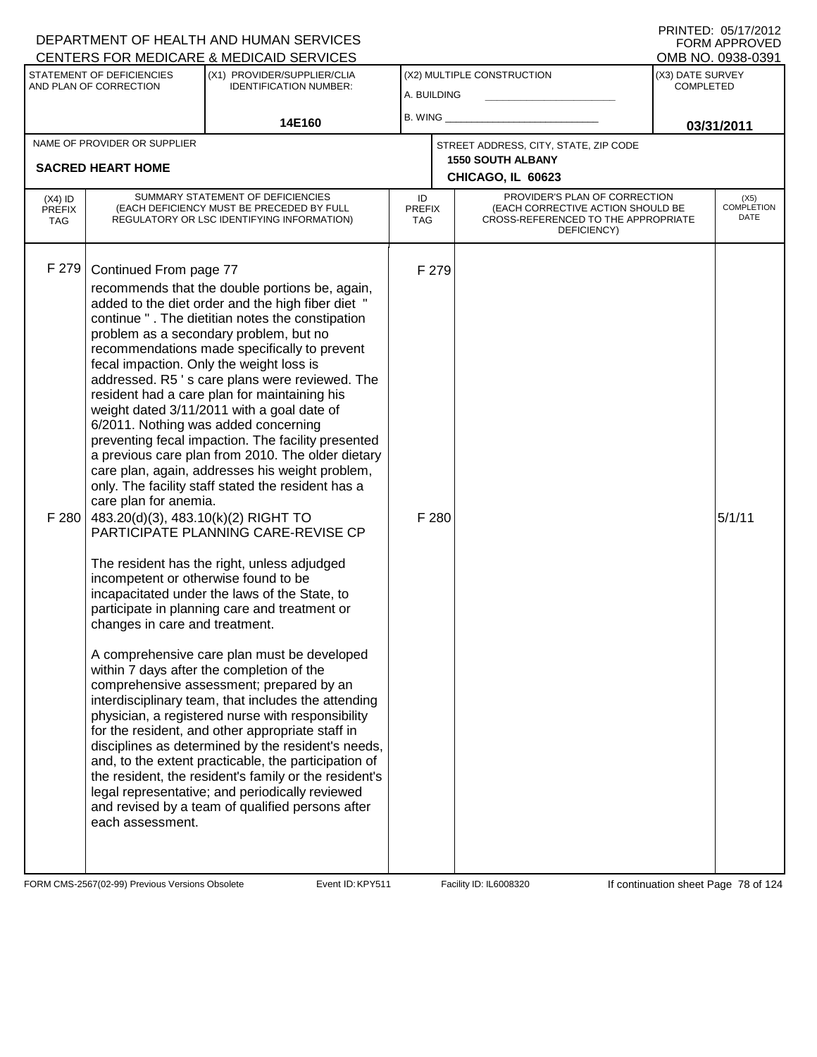DEPARTMENT OF HEALTH AND HUMAN SERVICES
CENTERS FOR MEDICARE & MEDICAID SERVICES

PRINTED: 05/17/2012
FORM APPROVED
OMB NO. 0938-0391

| STATEMENT OF DEFICIENCIES AND PLAN OF CORRECTION | (X1) PROVIDER/SUPPLIER/CLIA IDENTIFICATION NUMBER: | (X2) MULTIPLE CONSTRUCTION | (X3) DATE SURVEY COMPLETED |
|---|---|---|---|
| | 14E160 | A. BUILDING ___ B. WING ___ | 03/31/2011 |

| NAME OF PROVIDER OR SUPPLIER | STREET ADDRESS, CITY, STATE, ZIP CODE |
|---|---|
| SACRED HEART HOME | 1550 SOUTH ALBANY CHICAGO, IL 60623 |

| (X4) ID PREFIX TAG | SUMMARY STATEMENT OF DEFICIENCIES (EACH DEFICIENCY MUST BE PRECEDED BY FULL REGULATORY OR LSC IDENTIFYING INFORMATION) | ID PREFIX TAG | PROVIDER'S PLAN OF CORRECTION (EACH CORRECTIVE ACTION SHOULD BE CROSS-REFERENCED TO THE APPROPRIATE DEFICIENCY) | (X5) COMPLETION DATE |
|---|---|---|---|---|
| F 279 | Continued From page 77<br>recommends that the double portions be, again, added to the diet order and the high fiber diet " continue " . The dietitian notes the constipation problem as a secondary problem, but no recommendations made specifically to prevent fecal impaction. Only the weight loss is addressed. R5 ' s care plans were reviewed. The resident had a care plan for maintaining his weight dated 3/11/2011 with a goal date of 6/2011. Nothing was added concerning preventing fecal impaction. The facility presented a previous care plan from 2010. The older dietary care plan, again, addresses his weight problem, only. The facility staff stated the resident has a care plan for anemia. | F 279 | | |
| F 280 | 483.20(d)(3), 483.10(k)(2) RIGHT TO PARTICIPATE PLANNING CARE-REVISE CP<br><br>The resident has the right, unless adjudged incompetent or otherwise found to be incapacitated under the laws of the State, to participate in planning care and treatment or changes in care and treatment.<br><br>A comprehensive care plan must be developed within 7 days after the completion of the comprehensive assessment; prepared by an interdisciplinary team, that includes the attending physician, a registered nurse with responsibility for the resident, and other appropriate staff in disciplines as determined by the resident's needs, and, to the extent practicable, the participation of the resident, the resident's family or the resident's legal representative; and periodically reviewed and revised by a team of qualified persons after each assessment. | F 280 | | 5/1/11 |

FORM CMS-2567(02-99) Previous Versions Obsolete    Event ID: KPY511    Facility ID: IL6008320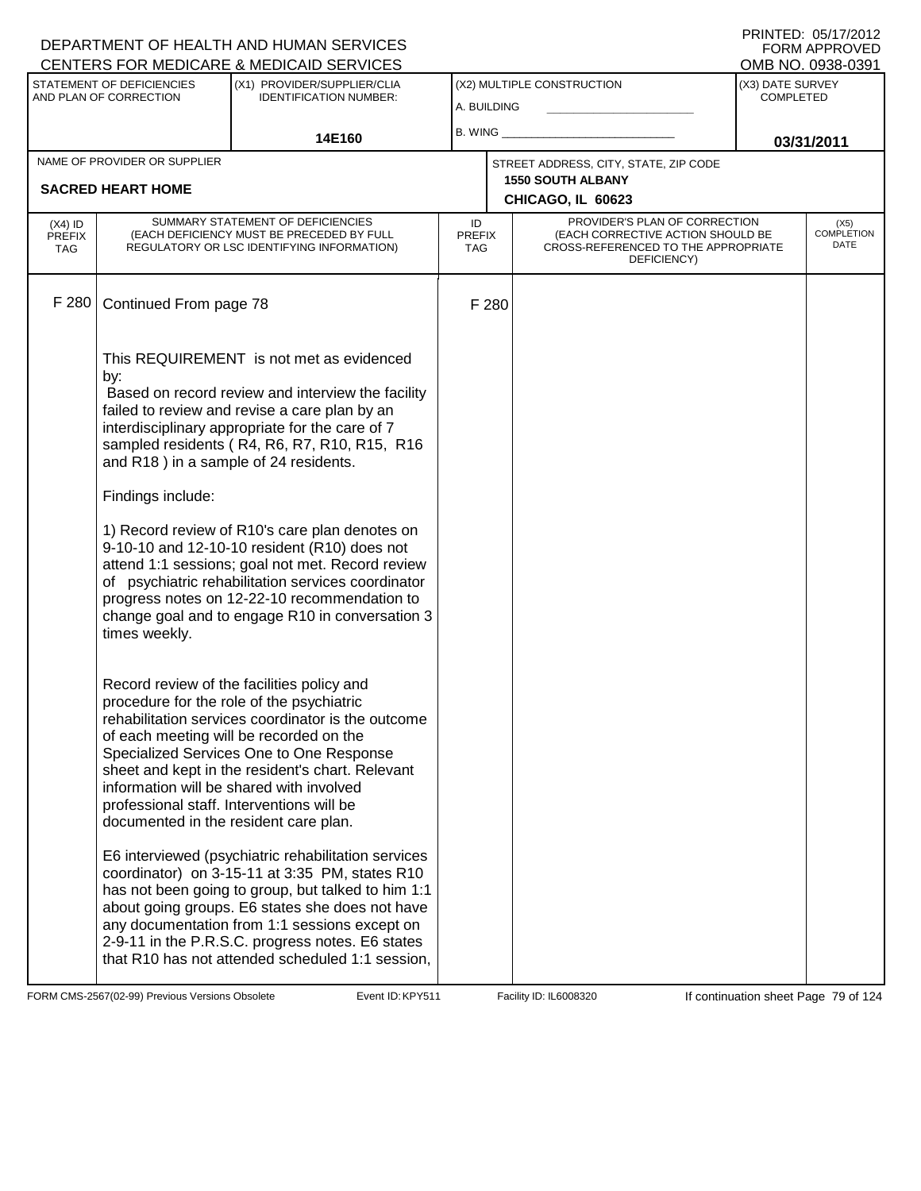DEPARTMENT OF HEALTH AND HUMAN SERVICES
CENTERS FOR MEDICARE & MEDICAID SERVICES

PRINTED: 05/17/2012
FORM APPROVED
OMB NO. 0938-0391

| STATEMENT OF DEFICIENCIES AND PLAN OF CORRECTION | (X1) PROVIDER/SUPPLIER/CLIA IDENTIFICATION NUMBER: | (X2) MULTIPLE CONSTRUCTION | (X3) DATE SURVEY COMPLETED |
|---|---|---|---|
| | 14E160 | A. BUILDING<br>B. WING | 03/31/2011 |

| NAME OF PROVIDER OR SUPPLIER | STREET ADDRESS, CITY, STATE, ZIP CODE |
|---|---|
| SACRED HEART HOME | 1550 SOUTH ALBANY<br>CHICAGO, IL 60623 |

| (X4) ID PREFIX TAG | SUMMARY STATEMENT OF DEFICIENCIES (EACH DEFICIENCY MUST BE PRECEDED BY FULL REGULATORY OR LSC IDENTIFYING INFORMATION) | ID PREFIX TAG | PROVIDER'S PLAN OF CORRECTION (EACH CORRECTIVE ACTION SHOULD BE CROSS-REFERENCED TO THE APPROPRIATE DEFICIENCY) | (X5) COMPLETION DATE |
|---|---|---|---|---|
| F 280 | Continued From page 78 | F 280 | | |

This REQUIREMENT is not met as evidenced by:
Based on record review and interview the facility failed to review and revise a care plan by an interdisciplinary appropriate for the care of 7 sampled residents ( R4, R6, R7, R10, R15, R16 and R18 ) in a sample of 24 residents.

Findings include:

1) Record review of R10's care plan denotes on 9-10-10 and 12-10-10 resident (R10) does not attend 1:1 sessions; goal not met. Record review of psychiatric rehabilitation services coordinator progress notes on 12-22-10 recommendation to change goal and to engage R10 in conversation 3 times weekly.

Record review of the facilities policy and procedure for the role of the psychiatric rehabilitation services coordinator is the outcome of each meeting will be recorded on the Specialized Services One to One Response sheet and kept in the resident's chart. Relevant information will be shared with involved professional staff. Interventions will be documented in the resident care plan.

E6 interviewed (psychiatric rehabilitation services coordinator) on 3-15-11 at 3:35 PM, states R10 has not been going to group, but talked to him 1:1 about going groups. E6 states she does not have any documentation from 1:1 sessions except on 2-9-11 in the P.R.S.C. progress notes. E6 states that R10 has not attended scheduled 1:1 session,

FORM CMS-2567(02-99) Previous Versions Obsolete Event ID: KPY511 Facility ID: IL6008320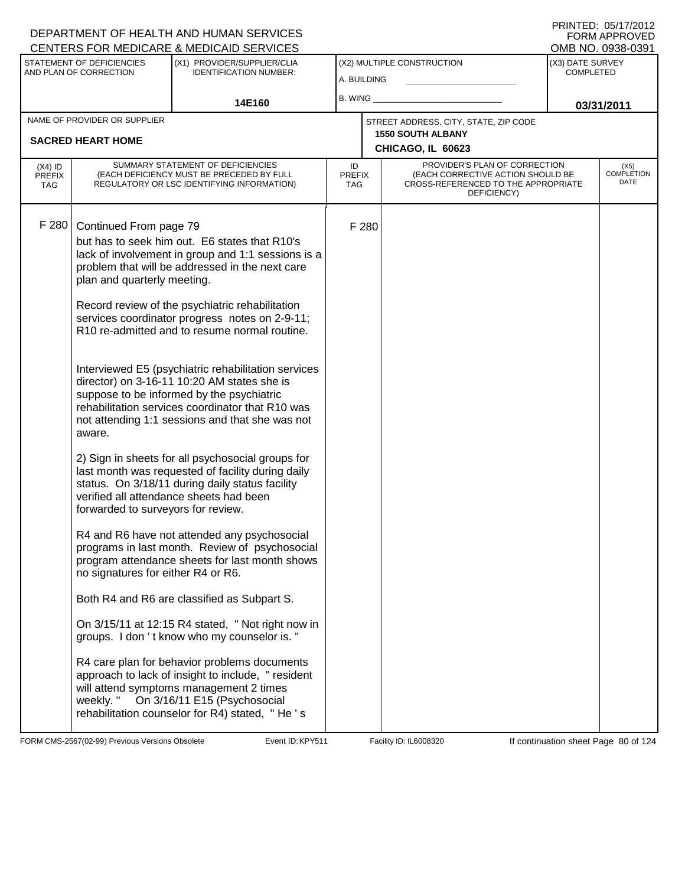DEPARTMENT OF HEALTH AND HUMAN SERVICES
CENTERS FOR MEDICARE & MEDICAID SERVICES

PRINTED: 05/17/2012
FORM APPROVED
OMB NO. 0938-0391

| STATEMENT OF DEFICIENCIES AND PLAN OF CORRECTION | (X1) PROVIDER/SUPPLIER/CLIA IDENTIFICATION NUMBER: | (X2) MULTIPLE CONSTRUCTION | (X3) DATE SURVEY COMPLETED |
|---|---|---|---|
| | 14E160 | A. BUILDING<br>B. WING | 03/31/2011 |

| NAME OF PROVIDER OR SUPPLIER | STREET ADDRESS, CITY, STATE, ZIP CODE |
|---|---|
| SACRED HEART HOME | 1550 SOUTH ALBANY<br>CHICAGO, IL 60623 |

| (X4) ID PREFIX TAG | SUMMARY STATEMENT OF DEFICIENCIES (EACH DEFICIENCY MUST BE PRECEDED BY FULL REGULATORY OR LSC IDENTIFYING INFORMATION) | ID PREFIX TAG | PROVIDER'S PLAN OF CORRECTION (EACH CORRECTIVE ACTION SHOULD BE CROSS-REFERENCED TO THE APPROPRIATE DEFICIENCY) | (X5) COMPLETION DATE |
|---|---|---|---|---|
| F 280 | Continued From page 79 | F 280 | | |

but has to seek him out. E6 states that R10's lack of involvement in group and 1:1 sessions is a problem that will be addressed in the next care plan and quarterly meeting.

Record review of the psychiatric rehabilitation services coordinator progress notes on 2-9-11; R10 re-admitted and to resume normal routine.

Interviewed E5 (psychiatric rehabilitation services director) on 3-16-11 10:20 AM states she is suppose to be informed by the psychiatric rehabilitation services coordinator that R10 was not attending 1:1 sessions and that she was not aware.

2) Sign in sheets for all psychosocial groups for last month was requested of facility during daily status. On 3/18/11 during daily status facility verified all attendance sheets had been forwarded to surveyors for review.

R4 and R6 have not attended any psychosocial programs in last month. Review of psychosocial program attendance sheets for last month shows no signatures for either R4 or R6.

Both R4 and R6 are classified as Subpart S.

On 3/15/11 at 12:15 R4 stated, " Not right now in groups. I don ' t know who my counselor is. "

R4 care plan for behavior problems documents approach to lack of insight to include, " resident will attend symptoms management 2 times weekly. " On 3/16/11 E15 (Psychosocial rehabilitation counselor for R4) stated, " He ' s

FORM CMS-2567(02-99) Previous Versions Obsolete | Event ID: KPY511 | Facility ID: IL6008320 | If continuation sheet Page 80 of 124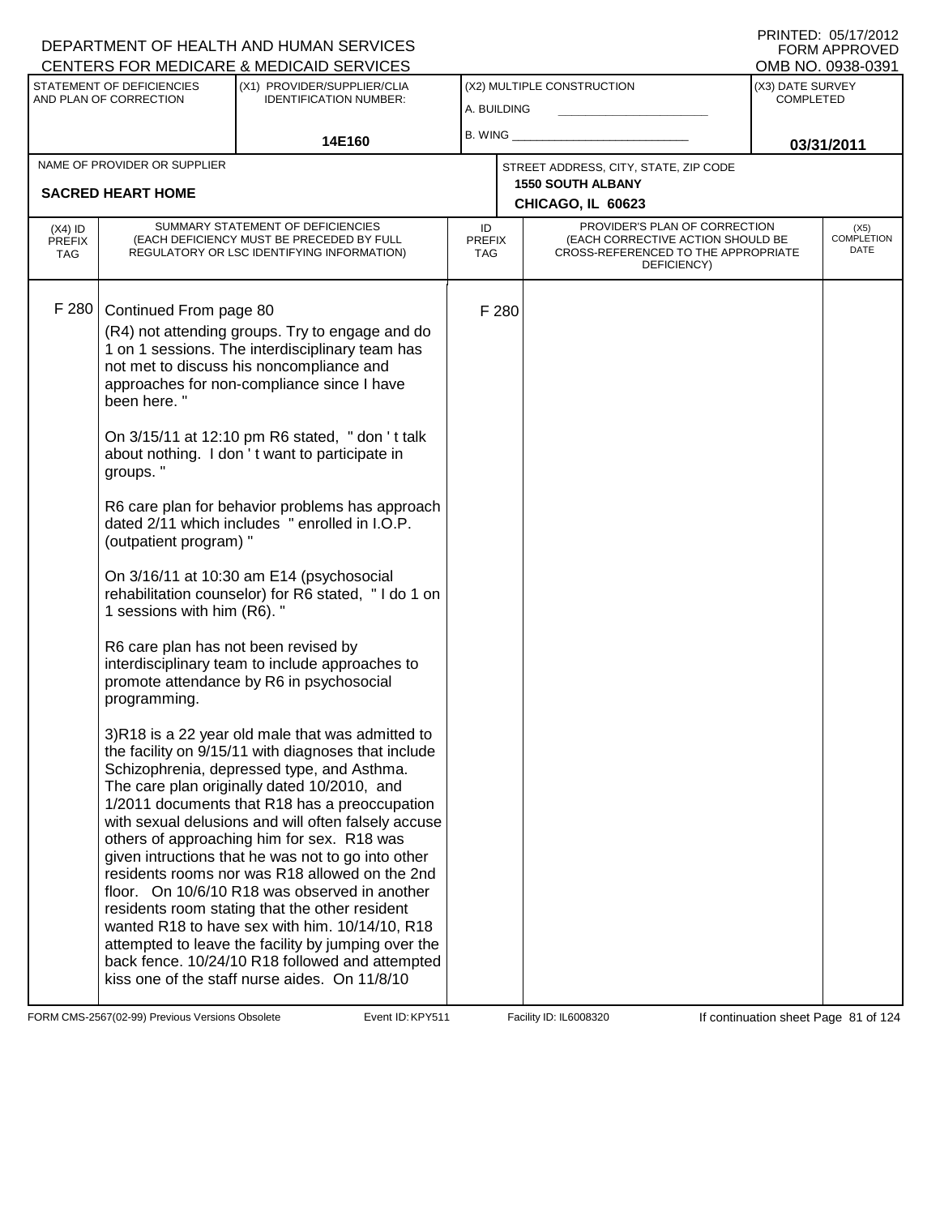DEPARTMENT OF HEALTH AND HUMAN SERVICES
CENTERS FOR MEDICARE & MEDICAID SERVICES

PRINTED: 05/17/2012
FORM APPROVED
OMB NO. 0938-0391

| STATEMENT OF DEFICIENCIES AND PLAN OF CORRECTION | (X1) PROVIDER/SUPPLIER/CLIA IDENTIFICATION NUMBER: | (X2) MULTIPLE CONSTRUCTION | (X3) DATE SURVEY COMPLETED |
|---|---|---|---|
| | 14E160 | A. BUILDING ___ B. WING ___ | 03/31/2011 |

| NAME OF PROVIDER OR SUPPLIER | STREET ADDRESS, CITY, STATE, ZIP CODE |
|---|---|
| SACRED HEART HOME | 1550 SOUTH ALBANY CHICAGO, IL 60623 |

| (X4) ID PREFIX TAG | SUMMARY STATEMENT OF DEFICIENCIES (EACH DEFICIENCY MUST BE PRECEDED BY FULL REGULATORY OR LSC IDENTIFYING INFORMATION) | ID PREFIX TAG | PROVIDER'S PLAN OF CORRECTION (EACH CORRECTIVE ACTION SHOULD BE CROSS-REFERENCED TO THE APPROPRIATE DEFICIENCY) | (X5) COMPLETION DATE |
|---|---|---|---|---|
| F 280 | Continued From page 80 | F 280 | | |

(R4) not attending groups. Try to engage and do 1 on 1 sessions. The interdisciplinary team has not met to discuss his noncompliance and approaches for non-compliance since I have been here. "

On 3/15/11 at 12:10 pm R6 stated, " don ' t talk about nothing. I don ' t want to participate in groups. "

R6 care plan for behavior problems has approach dated 2/11 which includes " enrolled in I.O.P. (outpatient program) "

On 3/16/11 at 10:30 am E14 (psychosocial rehabilitation counselor) for R6 stated, " I do 1 on 1 sessions with him (R6). "

R6 care plan has not been revised by interdisciplinary team to include approaches to promote attendance by R6 in psychosocial programming.

3)R18 is a 22 year old male that was admitted to the facility on 9/15/11 with diagnoses that include Schizophrenia, depressed type, and Asthma. The care plan originally dated 10/2010, and 1/2011 documents that R18 has a preoccupation with sexual delusions and will often falsely accuse others of approaching him for sex. R18 was given intructions that he was not to go into other residents rooms nor was R18 allowed on the 2nd floor. On 10/6/10 R18 was observed in another residents room stating that the other resident wanted R18 to have sex with him. 10/14/10, R18 attempted to leave the facility by jumping over the back fence. 10/24/10 R18 followed and attempted kiss one of the staff nurse aides. On 11/8/10

FORM CMS-2567(02-99) Previous Versions Obsolete Event ID: KPY511 Facility ID: IL6008320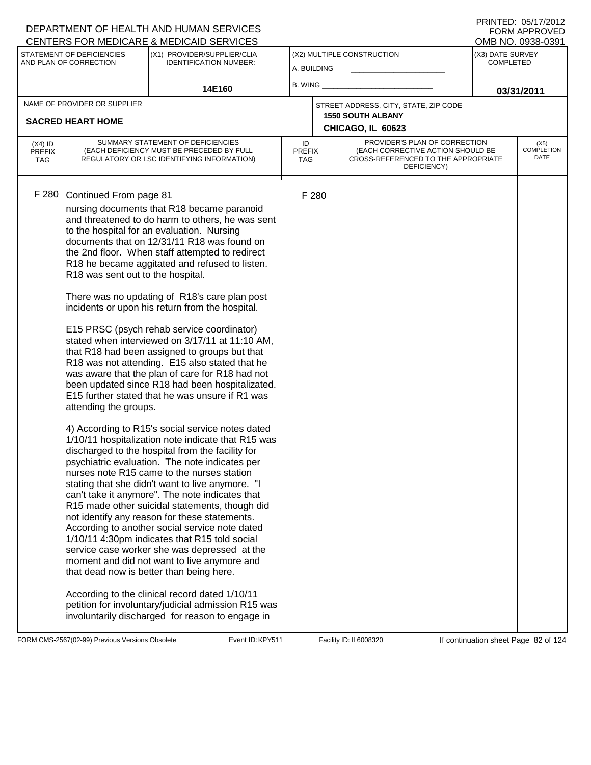DEPARTMENT OF HEALTH AND HUMAN SERVICES
CENTERS FOR MEDICARE & MEDICAID SERVICES

PRINTED: 05/17/2012
FORM APPROVED
OMB NO. 0938-0391

| STATEMENT OF DEFICIENCIES AND PLAN OF CORRECTION | (X1) PROVIDER/SUPPLIER/CLIA IDENTIFICATION NUMBER: | (X2) MULTIPLE CONSTRUCTION | (X3) DATE SURVEY COMPLETED |
|---|---|---|---|
| | 14E160 | A. BUILDING<br>B. WING | 03/31/2011 |

| NAME OF PROVIDER OR SUPPLIER | STREET ADDRESS, CITY, STATE, ZIP CODE |
|---|---|
| SACRED HEART HOME | 1550 SOUTH ALBANY<br>CHICAGO, IL 60623 |

| (X4) ID PREFIX TAG | SUMMARY STATEMENT OF DEFICIENCIES (EACH DEFICIENCY MUST BE PRECEDED BY FULL REGULATORY OR LSC IDENTIFYING INFORMATION) | ID PREFIX TAG | PROVIDER'S PLAN OF CORRECTION (EACH CORRECTIVE ACTION SHOULD BE CROSS-REFERENCED TO THE APPROPRIATE DEFICIENCY) | (X5) COMPLETION DATE |
|---|---|---|---|---|
| F 280 | Continued From page 81<br>nursing documents that R18 became paranoid and threatened to do harm to others, he was sent to the hospital for an evaluation. Nursing documents that on 12/31/11 R18 was found on the 2nd floor. When staff attempted to redirect R18 he became aggitated and refused to listen. R18 was sent out to the hospital.<br><br>There was no updating of R18's care plan post incidents or upon his return from the hospital.<br><br>E15 PRSC (psych rehab service coordinator) stated when interviewed on 3/17/11 at 11:10 AM, that R18 had been assigned to groups but that R18 was not attending. E15 also stated that he was aware that the plan of care for R18 had not been updated since R18 had been hospitalized. E15 further stated that he was unsure if R1 was attending the groups.<br><br>4) According to R15's social service notes dated 1/10/11 hospitalization note indicate that R15 was discharged to the hospital from the facility for psychiatric evaluation. The note indicates per nurses note R15 came to the nurses station stating that she didn't want to live anymore. "I can't take it anymore". The note indicates that R15 made other suicidal statements, though did not identify any reason for these statements. According to another social service note dated 1/10/11 4:30pm indicates that R15 told social service case worker she was depressed at the moment and did not want to live anymore and that dead now is better than being here.<br><br>According to the clinical record dated 1/10/11 petition for involuntary/judicial admission R15 was involuntarily discharged for reason to engage in | F 280 | | |

FORM CMS-2567(02-99) Previous Versions Obsolete | Event ID: KPY511 | Facility ID: IL6008320 | If continuation sheet Page 82 of 124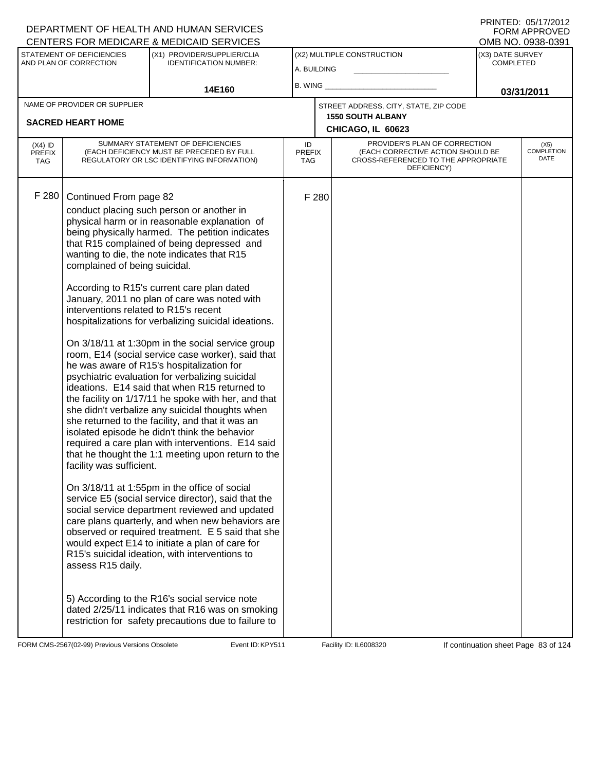DEPARTMENT OF HEALTH AND HUMAN SERVICES
CENTERS FOR MEDICARE & MEDICAID SERVICES

PRINTED: 05/17/2012
FORM APPROVED
OMB NO. 0938-0391

| STATEMENT OF DEFICIENCIES AND PLAN OF CORRECTION | (X1) PROVIDER/SUPPLIER/CLIA IDENTIFICATION NUMBER: | (X2) MULTIPLE CONSTRUCTION | (X3) DATE SURVEY COMPLETED |
|---|---|---|---|
| | 14E160 | A. BUILDING<br>B. WING | 03/31/2011 |

| NAME OF PROVIDER OR SUPPLIER | STREET ADDRESS, CITY, STATE, ZIP CODE |
|---|---|
| SACRED HEART HOME | 1550 SOUTH ALBANY<br>CHICAGO, IL 60623 |

| (X4) ID PREFIX TAG | SUMMARY STATEMENT OF DEFICIENCIES (EACH DEFICIENCY MUST BE PRECEDED BY FULL REGULATORY OR LSC IDENTIFYING INFORMATION) | ID PREFIX TAG | PROVIDER'S PLAN OF CORRECTION (EACH CORRECTIVE ACTION SHOULD BE CROSS-REFERENCED TO THE APPROPRIATE DEFICIENCY) | (X5) COMPLETION DATE |
|---|---|---|---|---|
| F 280 | Continued From page 82<br>conduct placing such person or another in physical harm or in reasonable explanation of being physically harmed. The petition indicates that R15 complained of being depressed and wanting to die, the note indicates that R15 complained of being suicidal.<br><br>According to R15's current care plan dated January, 2011 no plan of care was noted with interventions related to R15's recent hospitalizations for verbalizing suicidal ideations.<br><br>On 3/18/11 at 1:30pm in the social service group room, E14 (social service case worker), said that he was aware of R15's hospitalization for psychiatric evaluation for verbalizing suicidal ideations. E14 said that when R15 returned to the facility on 1/17/11 he spoke with her, and that she didn't verbalize any suicidal thoughts when she returned to the facility, and that it was an isolated episode he didn't think the behavior required a care plan with interventions. E14 said that he thought the 1:1 meeting upon return to the facility was sufficient.<br><br>On 3/18/11 at 1:55pm in the office of social service E5 (social service director), said that the social service department reviewed and updated care plans quarterly, and when new behaviors are observed or required treatment. E 5 said that she would expect E14 to initiate a plan of care for R15's suicidal ideation, with interventions to assess R15 daily.<br><br>5) According to the R16's social service note dated 2/25/11 indicates that R16 was on smoking restriction for safety precautions due to failure to | F 280 | | |

FORM CMS-2567(02-99) Previous Versions Obsolete  Event ID: KPY511  Facility ID: IL6008320  If continuation sheet Page 83 of 124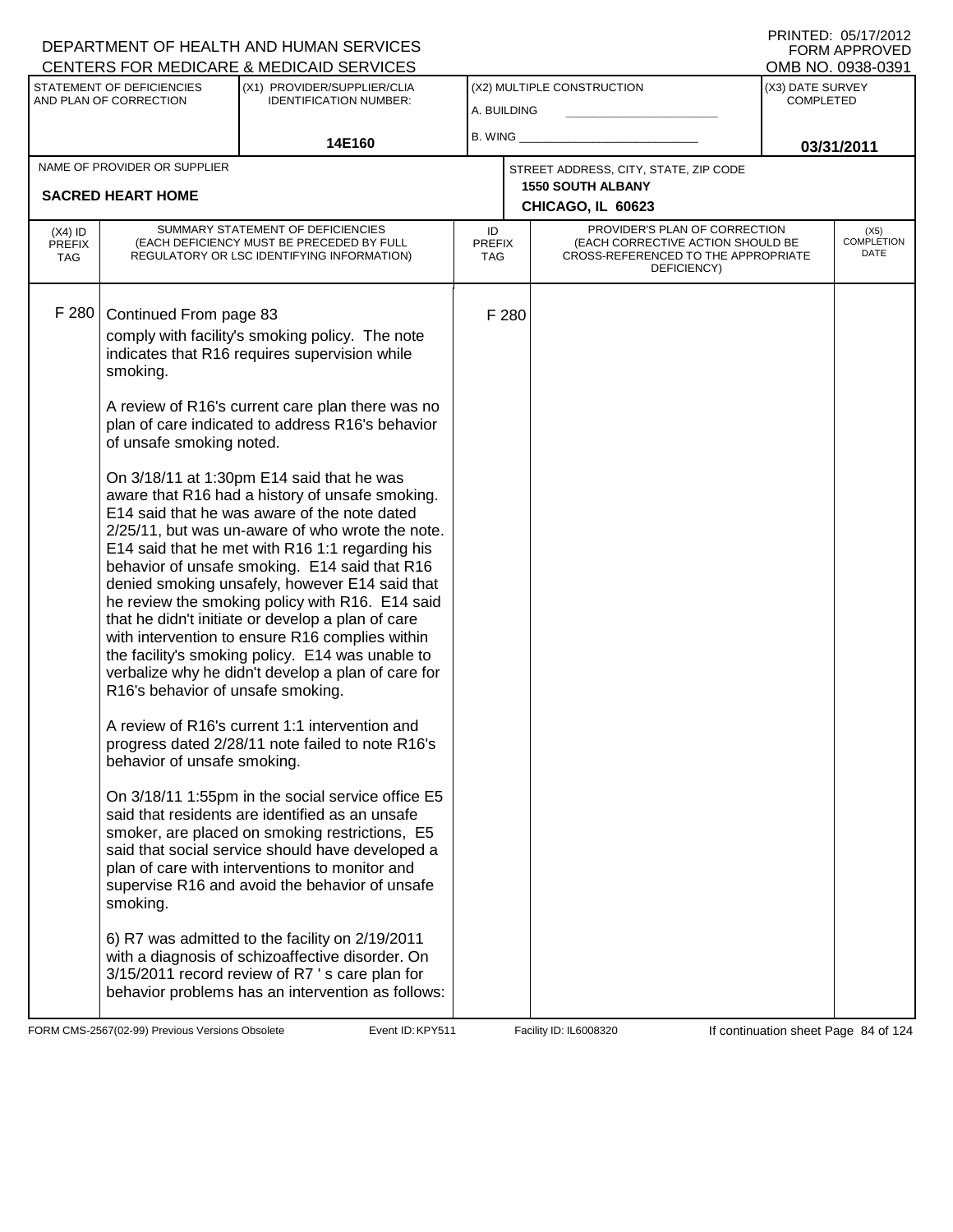DEPARTMENT OF HEALTH AND HUMAN SERVICES
CENTERS FOR MEDICARE & MEDICAID SERVICES

PRINTED: 05/17/2012
FORM APPROVED
OMB NO. 0938-0391

| STATEMENT OF DEFICIENCIES AND PLAN OF CORRECTION | (X1) PROVIDER/SUPPLIER/CLIA IDENTIFICATION NUMBER: | (X2) MULTIPLE CONSTRUCTION | (X3) DATE SURVEY COMPLETED |
|---|---|---|---|
| | 14E160 | A. BUILDING ___ B. WING ___ | 03/31/2011 |

NAME OF PROVIDER OR SUPPLIER: **SACRED HEART HOME**

STREET ADDRESS, CITY, STATE, ZIP CODE: **1550 SOUTH ALBANY, CHICAGO, IL 60623**

| (X4) ID PREFIX TAG | SUMMARY STATEMENT OF DEFICIENCIES (EACH DEFICIENCY MUST BE PRECEDED BY FULL REGULATORY OR LSC IDENTIFYING INFORMATION) | ID PREFIX TAG | PROVIDER'S PLAN OF CORRECTION (EACH CORRECTIVE ACTION SHOULD BE CROSS-REFERENCED TO THE APPROPRIATE DEFICIENCY) | (X5) COMPLETION DATE |
|---|---|---|---|---|
| F 280 | Continued From page 83 | F 280 | | |

comply with facility's smoking policy. The note indicates that R16 requires supervision while smoking.

A review of R16's current care plan there was no plan of care indicated to address R16's behavior of unsafe smoking noted.

On 3/18/11 at 1:30pm E14 said that he was aware that R16 had a history of unsafe smoking. E14 said that he was aware of the note dated 2/25/11, but was un-aware of who wrote the note. E14 said that he met with R16 1:1 regarding his behavior of unsafe smoking. E14 said that R16 denied smoking unsafely, however E14 said that he review the smoking policy with R16. E14 said that he didn't initiate or develop a plan of care with intervention to ensure R16 complies within the facility's smoking policy. E14 was unable to verbalize why he didn't develop a plan of care for R16's behavior of unsafe smoking.

A review of R16's current 1:1 intervention and progress dated 2/28/11 note failed to note R16's behavior of unsafe smoking.

On 3/18/11 1:55pm in the social service office E5 said that residents are identified as an unsafe smoker, are placed on smoking restrictions, E5 said that social service should have developed a plan of care with interventions to monitor and supervise R16 and avoid the behavior of unsafe smoking.

6) R7 was admitted to the facility on 2/19/2011 with a diagnosis of schizoaffective disorder. On 3/15/2011 record review of R7 ' s care plan for behavior problems has an intervention as follows:

FORM CMS-2567(02-99) Previous Versions Obsolete | Event ID: KPY511 | Facility ID: IL6008320 | If continuation sheet Page 84 of 124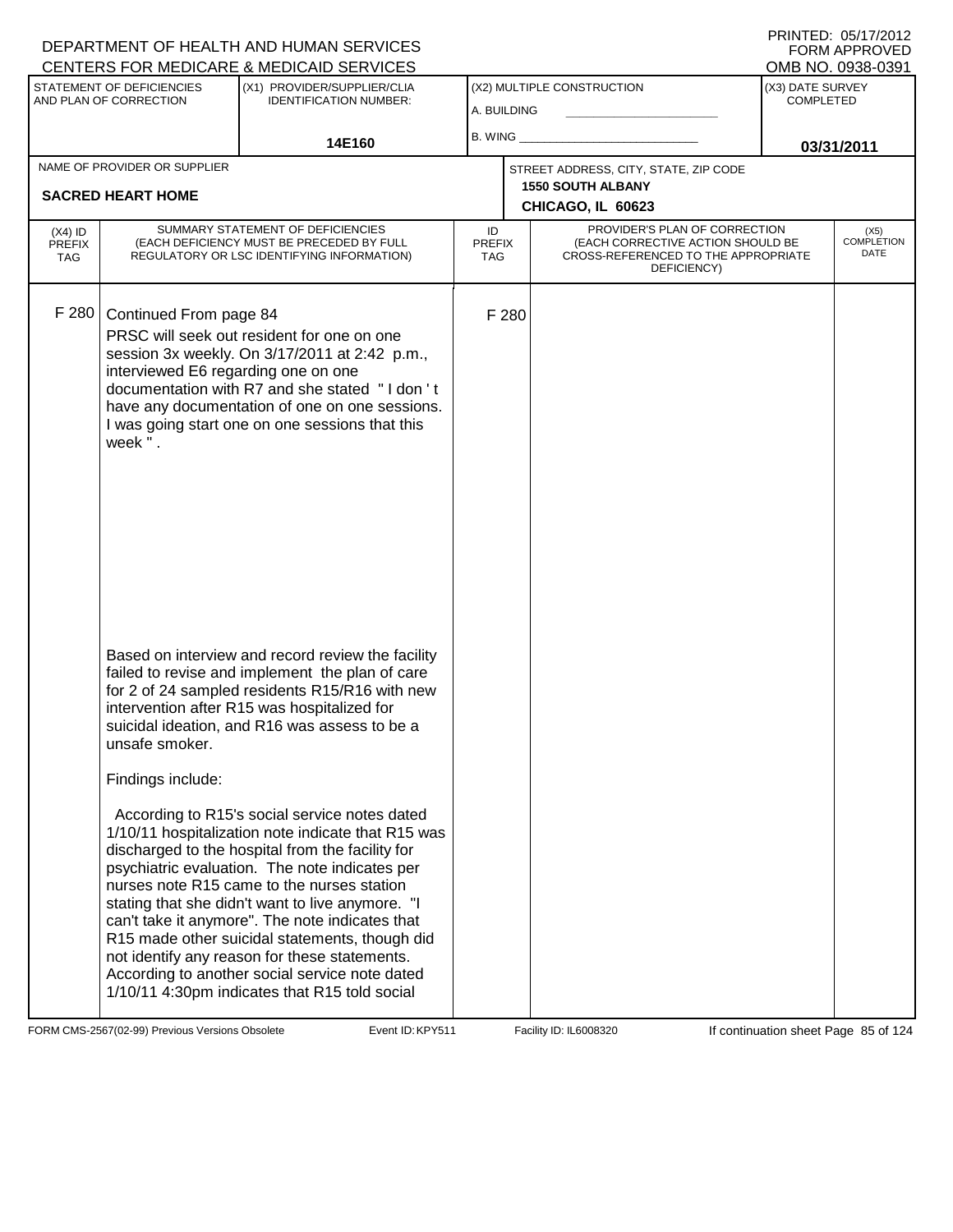DEPARTMENT OF HEALTH AND HUMAN SERVICES
CENTERS FOR MEDICARE & MEDICAID SERVICES

PRINTED: 05/17/2012
FORM APPROVED
OMB NO. 0938-0391

| STATEMENT OF DEFICIENCIES AND PLAN OF CORRECTION | (X1) PROVIDER/SUPPLIER/CLIA IDENTIFICATION NUMBER: | (X2) MULTIPLE CONSTRUCTION | (X3) DATE SURVEY COMPLETED |
|---|---|---|---|
| | 14E160 | A. BUILDING<br>B. WING | 03/31/2011 |

| NAME OF PROVIDER OR SUPPLIER | STREET ADDRESS, CITY, STATE, ZIP CODE |
|---|---|
| SACRED HEART HOME | 1550 SOUTH ALBANY<br>CHICAGO, IL 60623 |

| (X4) ID PREFIX TAG | SUMMARY STATEMENT OF DEFICIENCIES (EACH DEFICIENCY MUST BE PRECEDED BY FULL REGULATORY OR LSC IDENTIFYING INFORMATION) | ID PREFIX TAG | PROVIDER'S PLAN OF CORRECTION (EACH CORRECTIVE ACTION SHOULD BE CROSS-REFERENCED TO THE APPROPRIATE DEFICIENCY) | (X5) COMPLETION DATE |
|---|---|---|---|---|
| F 280 | Continued From page 84<br>PRSC will seek out resident for one on one session 3x weekly. On 3/17/2011 at 2:42 p.m., interviewed E6 regarding one on one documentation with R7 and she stated " I don ' t have any documentation of one on one sessions. I was going start one on one sessions that this week " .<br><br>Based on interview and record review the facility failed to revise and implement the plan of care for 2 of 24 sampled residents R15/R16 with new intervention after R15 was hospitalized for suicidal ideation, and R16 was assess to be a unsafe smoker.<br><br>Findings include:<br><br>According to R15's social service notes dated 1/10/11 hospitalization note indicate that R15 was discharged to the hospital from the facility for psychiatric evaluation. The note indicates per nurses note R15 came to the nurses station stating that she didn't want to live anymore. "I can't take it anymore". The note indicates that R15 made other suicidal statements, though did not identify any reason for these statements. According to another social service note dated 1/10/11 4:30pm indicates that R15 told social | F 280 | | |

FORM CMS-2567(02-99) Previous Versions Obsolete Event ID: KPY511 Facility ID: IL6008320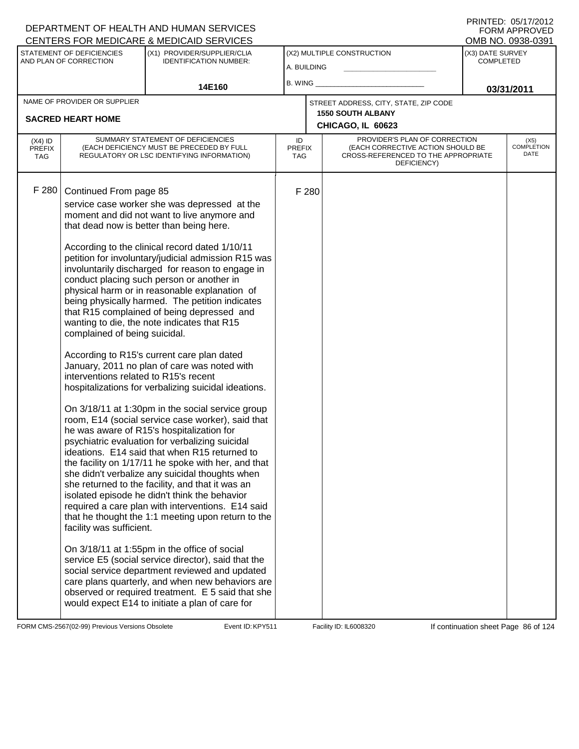DEPARTMENT OF HEALTH AND HUMAN SERVICES
CENTERS FOR MEDICARE & MEDICAID SERVICES

PRINTED: 05/17/2012
FORM APPROVED
OMB NO. 0938-0391

| STATEMENT OF DEFICIENCIES AND PLAN OF CORRECTION | (X1) PROVIDER/SUPPLIER/CLIA IDENTIFICATION NUMBER: | (X2) MULTIPLE CONSTRUCTION | (X3) DATE SURVEY COMPLETED |
|---|---|---|---|
| | 14E160 | A. BUILDING ___ B. WING ___ | 03/31/2011 |

| NAME OF PROVIDER OR SUPPLIER | STREET ADDRESS, CITY, STATE, ZIP CODE |
|---|---|
| SACRED HEART HOME | 1550 SOUTH ALBANY CHICAGO, IL 60623 |

| (X4) ID PREFIX TAG | SUMMARY STATEMENT OF DEFICIENCIES (EACH DEFICIENCY MUST BE PRECEDED BY FULL REGULATORY OR LSC IDENTIFYING INFORMATION) | ID PREFIX TAG | PROVIDER'S PLAN OF CORRECTION (EACH CORRECTIVE ACTION SHOULD BE CROSS-REFERENCED TO THE APPROPRIATE DEFICIENCY) | (X5) COMPLETION DATE |
|---|---|---|---|---|
| F 280 | Continued From page 85<br>service case worker she was depressed at the moment and did not want to live anymore and that dead now is better than being here.<br><br>According to the clinical record dated 1/10/11 petition for involuntary/judicial admission R15 was involuntarily discharged for reason to engage in conduct placing such person or another in physical harm or in reasonable explanation of being physically harmed. The petition indicates that R15 complained of being depressed and wanting to die, the note indicates that R15 complained of being suicidal.<br><br>According to R15's current care plan dated January, 2011 no plan of care was noted with interventions related to R15's recent hospitalizations for verbalizing suicidal ideations.<br><br>On 3/18/11 at 1:30pm in the social service group room, E14 (social service case worker), said that he was aware of R15's hospitalization for psychiatric evaluation for verbalizing suicidal ideations. E14 said that when R15 returned to the facility on 1/17/11 he spoke with her, and that she didn't verbalize any suicidal thoughts when she returned to the facility, and that it was an isolated episode he didn't think the behavior required a care plan with interventions. E14 said that he thought the 1:1 meeting upon return to the facility was sufficient.<br><br>On 3/18/11 at 1:55pm in the office of social service E5 (social service director), said that the social service department reviewed and updated care plans quarterly, and when new behaviors are observed or required treatment. E 5 said that she would expect E14 to initiate a plan of care for | F 280 | | |

FORM CMS-2567(02-99) Previous Versions Obsolete Event ID: KPY511 Facility ID: IL6008320 If continuation sheet Page 86 of 124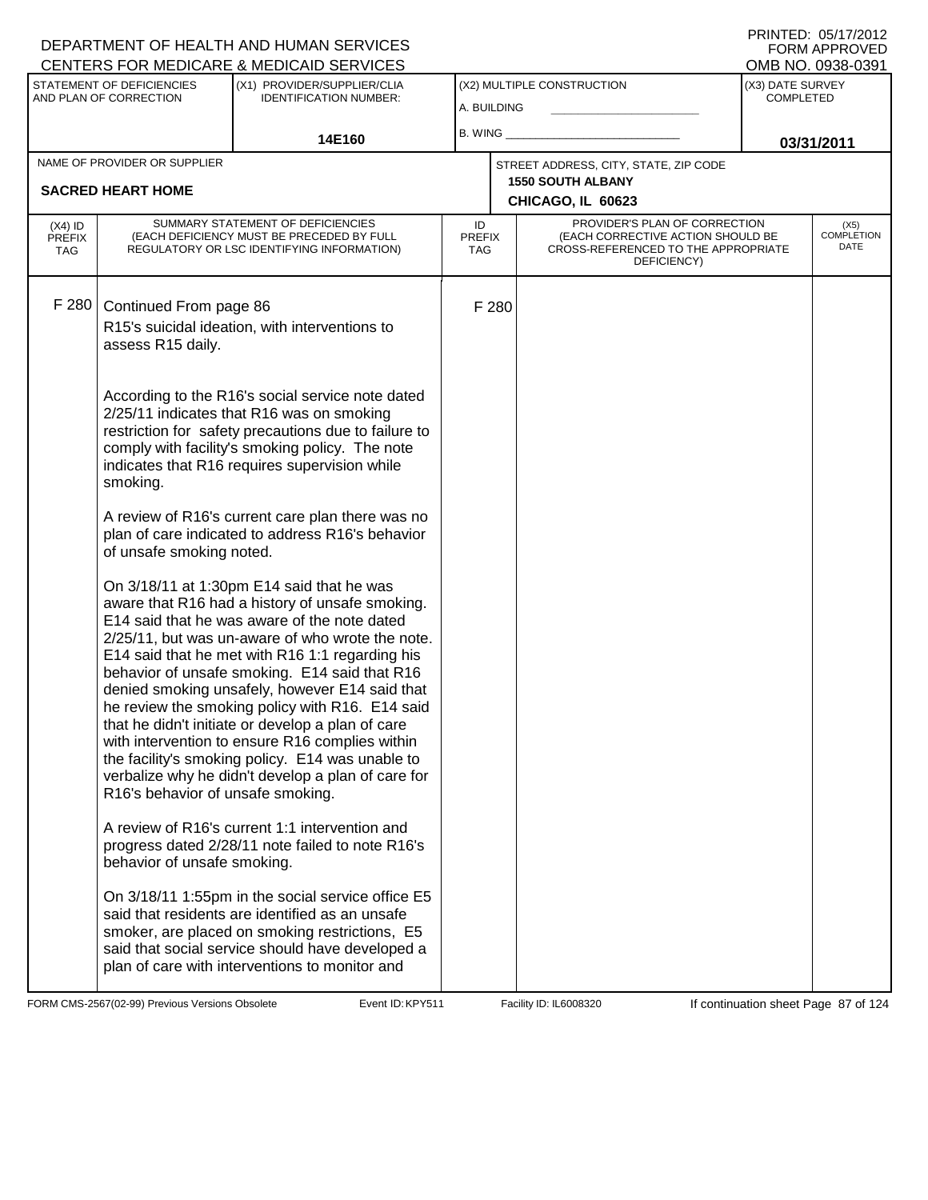DEPARTMENT OF HEALTH AND HUMAN SERVICES
CENTERS FOR MEDICARE & MEDICAID SERVICES

PRINTED: 05/17/2012
FORM APPROVED
OMB NO. 0938-0391

| STATEMENT OF DEFICIENCIES AND PLAN OF CORRECTION | (X1) PROVIDER/SUPPLIER/CLIA IDENTIFICATION NUMBER: | (X2) MULTIPLE CONSTRUCTION | (X3) DATE SURVEY COMPLETED |
|---|---|---|---|
| | 14E160 | A. BUILDING<br>B. WING | 03/31/2011 |

| NAME OF PROVIDER OR SUPPLIER | STREET ADDRESS, CITY, STATE, ZIP CODE |
|---|---|
| SACRED HEART HOME | 1550 SOUTH ALBANY<br>CHICAGO, IL 60623 |

| (X4) ID PREFIX TAG | SUMMARY STATEMENT OF DEFICIENCIES (EACH DEFICIENCY MUST BE PRECEDED BY FULL REGULATORY OR LSC IDENTIFYING INFORMATION) | ID PREFIX TAG | PROVIDER'S PLAN OF CORRECTION (EACH CORRECTIVE ACTION SHOULD BE CROSS-REFERENCED TO THE APPROPRIATE DEFICIENCY) | (X5) COMPLETION DATE |
|---|---|---|---|---|
| F 280 | Continued From page 86<br>R15's suicidal ideation, with interventions to assess R15 daily.<br><br>According to the R16's social service note dated 2/25/11 indicates that R16 was on smoking restriction for safety precautions due to failure to comply with facility's smoking policy. The note indicates that R16 requires supervision while smoking.<br><br>A review of R16's current care plan there was no plan of care indicated to address R16's behavior of unsafe smoking noted.<br><br>On 3/18/11 at 1:30pm E14 said that he was aware that R16 had a history of unsafe smoking. E14 said that he was aware of the note dated 2/25/11, but was un-aware of who wrote the note. E14 said that he met with R16 1:1 regarding his behavior of unsafe smoking. E14 said that R16 denied smoking unsafely, however E14 said that he review the smoking policy with R16. E14 said that he didn't initiate or develop a plan of care with intervention to ensure R16 complies within the facility's smoking policy. E14 was unable to verbalize why he didn't develop a plan of care for R16's behavior of unsafe smoking.<br><br>A review of R16's current 1:1 intervention and progress dated 2/28/11 note failed to note R16's behavior of unsafe smoking.<br><br>On 3/18/11 1:55pm in the social service office E5 said that residents are identified as an unsafe smoker, are placed on smoking restrictions, E5 said that social service should have developed a plan of care with interventions to monitor and | F 280 | | |

FORM CMS-2567(02-99) Previous Versions Obsolete Event ID: KPY511 Facility ID: IL6008320 If continuation sheet Page 87 of 124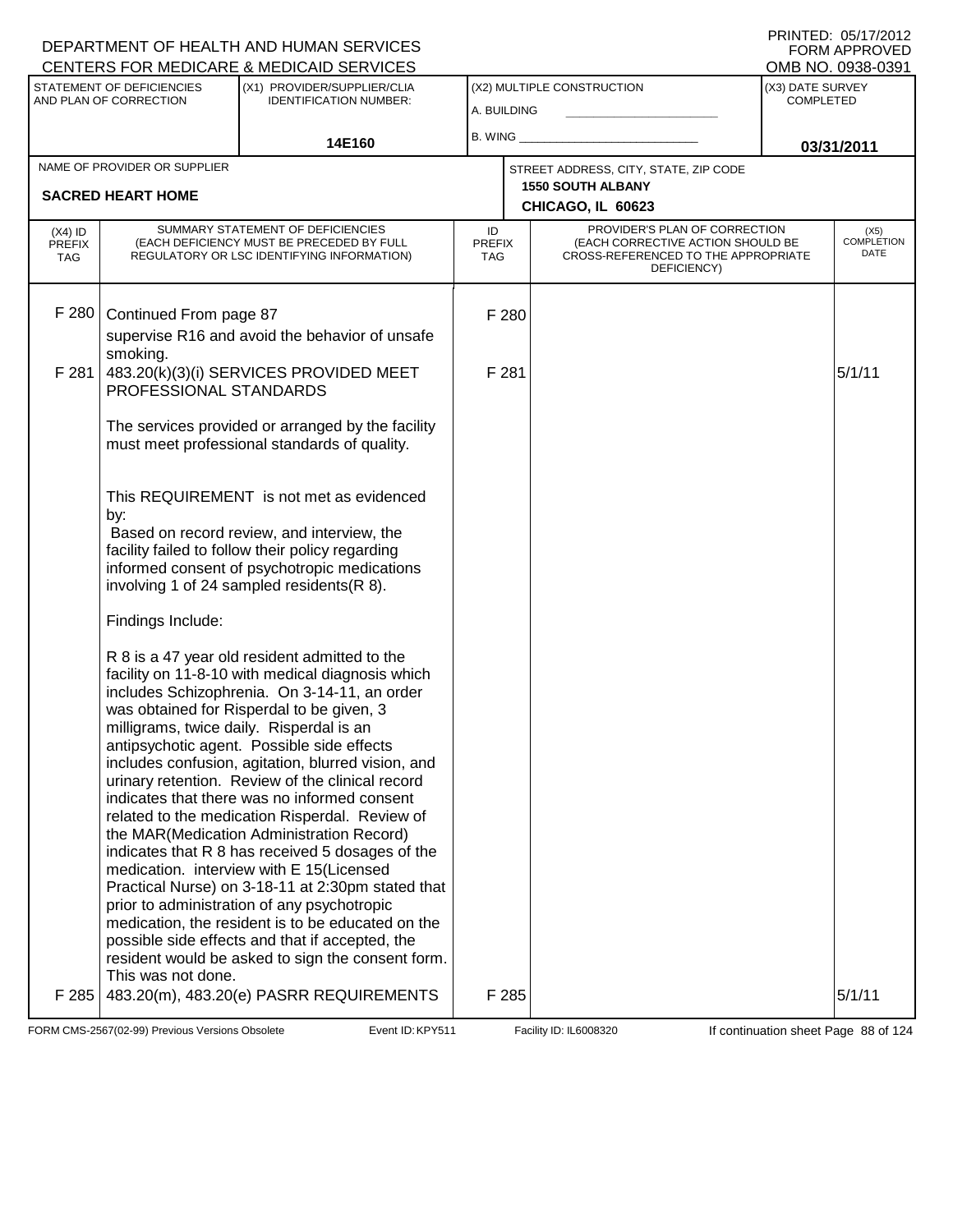DEPARTMENT OF HEALTH AND HUMAN SERVICES
CENTERS FOR MEDICARE & MEDICAID SERVICES

PRINTED: 05/17/2012
FORM APPROVED
OMB NO. 0938-0391

| STATEMENT OF DEFICIENCIES AND PLAN OF CORRECTION | (X1) PROVIDER/SUPPLIER/CLIA IDENTIFICATION NUMBER: | (X2) MULTIPLE CONSTRUCTION | (X3) DATE SURVEY COMPLETED |
|---|---|---|---|
| | 14E160 | A. BUILDING ____ B. WING ____ | 03/31/2011 |

| NAME OF PROVIDER OR SUPPLIER | STREET ADDRESS, CITY, STATE, ZIP CODE |
|---|---|
| SACRED HEART HOME | 1550 SOUTH ALBANY CHICAGO, IL 60623 |

| (X4) ID PREFIX TAG | SUMMARY STATEMENT OF DEFICIENCIES (EACH DEFICIENCY MUST BE PRECEDED BY FULL REGULATORY OR LSC IDENTIFYING INFORMATION) | ID PREFIX TAG | PROVIDER'S PLAN OF CORRECTION (EACH CORRECTIVE ACTION SHOULD BE CROSS-REFERENCED TO THE APPROPRIATE DEFICIENCY) | (X5) COMPLETION DATE |
|---|---|---|---|---|
| F 280 | Continued From page 87<br>supervise R16 and avoid the behavior of unsafe smoking. | F 280 | | |
| F 281 | 483.20(k)(3)(i) SERVICES PROVIDED MEET PROFESSIONAL STANDARDS<br><br>The services provided or arranged by the facility must meet professional standards of quality.<br><br>This REQUIREMENT is not met as evidenced by:<br>Based on record review, and interview, the facility failed to follow their policy regarding informed consent of psychotropic medications involving 1 of 24 sampled residents(R 8).<br><br>Findings Include:<br><br>R 8 is a 47 year old resident admitted to the facility on 11-8-10 with medical diagnosis which includes Schizophrenia. On 3-14-11, an order was obtained for Risperdal to be given, 3 milligrams, twice daily. Risperdal is an antipsychotic agent. Possible side effects includes confusion, agitation, blurred vision, and urinary retention. Review of the clinical record indicates that there was no informed consent related to the medication Risperdal. Review of the MAR(Medication Administration Record) indicates that R 8 has received 5 dosages of the medication. interview with E 15(Licensed Practical Nurse) on 3-18-11 at 2:30pm stated that prior to administration of any psychotropic medication, the resident is to be educated on the possible side effects and that if accepted, the resident would be asked to sign the consent form. This was not done. | F 281 | | 5/1/11 |
| F 285 | 483.20(m), 483.20(e) PASRR REQUIREMENTS | F 285 | | 5/1/11 |

FORM CMS-2567(02-99) Previous Versions Obsolete | Event ID: KPY511 | Facility ID: IL6008320 | If continuation sheet Page 88 of 124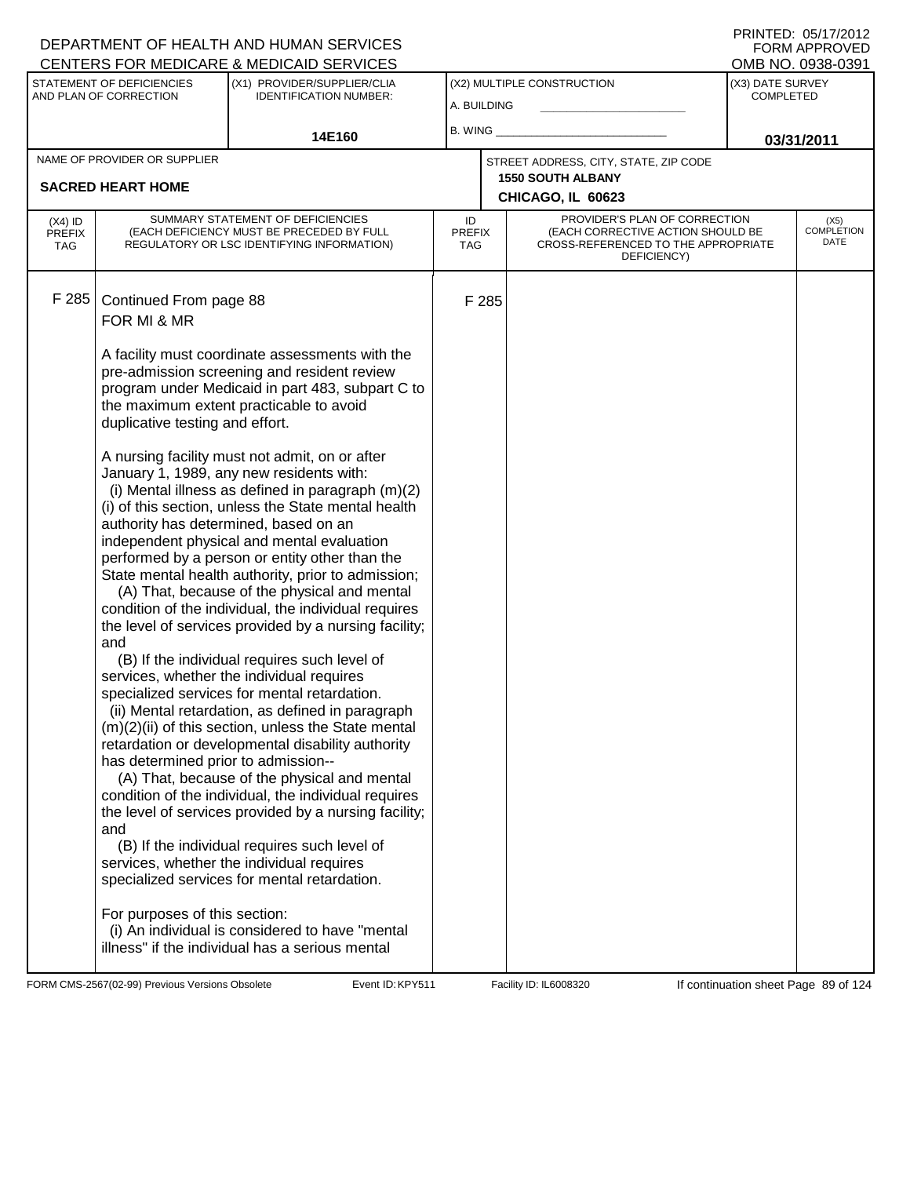DEPARTMENT OF HEALTH AND HUMAN SERVICES
CENTERS FOR MEDICARE & MEDICAID SERVICES

PRINTED: 05/17/2012
FORM APPROVED
OMB NO. 0938-0391

| STATEMENT OF DEFICIENCIES AND PLAN OF CORRECTION | (X1) PROVIDER/SUPPLIER/CLIA IDENTIFICATION NUMBER: | (X2) MULTIPLE CONSTRUCTION | (X3) DATE SURVEY COMPLETED |
|---|---|---|---|
| | 14E160 | A. BUILDING<br>B. WING | 03/31/2011 |

| NAME OF PROVIDER OR SUPPLIER | STREET ADDRESS, CITY, STATE, ZIP CODE |
|---|---|
| SACRED HEART HOME | 1550 SOUTH ALBANY<br>CHICAGO, IL 60623 |

| (X4) ID PREFIX TAG | SUMMARY STATEMENT OF DEFICIENCIES (EACH DEFICIENCY MUST BE PRECEDED BY FULL REGULATORY OR LSC IDENTIFYING INFORMATION) | ID PREFIX TAG | PROVIDER'S PLAN OF CORRECTION (EACH CORRECTIVE ACTION SHOULD BE CROSS-REFERENCED TO THE APPROPRIATE DEFICIENCY) | (X5) COMPLETION DATE |
|---|---|---|---|---|
| F 285 | Continued From page 88 | F 285 | | |

FOR MI & MR

A facility must coordinate assessments with the pre-admission screening and resident review program under Medicaid in part 483, subpart C to the maximum extent practicable to avoid duplicative testing and effort.

A nursing facility must not admit, on or after January 1, 1989, any new residents with:
(i) Mental illness as defined in paragraph (m)(2)(i) of this section, unless the State mental health authority has determined, based on an independent physical and mental evaluation performed by a person or entity other than the State mental health authority, prior to admission;
(A) That, because of the physical and mental condition of the individual, the individual requires the level of services provided by a nursing facility; and
(B) If the individual requires such level of services, whether the individual requires specialized services for mental retardation.
(ii) Mental retardation, as defined in paragraph (m)(2)(ii) of this section, unless the State mental retardation or developmental disability authority has determined prior to admission--
(A) That, because of the physical and mental condition of the individual, the individual requires the level of services provided by a nursing facility; and
(B) If the individual requires such level of services, whether the individual requires specialized services for mental retardation.

For purposes of this section:
(i) An individual is considered to have "mental illness" if the individual has a serious mental

FORM CMS-2567(02-99) Previous Versions Obsolete    Event ID: KPY511    Facility ID: IL6008320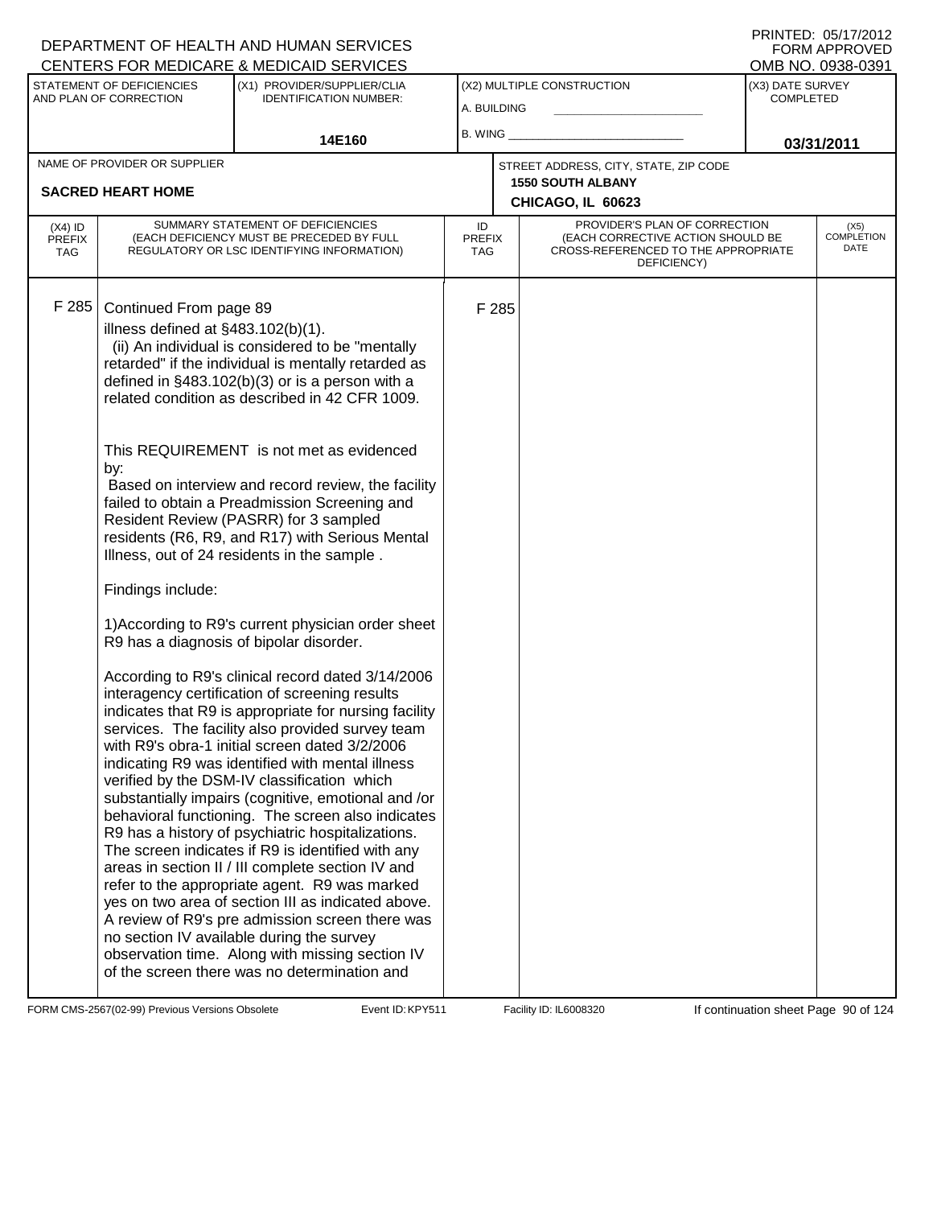DEPARTMENT OF HEALTH AND HUMAN SERVICES
CENTERS FOR MEDICARE & MEDICAID SERVICES

PRINTED: 05/17/2012
FORM APPROVED
OMB NO. 0938-0391

| STATEMENT OF DEFICIENCIES AND PLAN OF CORRECTION | (X1) PROVIDER/SUPPLIER/CLIA IDENTIFICATION NUMBER: | (X2) MULTIPLE CONSTRUCTION | (X3) DATE SURVEY COMPLETED |
|---|---|---|---|
| | 14E160 | A. BUILDING ______ B. WING ______ | 03/31/2011 |

| NAME OF PROVIDER OR SUPPLIER | STREET ADDRESS, CITY, STATE, ZIP CODE |
|---|---|
| SACRED HEART HOME | 1550 SOUTH ALBANY CHICAGO, IL 60623 |

| (X4) ID PREFIX TAG | SUMMARY STATEMENT OF DEFICIENCIES (EACH DEFICIENCY MUST BE PRECEDED BY FULL REGULATORY OR LSC IDENTIFYING INFORMATION) | ID PREFIX TAG | PROVIDER'S PLAN OF CORRECTION (EACH CORRECTIVE ACTION SHOULD BE CROSS-REFERENCED TO THE APPROPRIATE DEFICIENCY) | (X5) COMPLETION DATE |
|---|---|---|---|---|
| F 285 | Continued From page 89 | F 285 | | |

illness defined at §483.102(b)(1).
(ii) An individual is considered to be "mentally retarded" if the individual is mentally retarded as defined in §483.102(b)(3) or is a person with a related condition as described in 42 CFR 1009.

This REQUIREMENT is not met as evidenced by:
Based on interview and record review, the facility failed to obtain a Preadmission Screening and Resident Review (PASRR) for 3 sampled residents (R6, R9, and R17) with Serious Mental Illness, out of 24 residents in the sample .

Findings include:

1)According to R9's current physician order sheet R9 has a diagnosis of bipolar disorder.

According to R9's clinical record dated 3/14/2006 interagency certification of screening results indicates that R9 is appropriate for nursing facility services. The facility also provided survey team with R9's obra-1 initial screen dated 3/2/2006 indicating R9 was identified with mental illness verified by the DSM-IV classification which substantially impairs (cognitive, emotional and /or behavioral functioning. The screen also indicates R9 has a history of psychiatric hospitalizations. The screen indicates if R9 is identified with any areas in section II / III complete section IV and refer to the appropriate agent. R9 was marked yes on two area of section III as indicated above. A review of R9's pre admission screen there was no section IV available during the survey observation time. Along with missing section IV of the screen there was no determination and

FORM CMS-2567(02-99) Previous Versions Obsolete Event ID: KPY511 Facility ID: IL6008320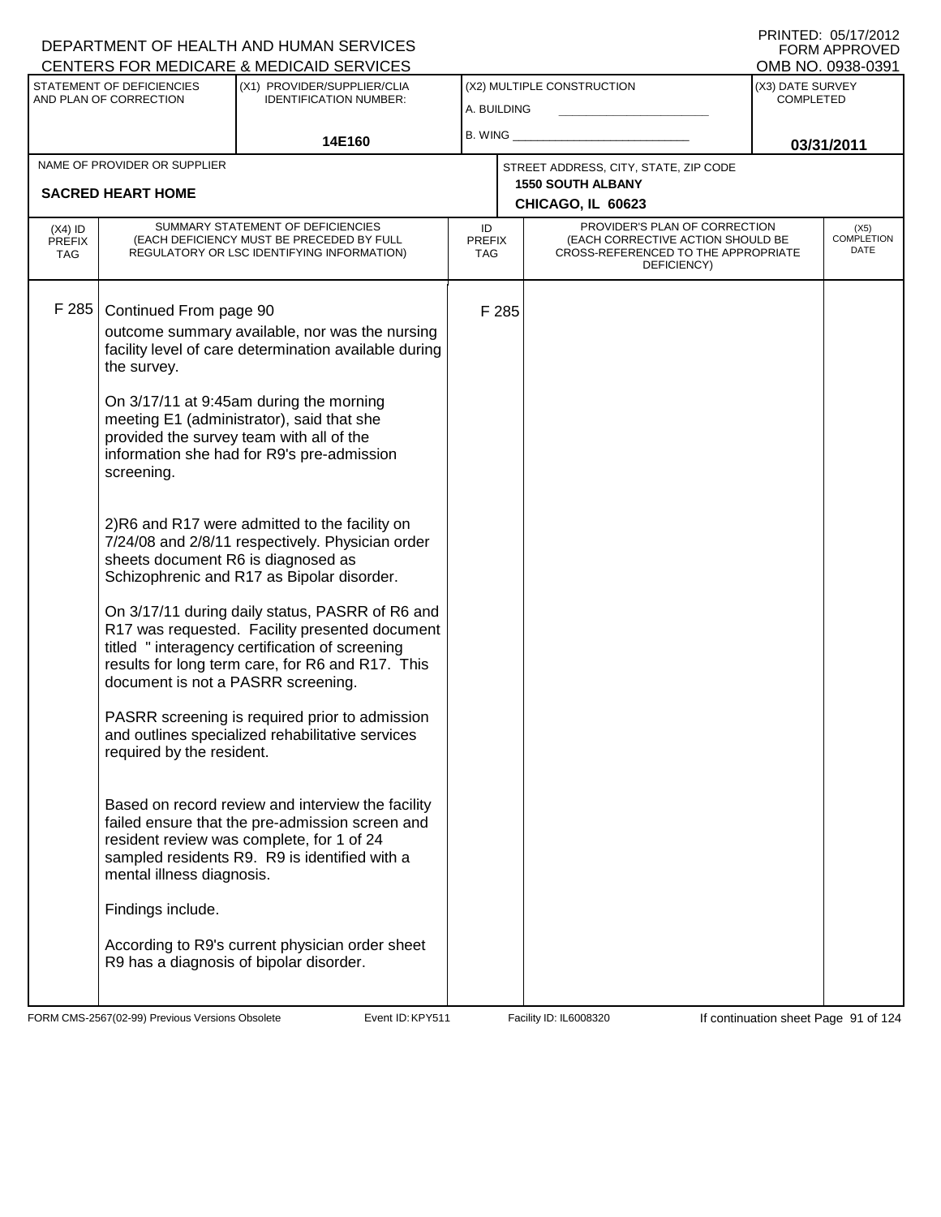DEPARTMENT OF HEALTH AND HUMAN SERVICES
CENTERS FOR MEDICARE & MEDICAID SERVICES

PRINTED: 05/17/2012
FORM APPROVED
OMB NO. 0938-0391

| STATEMENT OF DEFICIENCIES AND PLAN OF CORRECTION | (X1) PROVIDER/SUPPLIER/CLIA IDENTIFICATION NUMBER: | (X2) MULTIPLE CONSTRUCTION | (X3) DATE SURVEY COMPLETED |
|---|---|---|---|
| | 14E160 | A. BUILDING<br>B. WING | 03/31/2011 |

| NAME OF PROVIDER OR SUPPLIER | STREET ADDRESS, CITY, STATE, ZIP CODE |
|---|---|
| SACRED HEART HOME | 1550 SOUTH ALBANY<br>CHICAGO, IL 60623 |

| (X4) ID PREFIX TAG | SUMMARY STATEMENT OF DEFICIENCIES (EACH DEFICIENCY MUST BE PRECEDED BY FULL REGULATORY OR LSC IDENTIFYING INFORMATION) | ID PREFIX TAG | PROVIDER'S PLAN OF CORRECTION (EACH CORRECTIVE ACTION SHOULD BE CROSS-REFERENCED TO THE APPROPRIATE DEFICIENCY) | (X5) COMPLETION DATE |
|---|---|---|---|---|
| F 285 | Continued From page 90 | F 285 | | |

outcome summary available, nor was the nursing facility level of care determination available during the survey.

On 3/17/11 at 9:45am during the morning meeting E1 (administrator), said that she provided the survey team with all of the information she had for R9's pre-admission screening.

2)R6 and R17 were admitted to the facility on 7/24/08 and 2/8/11 respectively. Physician order sheets document R6 is diagnosed as Schizophrenic and R17 as Bipolar disorder.

On 3/17/11 during daily status, PASRR of R6 and R17 was requested. Facility presented document titled " interagency certification of screening results for long term care, for R6 and R17. This document is not a PASRR screening.

PASRR screening is required prior to admission and outlines specialized rehabilitative services required by the resident.

Based on record review and interview the facility failed ensure that the pre-admission screen and resident review was complete, for 1 of 24 sampled residents R9. R9 is identified with a mental illness diagnosis.

Findings include.

According to R9's current physician order sheet R9 has a diagnosis of bipolar disorder.

FORM CMS-2567(02-99) Previous Versions Obsolete Event ID: KPY511 Facility ID: IL6008320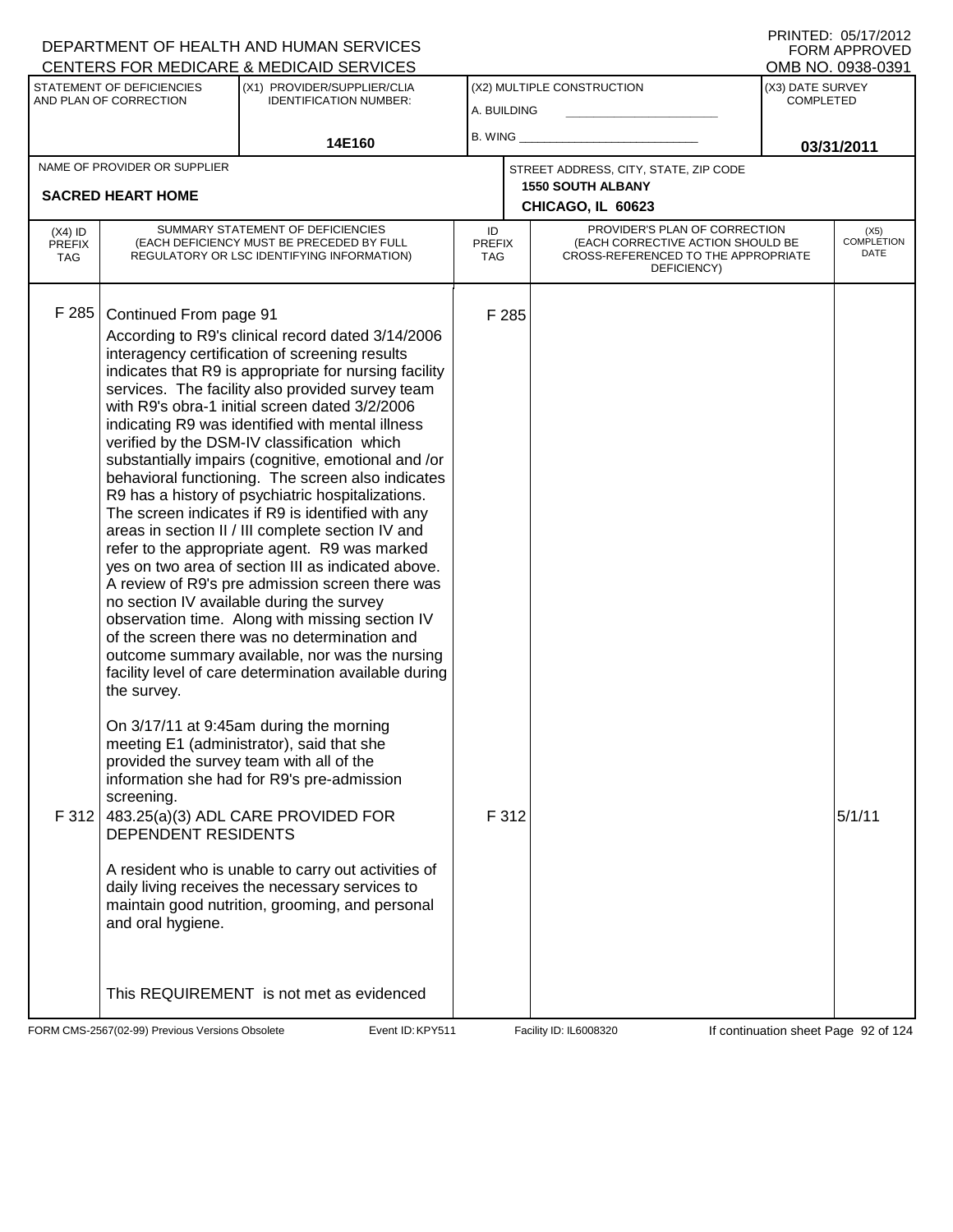DEPARTMENT OF HEALTH AND HUMAN SERVICES
CENTERS FOR MEDICARE & MEDICAID SERVICES

PRINTED: 05/17/2012
FORM APPROVED
OMB NO. 0938-0391

| STATEMENT OF DEFICIENCIES AND PLAN OF CORRECTION | (X1) PROVIDER/SUPPLIER/CLIA IDENTIFICATION NUMBER: | (X2) MULTIPLE CONSTRUCTION | (X3) DATE SURVEY COMPLETED |
|---|---|---|---|
| | 14E160 | A. BUILDING<br>B. WING | 03/31/2011 |

| NAME OF PROVIDER OR SUPPLIER | STREET ADDRESS, CITY, STATE, ZIP CODE |
|---|---|
| SACRED HEART HOME | 1550 SOUTH ALBANY<br>CHICAGO, IL 60623 |

| (X4) ID PREFIX TAG | SUMMARY STATEMENT OF DEFICIENCIES (EACH DEFICIENCY MUST BE PRECEDED BY FULL REGULATORY OR LSC IDENTIFYING INFORMATION) | ID PREFIX TAG | PROVIDER'S PLAN OF CORRECTION (EACH CORRECTIVE ACTION SHOULD BE CROSS-REFERENCED TO THE APPROPRIATE DEFICIENCY) | (X5) COMPLETION DATE |
|---|---|---|---|---|
| F 285 | Continued From page 91<br>According to R9's clinical record dated 3/14/2006 interagency certification of screening results indicates that R9 is appropriate for nursing facility services. The facility also provided survey team with R9's obra-1 initial screen dated 3/2/2006 indicating R9 was identified with mental illness verified by the DSM-IV classification which substantially impairs (cognitive, emotional and /or behavioral functioning. The screen also indicates R9 has a history of psychiatric hospitalizations. The screen indicates if R9 is identified with any areas in section II / III complete section IV and refer to the appropriate agent. R9 was marked yes on two area of section III as indicated above. A review of R9's pre admission screen there was no section IV available during the survey observation time. Along with missing section IV of the screen there was no determination and outcome summary available, nor was the nursing facility level of care determination available during the survey.<br><br>On 3/17/11 at 9:45am during the morning meeting E1 (administrator), said that she provided the survey team with all of the information she had for R9's pre-admission screening. | F 285 | | |
| F 312 | 483.25(a)(3) ADL CARE PROVIDED FOR DEPENDENT RESIDENTS<br><br>A resident who is unable to carry out activities of daily living receives the necessary services to maintain good nutrition, grooming, and personal and oral hygiene.<br><br>This REQUIREMENT is not met as evidenced | F 312 | | 5/1/11 |

FORM CMS-2567(02-99) Previous Versions Obsolete Event ID: KPY511 Facility ID: IL6008320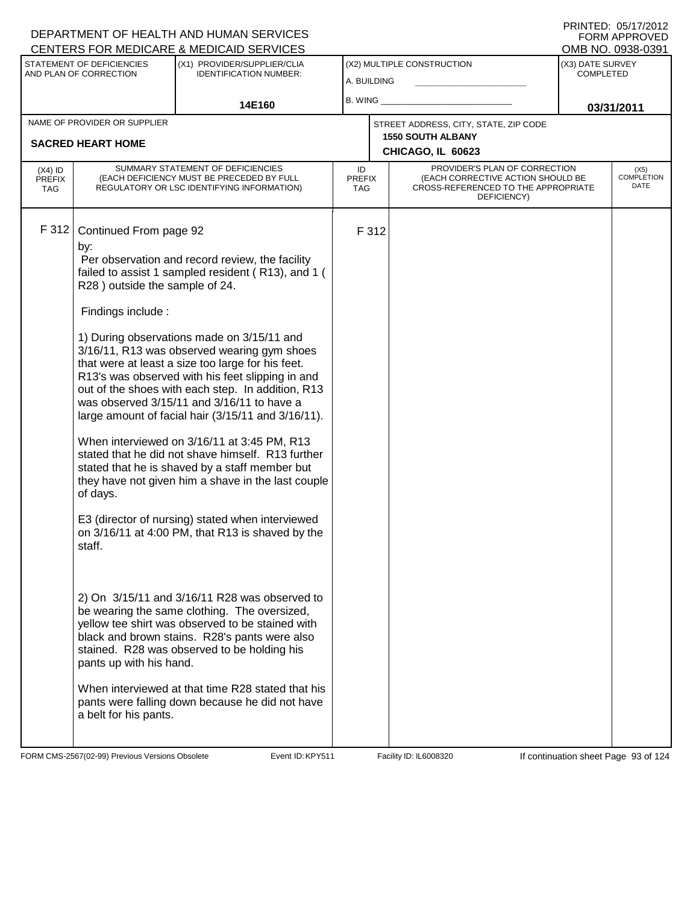DEPARTMENT OF HEALTH AND HUMAN SERVICES
CENTERS FOR MEDICARE & MEDICAID SERVICES

PRINTED: 05/17/2012
FORM APPROVED
OMB NO. 0938-0391

| STATEMENT OF DEFICIENCIES AND PLAN OF CORRECTION | (X1) PROVIDER/SUPPLIER/CLIA IDENTIFICATION NUMBER: | (X2) MULTIPLE CONSTRUCTION | (X3) DATE SURVEY COMPLETED |
|---|---|---|---|
| | 14E160 | A. BUILDING / B. WING | 03/31/2011 |

| NAME OF PROVIDER OR SUPPLIER | STREET ADDRESS, CITY, STATE, ZIP CODE |
|---|---|
| SACRED HEART HOME | 1550 SOUTH ALBANY, CHICAGO, IL 60623 |

| (X4) ID PREFIX TAG | SUMMARY STATEMENT OF DEFICIENCIES (EACH DEFICIENCY MUST BE PRECEDED BY FULL REGULATORY OR LSC IDENTIFYING INFORMATION) | ID PREFIX TAG | PROVIDER'S PLAN OF CORRECTION (EACH CORRECTIVE ACTION SHOULD BE CROSS-REFERENCED TO THE APPROPRIATE DEFICIENCY) | (X5) COMPLETION DATE |
|---|---|---|---|---|
| F 312 | Continued From page 92 | F 312 | | |

by:
Per observation and record review, the facility failed to assist 1 sampled resident ( R13), and 1 ( R28 ) outside the sample of 24.

Findings include :

1) During observations made on 3/15/11 and 3/16/11, R13 was observed wearing gym shoes that were at least a size too large for his feet. R13's was observed with his feet slipping in and out of the shoes with each step. In addition, R13 was observed 3/15/11 and 3/16/11 to have a large amount of facial hair (3/15/11 and 3/16/11).

When interviewed on 3/16/11 at 3:45 PM, R13 stated that he did not shave himself. R13 further stated that he is shaved by a staff member but they have not given him a shave in the last couple of days.

E3 (director of nursing) stated when interviewed on 3/16/11 at 4:00 PM, that R13 is shaved by the staff.

2) On 3/15/11 and 3/16/11 R28 was observed to be wearing the same clothing. The oversized, yellow tee shirt was observed to be stained with black and brown stains. R28's pants were also stained. R28 was observed to be holding his pants up with his hand.

When interviewed at that time R28 stated that his pants were falling down because he did not have a belt for his pants.

FORM CMS-2567(02-99) Previous Versions Obsolete | Event ID: KPY511 | Facility ID: IL6008320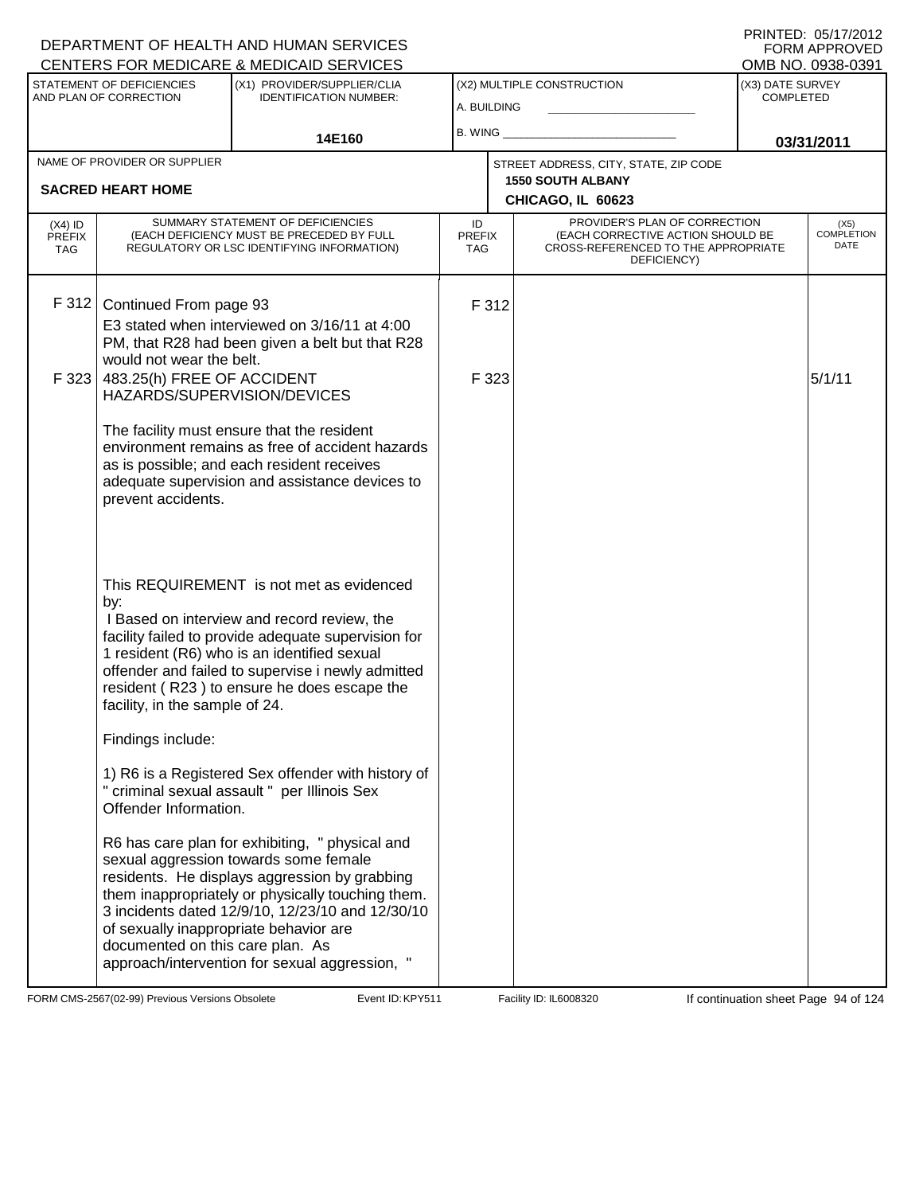DEPARTMENT OF HEALTH AND HUMAN SERVICES
CENTERS FOR MEDICARE & MEDICAID SERVICES

PRINTED: 05/17/2012
FORM APPROVED
OMB NO. 0938-0391

| STATEMENT OF DEFICIENCIES AND PLAN OF CORRECTION | (X1) PROVIDER/SUPPLIER/CLIA IDENTIFICATION NUMBER: | (X2) MULTIPLE CONSTRUCTION | (X3) DATE SURVEY COMPLETED |
|---|---|---|---|
| | 14E160 | A. BUILDING<br>B. WING | 03/31/2011 |

| NAME OF PROVIDER OR SUPPLIER | STREET ADDRESS, CITY, STATE, ZIP CODE |
|---|---|
| SACRED HEART HOME | 1550 SOUTH ALBANY<br>CHICAGO, IL 60623 |

| (X4) ID PREFIX TAG | SUMMARY STATEMENT OF DEFICIENCIES (EACH DEFICIENCY MUST BE PRECEDED BY FULL REGULATORY OR LSC IDENTIFYING INFORMATION) | ID PREFIX TAG | PROVIDER'S PLAN OF CORRECTION (EACH CORRECTIVE ACTION SHOULD BE CROSS-REFERENCED TO THE APPROPRIATE DEFICIENCY) | (X5) COMPLETION DATE |
|---|---|---|---|---|
| F 312 | Continued From page 93<br>E3 stated when interviewed on 3/16/11 at 4:00 PM, that R28 had been given a belt but that R28 would not wear the belt. | F 312 | | |
| F 323 | 483.25(h) FREE OF ACCIDENT HAZARDS/SUPERVISION/DEVICES<br><br>The facility must ensure that the resident environment remains as free of accident hazards as is possible; and each resident receives adequate supervision and assistance devices to prevent accidents.<br><br>This REQUIREMENT is not met as evidenced by:<br>I Based on interview and record review, the facility failed to provide adequate supervision for 1 resident (R6) who is an identified sexual offender and failed to supervise i newly admitted resident ( R23 ) to ensure he does escape the facility, in the sample of 24.<br><br>Findings include:<br><br>1) R6 is a Registered Sex offender with history of " criminal sexual assault " per Illinois Sex Offender Information.<br><br>R6 has care plan for exhibiting, " physical and sexual aggression towards some female residents. He displays aggression by grabbing them inappropriately or physically touching them. 3 incidents dated 12/9/10, 12/23/10 and 12/30/10 of sexually inappropriate behavior are documented on this care plan. As approach/intervention for sexual aggression, " | F 323 | | 5/1/11 |

FORM CMS-2567(02-99) Previous Versions Obsolete Event ID: KPY511 Facility ID: IL6008320 If continuation sheet Page 94 of 124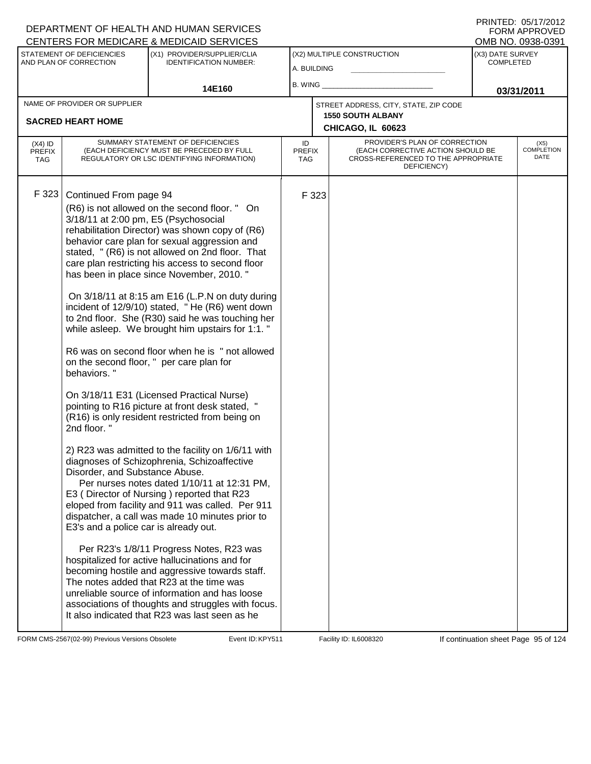DEPARTMENT OF HEALTH AND HUMAN SERVICES
CENTERS FOR MEDICARE & MEDICAID SERVICES

PRINTED: 05/17/2012
FORM APPROVED
OMB NO. 0938-0391

| STATEMENT OF DEFICIENCIES AND PLAN OF CORRECTION | (X1) PROVIDER/SUPPLIER/CLIA IDENTIFICATION NUMBER: | (X2) MULTIPLE CONSTRUCTION | (X3) DATE SURVEY COMPLETED |
|---|---|---|---|
| | 14E160 | A. BUILDING<br>B. WING | 03/31/2011 |

| NAME OF PROVIDER OR SUPPLIER | STREET ADDRESS, CITY, STATE, ZIP CODE |
|---|---|
| SACRED HEART HOME | 1550 SOUTH ALBANY<br>CHICAGO, IL 60623 |

| (X4) ID PREFIX TAG | SUMMARY STATEMENT OF DEFICIENCIES (EACH DEFICIENCY MUST BE PRECEDED BY FULL REGULATORY OR LSC IDENTIFYING INFORMATION) | ID PREFIX TAG | PROVIDER'S PLAN OF CORRECTION (EACH CORRECTIVE ACTION SHOULD BE CROSS-REFERENCED TO THE APPROPRIATE DEFICIENCY) | (X5) COMPLETION DATE |
|---|---|---|---|---|
| F 323 | Continued From page 94<br>(R6) is not allowed on the second floor. " On 3/18/11 at 2:00 pm, E5 (Psychosocial rehabilitation Director) was shown copy of (R6) behavior care plan for sexual aggression and stated, " (R6) is not allowed on 2nd floor. That care plan restricting his access to second floor has been in place since November, 2010. "<br><br>On 3/18/11 at 8:15 am E16 (L.P.N on duty during incident of 12/9/10) stated, " He (R6) went down to 2nd floor. She (R30) said he was touching her while asleep. We brought him upstairs for 1:1. "<br><br>R6 was on second floor when he is " not allowed on the second floor, " per care plan for behaviors. "<br><br>On 3/18/11 E31 (Licensed Practical Nurse) pointing to R16 picture at front desk stated, " (R16) is only resident restricted from being on 2nd floor. "<br><br>2) R23 was admitted to the facility on 1/6/11 with diagnoses of Schizophrenia, Schizoaffective Disorder, and Substance Abuse.<br>Per nurses notes dated 1/10/11 at 12:31 PM, E3 ( Director of Nursing ) reported that R23 eloped from facility and 911 was called. Per 911 dispatcher, a call was made 10 minutes prior to E3's and a police car is already out.<br><br>Per R23's 1/8/11 Progress Notes, R23 was hospitalized for active hallucinations and for becoming hostile and aggressive towards staff. The notes added that R23 at the time was unreliable source of information and has loose associations of thoughts and struggles with focus. It also indicated that R23 was last seen as he | F 323 | | |

FORM CMS-2567(02-99) Previous Versions Obsolete | Event ID: KPY511 | Facility ID: IL6008320 | If continuation sheet Page 95 of 124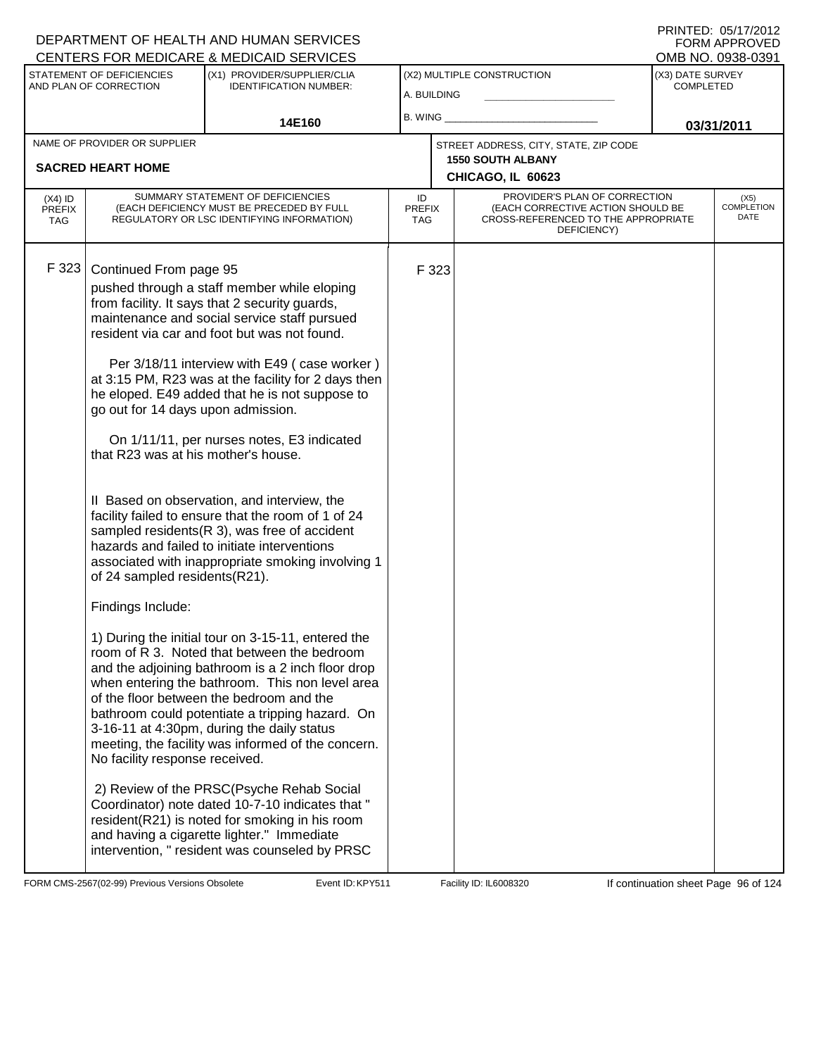DEPARTMENT OF HEALTH AND HUMAN SERVICES
CENTERS FOR MEDICARE & MEDICAID SERVICES

PRINTED: 05/17/2012
FORM APPROVED
OMB NO. 0938-0391

| STATEMENT OF DEFICIENCIES AND PLAN OF CORRECTION | (X1) PROVIDER/SUPPLIER/CLIA IDENTIFICATION NUMBER: | (X2) MULTIPLE CONSTRUCTION | (X3) DATE SURVEY COMPLETED |
|---|---|---|---|
| | 14E160 | A. BUILDING ___ B. WING ___ | 03/31/2011 |

| NAME OF PROVIDER OR SUPPLIER | STREET ADDRESS, CITY, STATE, ZIP CODE |
|---|---|
| SACRED HEART HOME | 1550 SOUTH ALBANY CHICAGO, IL 60623 |

| (X4) ID PREFIX TAG | SUMMARY STATEMENT OF DEFICIENCIES (EACH DEFICIENCY MUST BE PRECEDED BY FULL REGULATORY OR LSC IDENTIFYING INFORMATION) | ID PREFIX TAG | PROVIDER'S PLAN OF CORRECTION (EACH CORRECTIVE ACTION SHOULD BE CROSS-REFERENCED TO THE APPROPRIATE DEFICIENCY) | (X5) COMPLETION DATE |
|---|---|---|---|---|
| F 323 | Continued From page 95 | F 323 | | |

pushed through a staff member while eloping from facility. It says that 2 security guards, maintenance and social service staff pursued resident via car and foot but was not found.

Per 3/18/11 interview with E49 ( case worker ) at 3:15 PM, R23 was at the facility for 2 days then he eloped. E49 added that he is not suppose to go out for 14 days upon admission.

On 1/11/11, per nurses notes, E3 indicated that R23 was at his mother's house.

II Based on observation, and interview, the facility failed to ensure that the room of 1 of 24 sampled residents(R 3), was free of accident hazards and failed to initiate interventions associated with inappropriate smoking involving 1 of 24 sampled residents(R21).

Findings Include:

1) During the initial tour on 3-15-11, entered the room of R 3. Noted that between the bedroom and the adjoining bathroom is a 2 inch floor drop when entering the bathroom. This non level area of the floor between the bedroom and the bathroom could potentiate a tripping hazard. On 3-16-11 at 4:30pm, during the daily status meeting, the facility was informed of the concern. No facility response received.

2) Review of the PRSC(Psyche Rehab Social Coordinator) note dated 10-7-10 indicates that " resident(R21) is noted for smoking in his room and having a cigarette lighter." Immediate intervention, " resident was counseled by PRSC

FORM CMS-2567(02-99) Previous Versions Obsolete    Event ID: KPY511    Facility ID: IL6008320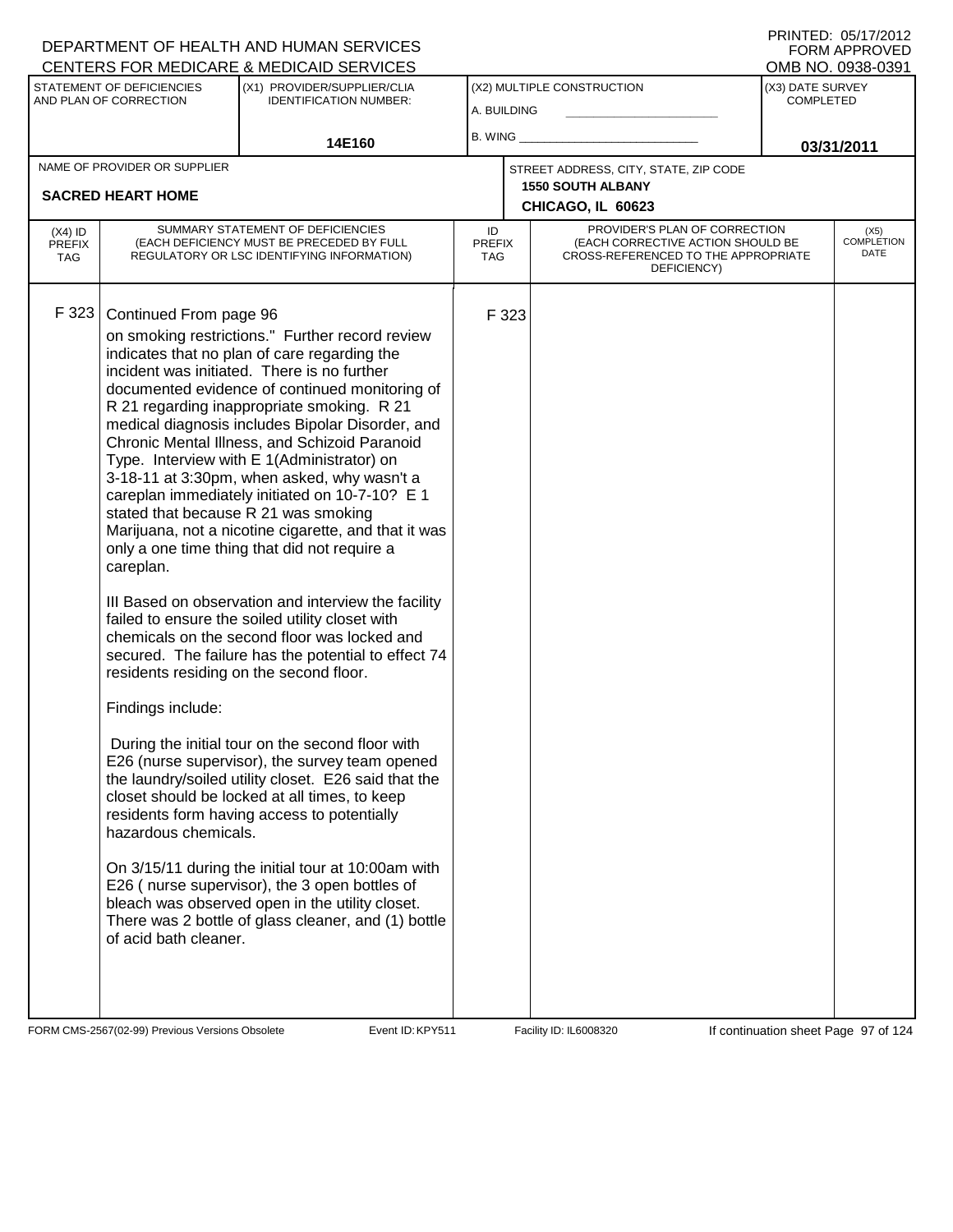DEPARTMENT OF HEALTH AND HUMAN SERVICES
CENTERS FOR MEDICARE & MEDICAID SERVICES

PRINTED: 05/17/2012
FORM APPROVED
OMB NO. 0938-0391

| STATEMENT OF DEFICIENCIES AND PLAN OF CORRECTION | (X1) PROVIDER/SUPPLIER/CLIA IDENTIFICATION NUMBER: | (X2) MULTIPLE CONSTRUCTION | (X3) DATE SURVEY COMPLETED |
|---|---|---|---|
| | 14E160 | A. BUILDING<br>B. WING | 03/31/2011 |

| NAME OF PROVIDER OR SUPPLIER | STREET ADDRESS, CITY, STATE, ZIP CODE |
|---|---|
| SACRED HEART HOME | 1550 SOUTH ALBANY<br>CHICAGO, IL 60623 |

| (X4) ID PREFIX TAG | SUMMARY STATEMENT OF DEFICIENCIES (EACH DEFICIENCY MUST BE PRECEDED BY FULL REGULATORY OR LSC IDENTIFYING INFORMATION) | ID PREFIX TAG | PROVIDER'S PLAN OF CORRECTION (EACH CORRECTIVE ACTION SHOULD BE CROSS-REFERENCED TO THE APPROPRIATE DEFICIENCY) | (X5) COMPLETION DATE |
|---|---|---|---|---|
| F 323 | Continued From page 96<br>on smoking restrictions." Further record review indicates that no plan of care regarding the incident was initiated. There is no further documented evidence of continued monitoring of R 21 regarding inappropriate smoking. R 21 medical diagnosis includes Bipolar Disorder, and Chronic Mental Illness, and Schizoid Paranoid Type. Interview with E 1(Administrator) on 3-18-11 at 3:30pm, when asked, why wasn't a careplan immediately initiated on 10-7-10? E 1 stated that because R 21 was smoking Marijuana, not a nicotine cigarette, and that it was only a one time thing that did not require a careplan.<br><br>III Based on observation and interview the facility failed to ensure the soiled utility closet with chemicals on the second floor was locked and secured. The failure has the potential to effect 74 residents residing on the second floor.<br><br>Findings include:<br><br>During the initial tour on the second floor with E26 (nurse supervisor), the survey team opened the laundry/soiled utility closet. E26 said that the closet should be locked at all times, to keep residents form having access to potentially hazardous chemicals.<br><br>On 3/15/11 during the initial tour at 10:00am with E26 ( nurse supervisor), the 3 open bottles of bleach was observed open in the utility closet. There was 2 bottle of glass cleaner, and (1) bottle of acid bath cleaner. | F 323 | | |

FORM CMS-2567(02-99) Previous Versions Obsolete    Event ID: KPY511    Facility ID: IL6008320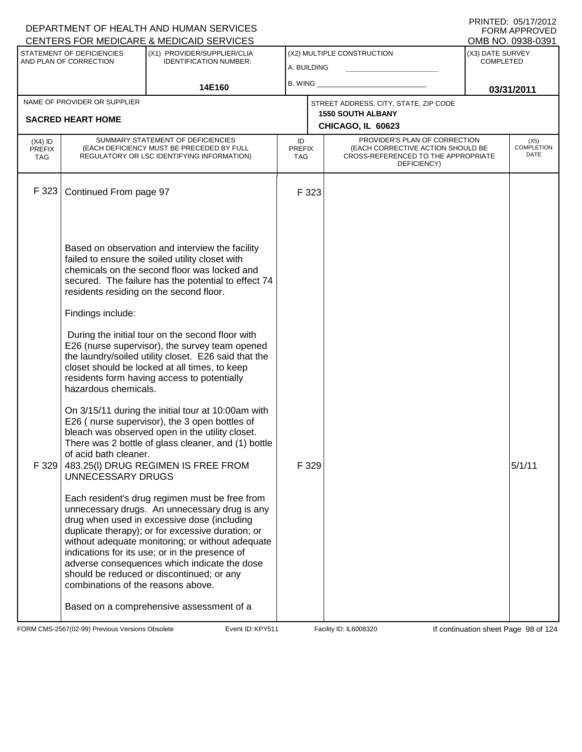DEPARTMENT OF HEALTH AND HUMAN SERVICES
CENTERS FOR MEDICARE & MEDICAID SERVICES

PRINTED: 05/17/2012
FORM APPROVED
OMB NO. 0938-0391

| STATEMENT OF DEFICIENCIES AND PLAN OF CORRECTION | (X1) PROVIDER/SUPPLIER/CLIA IDENTIFICATION NUMBER: | (X2) MULTIPLE CONSTRUCTION | (X3) DATE SURVEY COMPLETED |
|---|---|---|---|
| | 14E160 | A. BUILDING<br>B. WING | 03/31/2011 |

| NAME OF PROVIDER OR SUPPLIER | STREET ADDRESS, CITY, STATE, ZIP CODE |
|---|---|
| SACRED HEART HOME | 1550 SOUTH ALBANY<br>CHICAGO, IL 60623 |

| (X4) ID PREFIX TAG | SUMMARY STATEMENT OF DEFICIENCIES (EACH DEFICIENCY MUST BE PRECEDED BY FULL REGULATORY OR LSC IDENTIFYING INFORMATION) | ID PREFIX TAG | PROVIDER'S PLAN OF CORRECTION (EACH CORRECTIVE ACTION SHOULD BE CROSS-REFERENCED TO THE APPROPRIATE DEFICIENCY) | (X5) COMPLETION DATE |
|---|---|---|---|---|
| F 323 | Continued From page 97<br><br>Based on observation and interview the facility failed to ensure the soiled utility closet with chemicals on the second floor was locked and secured. The failure has the potential to effect 74 residents residing on the second floor.<br><br>Findings include:<br><br>During the initial tour on the second floor with E26 (nurse supervisor), the survey team opened the laundry/soiled utility closet. E26 said that the closet should be locked at all times, to keep residents form having access to potentially hazardous chemicals.<br><br>On 3/15/11 during the initial tour at 10:00am with E26 ( nurse supervisor), the 3 open bottles of bleach was observed open in the utility closet. There was 2 bottle of glass cleaner, and (1) bottle of acid bath cleaner. | F 323 | | |
| F 329 | 483.25(l) DRUG REGIMEN IS FREE FROM UNNECESSARY DRUGS<br><br>Each resident's drug regimen must be free from unnecessary drugs. An unnecessary drug is any drug when used in excessive dose (including duplicate therapy); or for excessive duration; or without adequate monitoring; or without adequate indications for its use; or in the presence of adverse consequences which indicate the dose should be reduced or discontinued; or any combinations of the reasons above.<br><br>Based on a comprehensive assessment of a | F 329 | | 5/1/11 |

FORM CMS-2567(02-99) Previous Versions Obsolete Event ID: KPY511 Facility ID: IL6008320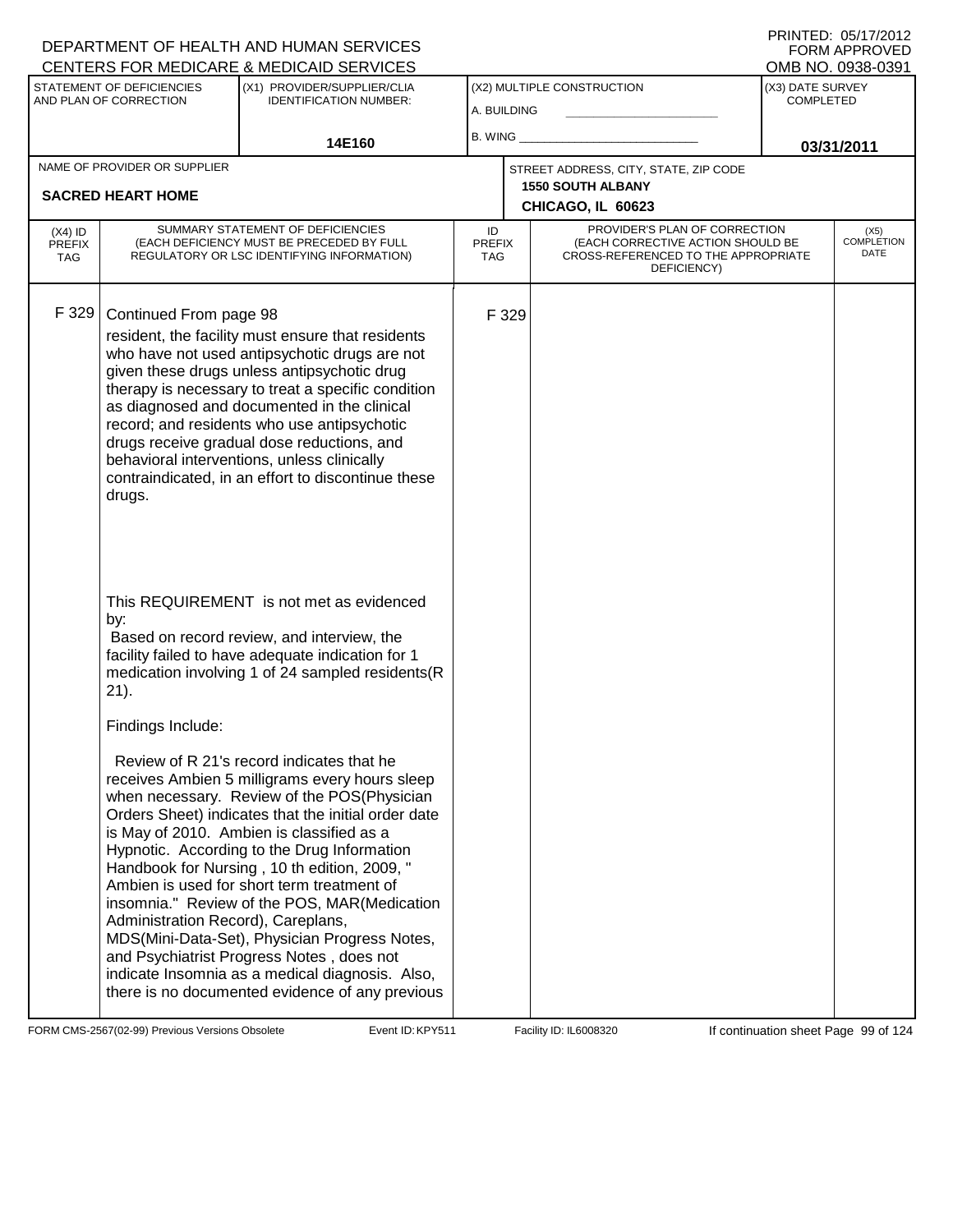DEPARTMENT OF HEALTH AND HUMAN SERVICES
CENTERS FOR MEDICARE & MEDICAID SERVICES

PRINTED: 05/17/2012
FORM APPROVED
OMB NO. 0938-0391

| STATEMENT OF DEFICIENCIES AND PLAN OF CORRECTION | (X1) PROVIDER/SUPPLIER/CLIA IDENTIFICATION NUMBER: | (X2) MULTIPLE CONSTRUCTION | (X3) DATE SURVEY COMPLETED |
|---|---|---|---|
| | 14E160 | A. BUILDING<br>B. WING | 03/31/2011 |

| NAME OF PROVIDER OR SUPPLIER | STREET ADDRESS, CITY, STATE, ZIP CODE |
|---|---|
| SACRED HEART HOME | 1550 SOUTH ALBANY<br>CHICAGO, IL 60623 |

| (X4) ID PREFIX TAG | SUMMARY STATEMENT OF DEFICIENCIES (EACH DEFICIENCY MUST BE PRECEDED BY FULL REGULATORY OR LSC IDENTIFYING INFORMATION) | ID PREFIX TAG | PROVIDER'S PLAN OF CORRECTION (EACH CORRECTIVE ACTION SHOULD BE CROSS-REFERENCED TO THE APPROPRIATE DEFICIENCY) | (X5) COMPLETION DATE |
|---|---|---|---|---|
| F 329 | Continued From page 98<br>resident, the facility must ensure that residents who have not used antipsychotic drugs are not given these drugs unless antipsychotic drug therapy is necessary to treat a specific condition as diagnosed and documented in the clinical record; and residents who use antipsychotic drugs receive gradual dose reductions, and behavioral interventions, unless clinically contraindicated, in an effort to discontinue these drugs.<br><br>This REQUIREMENT is not met as evidenced by:<br>Based on record review, and interview, the facility failed to have adequate indication for 1 medication involving 1 of 24 sampled residents(R 21).<br><br>Findings Include:<br><br>Review of R 21's record indicates that he receives Ambien 5 milligrams every hours sleep when necessary. Review of the POS(Physician Orders Sheet) indicates that the initial order date is May of 2010. Ambien is classified as a Hypnotic. According to the Drug Information Handbook for Nursing , 10 th edition, 2009, " Ambien is used for short term treatment of insomnia." Review of the POS, MAR(Medication Administration Record), Careplans, MDS(Mini-Data-Set), Physician Progress Notes, and Psychiatrist Progress Notes , does not indicate Insomnia as a medical diagnosis. Also, there is no documented evidence of any previous | F 329 | | |

FORM CMS-2567(02-99) Previous Versions Obsolete | Event ID: KPY511 | Facility ID: IL6008320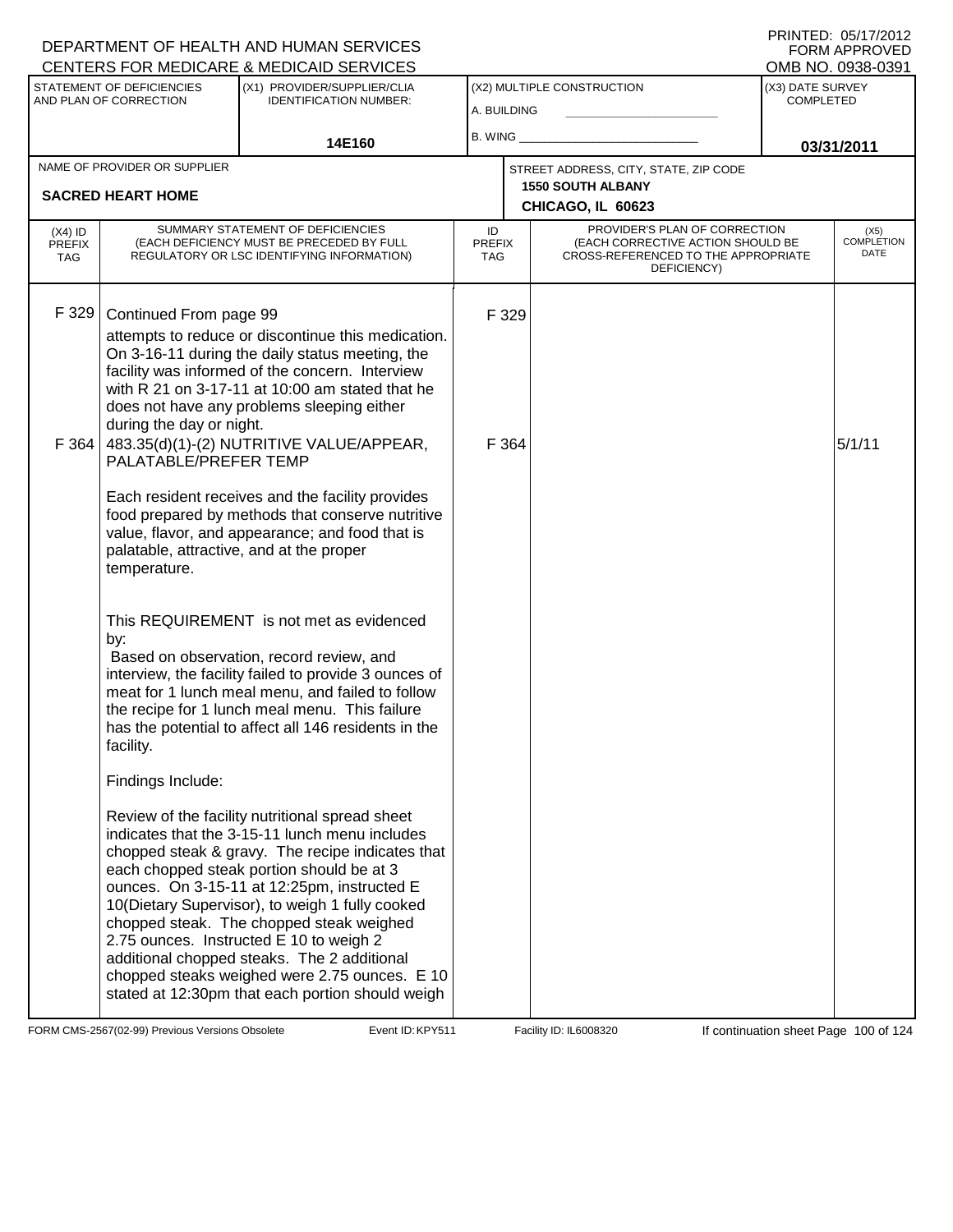DEPARTMENT OF HEALTH AND HUMAN SERVICES
CENTERS FOR MEDICARE & MEDICAID SERVICES

PRINTED: 05/17/2012
FORM APPROVED
OMB NO. 0938-0391

| STATEMENT OF DEFICIENCIES AND PLAN OF CORRECTION | (X1) PROVIDER/SUPPLIER/CLIA IDENTIFICATION NUMBER: | (X2) MULTIPLE CONSTRUCTION | (X3) DATE SURVEY COMPLETED |
|---|---|---|---|
| | 14E160 | A. BUILDING<br>B. WING | 03/31/2011 |

| NAME OF PROVIDER OR SUPPLIER | STREET ADDRESS, CITY, STATE, ZIP CODE |
|---|---|
| SACRED HEART HOME | 1550 SOUTH ALBANY<br>CHICAGO, IL 60623 |

| (X4) ID PREFIX TAG | SUMMARY STATEMENT OF DEFICIENCIES (EACH DEFICIENCY MUST BE PRECEDED BY FULL REGULATORY OR LSC IDENTIFYING INFORMATION) | ID PREFIX TAG | PROVIDER'S PLAN OF CORRECTION (EACH CORRECTIVE ACTION SHOULD BE CROSS-REFERENCED TO THE APPROPRIATE DEFICIENCY) | (X5) COMPLETION DATE |
|---|---|---|---|---|
| F 329 | Continued From page 99<br>attempts to reduce or discontinue this medication. On 3-16-11 during the daily status meeting, the facility was informed of the concern. Interview with R 21 on 3-17-11 at 10:00 am stated that he does not have any problems sleeping either during the day or night. | F 329 | | |
| F 364 | 483.35(d)(1)-(2) NUTRITIVE VALUE/APPEAR, PALATABLE/PREFER TEMP<br><br>Each resident receives and the facility provides food prepared by methods that conserve nutritive value, flavor, and appearance; and food that is palatable, attractive, and at the proper temperature.<br><br>This REQUIREMENT is not met as evidenced by:<br>Based on observation, record review, and interview, the facility failed to provide 3 ounces of meat for 1 lunch meal menu, and failed to follow the recipe for 1 lunch meal menu. This failure has the potential to affect all 146 residents in the facility.<br><br>Findings Include:<br><br>Review of the facility nutritional spread sheet indicates that the 3-15-11 lunch menu includes chopped steak & gravy. The recipe indicates that each chopped steak portion should be at 3 ounces. On 3-15-11 at 12:25pm, instructed E 10(Dietary Supervisor), to weigh 1 fully cooked chopped steak. The chopped steak weighed 2.75 ounces. Instructed E 10 to weigh 2 additional chopped steaks. The 2 additional chopped steaks weighed were 2.75 ounces. E 10 stated at 12:30pm that each portion should weigh | F 364 | | 5/1/11 |

FORM CMS-2567(02-99) Previous Versions Obsolete    Event ID: KPY511    Facility ID: IL6008320    If continuation sheet Page 100 of 124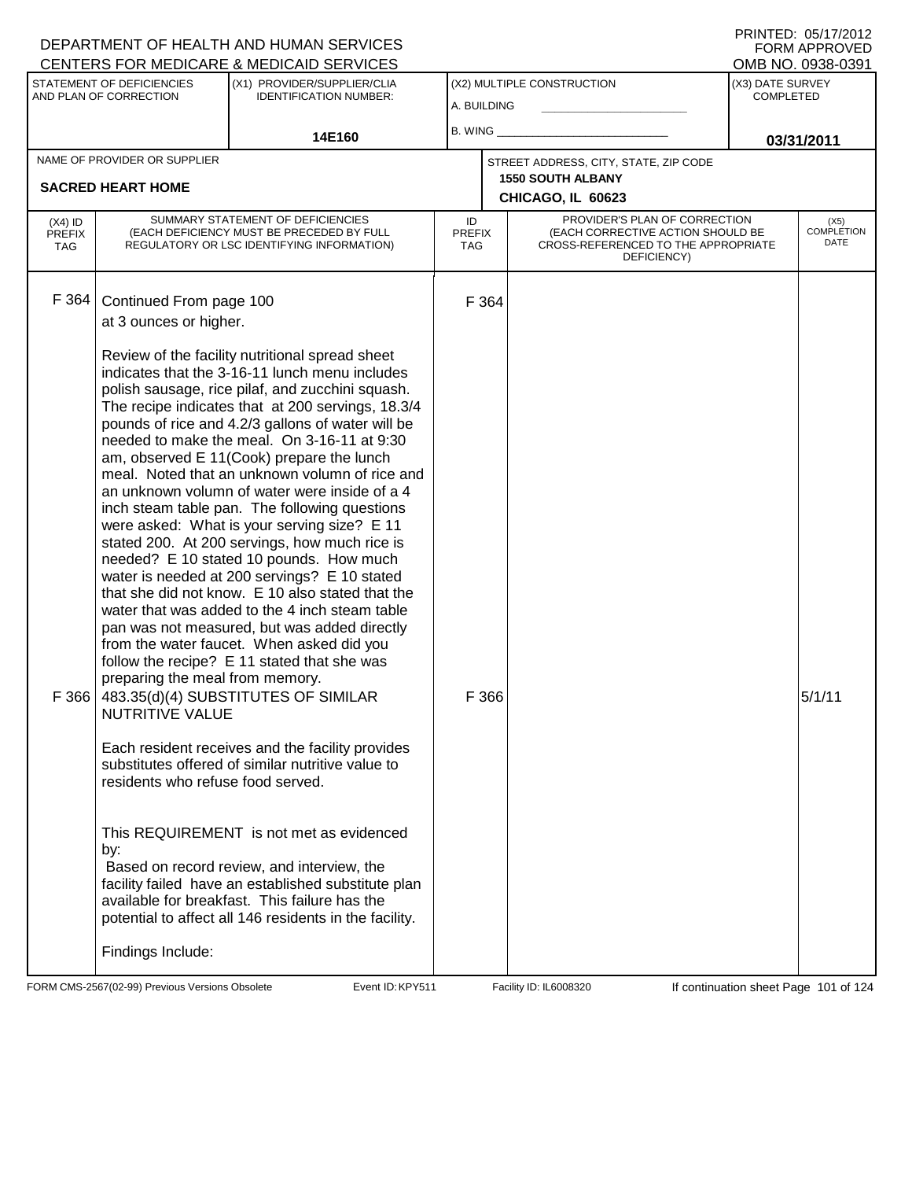DEPARTMENT OF HEALTH AND HUMAN SERVICES
CENTERS FOR MEDICARE & MEDICAID SERVICES

PRINTED: 05/17/2012
FORM APPROVED
OMB NO. 0938-0391

| STATEMENT OF DEFICIENCIES AND PLAN OF CORRECTION | (X1) PROVIDER/SUPPLIER/CLIA IDENTIFICATION NUMBER: | (X2) MULTIPLE CONSTRUCTION | (X3) DATE SURVEY COMPLETED |
|---|---|---|---|
| | 14E160 | A. BUILDING ______ B. WING ______ | 03/31/2011 |

| NAME OF PROVIDER OR SUPPLIER | STREET ADDRESS, CITY, STATE, ZIP CODE |
|---|---|
| SACRED HEART HOME | 1550 SOUTH ALBANY CHICAGO, IL 60623 |

| (X4) ID PREFIX TAG | SUMMARY STATEMENT OF DEFICIENCIES (EACH DEFICIENCY MUST BE PRECEDED BY FULL REGULATORY OR LSC IDENTIFYING INFORMATION) | ID PREFIX TAG | PROVIDER'S PLAN OF CORRECTION (EACH CORRECTIVE ACTION SHOULD BE CROSS-REFERENCED TO THE APPROPRIATE DEFICIENCY) | (X5) COMPLETION DATE |
|---|---|---|---|---|
| F 364 | Continued From page 100<br>at 3 ounces or higher.<br><br>Review of the facility nutritional spread sheet indicates that the 3-16-11 lunch menu includes polish sausage, rice pilaf, and zucchini squash. The recipe indicates that at 200 servings, 18.3/4 pounds of rice and 4.2/3 gallons of water will be needed to make the meal. On 3-16-11 at 9:30 am, observed E 11(Cook) prepare the lunch meal. Noted that an unknown volumn of rice and an unknown volumn of water were inside of a 4 inch steam table pan. The following questions were asked: What is your serving size? E 11 stated 200. At 200 servings, how much rice is needed? E 10 stated 10 pounds. How much water is needed at 200 servings? E 10 stated that she did not know. E 10 also stated that the water that was added to the 4 inch steam table pan was not measured, but was added directly from the water faucet. When asked did you follow the recipe? E 11 stated that she was preparing the meal from memory. | F 364 | | |
| F 366 | 483.35(d)(4) SUBSTITUTES OF SIMILAR NUTRITIVE VALUE<br><br>Each resident receives and the facility provides substitutes offered of similar nutritive value to residents who refuse food served.<br><br>This REQUIREMENT is not met as evidenced by:<br>Based on record review, and interview, the facility failed have an established substitute plan available for breakfast. This failure has the potential to affect all 146 residents in the facility.<br><br>Findings Include: | F 366 | | 5/1/11 |

FORM CMS-2567(02-99) Previous Versions Obsolete    Event ID: KPY511    Facility ID: IL6008320    If continuation sheet Page 101 of 124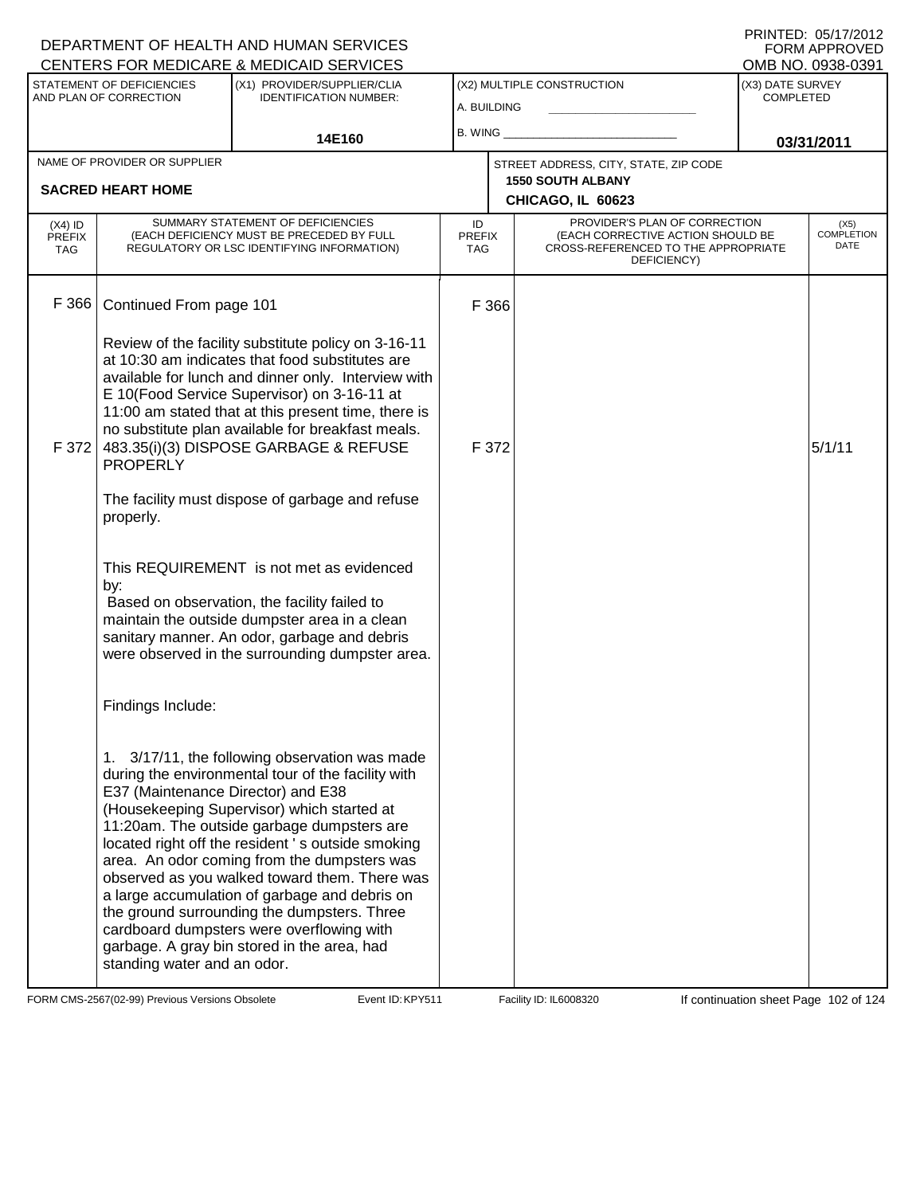DEPARTMENT OF HEALTH AND HUMAN SERVICES
CENTERS FOR MEDICARE & MEDICAID SERVICES

PRINTED: 05/17/2012
FORM APPROVED
OMB NO. 0938-0391

| STATEMENT OF DEFICIENCIES AND PLAN OF CORRECTION | (X1) PROVIDER/SUPPLIER/CLIA IDENTIFICATION NUMBER: | (X2) MULTIPLE CONSTRUCTION | (X3) DATE SURVEY COMPLETED |
|---|---|---|---|
| | 14E160 | A. BUILDING<br>B. WING | 03/31/2011 |

| NAME OF PROVIDER OR SUPPLIER | STREET ADDRESS, CITY, STATE, ZIP CODE |
|---|---|
| SACRED HEART HOME | 1550 SOUTH ALBANY<br>CHICAGO, IL 60623 |

| (X4) ID PREFIX TAG | SUMMARY STATEMENT OF DEFICIENCIES (EACH DEFICIENCY MUST BE PRECEDED BY FULL REGULATORY OR LSC IDENTIFYING INFORMATION) | ID PREFIX TAG | PROVIDER'S PLAN OF CORRECTION (EACH CORRECTIVE ACTION SHOULD BE CROSS-REFERENCED TO THE APPROPRIATE DEFICIENCY) | (X5) COMPLETION DATE |
|---|---|---|---|---|
| F 366 | Continued From page 101<br><br>Review of the facility substitute policy on 3-16-11 at 10:30 am indicates that food substitutes are available for lunch and dinner only. Interview with E 10(Food Service Supervisor) on 3-16-11 at 11:00 am stated that at this present time, there is no substitute plan available for breakfast meals. | F 366 | | |
| F 372 | 483.35(i)(3) DISPOSE GARBAGE & REFUSE PROPERLY<br><br>The facility must dispose of garbage and refuse properly.<br><br>This REQUIREMENT is not met as evidenced by:<br>Based on observation, the facility failed to maintain the outside dumpster area in a clean sanitary manner. An odor, garbage and debris were observed in the surrounding dumpster area.<br><br>Findings Include:<br><br>1. 3/17/11, the following observation was made during the environmental tour of the facility with E37 (Maintenance Director) and E38 (Housekeeping Supervisor) which started at 11:20am. The outside garbage dumpsters are located right off the resident ' s outside smoking area. An odor coming from the dumpsters was observed as you walked toward them. There was a large accumulation of garbage and debris on the ground surrounding the dumpsters. Three cardboard dumpsters were overflowing with garbage. A gray bin stored in the area, had standing water and an odor. | F 372 | | 5/1/11 |

FORM CMS-2567(02-99) Previous Versions Obsolete Event ID: KPY511 Facility ID: IL6008320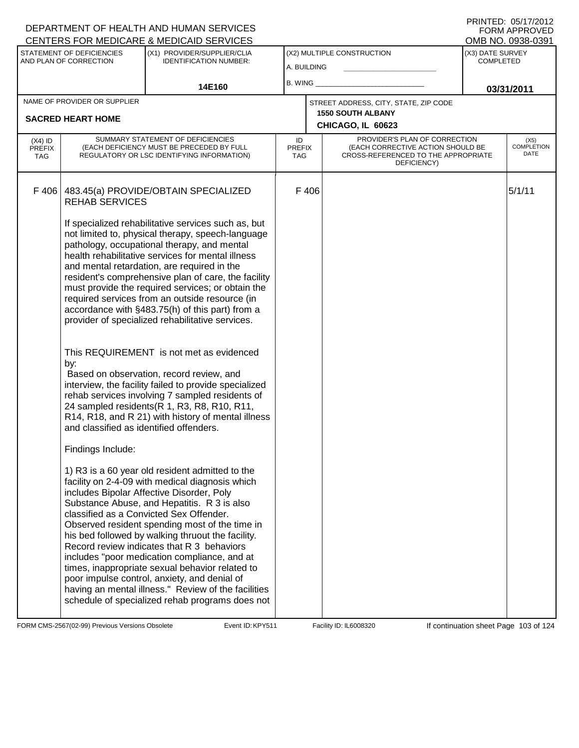DEPARTMENT OF HEALTH AND HUMAN SERVICES
CENTERS FOR MEDICARE & MEDICAID SERVICES

PRINTED: 05/17/2012
FORM APPROVED
OMB NO. 0938-0391

| STATEMENT OF DEFICIENCIES AND PLAN OF CORRECTION | (X1) PROVIDER/SUPPLIER/CLIA IDENTIFICATION NUMBER: | (X2) MULTIPLE CONSTRUCTION | (X3) DATE SURVEY COMPLETED |
|---|---|---|---|
| | 14E160 | A. BUILDING ___ B. WING ___ | 03/31/2011 |

NAME OF PROVIDER OR SUPPLIER: **SACRED HEART HOME**

STREET ADDRESS, CITY, STATE, ZIP CODE: **1550 SOUTH ALBANY, CHICAGO, IL 60623**

| (X4) ID PREFIX TAG | SUMMARY STATEMENT OF DEFICIENCIES (EACH DEFICIENCY MUST BE PRECEDED BY FULL REGULATORY OR LSC IDENTIFYING INFORMATION) | ID PREFIX TAG | PROVIDER'S PLAN OF CORRECTION (EACH CORRECTIVE ACTION SHOULD BE CROSS-REFERENCED TO THE APPROPRIATE DEFICIENCY) | (X5) COMPLETION DATE |
|---|---|---|---|---|
| F 406 | 483.45(a) PROVIDE/OBTAIN SPECIALIZED REHAB SERVICES<br><br>If specialized rehabilitative services such as, but not limited to, physical therapy, speech-language pathology, occupational therapy, and mental health rehabilitative services for mental illness and mental retardation, are required in the resident's comprehensive plan of care, the facility must provide the required services; or obtain the required services from an outside resource (in accordance with §483.75(h) of this part) from a provider of specialized rehabilitative services.<br><br>This REQUIREMENT is not met as evidenced by:<br>Based on observation, record review, and interview, the facility failed to provide specialized rehab services involving 7 sampled residents of 24 sampled residents(R 1, R3, R8, R10, R11, R14, R18, and R 21) with history of mental illness and classified as identified offenders.<br><br>Findings Include:<br><br>1) R3 is a 60 year old resident admitted to the facility on 2-4-09 with medical diagnosis which includes Bipolar Affective Disorder, Poly Substance Abuse, and Hepatitis. R 3 is also classified as a Convicted Sex Offender. Observed resident spending most of the time in his bed followed by walking thruout the facility. Record review indicates that R 3 behaviors includes "poor medication compliance, and at times, inappropriate sexual behavior related to poor impulse control, anxiety, and denial of having an mental illness." Review of the facilities schedule of specialized rehab programs does not | F 406 | | 5/1/11 |

FORM CMS-2567(02-99) Previous Versions Obsolete | Event ID: KPY511 | Facility ID: IL6008320 | If continuation sheet Page 103 of 124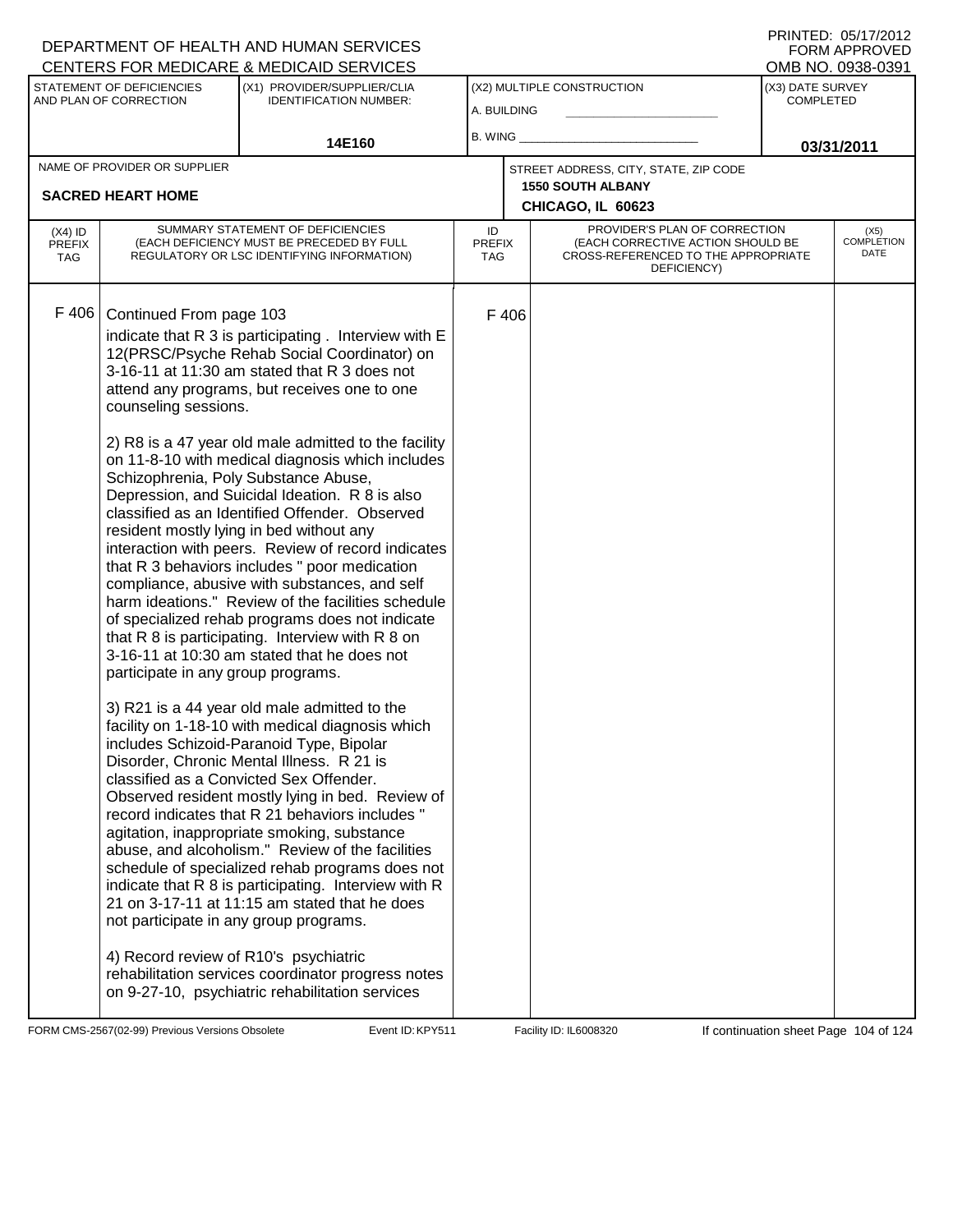DEPARTMENT OF HEALTH AND HUMAN SERVICES
CENTERS FOR MEDICARE & MEDICAID SERVICES

PRINTED: 05/17/2012
FORM APPROVED
OMB NO. 0938-0391

| STATEMENT OF DEFICIENCIES AND PLAN OF CORRECTION | (X1) PROVIDER/SUPPLIER/CLIA IDENTIFICATION NUMBER: | (X2) MULTIPLE CONSTRUCTION | (X3) DATE SURVEY COMPLETED |
|---|---|---|---|
| | 14E160 | A. BUILDING<br>B. WING | 03/31/2011 |

| NAME OF PROVIDER OR SUPPLIER | STREET ADDRESS, CITY, STATE, ZIP CODE |
|---|---|
| SACRED HEART HOME | 1550 SOUTH ALBANY<br>CHICAGO, IL 60623 |

| (X4) ID PREFIX TAG | SUMMARY STATEMENT OF DEFICIENCIES (EACH DEFICIENCY MUST BE PRECEDED BY FULL REGULATORY OR LSC IDENTIFYING INFORMATION) | ID PREFIX TAG | PROVIDER'S PLAN OF CORRECTION (EACH CORRECTIVE ACTION SHOULD BE CROSS-REFERENCED TO THE APPROPRIATE DEFICIENCY) | (X5) COMPLETION DATE |
|---|---|---|---|---|
| F 406 | Continued From page 103<br>indicate that R 3 is participating . Interview with E 12(PRSC/Psyche Rehab Social Coordinator) on 3-16-11 at 11:30 am stated that R 3 does not attend any programs, but receives one to one counseling sessions.<br><br>2) R8 is a 47 year old male admitted to the facility on 11-8-10 with medical diagnosis which includes Schizophrenia, Poly Substance Abuse, Depression, and Suicidal Ideation. R 8 is also classified as an Identified Offender. Observed resident mostly lying in bed without any interaction with peers. Review of record indicates that R 3 behaviors includes " poor medication compliance, abusive with substances, and self harm ideations." Review of the facilities schedule of specialized rehab programs does not indicate that R 8 is participating. Interview with R 8 on 3-16-11 at 10:30 am stated that he does not participate in any group programs.<br><br>3) R21 is a 44 year old male admitted to the facility on 1-18-10 with medical diagnosis which includes Schizoid-Paranoid Type, Bipolar Disorder, Chronic Mental Illness. R 21 is classified as a Convicted Sex Offender. Observed resident mostly lying in bed. Review of record indicates that R 21 behaviors includes " agitation, inappropriate smoking, substance abuse, and alcoholism." Review of the facilities schedule of specialized rehab programs does not indicate that R 8 is participating. Interview with R 21 on 3-17-11 at 11:15 am stated that he does not participate in any group programs.<br><br>4) Record review of R10's psychiatric rehabilitation services coordinator progress notes on 9-27-10, psychiatric rehabilitation services | F 406 | | |

FORM CMS-2567(02-99) Previous Versions Obsolete Event ID: KPY511 Facility ID: IL6008320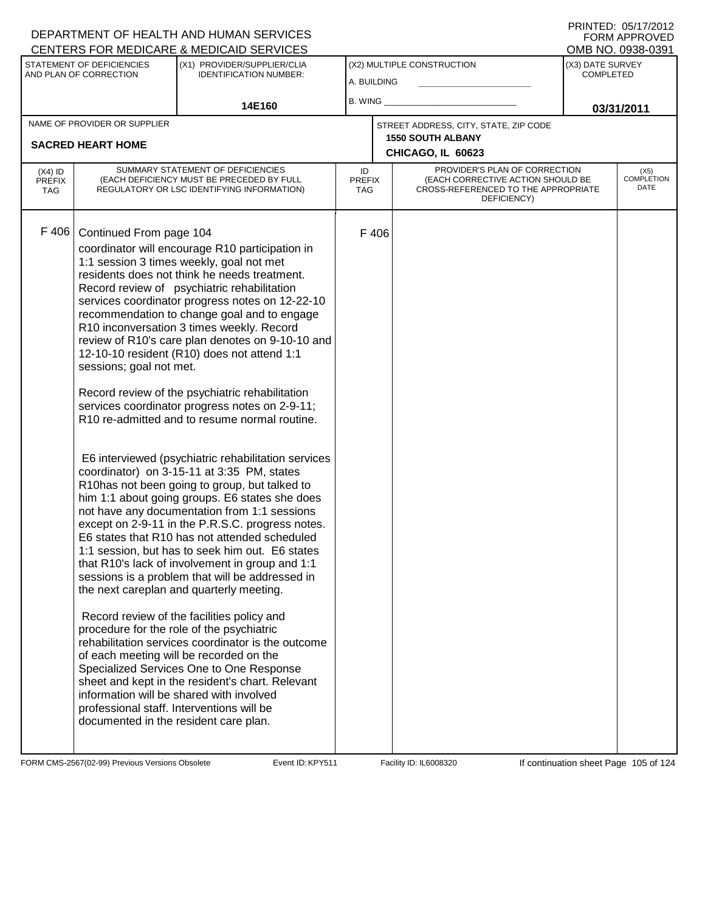DEPARTMENT OF HEALTH AND HUMAN SERVICES
CENTERS FOR MEDICARE & MEDICAID SERVICES

PRINTED: 05/17/2012
FORM APPROVED
OMB NO. 0938-0391

| STATEMENT OF DEFICIENCIES AND PLAN OF CORRECTION | (X1) PROVIDER/SUPPLIER/CLIA IDENTIFICATION NUMBER: | (X2) MULTIPLE CONSTRUCTION | (X3) DATE SURVEY COMPLETED |
|---|---|---|---|
| | 14E160 | A. BUILDING<br>B. WING | 03/31/2011 |

| NAME OF PROVIDER OR SUPPLIER | STREET ADDRESS, CITY, STATE, ZIP CODE |
|---|---|
| SACRED HEART HOME | 1550 SOUTH ALBANY<br>CHICAGO, IL 60623 |

| (X4) ID PREFIX TAG | SUMMARY STATEMENT OF DEFICIENCIES (EACH DEFICIENCY MUST BE PRECEDED BY FULL REGULATORY OR LSC IDENTIFYING INFORMATION) | ID PREFIX TAG | PROVIDER'S PLAN OF CORRECTION (EACH CORRECTIVE ACTION SHOULD BE CROSS-REFERENCED TO THE APPROPRIATE DEFICIENCY) | (X5) COMPLETION DATE |
|---|---|---|---|---|
| F 406 | Continued From page 104 | F 406 | | |

coordinator will encourage R10 participation in 1:1 session 3 times weekly, goal not met residents does not think he needs treatment. Record review of psychiatric rehabilitation services coordinator progress notes on 12-22-10 recommendation to change goal and to engage R10 inconversation 3 times weekly. Record review of R10's care plan denotes on 9-10-10 and 12-10-10 resident (R10) does not attend 1:1 sessions; goal not met.

Record review of the psychiatric rehabilitation services coordinator progress notes on 2-9-11; R10 re-admitted and to resume normal routine.

E6 interviewed (psychiatric rehabilitation services coordinator) on 3-15-11 at 3:35 PM, states R10has not been going to group, but talked to him 1:1 about going groups. E6 states she does not have any documentation from 1:1 sessions except on 2-9-11 in the P.R.S.C. progress notes. E6 states that R10 has not attended scheduled 1:1 session, but has to seek him out. E6 states that R10's lack of involvement in group and 1:1 sessions is a problem that will be addressed in the next careplan and quarterly meeting.

Record review of the facilities policy and procedure for the role of the psychiatric rehabilitation services coordinator is the outcome of each meeting will be recorded on the Specialized Services One to One Response sheet and kept in the resident's chart. Relevant information will be shared with involved professional staff. Interventions will be documented in the resident care plan.

FORM CMS-2567(02-99) Previous Versions Obsolete | Event ID: KPY511 | Facility ID: IL6008320 | If continuation sheet Page 105 of 124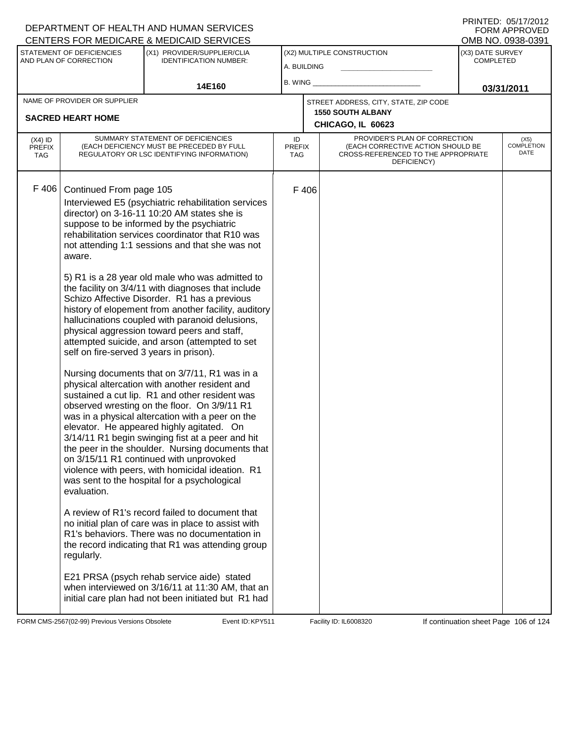DEPARTMENT OF HEALTH AND HUMAN SERVICES
CENTERS FOR MEDICARE & MEDICAID SERVICES

PRINTED: 05/17/2012
FORM APPROVED
OMB NO. 0938-0391

| STATEMENT OF DEFICIENCIES AND PLAN OF CORRECTION | (X1) PROVIDER/SUPPLIER/CLIA IDENTIFICATION NUMBER: | (X2) MULTIPLE CONSTRUCTION | (X3) DATE SURVEY COMPLETED |
|---|---|---|---|
| | 14E160 | A. BUILDING ___ B. WING ___ | 03/31/2011 |

| NAME OF PROVIDER OR SUPPLIER | STREET ADDRESS, CITY, STATE, ZIP CODE |
|---|---|
| SACRED HEART HOME | 1550 SOUTH ALBANY CHICAGO, IL 60623 |

| (X4) ID PREFIX TAG | SUMMARY STATEMENT OF DEFICIENCIES (EACH DEFICIENCY MUST BE PRECEDED BY FULL REGULATORY OR LSC IDENTIFYING INFORMATION) | ID PREFIX TAG | PROVIDER'S PLAN OF CORRECTION (EACH CORRECTIVE ACTION SHOULD BE CROSS-REFERENCED TO THE APPROPRIATE DEFICIENCY) | (X5) COMPLETION DATE |
|---|---|---|---|---|
| F 406 | Continued From page 105<br>Interviewed E5 (psychiatric rehabilitation services director) on 3-16-11 10:20 AM states she is suppose to be informed by the psychiatric rehabilitation services coordinator that R10 was not attending 1:1 sessions and that she was not aware.<br><br>5) R1 is a 28 year old male who was admitted to the facility on 3/4/11 with diagnoses that include Schizo Affective Disorder. R1 has a previous history of elepoment from another facility, auditory hallucinations coupled with paranoid delusions, physical aggression toward peers and staff, attempted suicide, and arson (attempted to set self on fire-served 3 years in prison).<br><br>Nursing documents that on 3/7/11, R1 was in a physical altercation with another resident and sustained a cut lip. R1 and other resident was observed wresting on the floor. On 3/9/11 R1 was in a physical altercation with a peer on the elevator. He appeared highly agitated. On 3/14/11 R1 begin swinging fist at a peer and hit the peer in the shoulder. Nursing documents that on 3/15/11 R1 continued with unprovoked violence with peers, with homicidal ideation. R1 was sent to the hospital for a psychological evaluation.<br><br>A review of R1's record failed to document that no initial plan of care was in place to assist with R1's behaviors. There was no documentation in the record indicating that R1 was attending group regularly.<br><br>E21 PRSA (psych rehab service aide) stated when interviewed on 3/16/11 at 11:30 AM, that an initial care plan had not been initiated but R1 had | F 406 | | |

FORM CMS-2567(02-99) Previous Versions Obsolete Event ID: KPY511 Facility ID: IL6008320 If continuation sheet Page 106 of 124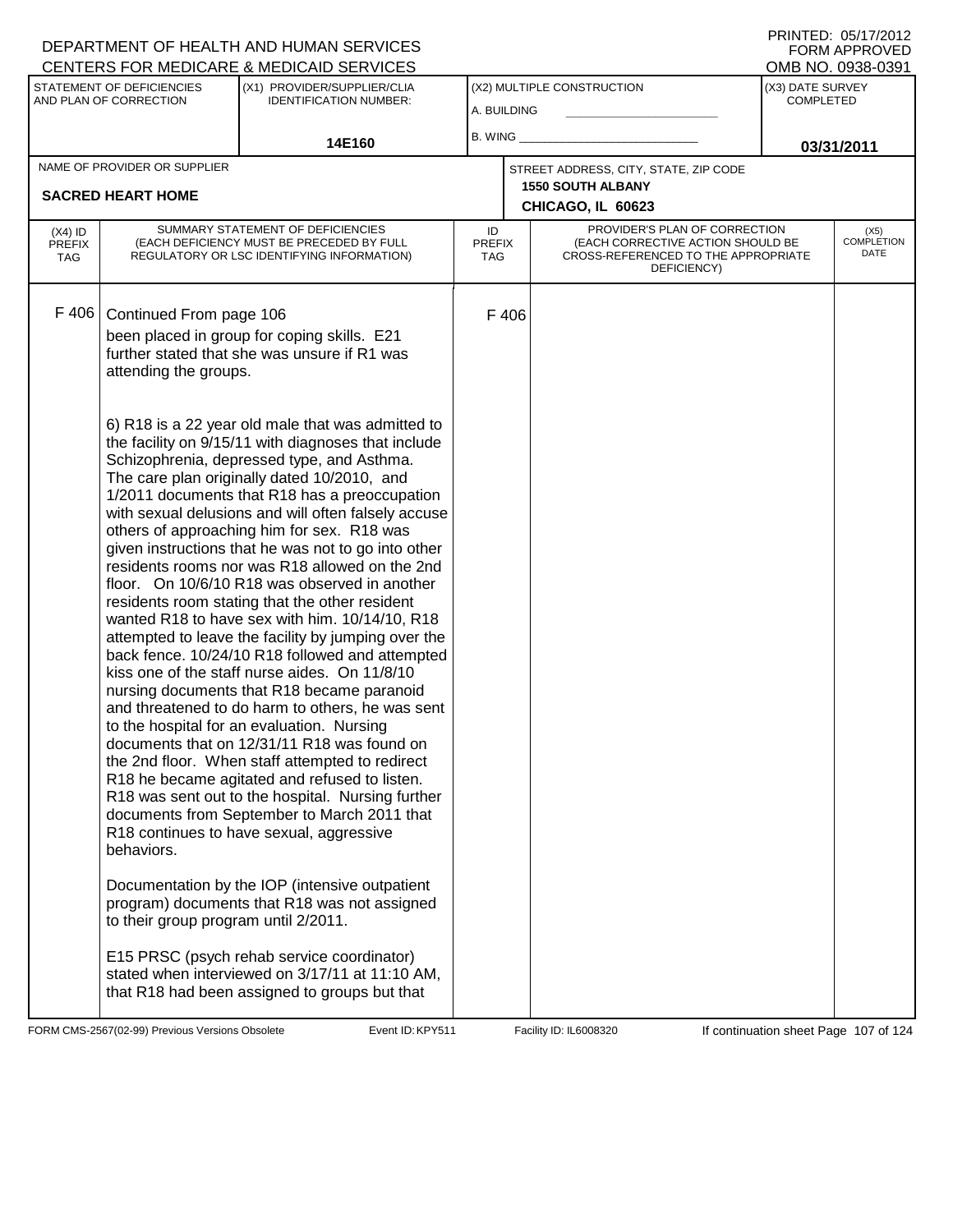DEPARTMENT OF HEALTH AND HUMAN SERVICES
CENTERS FOR MEDICARE & MEDICAID SERVICES

PRINTED: 05/17/2012
FORM APPROVED
OMB NO. 0938-0391

| STATEMENT OF DEFICIENCIES AND PLAN OF CORRECTION | (X1) PROVIDER/SUPPLIER/CLIA IDENTIFICATION NUMBER: | (X2) MULTIPLE CONSTRUCTION | (X3) DATE SURVEY COMPLETED |
|---|---|---|---|
| | 14E160 | A. BUILDING<br>B. WING | 03/31/2011 |

| NAME OF PROVIDER OR SUPPLIER | STREET ADDRESS, CITY, STATE, ZIP CODE |
|---|---|
| SACRED HEART HOME | 1550 SOUTH ALBANY<br>CHICAGO, IL 60623 |

| (X4) ID PREFIX TAG | SUMMARY STATEMENT OF DEFICIENCIES (EACH DEFICIENCY MUST BE PRECEDED BY FULL REGULATORY OR LSC IDENTIFYING INFORMATION) | ID PREFIX TAG | PROVIDER'S PLAN OF CORRECTION (EACH CORRECTIVE ACTION SHOULD BE CROSS-REFERENCED TO THE APPROPRIATE DEFICIENCY) | (X5) COMPLETION DATE |
|---|---|---|---|---|
| F 406 | Continued From page 106<br>been placed in group for coping skills. E21 further stated that she was unsure if R1 was attending the groups.<br><br>6) R18 is a 22 year old male that was admitted to the facility on 9/15/11 with diagnoses that include Schizophrenia, depressed type, and Asthma. The care plan originally dated 10/2010, and 1/2011 documents that R18 has a preoccupation with sexual delusions and will often falsely accuse others of approaching him for sex. R18 was given instructions that he was not to go into other residents rooms nor was R18 allowed on the 2nd floor. On 10/6/10 R18 was observed in another residents room stating that the other resident wanted R18 to have sex with him. 10/14/10, R18 attempted to leave the facility by jumping over the back fence. 10/24/10 R18 followed and attempted kiss one of the staff nurse aides. On 11/8/10 nursing documents that R18 became paranoid and threatened to do harm to others, he was sent to the hospital for an evaluation. Nursing documents that on 12/31/11 R18 was found on the 2nd floor. When staff attempted to redirect R18 he became agitated and refused to listen. R18 was sent out to the hospital. Nursing further documents from September to March 2011 that R18 continues to have sexual, aggressive behaviors.<br><br>Documentation by the IOP (intensive outpatient program) documents that R18 was not assigned to their group program until 2/2011.<br><br>E15 PRSC (psych rehab service coordinator) stated when interviewed on 3/17/11 at 11:10 AM, that R18 had been assigned to groups but that | F 406 | | |

FORM CMS-2567(02-99) Previous Versions Obsolete Event ID: KPY511 Facility ID: IL6008320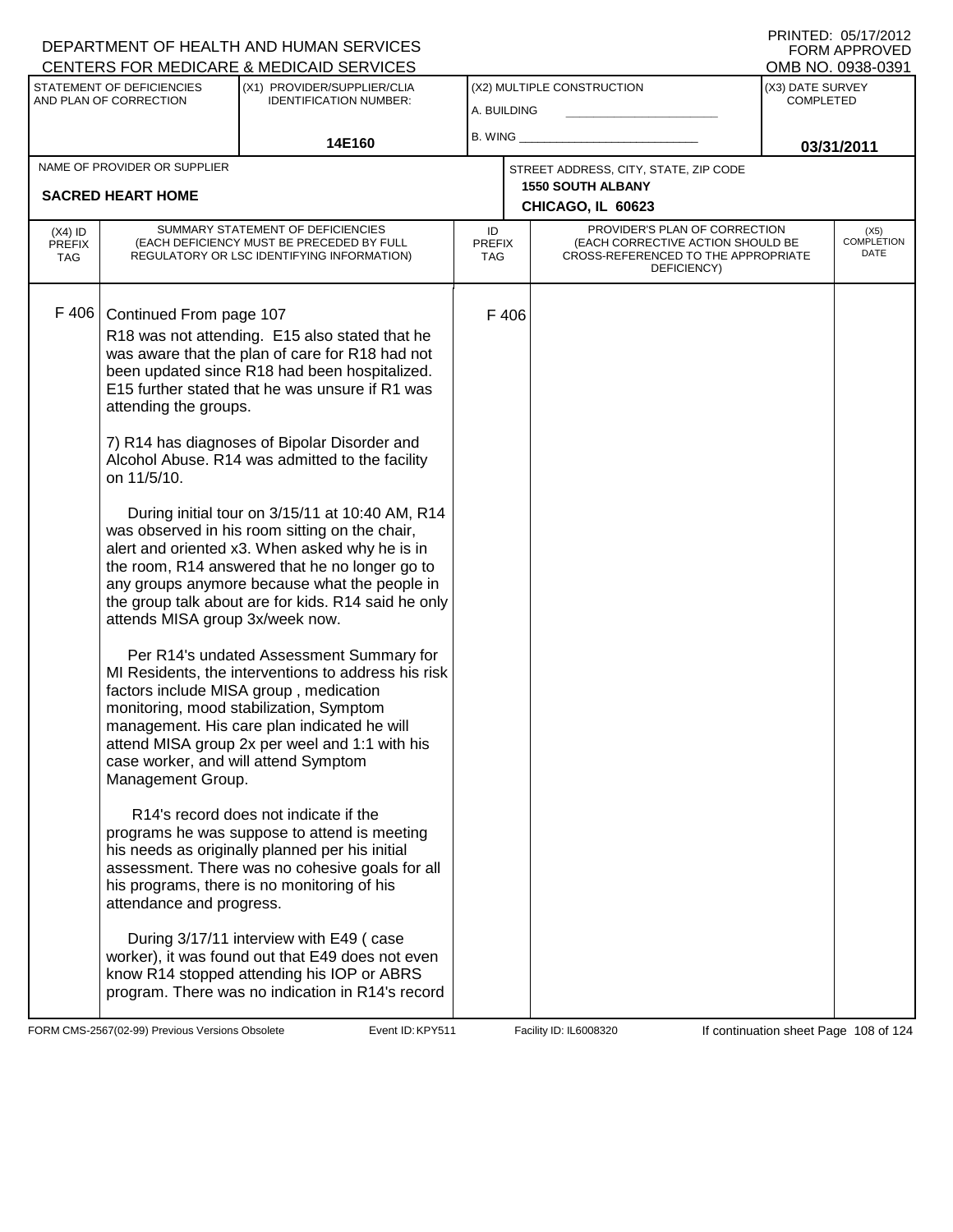DEPARTMENT OF HEALTH AND HUMAN SERVICES
CENTERS FOR MEDICARE & MEDICAID SERVICES

PRINTED: 05/17/2012
FORM APPROVED
OMB NO. 0938-0391

| STATEMENT OF DEFICIENCIES AND PLAN OF CORRECTION | (X1) PROVIDER/SUPPLIER/CLIA IDENTIFICATION NUMBER: | (X2) MULTIPLE CONSTRUCTION | (X3) DATE SURVEY COMPLETED |
|---|---|---|---|
| | 14E160 | A. BUILDING<br>B. WING | 03/31/2011 |

NAME OF PROVIDER OR SUPPLIER: **SACRED HEART HOME**

STREET ADDRESS, CITY, STATE, ZIP CODE: **1550 SOUTH ALBANY, CHICAGO, IL 60623**

| (X4) ID PREFIX TAG | SUMMARY STATEMENT OF DEFICIENCIES (EACH DEFICIENCY MUST BE PRECEDED BY FULL REGULATORY OR LSC IDENTIFYING INFORMATION) | ID PREFIX TAG | PROVIDER'S PLAN OF CORRECTION (EACH CORRECTIVE ACTION SHOULD BE CROSS-REFERENCED TO THE APPROPRIATE DEFICIENCY) | (X5) COMPLETION DATE |
|---|---|---|---|---|
| F 406 | Continued From page 107<br>R18 was not attending. E15 also stated that he was aware that the plan of care for R18 had not been updated since R18 had been hospitalized. E15 further stated that he was unsure if R1 was attending the groups.<br><br>7) R14 has diagnoses of Bipolar Disorder and Alcohol Abuse. R14 was admitted to the facility on 11/5/10.<br><br>During initial tour on 3/15/11 at 10:40 AM, R14 was observed in his room sitting on the chair, alert and oriented x3. When asked why he is in the room, R14 answered that he no longer go to any groups anymore because what the people in the group talk about are for kids. R14 said he only attends MISA group 3x/week now.<br><br>Per R14's undated Assessment Summary for MI Residents, the interventions to address his risk factors include MISA group , medication monitoring, mood stabilization, Symptom management. His care plan indicated he will attend MISA group 2x per weel and 1:1 with his case worker, and will attend Symptom Management Group.<br><br>R14's record does not indicate if the programs he was suppose to attend is meeting his needs as originally planned per his initial assessment. There was no cohesive goals for all his programs, there is no monitoring of his attendance and progress.<br><br>During 3/17/11 interview with E49 ( case worker), it was found out that E49 does not even know R14 stopped attending his IOP or ABRS program. There was no indication in R14's record | F 406 | | |

FORM CMS-2567(02-99) Previous Versions Obsolete | Event ID: KPY511 | Facility ID: IL6008320 | If continuation sheet Page 108 of 124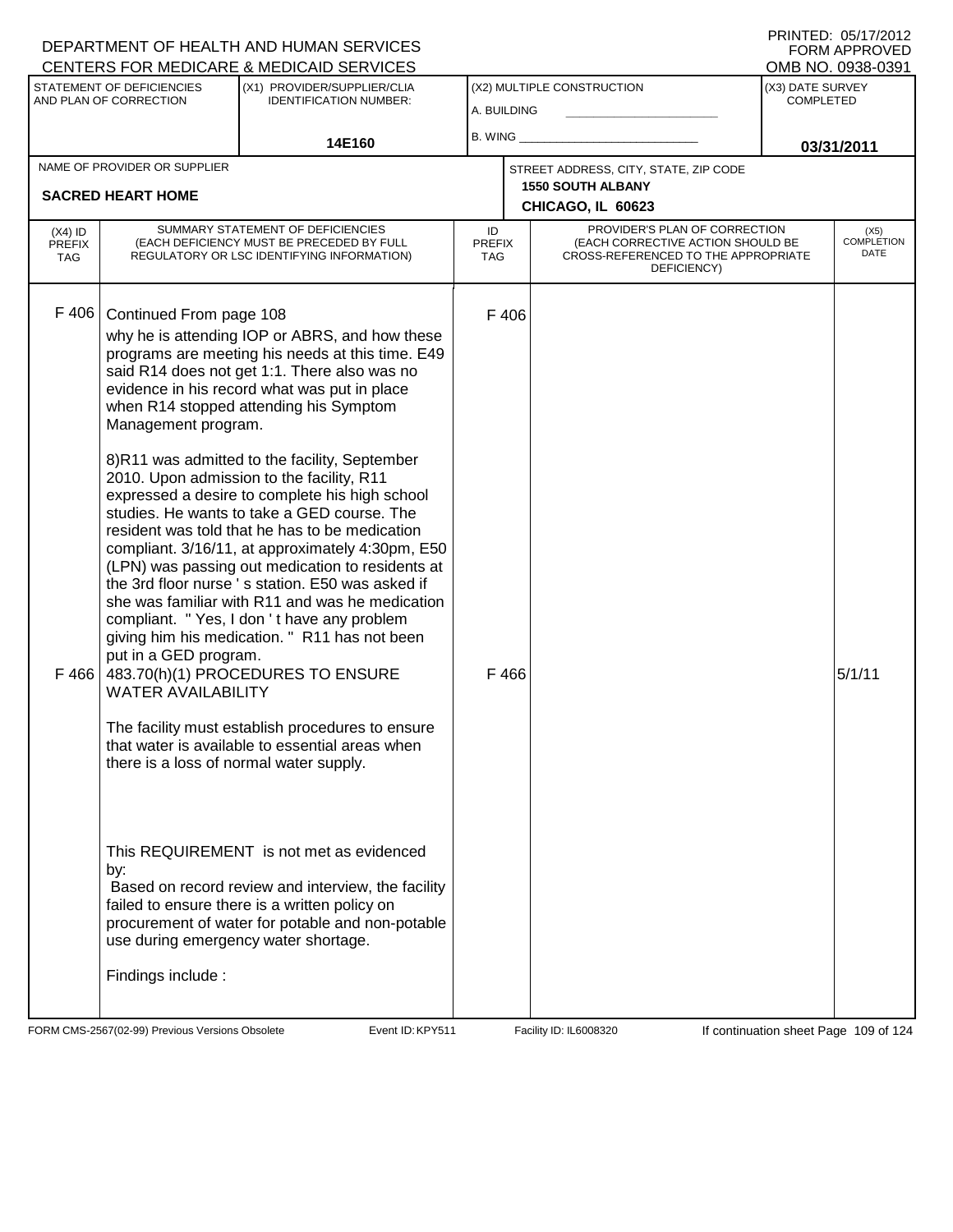DEPARTMENT OF HEALTH AND HUMAN SERVICES
CENTERS FOR MEDICARE & MEDICAID SERVICES

PRINTED: 05/17/2012
FORM APPROVED
OMB NO. 0938-0391

| STATEMENT OF DEFICIENCIES AND PLAN OF CORRECTION | (X1) PROVIDER/SUPPLIER/CLIA IDENTIFICATION NUMBER: | (X2) MULTIPLE CONSTRUCTION | (X3) DATE SURVEY COMPLETED |
|---|---|---|---|
| | 14E160 | A. BUILDING ___ B. WING ___ | 03/31/2011 |

NAME OF PROVIDER OR SUPPLIER: **SACRED HEART HOME**

STREET ADDRESS, CITY, STATE, ZIP CODE: **1550 SOUTH ALBANY, CHICAGO, IL 60623**

| (X4) ID PREFIX TAG | SUMMARY STATEMENT OF DEFICIENCIES (EACH DEFICIENCY MUST BE PRECEDED BY FULL REGULATORY OR LSC IDENTIFYING INFORMATION) | ID PREFIX TAG | PROVIDER'S PLAN OF CORRECTION (EACH CORRECTIVE ACTION SHOULD BE CROSS-REFERENCED TO THE APPROPRIATE DEFICIENCY) | (X5) COMPLETION DATE |
|---|---|---|---|---|
| F 406 | Continued From page 108<br>why he is attending IOP or ABRS, and how these programs are meeting his needs at this time. E49 said R14 does not get 1:1. There also was no evidence in his record what was put in place when R14 stopped attending his Symptom Management program.<br><br>8)R11 was admitted to the facility, September 2010. Upon admission to the facility, R11 expressed a desire to complete his high school studies. He wants to take a GED course. The resident was told that he has to be medication compliant. 3/16/11, at approximately 4:30pm, E50 (LPN) was passing out medication to residents at the 3rd floor nurse ' s station. E50 was asked if she was familiar with R11 and was he medication compliant. " Yes, I don ' t have any problem giving him his medication. " R11 has not been put in a GED program. | F 406 | | |
| F 466 | 483.70(h)(1) PROCEDURES TO ENSURE WATER AVAILABILITY<br><br>The facility must establish procedures to ensure that water is available to essential areas when there is a loss of normal water supply.<br><br>This REQUIREMENT is not met as evidenced by:<br>Based on record review and interview, the facility failed to ensure there is a written policy on procurement of water for potable and non-potable use during emergency water shortage.<br><br>Findings include : | F 466 | | 5/1/11 |

FORM CMS-2567(02-99) Previous Versions Obsolete | Event ID: KPY511 | Facility ID: IL6008320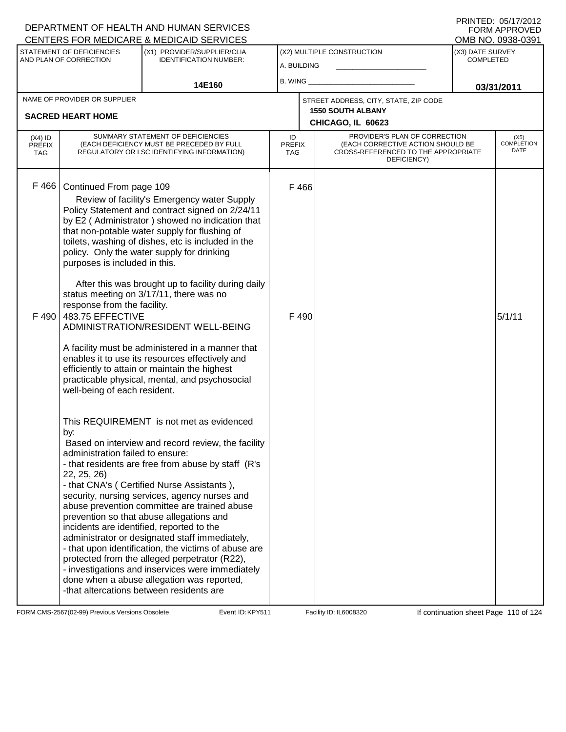DEPARTMENT OF HEALTH AND HUMAN SERVICES
CENTERS FOR MEDICARE & MEDICAID SERVICES

PRINTED: 05/17/2012
FORM APPROVED
OMB NO. 0938-0391

| STATEMENT OF DEFICIENCIES AND PLAN OF CORRECTION | (X1) PROVIDER/SUPPLIER/CLIA IDENTIFICATION NUMBER: | (X2) MULTIPLE CONSTRUCTION | (X3) DATE SURVEY COMPLETED |
|---|---|---|---|
| | 14E160 | A. BUILDING ___ B. WING ___ | 03/31/2011 |

| NAME OF PROVIDER OR SUPPLIER | STREET ADDRESS, CITY, STATE, ZIP CODE |
|---|---|
| SACRED HEART HOME | 1550 SOUTH ALBANY CHICAGO, IL 60623 |

| (X4) ID PREFIX TAG | SUMMARY STATEMENT OF DEFICIENCIES (EACH DEFICIENCY MUST BE PRECEDED BY FULL REGULATORY OR LSC IDENTIFYING INFORMATION) | ID PREFIX TAG | PROVIDER'S PLAN OF CORRECTION (EACH CORRECTIVE ACTION SHOULD BE CROSS-REFERENCED TO THE APPROPRIATE DEFICIENCY) | (X5) COMPLETION DATE |
|---|---|---|---|---|
| F 466 | Continued From page 109<br>Review of facility's Emergency water Supply Policy Statement and contract signed on 2/24/11 by E2 ( Administrator ) showed no indication that that non-potable water supply for flushing of toilets, washing of dishes, etc is included in the policy. Only the water supply for drinking purposes is included in this.<br><br>After this was brought up to facility during daily status meeting on 3/17/11, there was no response from the facility. | F 466 | | |
| F 490 | 483.75 EFFECTIVE ADMINISTRATION/RESIDENT WELL-BEING<br><br>A facility must be administered in a manner that enables it to use its resources effectively and efficiently to attain or maintain the highest practicable physical, mental, and psychosocial well-being of each resident.<br><br>This REQUIREMENT is not met as evidenced by:<br>Based on interview and record review, the facility administration failed to ensure:<br>- that residents are free from abuse by staff (R's 22, 25, 26)<br>- that CNA's ( Certified Nurse Assistants ), security, nursing services, agency nurses and abuse prevention committee are trained abuse prevention so that abuse allegations and incidents are identified, reported to the administrator or designated staff immediately,<br>- that upon identification, the victims of abuse are protected from the alleged perpetrator (R22),<br>- investigations and inservices were immediately done when a abuse allegation was reported,<br>-that altercations between residents are | F 490 | | 5/1/11 |

FORM CMS-2567(02-99) Previous Versions Obsolete | Event ID: KPY511 | Facility ID: IL6008320 | If continuation sheet Page 110 of 124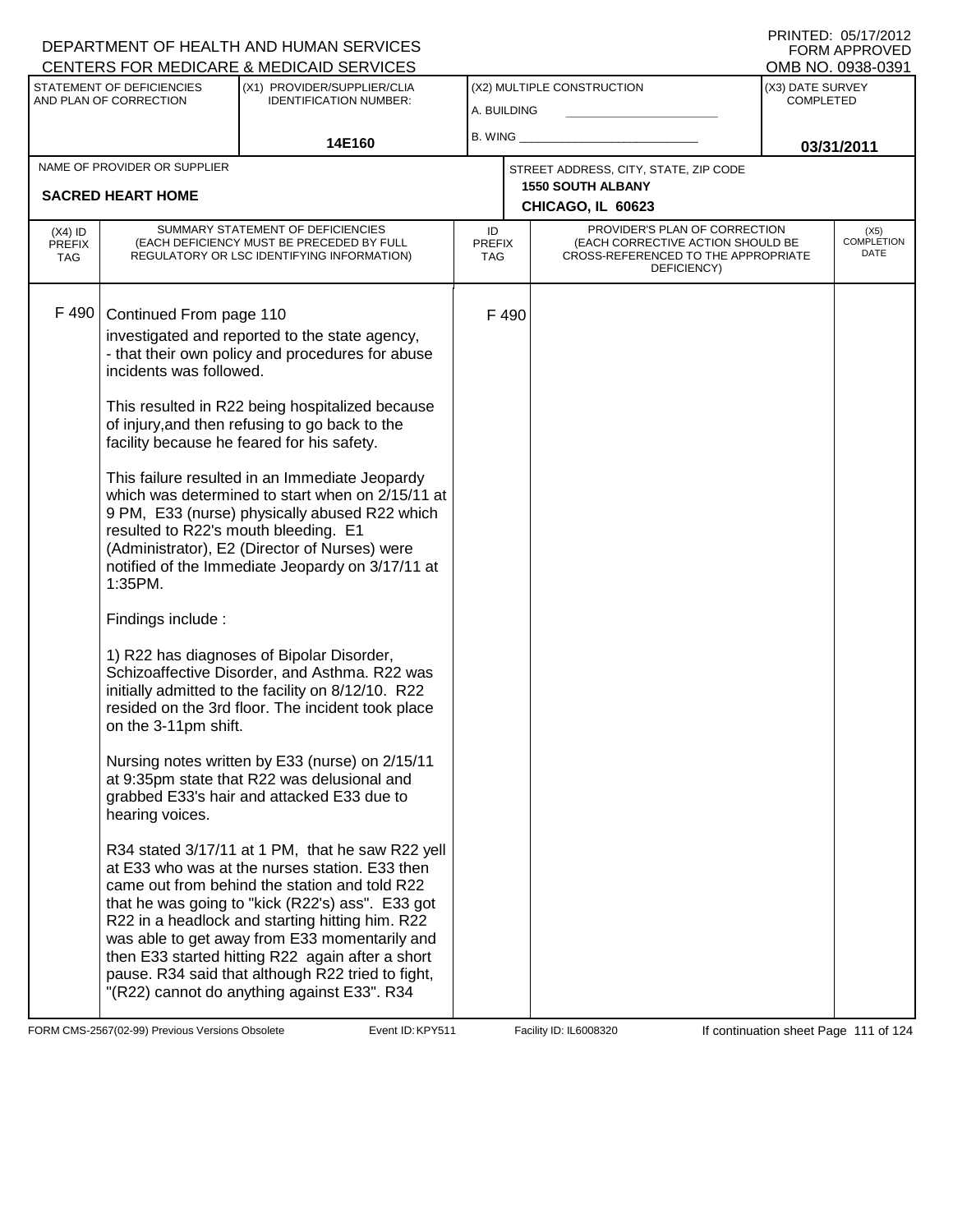DEPARTMENT OF HEALTH AND HUMAN SERVICES
CENTERS FOR MEDICARE & MEDICAID SERVICES

PRINTED: 05/17/2012
FORM APPROVED
OMB NO. 0938-0391

| STATEMENT OF DEFICIENCIES AND PLAN OF CORRECTION | (X1) PROVIDER/SUPPLIER/CLIA IDENTIFICATION NUMBER: | (X2) MULTIPLE CONSTRUCTION | (X3) DATE SURVEY COMPLETED |
|---|---|---|---|
| | 14E160 | A. BUILDING<br>B. WING | 03/31/2011 |

| NAME OF PROVIDER OR SUPPLIER | STREET ADDRESS, CITY, STATE, ZIP CODE |
|---|---|
| SACRED HEART HOME | 1550 SOUTH ALBANY<br>CHICAGO, IL 60623 |

| (X4) ID PREFIX TAG | SUMMARY STATEMENT OF DEFICIENCIES (EACH DEFICIENCY MUST BE PRECEDED BY FULL REGULATORY OR LSC IDENTIFYING INFORMATION) | ID PREFIX TAG | PROVIDER'S PLAN OF CORRECTION (EACH CORRECTIVE ACTION SHOULD BE CROSS-REFERENCED TO THE APPROPRIATE DEFICIENCY) | (X5) COMPLETION DATE |
|---|---|---|---|---|
| F 490 | Continued From page 110 | F 490 | | |

investigated and reported to the state agency,
- that their own policy and procedures for abuse incidents was followed.

This resulted in R22 being hospitalized because of injury,and then refusing to go back to the facility because he feared for his safety.

This failure resulted in an Immediate Jeopardy which was determined to start when on 2/15/11 at 9 PM, E33 (nurse) physically abused R22 which resulted to R22's mouth bleeding. E1 (Administrator), E2 (Director of Nurses) were notified of the Immediate Jeopardy on 3/17/11 at 1:35PM.

Findings include :

1) R22 has diagnoses of Bipolar Disorder, Schizoaffective Disorder, and Asthma. R22 was initially admitted to the facility on 8/12/10. R22 resided on the 3rd floor. The incident took place on the 3-11pm shift.

Nursing notes written by E33 (nurse) on 2/15/11 at 9:35pm state that R22 was delusional and grabbed E33's hair and attacked E33 due to hearing voices.

R34 stated 3/17/11 at 1 PM, that he saw R22 yell at E33 who was at the nurses station. E33 then came out from behind the station and told R22 that he was going to "kick (R22's) ass". E33 got R22 in a headlock and starting hitting him. R22 was able to get away from E33 momentarily and then E33 started hitting R22 again after a short pause. R34 said that although R22 tried to fight, "(R22) cannot do anything against E33". R34

FORM CMS-2567(02-99) Previous Versions Obsolete Event ID: KPY511 Facility ID: IL6008320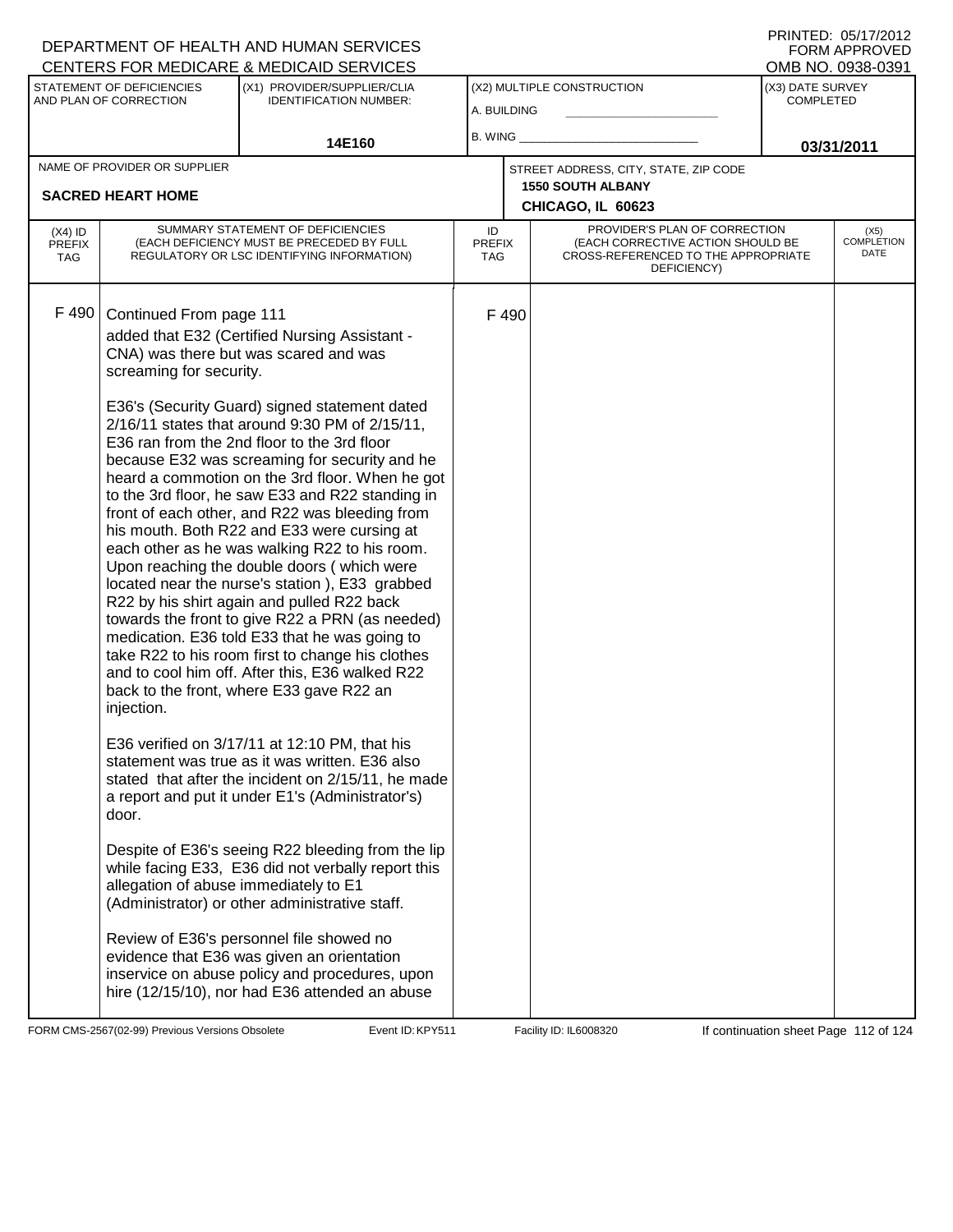DEPARTMENT OF HEALTH AND HUMAN SERVICES
CENTERS FOR MEDICARE & MEDICAID SERVICES

PRINTED: 05/17/2012
FORM APPROVED
OMB NO. 0938-0391

| STATEMENT OF DEFICIENCIES AND PLAN OF CORRECTION | (X1) PROVIDER/SUPPLIER/CLIA IDENTIFICATION NUMBER: | (X2) MULTIPLE CONSTRUCTION | (X3) DATE SURVEY COMPLETED |
|---|---|---|---|
| | 14E160 | A. BUILDING<br>B. WING | 03/31/2011 |

| NAME OF PROVIDER OR SUPPLIER | STREET ADDRESS, CITY, STATE, ZIP CODE |
|---|---|
| SACRED HEART HOME | 1550 SOUTH ALBANY<br>CHICAGO, IL 60623 |

| (X4) ID PREFIX TAG | SUMMARY STATEMENT OF DEFICIENCIES (EACH DEFICIENCY MUST BE PRECEDED BY FULL REGULATORY OR LSC IDENTIFYING INFORMATION) | ID PREFIX TAG | PROVIDER'S PLAN OF CORRECTION (EACH CORRECTIVE ACTION SHOULD BE CROSS-REFERENCED TO THE APPROPRIATE DEFICIENCY) | (X5) COMPLETION DATE |
|---|---|---|---|---|
| F 490 | Continued From page 111 | F 490 | | |

added that E32 (Certified Nursing Assistant - CNA) was there but was scared and was screaming for security.

E36's (Security Guard) signed statement dated 2/16/11 states that around 9:30 PM of 2/15/11, E36 ran from the 2nd floor to the 3rd floor because E32 was screaming for security and he heard a commotion on the 3rd floor. When he got to the 3rd floor, he saw E33 and R22 standing in front of each other, and R22 was bleeding from his mouth. Both R22 and E33 were cursing at each other as he was walking R22 to his room. Upon reaching the double doors ( which were located near the nurse's station ), E33 grabbed R22 by his shirt again and pulled R22 back towards the front to give R22 a PRN (as needed) medication. E36 told E33 that he was going to take R22 to his room first to change his clothes and to cool him off. After this, E36 walked R22 back to the front, where E33 gave R22 an injection.

E36 verified on 3/17/11 at 12:10 PM, that his statement was true as it was written. E36 also stated that after the incident on 2/15/11, he made a report and put it under E1's (Administrator's) door.

Despite of E36's seeing R22 bleeding from the lip while facing E33, E36 did not verbally report this allegation of abuse immediately to E1 (Administrator) or other administrative staff.

Review of E36's personnel file showed no evidence that E36 was given an orientation inservice on abuse policy and procedures, upon hire (12/15/10), nor had E36 attended an abuse

FORM CMS-2567(02-99) Previous Versions Obsolete Event ID: KPY511 Facility ID: IL6008320 If continuation sheet Page 112 of 124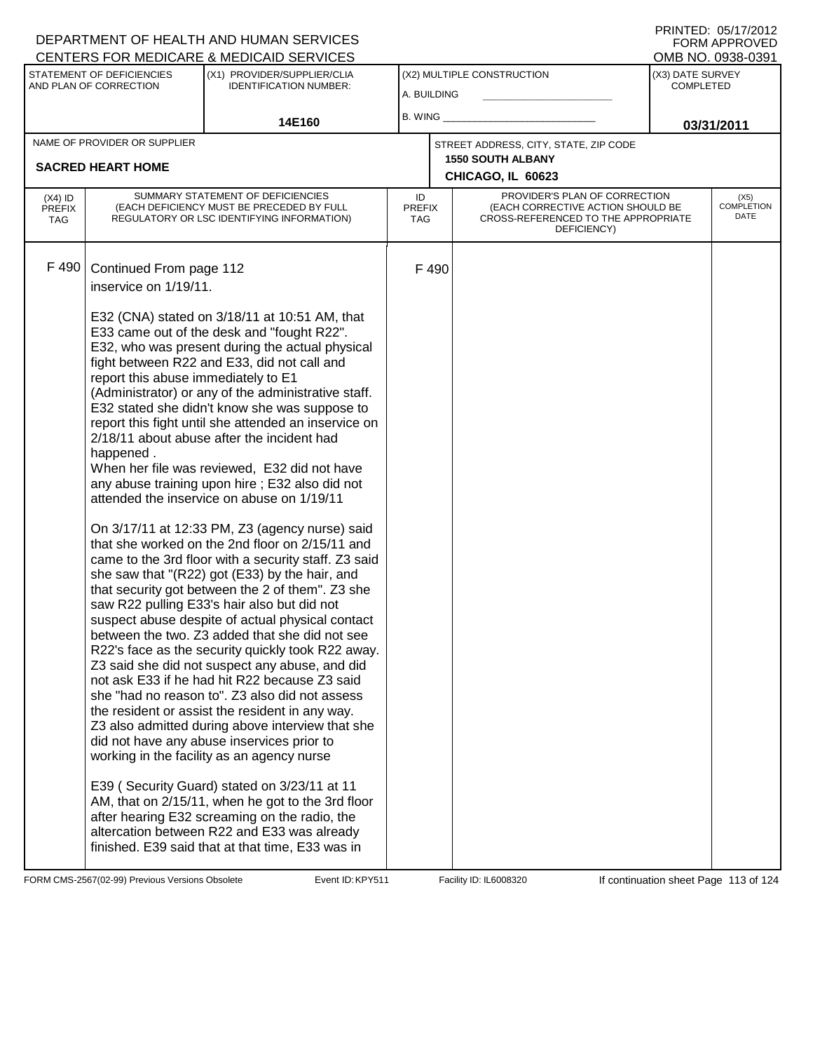DEPARTMENT OF HEALTH AND HUMAN SERVICES
CENTERS FOR MEDICARE & MEDICAID SERVICES

PRINTED: 05/17/2012
FORM APPROVED
OMB NO. 0938-0391

| STATEMENT OF DEFICIENCIES AND PLAN OF CORRECTION | (X1) PROVIDER/SUPPLIER/CLIA IDENTIFICATION NUMBER: | (X2) MULTIPLE CONSTRUCTION | (X3) DATE SURVEY COMPLETED |
|---|---|---|---|
| | 14E160 | A. BUILDING<br>B. WING | 03/31/2011 |

| NAME OF PROVIDER OR SUPPLIER | STREET ADDRESS, CITY, STATE, ZIP CODE |
|---|---|
| SACRED HEART HOME | 1550 SOUTH ALBANY<br>CHICAGO, IL 60623 |

| (X4) ID PREFIX TAG | SUMMARY STATEMENT OF DEFICIENCIES (EACH DEFICIENCY MUST BE PRECEDED BY FULL REGULATORY OR LSC IDENTIFYING INFORMATION) | ID PREFIX TAG | PROVIDER'S PLAN OF CORRECTION (EACH CORRECTIVE ACTION SHOULD BE CROSS-REFERENCED TO THE APPROPRIATE DEFICIENCY) | (X5) COMPLETION DATE |
|---|---|---|---|---|
| F 490 | Continued From page 112<br>inservice on 1/19/11.<br><br>E32 (CNA) stated on 3/18/11 at 10:51 AM, that E33 came out of the desk and "fought R22". E32, who was present during the actual physical fight between R22 and E33, did not call and report this abuse immediately to E1 (Administrator) or any of the administrative staff. E32 stated she didn't know she was suppose to report this fight until she attended an inservice on 2/18/11 about abuse after the incident had happened .<br>When her file was reviewed, E32 did not have any abuse training upon hire ; E32 also did not attended the inservice on abuse on 1/19/11<br><br>On 3/17/11 at 12:33 PM, Z3 (agency nurse) said that she worked on the 2nd floor on 2/15/11 and came to the 3rd floor with a security staff. Z3 said she saw that "(R22) got (E33) by the hair, and that security got between the 2 of them". Z3 she saw R22 pulling E33's hair also but did not suspect abuse despite of actual physical contact between the two. Z3 added that she did not see R22's face as the security quickly took R22 away. Z3 said she did not suspect any abuse, and did not ask E33 if he had hit R22 because Z3 said she "had no reason to". Z3 also did not assess the resident or assist the resident in any way.<br>Z3 also admitted during above interview that she did not have any abuse inservices prior to working in the facility as an agency nurse<br><br>E39 ( Security Guard) stated on 3/23/11 at 11 AM, that on 2/15/11, when he got to the 3rd floor after hearing E32 screaming on the radio, the altercation between R22 and E33 was already finished. E39 said that at that time, E33 was in | F 490 | | |

FORM CMS-2567(02-99) Previous Versions Obsolete | Event ID: KPY511 | Facility ID: IL6008320 | If continuation sheet Page 113 of 124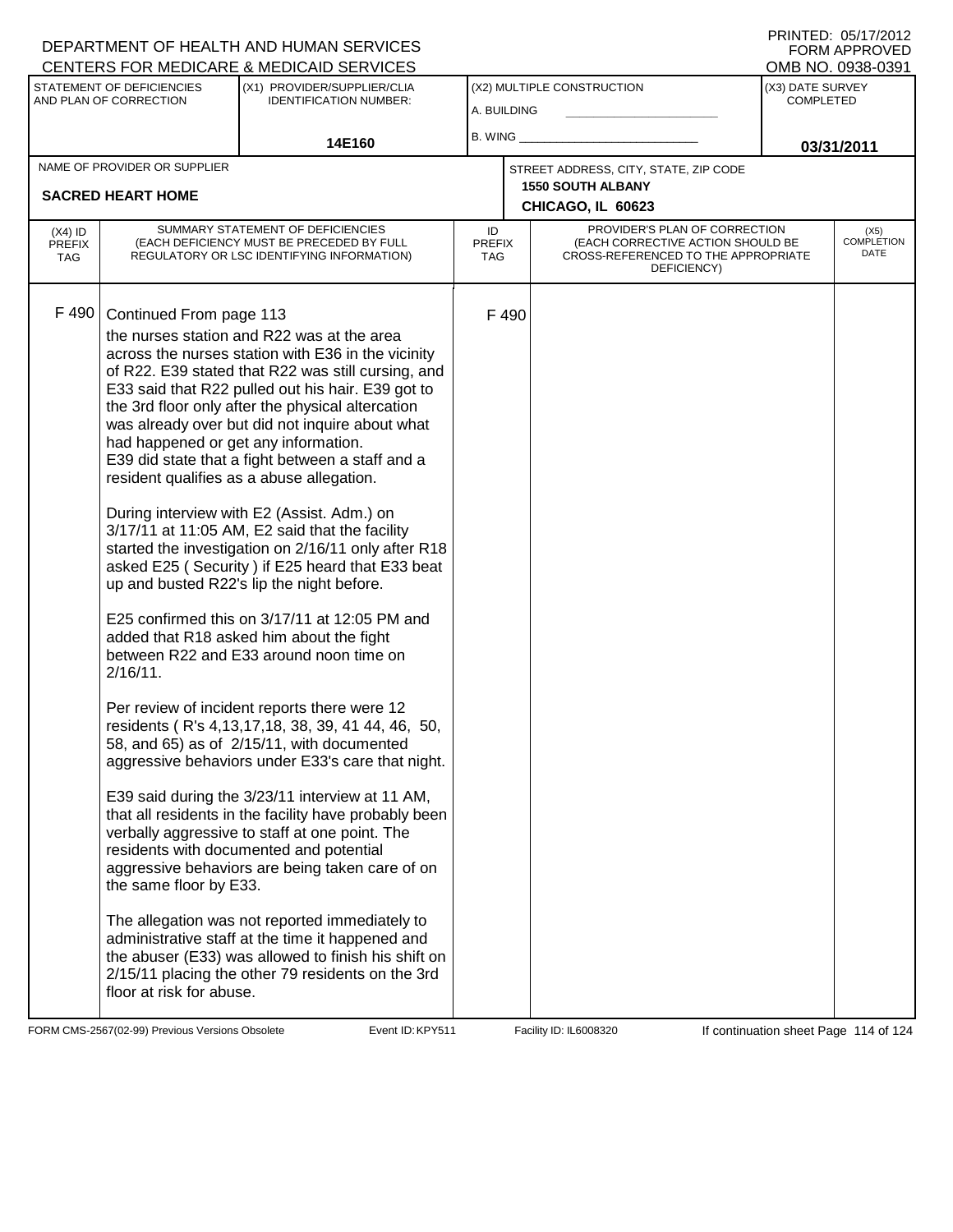DEPARTMENT OF HEALTH AND HUMAN SERVICES
CENTERS FOR MEDICARE & MEDICAID SERVICES

PRINTED: 05/17/2012
FORM APPROVED
OMB NO. 0938-0391

| STATEMENT OF DEFICIENCIES AND PLAN OF CORRECTION | (X1) PROVIDER/SUPPLIER/CLIA IDENTIFICATION NUMBER: | (X2) MULTIPLE CONSTRUCTION | (X3) DATE SURVEY COMPLETED |
|---|---|---|---|
| | 14E160 | A. BUILDING<br>B. WING | 03/31/2011 |

| NAME OF PROVIDER OR SUPPLIER | STREET ADDRESS, CITY, STATE, ZIP CODE |
|---|---|
| SACRED HEART HOME | 1550 SOUTH ALBANY<br>CHICAGO, IL 60623 |

| (X4) ID PREFIX TAG | SUMMARY STATEMENT OF DEFICIENCIES (EACH DEFICIENCY MUST BE PRECEDED BY FULL REGULATORY OR LSC IDENTIFYING INFORMATION) | ID PREFIX TAG | PROVIDER'S PLAN OF CORRECTION (EACH CORRECTIVE ACTION SHOULD BE CROSS-REFERENCED TO THE APPROPRIATE DEFICIENCY) | (X5) COMPLETION DATE |
|---|---|---|---|---|
| F 490 | Continued From page 113<br>the nurses station and R22 was at the area across the nurses station with E36 in the vicinity of R22. E39 stated that R22 was still cursing, and E33 said that R22 pulled out his hair. E39 got to the 3rd floor only after the physical altercation was already over but did not inquire about what had happened or get any information.<br>E39 did state that a fight between a staff and a resident qualifies as a abuse allegation.<br><br>During interview with E2 (Assist. Adm.) on 3/17/11 at 11:05 AM, E2 said that the facility started the investigation on 2/16/11 only after R18 asked E25 ( Security ) if E25 heard that E33 beat up and busted R22's lip the night before.<br><br>E25 confirmed this on 3/17/11 at 12:05 PM and added that R18 asked him about the fight between R22 and E33 around noon time on 2/16/11.<br><br>Per review of incident reports there were 12 residents ( R's 4,13,17,18, 38, 39, 41 44, 46, 50, 58, and 65) as of 2/15/11, with documented aggressive behaviors under E33's care that night.<br><br>E39 said during the 3/23/11 interview at 11 AM, that all residents in the facility have probably been verbally aggressive to staff at one point. The residents with documented and potential aggressive behaviors are being taken care of on the same floor by E33.<br><br>The allegation was not reported immediately to administrative staff at the time it happened and the abuser (E33) was allowed to finish his shift on 2/15/11 placing the other 79 residents on the 3rd floor at risk for abuse. | F 490 | | |

FORM CMS-2567(02-99) Previous Versions Obsolete Event ID: KPY511 Facility ID: IL6008320 If continuation sheet Page 114 of 124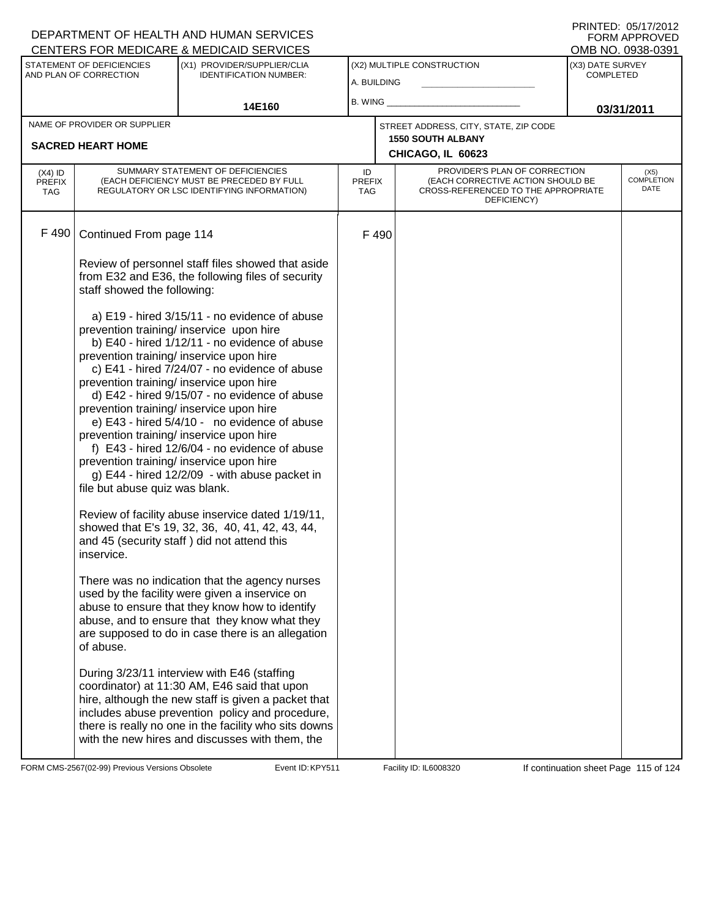DEPARTMENT OF HEALTH AND HUMAN SERVICES
CENTERS FOR MEDICARE & MEDICAID SERVICES

PRINTED: 05/17/2012
FORM APPROVED
OMB NO. 0938-0391

| STATEMENT OF DEFICIENCIES AND PLAN OF CORRECTION | (X1) PROVIDER/SUPPLIER/CLIA IDENTIFICATION NUMBER: | (X2) MULTIPLE CONSTRUCTION | (X3) DATE SURVEY COMPLETED |
|---|---|---|---|
| | 14E160 | A. BUILDING<br>B. WING | 03/31/2011 |

| NAME OF PROVIDER OR SUPPLIER | STREET ADDRESS, CITY, STATE, ZIP CODE |
|---|---|
| SACRED HEART HOME | 1550 SOUTH ALBANY<br>CHICAGO, IL 60623 |

| (X4) ID PREFIX TAG | SUMMARY STATEMENT OF DEFICIENCIES (EACH DEFICIENCY MUST BE PRECEDED BY FULL REGULATORY OR LSC IDENTIFYING INFORMATION) | ID PREFIX TAG | PROVIDER'S PLAN OF CORRECTION (EACH CORRECTIVE ACTION SHOULD BE CROSS-REFERENCED TO THE APPROPRIATE DEFICIENCY) | (X5) COMPLETION DATE |
|---|---|---|---|---|
| F 490 | Continued From page 114 | F 490 | | |

Review of personnel staff files showed that aside from E32 and E36, the following files of security staff showed the following:

a) E19 - hired 3/15/11 - no evidence of abuse prevention training/ inservice upon hire
b) E40 - hired 1/12/11 - no evidence of abuse prevention training/ inservice upon hire
c) E41 - hired 7/24/07 - no evidence of abuse prevention training/ inservice upon hire
d) E42 - hired 9/15/07 - no evidence of abuse prevention training/ inservice upon hire
e) E43 - hired 5/4/10 - no evidence of abuse prevention training/ inservice upon hire
f) E43 - hired 12/6/04 - no evidence of abuse prevention training/ inservice upon hire
g) E44 - hired 12/2/09 - with abuse packet in file but abuse quiz was blank.

Review of facility abuse inservice dated 1/19/11, showed that E's 19, 32, 36, 40, 41, 42, 43, 44, and 45 (security staff ) did not attend this inservice.

There was no indication that the agency nurses used by the facility were given a inservice on abuse to ensure that they know how to identify abuse, and to ensure that they know what they are supposed to do in case there is an allegation of abuse.

During 3/23/11 interview with E46 (staffing coordinator) at 11:30 AM, E46 said that upon hire, although the new staff is given a packet that includes abuse prevention policy and procedure, there is really no one in the facility who sits downs with the new hires and discusses with them, the

FORM CMS-2567(02-99) Previous Versions Obsolete | Event ID: KPY511 | Facility ID: IL6008320 | If continuation sheet Page 115 of 124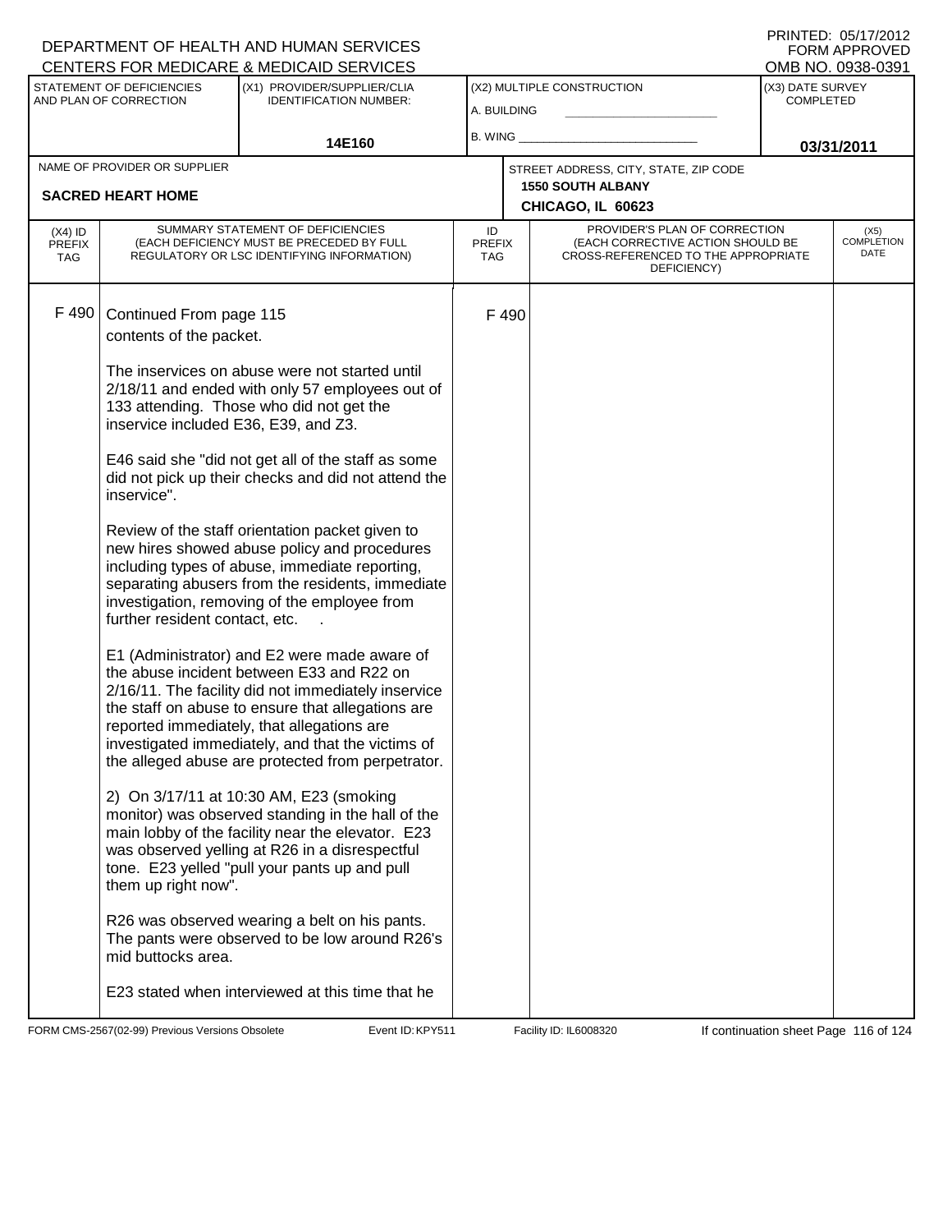DEPARTMENT OF HEALTH AND HUMAN SERVICES
CENTERS FOR MEDICARE & MEDICAID SERVICES

PRINTED: 05/17/2012
FORM APPROVED
OMB NO. 0938-0391

| STATEMENT OF DEFICIENCIES AND PLAN OF CORRECTION | (X1) PROVIDER/SUPPLIER/CLIA IDENTIFICATION NUMBER: | (X2) MULTIPLE CONSTRUCTION | (X3) DATE SURVEY COMPLETED |
|---|---|---|---|
| | 14E160 | A. BUILDING _____ B. WING _____ | 03/31/2011 |

| NAME OF PROVIDER OR SUPPLIER | STREET ADDRESS, CITY, STATE, ZIP CODE |
|---|---|
| SACRED HEART HOME | 1550 SOUTH ALBANY CHICAGO, IL 60623 |

| (X4) ID PREFIX TAG | SUMMARY STATEMENT OF DEFICIENCIES (EACH DEFICIENCY MUST BE PRECEDED BY FULL REGULATORY OR LSC IDENTIFYING INFORMATION) | ID PREFIX TAG | PROVIDER'S PLAN OF CORRECTION (EACH CORRECTIVE ACTION SHOULD BE CROSS-REFERENCED TO THE APPROPRIATE DEFICIENCY) | (X5) COMPLETION DATE |
|---|---|---|---|---|
| F 490 | Continued From page 115 | F 490 | | |

contents of the packet.

The inservices on abuse were not started until 2/18/11 and ended with only 57 employees out of 133 attending. Those who did not get the inservice included E36, E39, and Z3.

E46 said she "did not get all of the staff as some did not pick up their checks and did not attend the inservice".

Review of the staff orientation packet given to new hires showed abuse policy and procedures including types of abuse, immediate reporting, separating abusers from the residents, immediate investigation, removing of the employee from further resident contact, etc. .

E1 (Administrator) and E2 were made aware of the abuse incident between E33 and R22 on 2/16/11. The facility did not immediately inservice the staff on abuse to ensure that allegations are reported immediately, that allegations are investigated immediately, and that the victims of the alleged abuse are protected from perpetrator.

2) On 3/17/11 at 10:30 AM, E23 (smoking monitor) was observed standing in the hall of the main lobby of the facility near the elevator. E23 was observed yelling at R26 in a disrespectful tone. E23 yelled "pull your pants up and pull them up right now".

R26 was observed wearing a belt on his pants. The pants were observed to be low around R26's mid buttocks area.

E23 stated when interviewed at this time that he

FORM CMS-2567(02-99) Previous Versions Obsolete Event ID: KPY511 Facility ID: IL6008320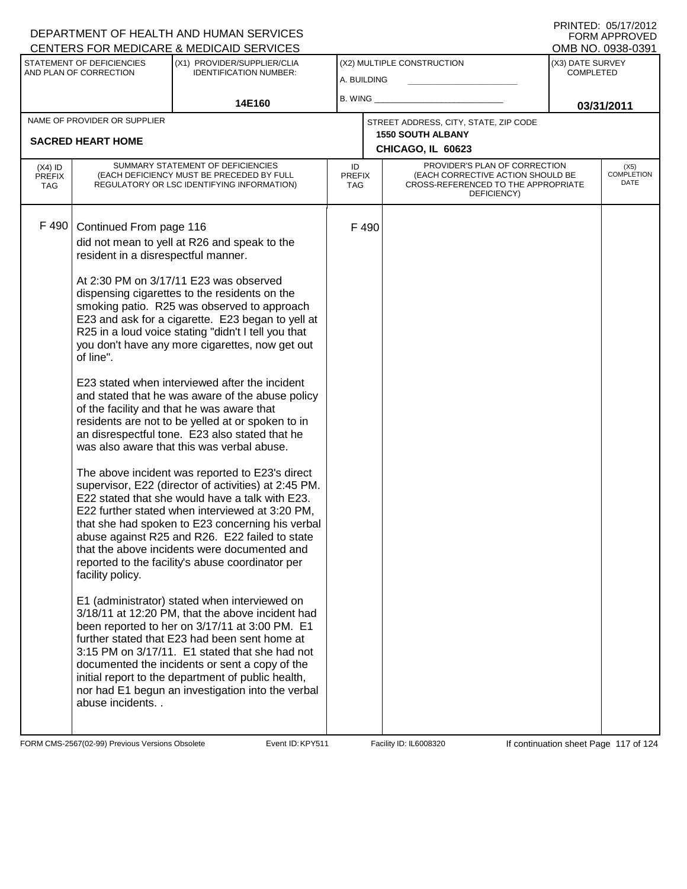DEPARTMENT OF HEALTH AND HUMAN SERVICES
CENTERS FOR MEDICARE & MEDICAID SERVICES

PRINTED: 05/17/2012
FORM APPROVED
OMB NO. 0938-0391

| STATEMENT OF DEFICIENCIES AND PLAN OF CORRECTION | (X1) PROVIDER/SUPPLIER/CLIA IDENTIFICATION NUMBER: | (X2) MULTIPLE CONSTRUCTION | (X3) DATE SURVEY COMPLETED |
|---|---|---|---|
| | 14E160 | A. BUILDING<br>B. WING | 03/31/2011 |

| NAME OF PROVIDER OR SUPPLIER | STREET ADDRESS, CITY, STATE, ZIP CODE |
|---|---|
| SACRED HEART HOME | 1550 SOUTH ALBANY<br>CHICAGO, IL 60623 |

| (X4) ID PREFIX TAG | SUMMARY STATEMENT OF DEFICIENCIES (EACH DEFICIENCY MUST BE PRECEDED BY FULL REGULATORY OR LSC IDENTIFYING INFORMATION) | ID PREFIX TAG | PROVIDER'S PLAN OF CORRECTION (EACH CORRECTIVE ACTION SHOULD BE CROSS-REFERENCED TO THE APPROPRIATE DEFICIENCY) | (X5) COMPLETION DATE |
|---|---|---|---|---|
| F 490 | Continued From page 116<br>did not mean to yell at R26 and speak to the resident in a disrespectful manner.<br><br>At 2:30 PM on 3/17/11 E23 was observed dispensing cigarettes to the residents on the smoking patio. R25 was observed to approach E23 and ask for a cigarette. E23 began to yell at R25 in a loud voice stating "didn't I tell you that you don't have any more cigarettes, now get out of line".<br><br>E23 stated when interviewed after the incident and stated that he was aware of the abuse policy of the facility and that he was aware that residents are not to be yelled at or spoken to in an disrespectful tone. E23 also stated that he was also aware that this was verbal abuse.<br><br>The above incident was reported to E23's direct supervisor, E22 (director of activities) at 2:45 PM. E22 stated that she would have a talk with E23. E22 further stated when interviewed at 3:20 PM, that she had spoken to E23 concerning his verbal abuse against R25 and R26. E22 failed to state that the above incidents were documented and reported to the facility's abuse coordinator per facility policy.<br><br>E1 (administrator) stated when interviewed on 3/18/11 at 12:20 PM, that the above incident had been reported to her on 3/17/11 at 3:00 PM. E1 further stated that E23 had been sent home at 3:15 PM on 3/17/11. E1 stated that she had not documented the incidents or sent a copy of the initial report to the department of public health, nor had E1 begun an investigation into the verbal abuse incidents. . | F 490 | | |

FORM CMS-2567(02-99) Previous Versions Obsolete | Event ID: KPY511 | Facility ID: IL6008320 | If continuation sheet Page 117 of 124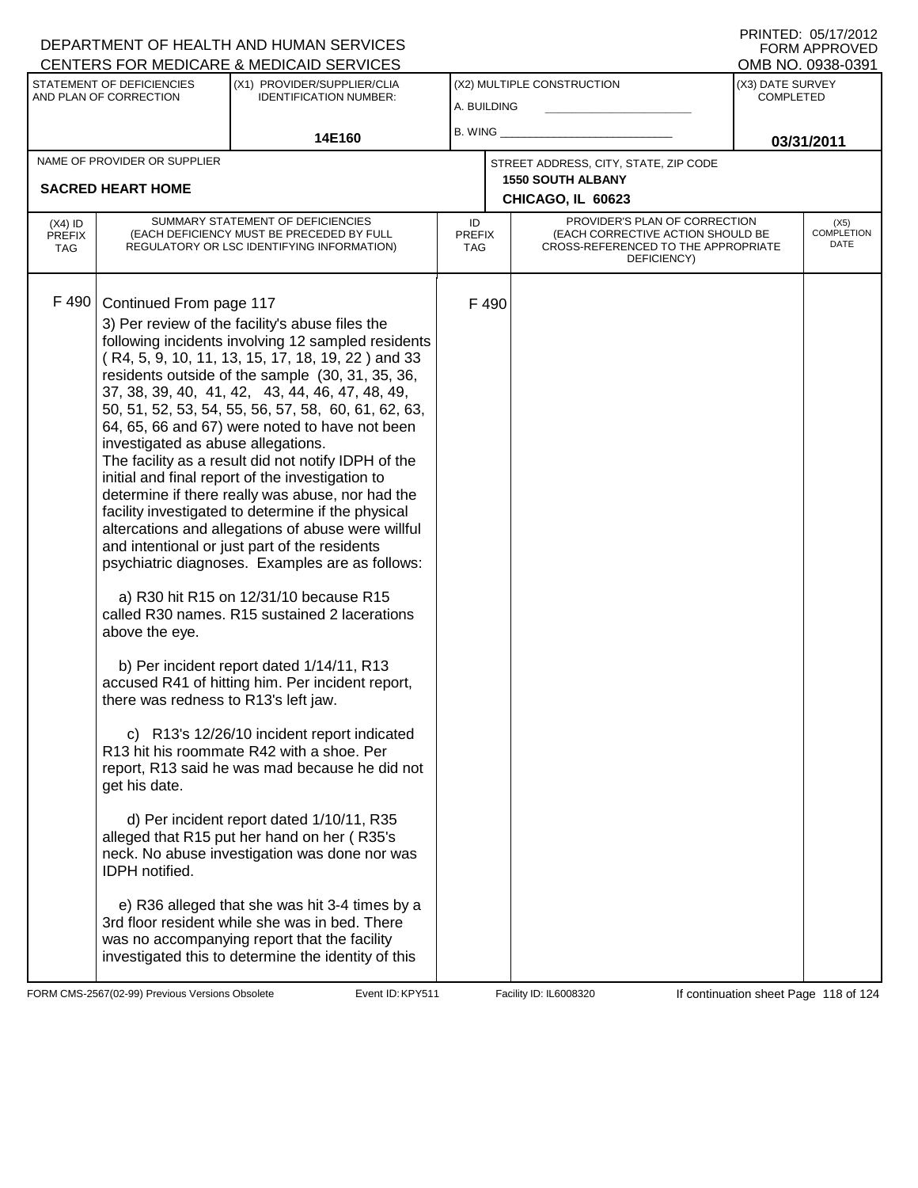DEPARTMENT OF HEALTH AND HUMAN SERVICES
CENTERS FOR MEDICARE & MEDICAID SERVICES

PRINTED: 05/17/2012
FORM APPROVED
OMB NO. 0938-0391

| STATEMENT OF DEFICIENCIES AND PLAN OF CORRECTION | (X1) PROVIDER/SUPPLIER/CLIA IDENTIFICATION NUMBER: | (X2) MULTIPLE CONSTRUCTION | (X3) DATE SURVEY COMPLETED |
|---|---|---|---|
| | 14E160 | A. BUILDING ___ B. WING ___ | 03/31/2011 |

| NAME OF PROVIDER OR SUPPLIER | STREET ADDRESS, CITY, STATE, ZIP CODE |
|---|---|
| SACRED HEART HOME | 1550 SOUTH ALBANY CHICAGO, IL 60623 |

| (X4) ID PREFIX TAG | SUMMARY STATEMENT OF DEFICIENCIES (EACH DEFICIENCY MUST BE PRECEDED BY FULL REGULATORY OR LSC IDENTIFYING INFORMATION) | ID PREFIX TAG | PROVIDER'S PLAN OF CORRECTION (EACH CORRECTIVE ACTION SHOULD BE CROSS-REFERENCED TO THE APPROPRIATE DEFICIENCY) | (X5) COMPLETION DATE |
|---|---|---|---|---|
| F 490 | Continued From page 117 | F 490 | | |

3) Per review of the facility's abuse files the following incidents involving 12 sampled residents ( R4, 5, 9, 10, 11, 13, 15, 17, 18, 19, 22 ) and 33 residents outside of the sample (30, 31, 35, 36, 37, 38, 39, 40, 41, 42, 43, 44, 46, 47, 48, 49, 50, 51, 52, 53, 54, 55, 56, 57, 58, 60, 61, 62, 63, 64, 65, 66 and 67) were noted to have not been investigated as abuse allegations.

The facility as a result did not notify IDPH of the initial and final report of the investigation to determine if there really was abuse, nor had the facility investigated to determine if the physical altercations and allegations of abuse were willful and intentional or just part of the residents psychiatric diagnoses. Examples are as follows:

a) R30 hit R15 on 12/31/10 because R15 called R30 names. R15 sustained 2 lacerations above the eye.

b) Per incident report dated 1/14/11, R13 accused R41 of hitting him. Per incident report, there was redness to R13's left jaw.

c) R13's 12/26/10 incident report indicated R13 hit his roommate R42 with a shoe. Per report, R13 said he was mad because he did not get his date.

d) Per incident report dated 1/10/11, R35 alleged that R15 put her hand on her ( R35's neck. No abuse investigation was done nor was IDPH notified.

e) R36 alleged that she was hit 3-4 times by a 3rd floor resident while she was in bed. There was no accompanying report that the facility investigated this to determine the identity of this

FORM CMS-2567(02-99) Previous Versions Obsolete | Event ID: KPY511 | Facility ID: IL6008320 | If continuation sheet Page 118 of 124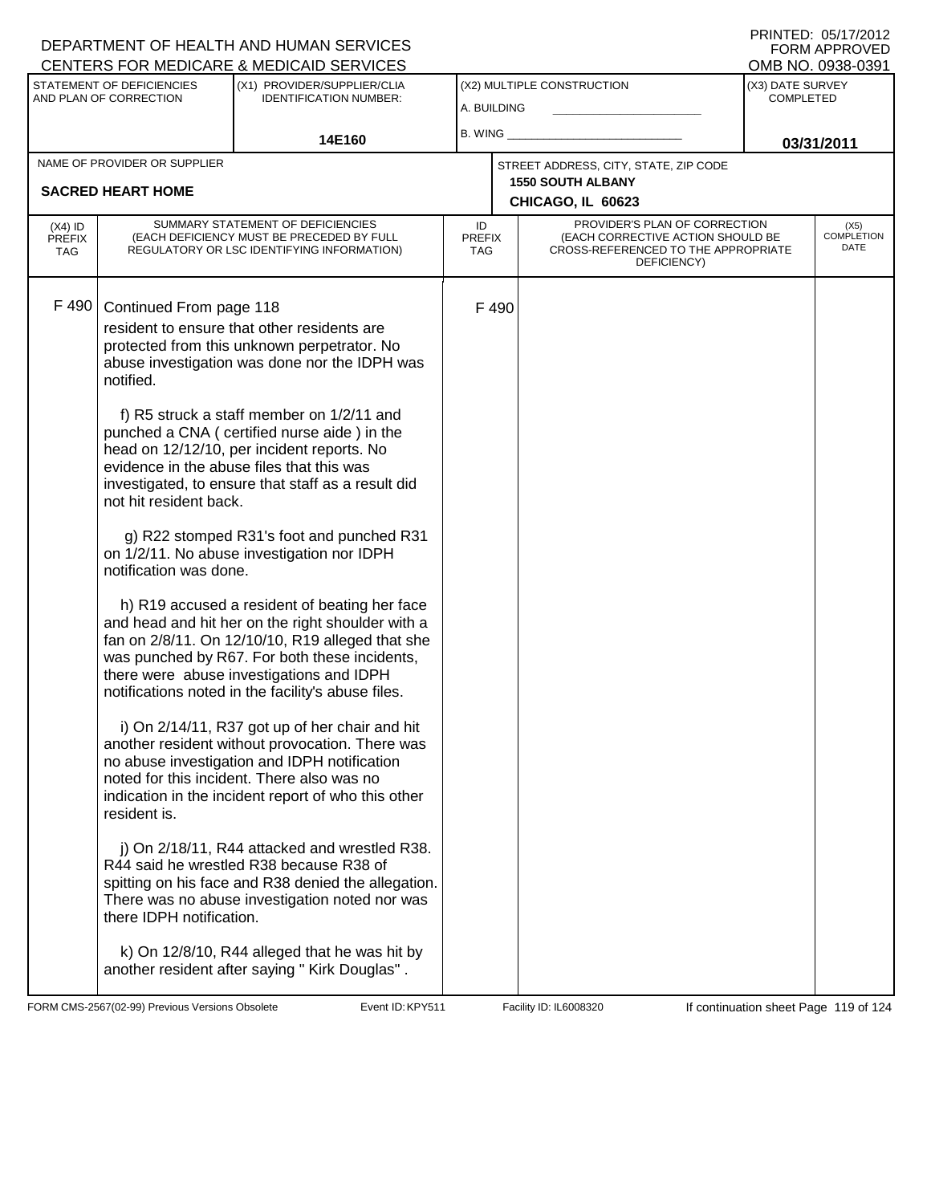DEPARTMENT OF HEALTH AND HUMAN SERVICES
CENTERS FOR MEDICARE & MEDICAID SERVICES

PRINTED: 05/17/2012
FORM APPROVED
OMB NO. 0938-0391

| STATEMENT OF DEFICIENCIES AND PLAN OF CORRECTION | (X1) PROVIDER/SUPPLIER/CLIA IDENTIFICATION NUMBER: | (X2) MULTIPLE CONSTRUCTION | (X3) DATE SURVEY COMPLETED |
|---|---|---|---|
| | 14E160 | A. BUILDING<br>B. WING | 03/31/2011 |

| NAME OF PROVIDER OR SUPPLIER | STREET ADDRESS, CITY, STATE, ZIP CODE |
|---|---|
| SACRED HEART HOME | 1550 SOUTH ALBANY<br>CHICAGO, IL 60623 |

| (X4) ID PREFIX TAG | SUMMARY STATEMENT OF DEFICIENCIES (EACH DEFICIENCY MUST BE PRECEDED BY FULL REGULATORY OR LSC IDENTIFYING INFORMATION) | ID PREFIX TAG | PROVIDER'S PLAN OF CORRECTION (EACH CORRECTIVE ACTION SHOULD BE CROSS-REFERENCED TO THE APPROPRIATE DEFICIENCY) | (X5) COMPLETION DATE |
|---|---|---|---|---|
| F 490 | Continued From page 118<br>resident to ensure that other residents are protected from this unknown perpetrator. No abuse investigation was done nor the IDPH was notified.<br><br>f) R5 struck a staff member on 1/2/11 and punched a CNA ( certified nurse aide ) in the head on 12/12/10, per incident reports. No evidence in the abuse files that this was investigated, to ensure that staff as a result did not hit resident back.<br><br>g) R22 stomped R31's foot and punched R31 on 1/2/11. No abuse investigation nor IDPH notification was done.<br><br>h) R19 accused a resident of beating her face and head and hit her on the right shoulder with a fan on 2/8/11. On 12/10/10, R19 alleged that she was punched by R67. For both these incidents, there were abuse investigations and IDPH notifications noted in the facility's abuse files.<br><br>i) On 2/14/11, R37 got up of her chair and hit another resident without provocation. There was no abuse investigation and IDPH notification noted for this incident. There also was no indication in the incident report of who this other resident is.<br><br>j) On 2/18/11, R44 attacked and wrestled R38. R44 said he wrestled R38 because R38 of spitting on his face and R38 denied the allegation. There was no abuse investigation noted nor was there IDPH notification.<br><br>k) On 12/8/10, R44 alleged that he was hit by another resident after saying " Kirk Douglas" . | F 490 | | |

FORM CMS-2567(02-99) Previous Versions Obsolete Event ID: KPY511 Facility ID: IL6008320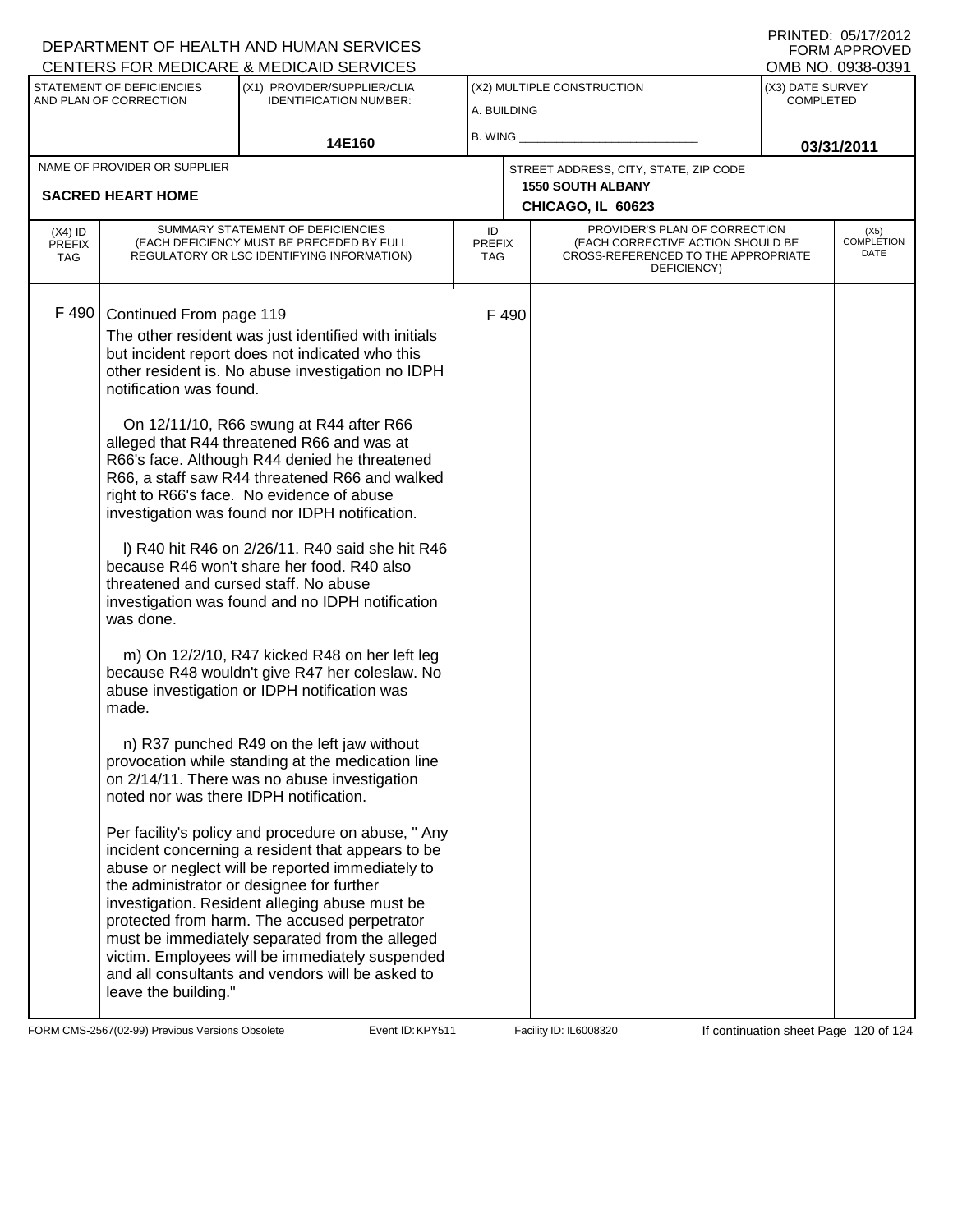DEPARTMENT OF HEALTH AND HUMAN SERVICES
CENTERS FOR MEDICARE & MEDICAID SERVICES

PRINTED: 05/17/2012
FORM APPROVED
OMB NO. 0938-0391

| STATEMENT OF DEFICIENCIES AND PLAN OF CORRECTION | (X1) PROVIDER/SUPPLIER/CLIA IDENTIFICATION NUMBER: | (X2) MULTIPLE CONSTRUCTION | (X3) DATE SURVEY COMPLETED |
|---|---|---|---|
| | 14E160 | A. BUILDING ___ B. WING ___ | 03/31/2011 |

| NAME OF PROVIDER OR SUPPLIER | STREET ADDRESS, CITY, STATE, ZIP CODE |
|---|---|
| SACRED HEART HOME | 1550 SOUTH ALBANY CHICAGO, IL 60623 |

| (X4) ID PREFIX TAG | SUMMARY STATEMENT OF DEFICIENCIES (EACH DEFICIENCY MUST BE PRECEDED BY FULL REGULATORY OR LSC IDENTIFYING INFORMATION) | ID PREFIX TAG | PROVIDER'S PLAN OF CORRECTION (EACH CORRECTIVE ACTION SHOULD BE CROSS-REFERENCED TO THE APPROPRIATE DEFICIENCY) | (X5) COMPLETION DATE |
|---|---|---|---|---|
| F 490 | Continued From page 119 | F 490 | | |

The other resident was just identified with initials but incident report does not indicated who this other resident is. No abuse investigation no IDPH notification was found.

On 12/11/10, R66 swung at R44 after R66 alleged that R44 threatened R66 and was at R66's face. Although R44 denied he threatened R66, a staff saw R44 threatened R66 and walked right to R66's face. No evidence of abuse investigation was found nor IDPH notification.

l) R40 hit R46 on 2/26/11. R40 said she hit R46 because R46 won't share her food. R40 also threatened and cursed staff. No abuse investigation was found and no IDPH notification was done.

m) On 12/2/10, R47 kicked R48 on her left leg because R48 wouldn't give R47 her coleslaw. No abuse investigation or IDPH notification was made.

n) R37 punched R49 on the left jaw without provocation while standing at the medication line on 2/14/11. There was no abuse investigation noted nor was there IDPH notification.

Per facility's policy and procedure on abuse, " Any incident concerning a resident that appears to be abuse or neglect will be reported immediately to the administrator or designee for further investigation. Resident alleging abuse must be protected from harm. The accused perpetrator must be immediately separated from the alleged victim. Employees will be immediately suspended and all consultants and vendors will be asked to leave the building."

FORM CMS-2567(02-99) Previous Versions Obsolete    Event ID: KPY511    Facility ID: IL6008320    If continuation sheet Page 120 of 124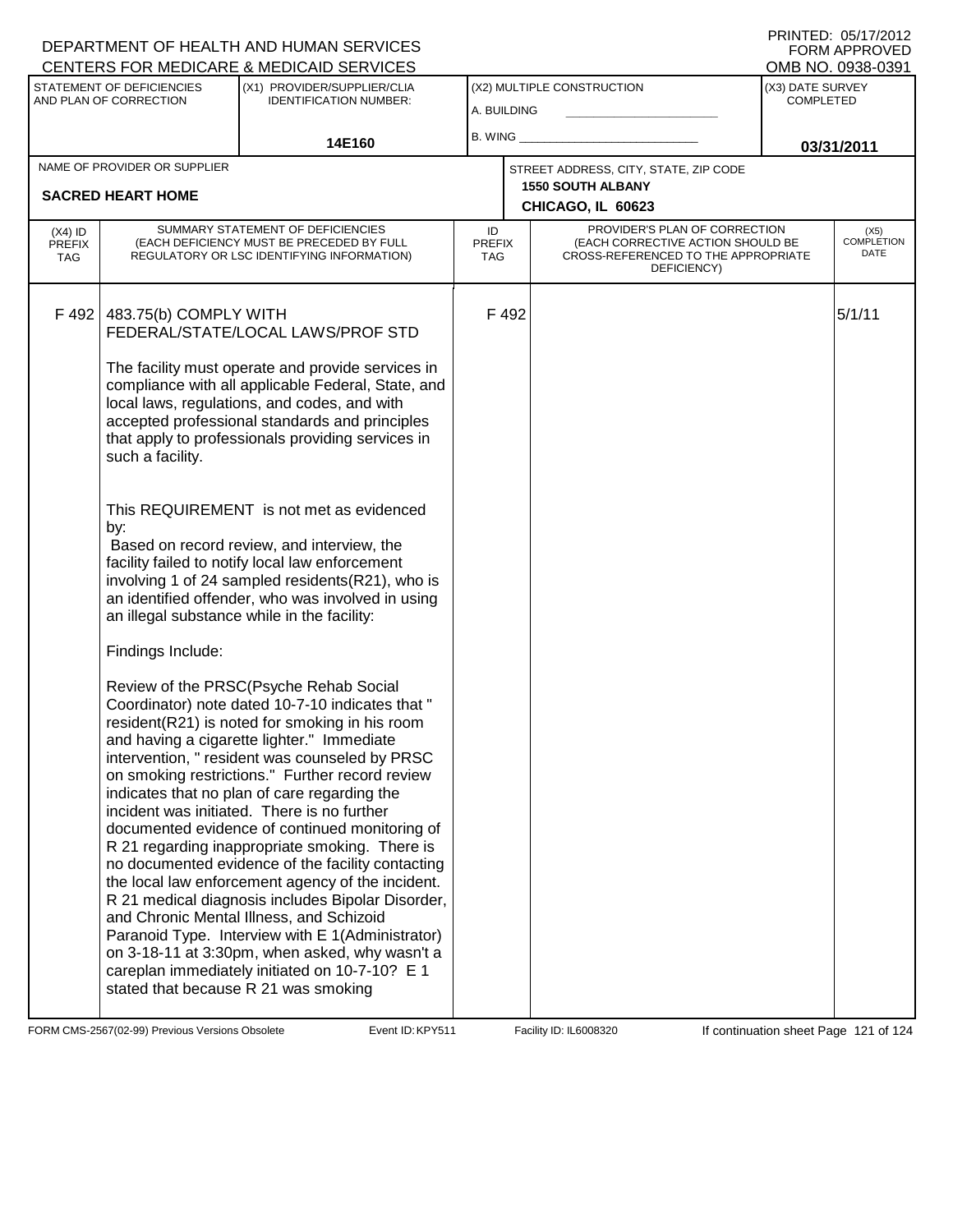DEPARTMENT OF HEALTH AND HUMAN SERVICES
CENTERS FOR MEDICARE & MEDICAID SERVICES

PRINTED: 05/17/2012
FORM APPROVED
OMB NO. 0938-0391

| STATEMENT OF DEFICIENCIES AND PLAN OF CORRECTION | (X1) PROVIDER/SUPPLIER/CLIA IDENTIFICATION NUMBER: | (X2) MULTIPLE CONSTRUCTION | (X3) DATE SURVEY COMPLETED |
|---|---|---|---|
| | 14E160 | A. BUILDING ______ B. WING ______ | 03/31/2011 |

| NAME OF PROVIDER OR SUPPLIER | STREET ADDRESS, CITY, STATE, ZIP CODE |
|---|---|
| SACRED HEART HOME | 1550 SOUTH ALBANY CHICAGO, IL 60623 |

| (X4) ID PREFIX TAG | SUMMARY STATEMENT OF DEFICIENCIES (EACH DEFICIENCY MUST BE PRECEDED BY FULL REGULATORY OR LSC IDENTIFYING INFORMATION) | ID PREFIX TAG | PROVIDER'S PLAN OF CORRECTION (EACH CORRECTIVE ACTION SHOULD BE CROSS-REFERENCED TO THE APPROPRIATE DEFICIENCY) | (X5) COMPLETION DATE |
|---|---|---|---|---|
| F 492 | 483.75(b) COMPLY WITH FEDERAL/STATE/LOCAL LAWS/PROF STD<br><br>The facility must operate and provide services in compliance with all applicable Federal, State, and local laws, regulations, and codes, and with accepted professional standards and principles that apply to professionals providing services in such a facility.<br><br>This REQUIREMENT is not met as evidenced by:<br>Based on record review, and interview, the facility failed to notify local law enforcement involving 1 of 24 sampled residents(R21), who is an identified offender, who was involved in using an illegal substance while in the facility:<br><br>Findings Include:<br><br>Review of the PRSC(Psyche Rehab Social Coordinator) note dated 10-7-10 indicates that " resident(R21) is noted for smoking in his room and having a cigarette lighter." Immediate intervention, " resident was counseled by PRSC on smoking restrictions." Further record review indicates that no plan of care regarding the incident was initiated. There is no further documented evidence of continued monitoring of R 21 regarding inappropriate smoking. There is no documented evidence of the facility contacting the local law enforcement agency of the incident. R 21 medical diagnosis includes Bipolar Disorder, and Chronic Mental Illness, and Schizoid Paranoid Type. Interview with E 1(Administrator) on 3-18-11 at 3:30pm, when asked, why wasn't a careplan immediately initiated on 10-7-10? E 1 stated that because R 21 was smoking | F 492 | | 5/1/11 |

FORM CMS-2567(02-99) Previous Versions Obsolete Event ID: KPY511 Facility ID: IL6008320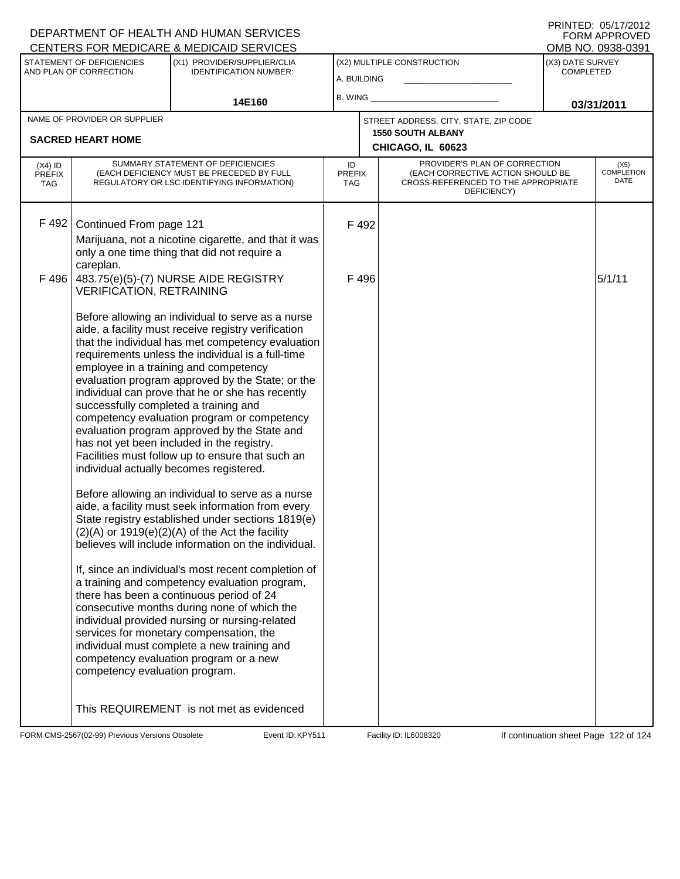DEPARTMENT OF HEALTH AND HUMAN SERVICES
CENTERS FOR MEDICARE & MEDICAID SERVICES

PRINTED: 05/17/2012
FORM APPROVED
OMB NO. 0938-0391

| STATEMENT OF DEFICIENCIES AND PLAN OF CORRECTION | (X1) PROVIDER/SUPPLIER/CLIA IDENTIFICATION NUMBER: | (X2) MULTIPLE CONSTRUCTION | (X3) DATE SURVEY COMPLETED |
|---|---|---|---|
| | 14E160 | A. BUILDING _____ B. WING _____ | 03/31/2011 |

| NAME OF PROVIDER OR SUPPLIER | STREET ADDRESS, CITY, STATE, ZIP CODE |
|---|---|
| SACRED HEART HOME | 1550 SOUTH ALBANY CHICAGO, IL 60623 |

| (X4) ID PREFIX TAG | SUMMARY STATEMENT OF DEFICIENCIES (EACH DEFICIENCY MUST BE PRECEDED BY FULL REGULATORY OR LSC IDENTIFYING INFORMATION) | ID PREFIX TAG | PROVIDER'S PLAN OF CORRECTION (EACH CORRECTIVE ACTION SHOULD BE CROSS-REFERENCED TO THE APPROPRIATE DEFICIENCY) | (X5) COMPLETION DATE |
|---|---|---|---|---|
| F 492 | Continued From page 121<br>Marijuana, not a nicotine cigarette, and that it was only a one time thing that did not require a careplan. | F 492 | | |
| F 496 | 483.75(e)(5)-(7) NURSE AIDE REGISTRY VERIFICATION, RETRAINING<br><br>Before allowing an individual to serve as a nurse aide, a facility must receive registry verification that the individual has met competency evaluation requirements unless the individual is a full-time employee in a training and competency evaluation program approved by the State; or the individual can prove that he or she has recently successfully completed a training and competency evaluation program or competency evaluation program approved by the State and has not yet been included in the registry. Facilities must follow up to ensure that such an individual actually becomes registered.<br><br>Before allowing an individual to serve as a nurse aide, a facility must seek information from every State registry established under sections 1819(e)(2)(A) or 1919(e)(2)(A) of the Act the facility believes will include information on the individual.<br><br>If, since an individual's most recent completion of a training and competency evaluation program, there has been a continuous period of 24 consecutive months during none of which the individual provided nursing or nursing-related services for monetary compensation, the individual must complete a new training and competency evaluation program or a new competency evaluation program.<br><br>This REQUIREMENT is not met as evidenced | F 496 | | 5/1/11 |

FORM CMS-2567(02-99) Previous Versions Obsolete Event ID: KPY511 Facility ID: IL6008320 If continuation sheet Page 122 of 124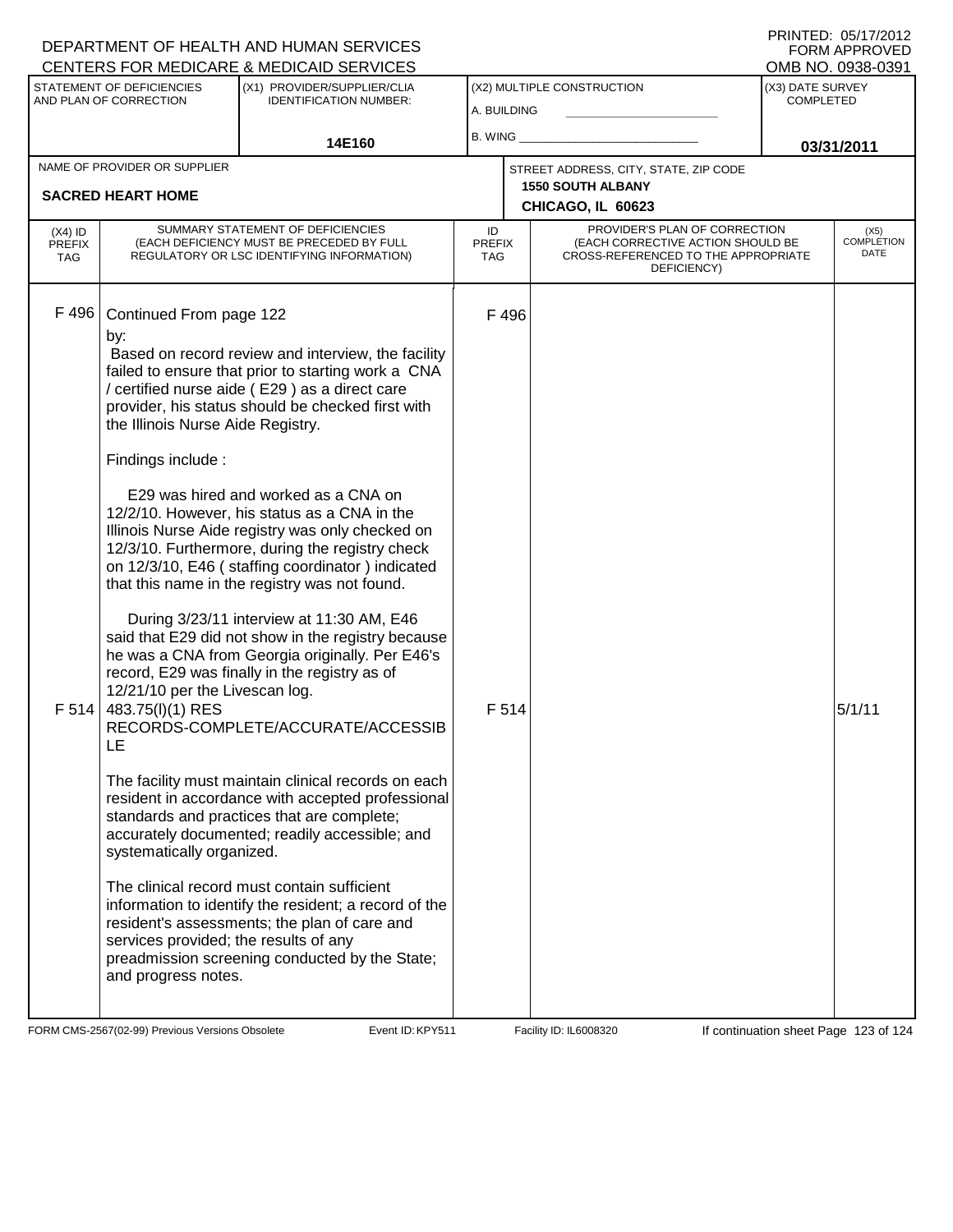DEPARTMENT OF HEALTH AND HUMAN SERVICES
CENTERS FOR MEDICARE & MEDICAID SERVICES

PRINTED: 05/17/2012
FORM APPROVED
OMB NO. 0938-0391

| STATEMENT OF DEFICIENCIES AND PLAN OF CORRECTION | (X1) PROVIDER/SUPPLIER/CLIA IDENTIFICATION NUMBER: | (X2) MULTIPLE CONSTRUCTION | (X3) DATE SURVEY COMPLETED |
|---|---|---|---|
| | 14E160 | A. BUILDING<br>B. WING | 03/31/2011 |

| NAME OF PROVIDER OR SUPPLIER | STREET ADDRESS, CITY, STATE, ZIP CODE |
|---|---|
| SACRED HEART HOME | 1550 SOUTH ALBANY<br>CHICAGO, IL 60623 |

| (X4) ID PREFIX TAG | SUMMARY STATEMENT OF DEFICIENCIES (EACH DEFICIENCY MUST BE PRECEDED BY FULL REGULATORY OR LSC IDENTIFYING INFORMATION) | ID PREFIX TAG | PROVIDER'S PLAN OF CORRECTION (EACH CORRECTIVE ACTION SHOULD BE CROSS-REFERENCED TO THE APPROPRIATE DEFICIENCY) | (X5) COMPLETION DATE |
|---|---|---|---|---|
| F 496 | Continued From page 122<br>by:<br>Based on record review and interview, the facility failed to ensure that prior to starting work a CNA / certified nurse aide ( E29 ) as a direct care provider, his status should be checked first with the Illinois Nurse Aide Registry.<br><br>Findings include :<br><br>E29 was hired and worked as a CNA on 12/2/10. However, his status as a CNA in the Illinois Nurse Aide registry was only checked on 12/3/10. Furthermore, during the registry check on 12/3/10, E46 ( staffing coordinator ) indicated that this name in the registry was not found.<br><br>During 3/23/11 interview at 11:30 AM, E46 said that E29 did not show in the registry because he was a CNA from Georgia originally. Per E46's record, E29 was finally in the registry as of 12/21/10 per the Livescan log. | F 496 | | |
| F 514 | 483.75(l)(1) RES RECORDS-COMPLETE/ACCURATE/ACCESSIBLE<br><br>The facility must maintain clinical records on each resident in accordance with accepted professional standards and practices that are complete; accurately documented; readily accessible; and systematically organized.<br><br>The clinical record must contain sufficient information to identify the resident; a record of the resident's assessments; the plan of care and services provided; the results of any preadmission screening conducted by the State; and progress notes. | F 514 | | 5/1/11 |

FORM CMS-2567(02-99) Previous Versions Obsolete Event ID: KPY511 Facility ID: IL6008320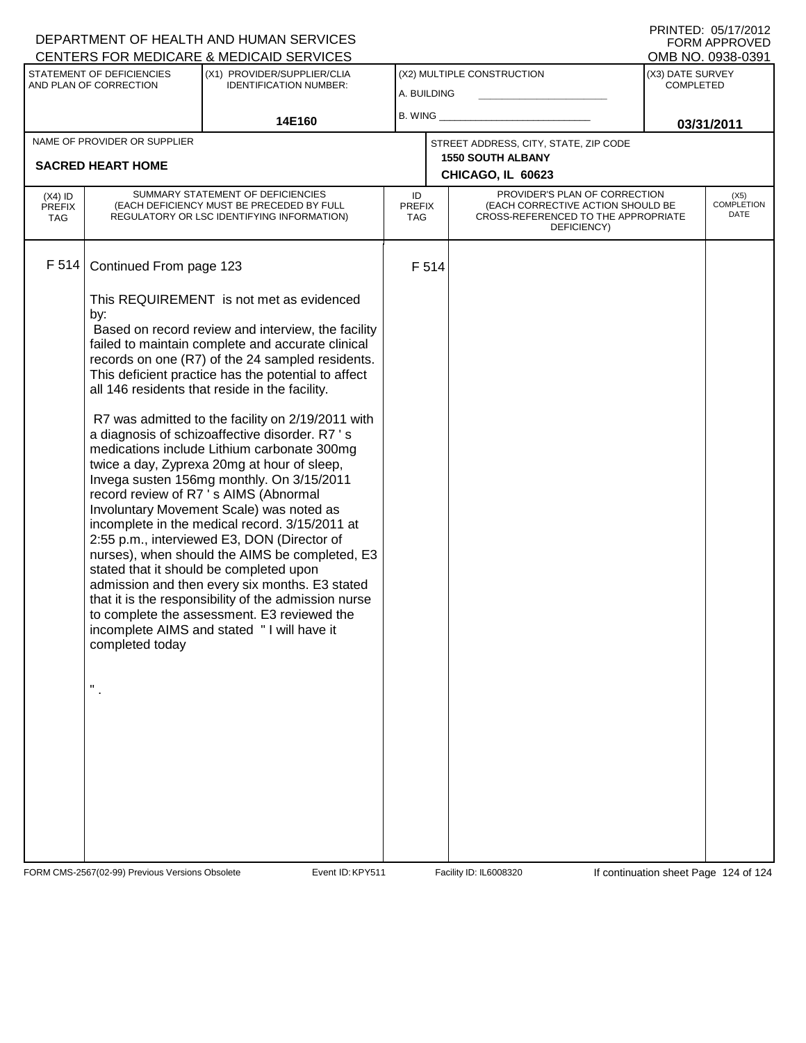DEPARTMENT OF HEALTH AND HUMAN SERVICES
CENTERS FOR MEDICARE & MEDICAID SERVICES

PRINTED: 05/17/2012
FORM APPROVED
OMB NO. 0938-0391

| STATEMENT OF DEFICIENCIES AND PLAN OF CORRECTION | (X1) PROVIDER/SUPPLIER/CLIA IDENTIFICATION NUMBER: | (X2) MULTIPLE CONSTRUCTION | (X3) DATE SURVEY COMPLETED |
|---|---|---|---|
| | 14E160 | A. BUILDING<br>B. WING | 03/31/2011 |

| NAME OF PROVIDER OR SUPPLIER | STREET ADDRESS, CITY, STATE, ZIP CODE |
|---|---|
| SACRED HEART HOME | 1550 SOUTH ALBANY<br>CHICAGO, IL 60623 |

| (X4) ID PREFIX TAG | SUMMARY STATEMENT OF DEFICIENCIES (EACH DEFICIENCY MUST BE PRECEDED BY FULL REGULATORY OR LSC IDENTIFYING INFORMATION) | ID PREFIX TAG | PROVIDER'S PLAN OF CORRECTION (EACH CORRECTIVE ACTION SHOULD BE CROSS-REFERENCED TO THE APPROPRIATE DEFICIENCY) | (X5) COMPLETION DATE |
|---|---|---|---|---|
| F 514 | Continued From page 123<br><br>This REQUIREMENT is not met as evidenced by:<br>Based on record review and interview, the facility failed to maintain complete and accurate clinical records on one (R7) of the 24 sampled residents. This deficient practice has the potential to affect all 146 residents that reside in the facility.<br><br>R7 was admitted to the facility on 2/19/2011 with a diagnosis of schizoaffective disorder. R7 ' s medications include Lithium carbonate 300mg twice a day, Zyprexa 20mg at hour of sleep, Invega susten 156mg monthly. On 3/15/2011 record review of R7 ' s AIMS (Abnormal Involuntary Movement Scale) was noted as incomplete in the medical record. 3/15/2011 at 2:55 p.m., interviewed E3, DON (Director of nurses), when should the AIMS be completed, E3 stated that it should be completed upon admission and then every six months. E3 stated that it is the responsibility of the admission nurse to complete the assessment. E3 reviewed the incomplete AIMS and stated " I will have it completed today<br><br>" . | F 514 | | |

FORM CMS-2567(02-99) Previous Versions Obsolete | Event ID: KPY511 | Facility ID: IL6008320 | If continuation sheet Page 124 of 124